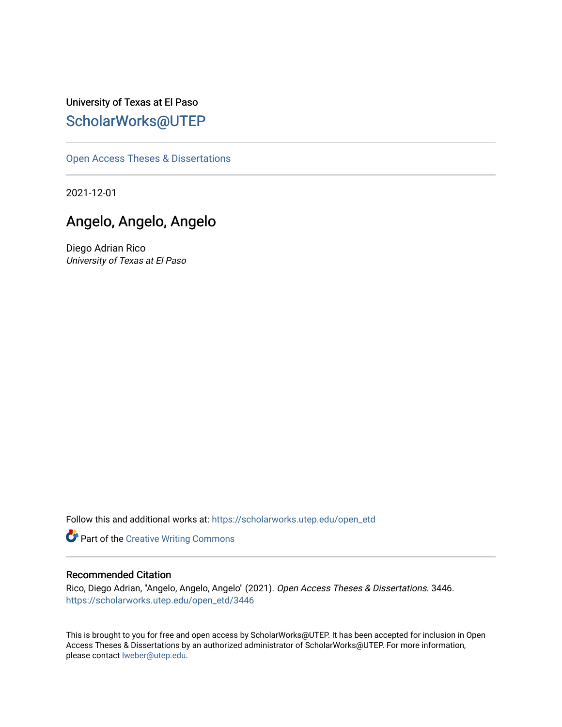University of Texas at El Paso

## ScholarWorks@UTEP

Open Access Theses & Dissertations

---

2021-12-01

# Angelo, Angelo, Angelo

Diego Adrian Rico
*University of Texas at El Paso*

Follow this and additional works at: https://scholarworks.utep.edu/open_etd

Part of the Creative Writing Commons

---

### Recommended Citation

Rico, Diego Adrian, "Angelo, Angelo, Angelo" (2021). *Open Access Theses & Dissertations*. 3446.
https://scholarworks.utep.edu/open_etd/3446

This is brought to you for free and open access by ScholarWorks@UTEP. It has been accepted for inclusion in Open Access Theses & Dissertations by an authorized administrator of ScholarWorks@UTEP. For more information, please contact lweber@utep.edu.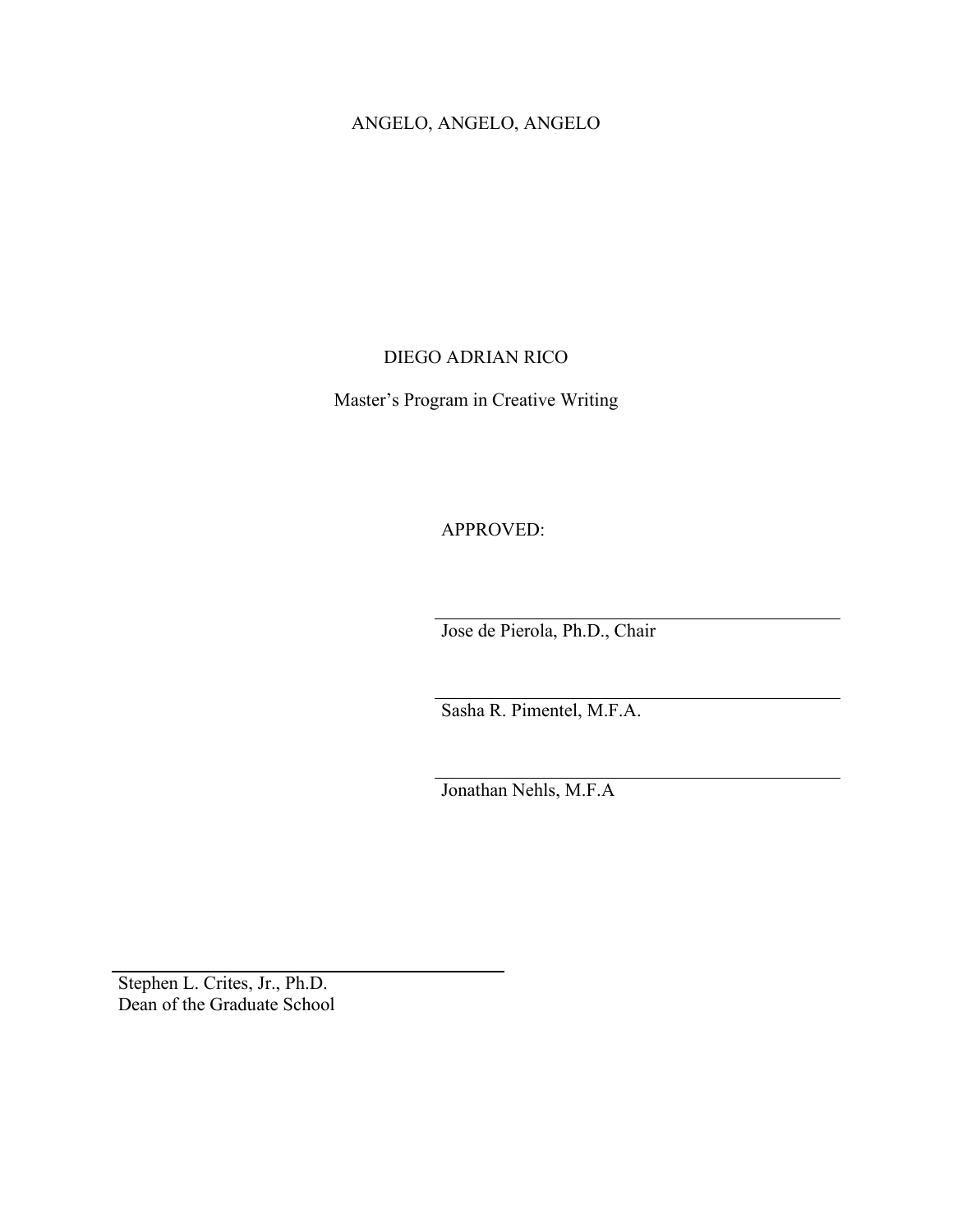ANGELO, ANGELO, ANGELO

DIEGO ADRIAN RICO

Master's Program in Creative Writing

APPROVED:

Jose de Pierola, Ph.D., Chair

Sasha R. Pimentel, M.F.A.

Jonathan Nehls, M.F.A

Stephen L. Crites, Jr., Ph.D.
Dean of the Graduate School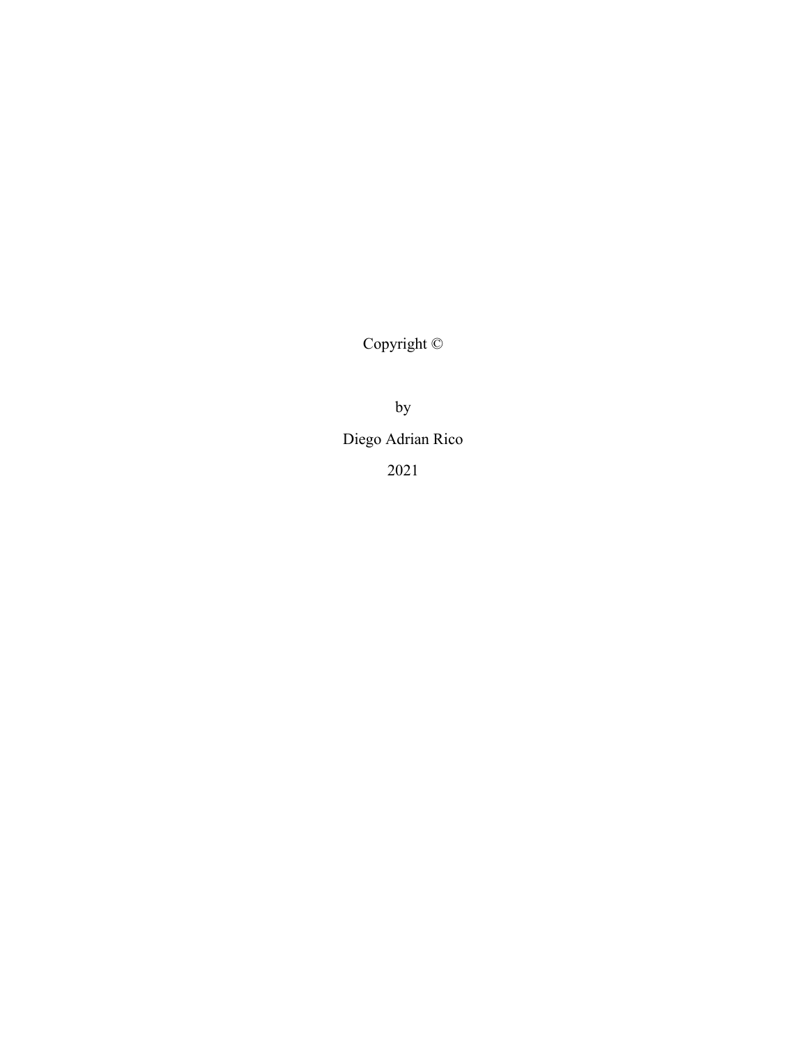Copyright ©

by

Diego Adrian Rico

2021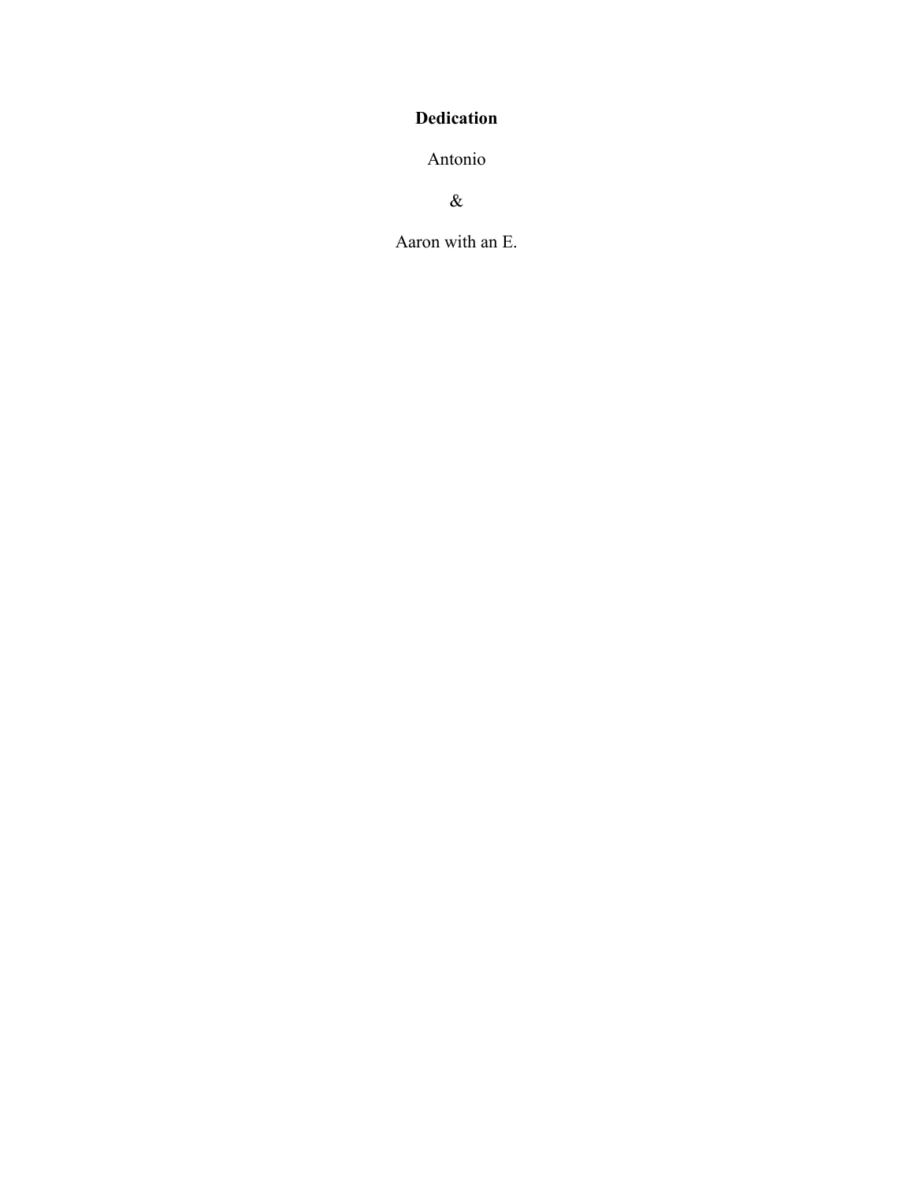**Dedication**

Antonio

&

Aaron with an E.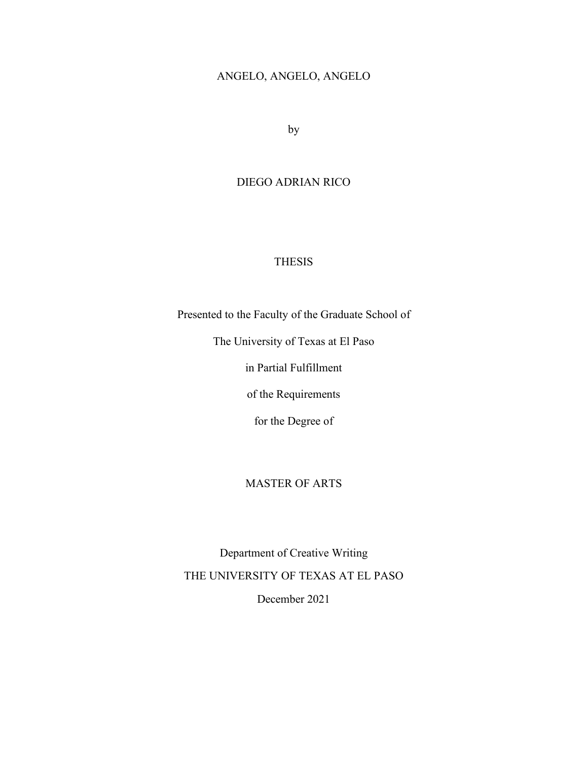ANGELO, ANGELO, ANGELO

by

DIEGO ADRIAN RICO

THESIS

Presented to the Faculty of the Graduate School of

The University of Texas at El Paso

in Partial Fulfillment

of the Requirements

for the Degree of

MASTER OF ARTS

Department of Creative Writing

THE UNIVERSITY OF TEXAS AT EL PASO

December 2021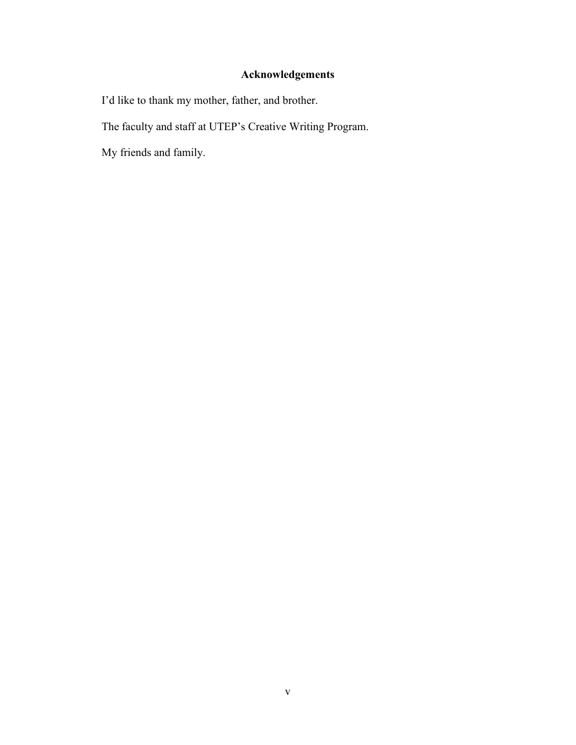## Acknowledgements

I'd like to thank my mother, father, and brother.

The faculty and staff at UTEP's Creative Writing Program.

My friends and family.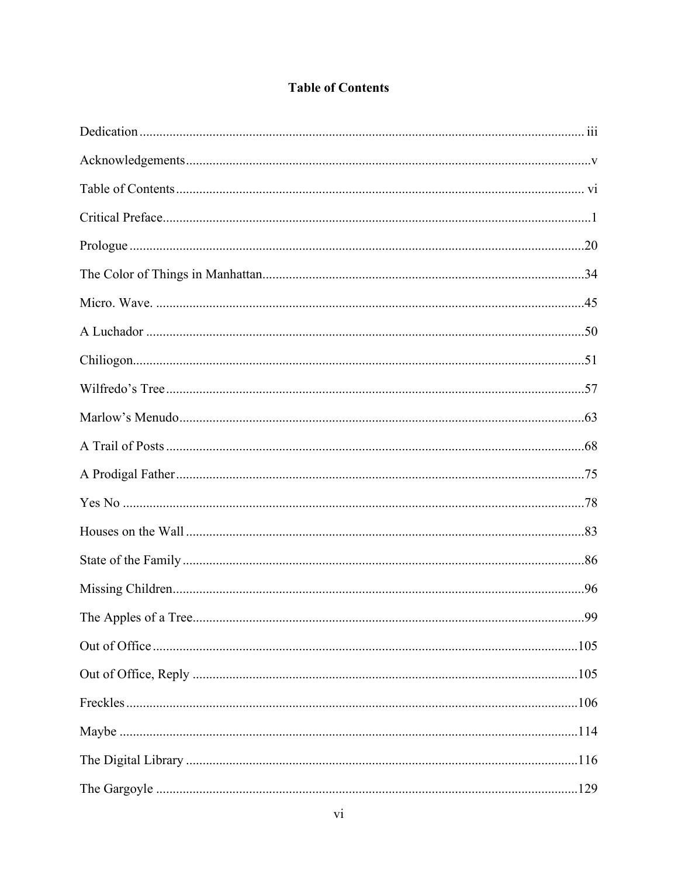# Table of Contents

| | |
|---|---|
| Dedication | iii |
| Acknowledgements | v |
| Table of Contents | vi |
| Critical Preface | 1 |
| Prologue | 20 |
| The Color of Things in Manhattan | 34 |
| Micro. Wave. | 45 |
| A Luchador | 50 |
| Chiliogon | 51 |
| Wilfredo's Tree | 57 |
| Marlow's Menudo | 63 |
| A Trail of Posts | 68 |
| A Prodigal Father | 75 |
| Yes No | 78 |
| Houses on the Wall | 83 |
| State of the Family | 86 |
| Missing Children | 96 |
| The Apples of a Tree | 99 |
| Out of Office | 105 |
| Out of Office, Reply | 105 |
| Freckles | 106 |
| Maybe | 114 |
| The Digital Library | 116 |
| The Gargoyle | 129 |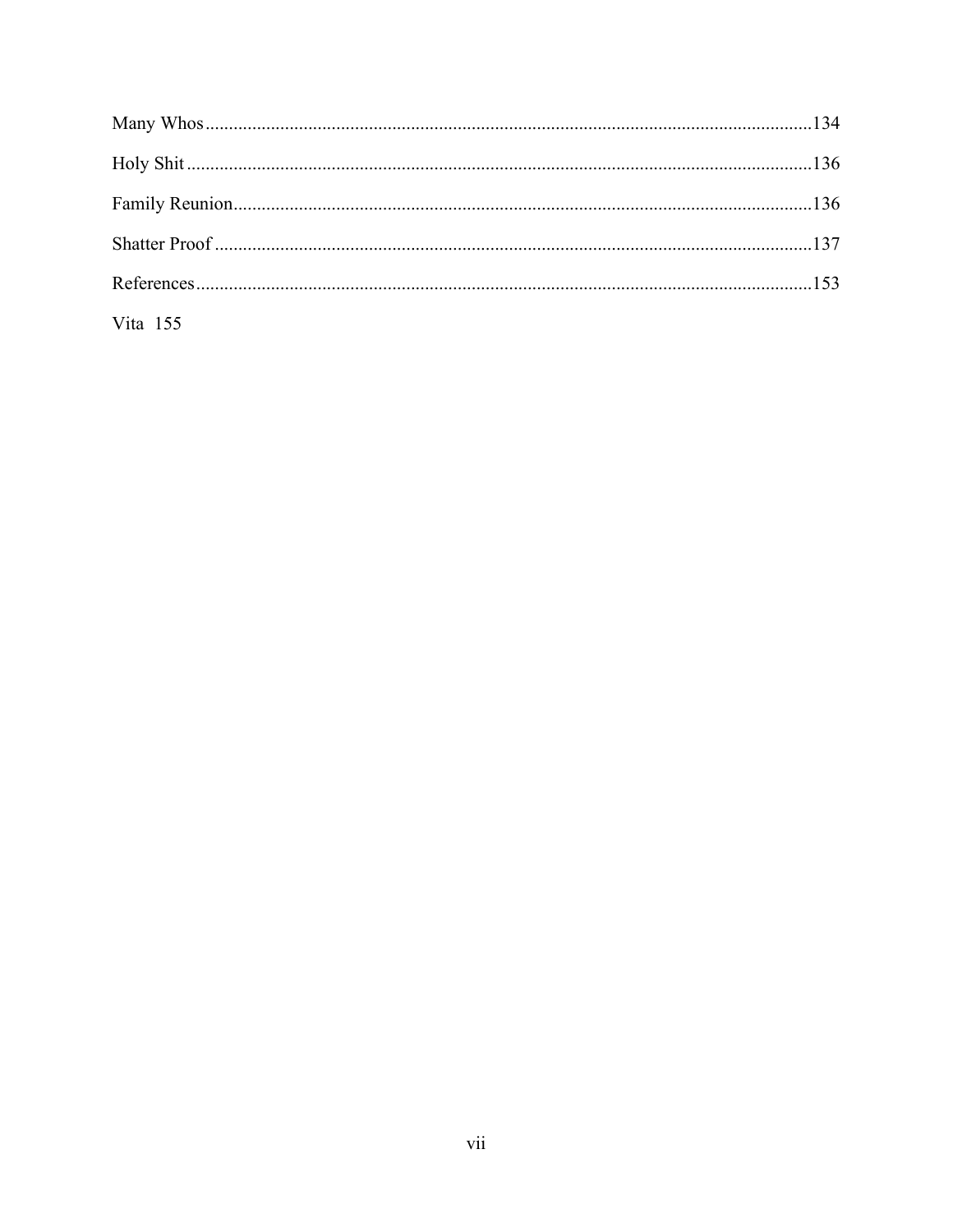Many Whos ....................................................................................................................134

Holy Shit .......................................................................................................................136

Family Reunion..............................................................................................................136

Shatter Proof ..................................................................................................................137

References......................................................................................................................153

Vita 155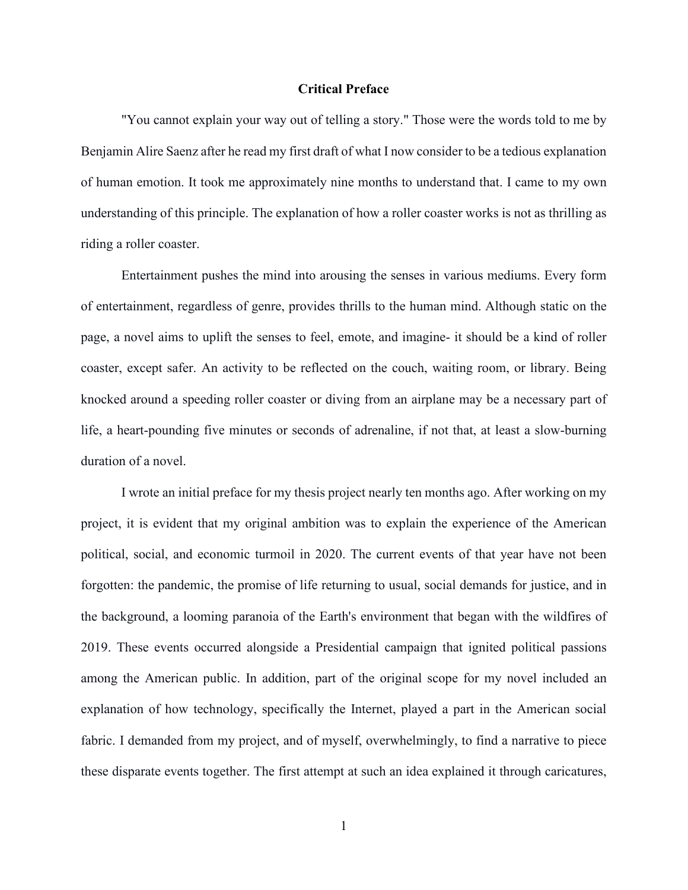# Critical Preface

"You cannot explain your way out of telling a story." Those were the words told to me by Benjamin Alire Saenz after he read my first draft of what I now consider to be a tedious explanation of human emotion. It took me approximately nine months to understand that. I came to my own understanding of this principle. The explanation of how a roller coaster works is not as thrilling as riding a roller coaster.

Entertainment pushes the mind into arousing the senses in various mediums. Every form of entertainment, regardless of genre, provides thrills to the human mind. Although static on the page, a novel aims to uplift the senses to feel, emote, and imagine- it should be a kind of roller coaster, except safer. An activity to be reflected on the couch, waiting room, or library. Being knocked around a speeding roller coaster or diving from an airplane may be a necessary part of life, a heart-pounding five minutes or seconds of adrenaline, if not that, at least a slow-burning duration of a novel.

I wrote an initial preface for my thesis project nearly ten months ago. After working on my project, it is evident that my original ambition was to explain the experience of the American political, social, and economic turmoil in 2020. The current events of that year have not been forgotten: the pandemic, the promise of life returning to usual, social demands for justice, and in the background, a looming paranoia of the Earth's environment that began with the wildfires of 2019. These events occurred alongside a Presidential campaign that ignited political passions among the American public. In addition, part of the original scope for my novel included an explanation of how technology, specifically the Internet, played a part in the American social fabric. I demanded from my project, and of myself, overwhelmingly, to find a narrative to piece these disparate events together. The first attempt at such an idea explained it through caricatures,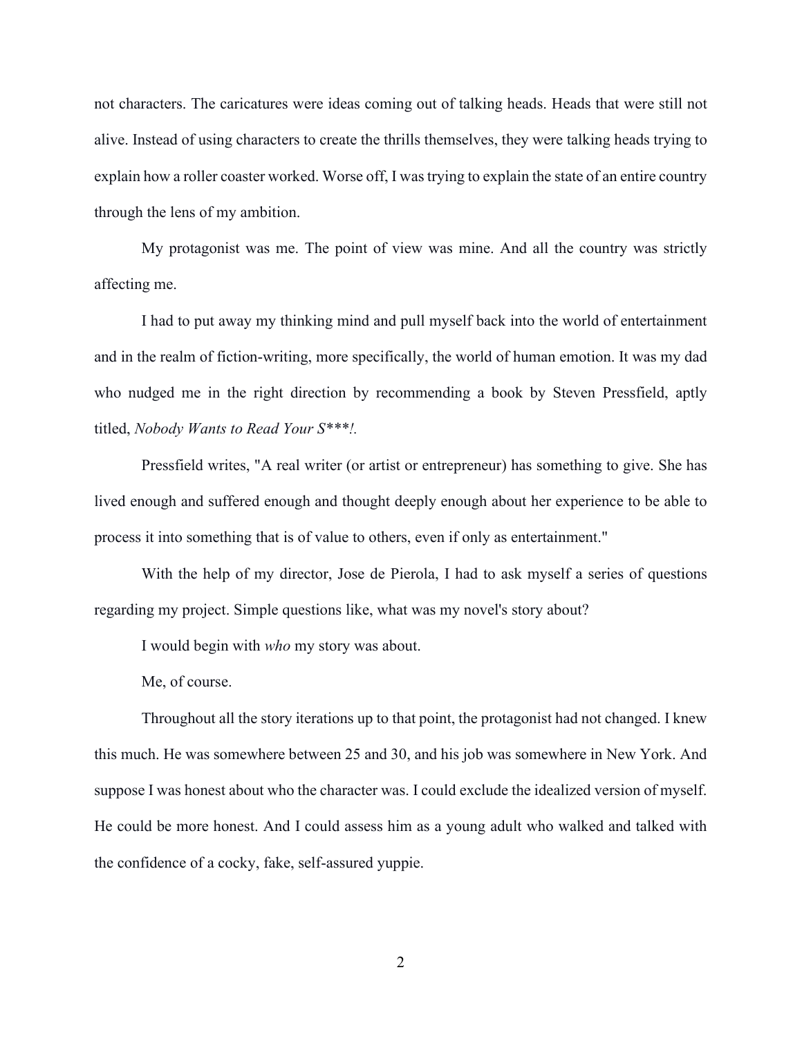not characters. The caricatures were ideas coming out of talking heads. Heads that were still not alive. Instead of using characters to create the thrills themselves, they were talking heads trying to explain how a roller coaster worked. Worse off, I was trying to explain the state of an entire country through the lens of my ambition.

My protagonist was me. The point of view was mine. And all the country was strictly affecting me.

I had to put away my thinking mind and pull myself back into the world of entertainment and in the realm of fiction-writing, more specifically, the world of human emotion. It was my dad who nudged me in the right direction by recommending a book by Steven Pressfield, aptly titled, *Nobody Wants to Read Your S***!.*

Pressfield writes, "A real writer (or artist or entrepreneur) has something to give. She has lived enough and suffered enough and thought deeply enough about her experience to be able to process it into something that is of value to others, even if only as entertainment."

With the help of my director, Jose de Pierola, I had to ask myself a series of questions regarding my project. Simple questions like, what was my novel's story about?

I would begin with *who* my story was about.

Me, of course.

Throughout all the story iterations up to that point, the protagonist had not changed. I knew this much. He was somewhere between 25 and 30, and his job was somewhere in New York. And suppose I was honest about who the character was. I could exclude the idealized version of myself. He could be more honest. And I could assess him as a young adult who walked and talked with the confidence of a cocky, fake, self-assured yuppie.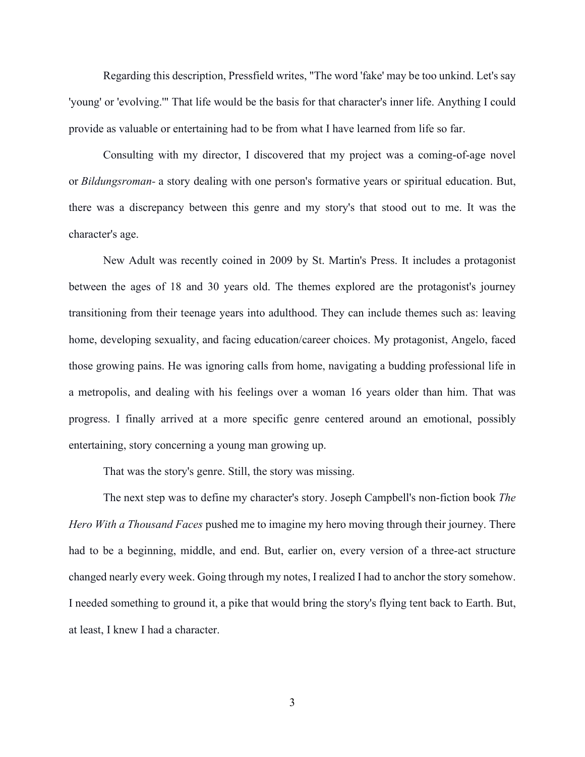Regarding this description, Pressfield writes, "The word 'fake' may be too unkind. Let's say 'young' or 'evolving.'" That life would be the basis for that character's inner life. Anything I could provide as valuable or entertaining had to be from what I have learned from life so far.

Consulting with my director, I discovered that my project was a coming-of-age novel or *Bildungsroman*- a story dealing with one person's formative years or spiritual education. But, there was a discrepancy between this genre and my story's that stood out to me. It was the character's age.

New Adult was recently coined in 2009 by St. Martin's Press. It includes a protagonist between the ages of 18 and 30 years old. The themes explored are the protagonist's journey transitioning from their teenage years into adulthood. They can include themes such as: leaving home, developing sexuality, and facing education/career choices. My protagonist, Angelo, faced those growing pains. He was ignoring calls from home, navigating a budding professional life in a metropolis, and dealing with his feelings over a woman 16 years older than him. That was progress. I finally arrived at a more specific genre centered around an emotional, possibly entertaining, story concerning a young man growing up.

That was the story's genre. Still, the story was missing.

The next step was to define my character's story. Joseph Campbell's non-fiction book *The Hero With a Thousand Faces* pushed me to imagine my hero moving through their journey. There had to be a beginning, middle, and end. But, earlier on, every version of a three-act structure changed nearly every week. Going through my notes, I realized I had to anchor the story somehow. I needed something to ground it, a pike that would bring the story's flying tent back to Earth. But, at least, I knew I had a character.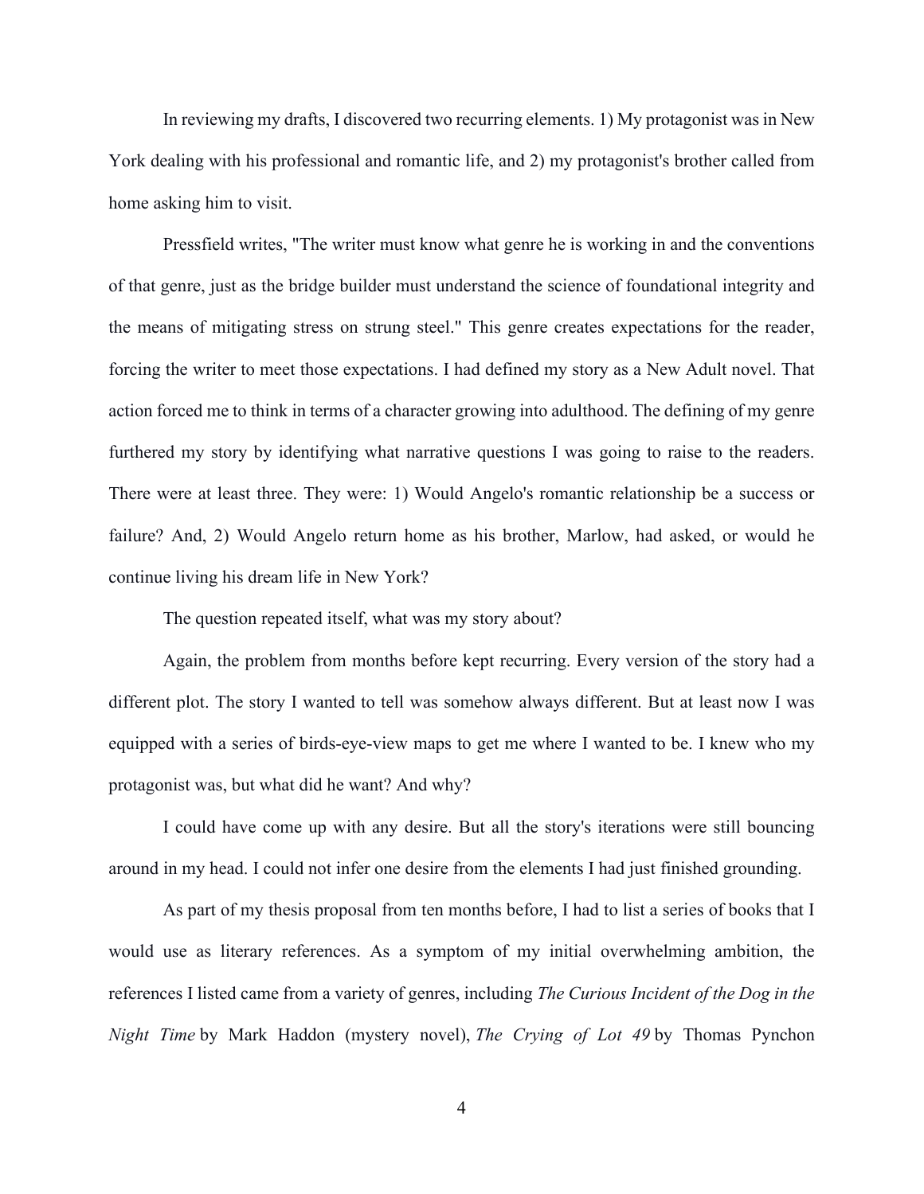In reviewing my drafts, I discovered two recurring elements. 1) My protagonist was in New York dealing with his professional and romantic life, and 2) my protagonist's brother called from home asking him to visit.

Pressfield writes, "The writer must know what genre he is working in and the conventions of that genre, just as the bridge builder must understand the science of foundational integrity and the means of mitigating stress on strung steel." This genre creates expectations for the reader, forcing the writer to meet those expectations. I had defined my story as a New Adult novel. That action forced me to think in terms of a character growing into adulthood. The defining of my genre furthered my story by identifying what narrative questions I was going to raise to the readers. There were at least three. They were: 1) Would Angelo's romantic relationship be a success or failure? And, 2) Would Angelo return home as his brother, Marlow, had asked, or would he continue living his dream life in New York?

The question repeated itself, what was my story about?

Again, the problem from months before kept recurring. Every version of the story had a different plot. The story I wanted to tell was somehow always different. But at least now I was equipped with a series of birds-eye-view maps to get me where I wanted to be. I knew who my protagonist was, but what did he want? And why?

I could have come up with any desire. But all the story's iterations were still bouncing around in my head. I could not infer one desire from the elements I had just finished grounding.

As part of my thesis proposal from ten months before, I had to list a series of books that I would use as literary references. As a symptom of my initial overwhelming ambition, the references I listed came from a variety of genres, including *The Curious Incident of the Dog in the Night Time* by Mark Haddon (mystery novel), *The Crying of Lot 49* by Thomas Pynchon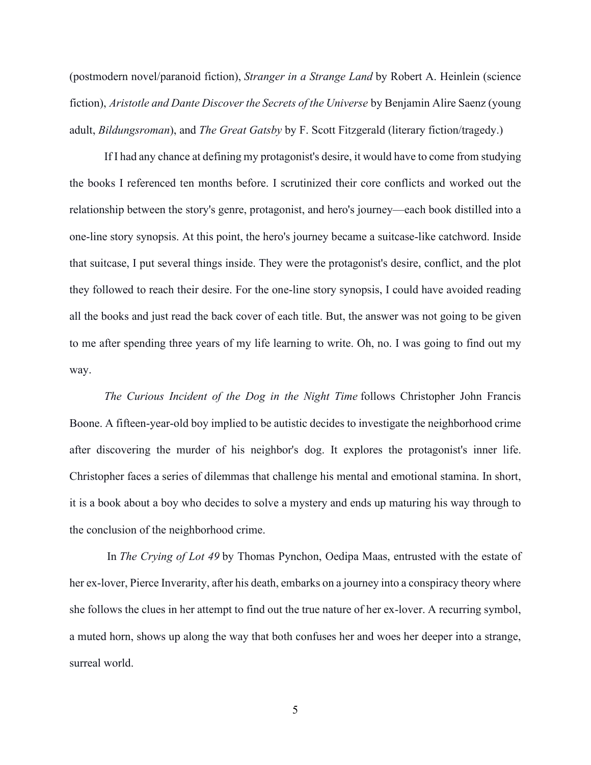(postmodern novel/paranoid fiction), *Stranger in a Strange Land* by Robert A. Heinlein (science fiction), *Aristotle and Dante Discover the Secrets of the Universe* by Benjamin Alire Saenz (young adult, *Bildungsroman*), and *The Great Gatsby* by F. Scott Fitzgerald (literary fiction/tragedy.)

If I had any chance at defining my protagonist's desire, it would have to come from studying the books I referenced ten months before. I scrutinized their core conflicts and worked out the relationship between the story's genre, protagonist, and hero's journey—each book distilled into a one-line story synopsis. At this point, the hero's journey became a suitcase-like catchword. Inside that suitcase, I put several things inside. They were the protagonist's desire, conflict, and the plot they followed to reach their desire. For the one-line story synopsis, I could have avoided reading all the books and just read the back cover of each title. But, the answer was not going to be given to me after spending three years of my life learning to write. Oh, no. I was going to find out my way.

*The Curious Incident of the Dog in the Night Time* follows Christopher John Francis Boone. A fifteen-year-old boy implied to be autistic decides to investigate the neighborhood crime after discovering the murder of his neighbor's dog. It explores the protagonist's inner life. Christopher faces a series of dilemmas that challenge his mental and emotional stamina. In short, it is a book about a boy who decides to solve a mystery and ends up maturing his way through to the conclusion of the neighborhood crime.

In *The Crying of Lot 49* by Thomas Pynchon, Oedipa Maas, entrusted with the estate of her ex-lover, Pierce Inverarity, after his death, embarks on a journey into a conspiracy theory where she follows the clues in her attempt to find out the true nature of her ex-lover. A recurring symbol, a muted horn, shows up along the way that both confuses her and woes her deeper into a strange, surreal world.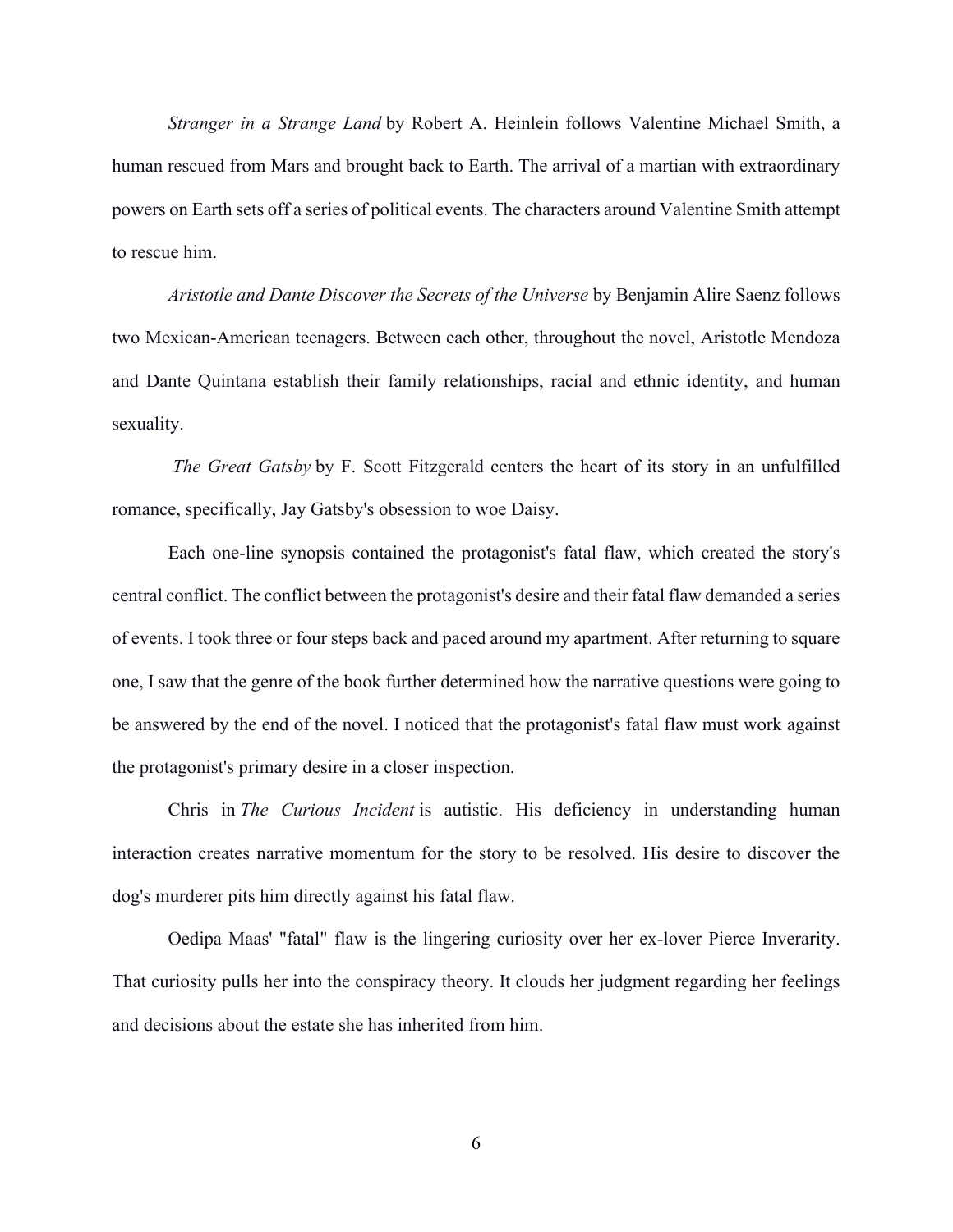*Stranger in a Strange Land* by Robert A. Heinlein follows Valentine Michael Smith, a human rescued from Mars and brought back to Earth. The arrival of a martian with extraordinary powers on Earth sets off a series of political events. The characters around Valentine Smith attempt to rescue him.

*Aristotle and Dante Discover the Secrets of the Universe* by Benjamin Alire Saenz follows two Mexican-American teenagers. Between each other, throughout the novel, Aristotle Mendoza and Dante Quintana establish their family relationships, racial and ethnic identity, and human sexuality.

*The Great Gatsby* by F. Scott Fitzgerald centers the heart of its story in an unfulfilled romance, specifically, Jay Gatsby's obsession to woe Daisy.

Each one-line synopsis contained the protagonist's fatal flaw, which created the story's central conflict. The conflict between the protagonist's desire and their fatal flaw demanded a series of events. I took three or four steps back and paced around my apartment. After returning to square one, I saw that the genre of the book further determined how the narrative questions were going to be answered by the end of the novel. I noticed that the protagonist's fatal flaw must work against the protagonist's primary desire in a closer inspection.

Chris in *The Curious Incident* is autistic. His deficiency in understanding human interaction creates narrative momentum for the story to be resolved. His desire to discover the dog's murderer pits him directly against his fatal flaw.

Oedipa Maas' "fatal" flaw is the lingering curiosity over her ex-lover Pierce Inverarity. That curiosity pulls her into the conspiracy theory. It clouds her judgment regarding her feelings and decisions about the estate she has inherited from him.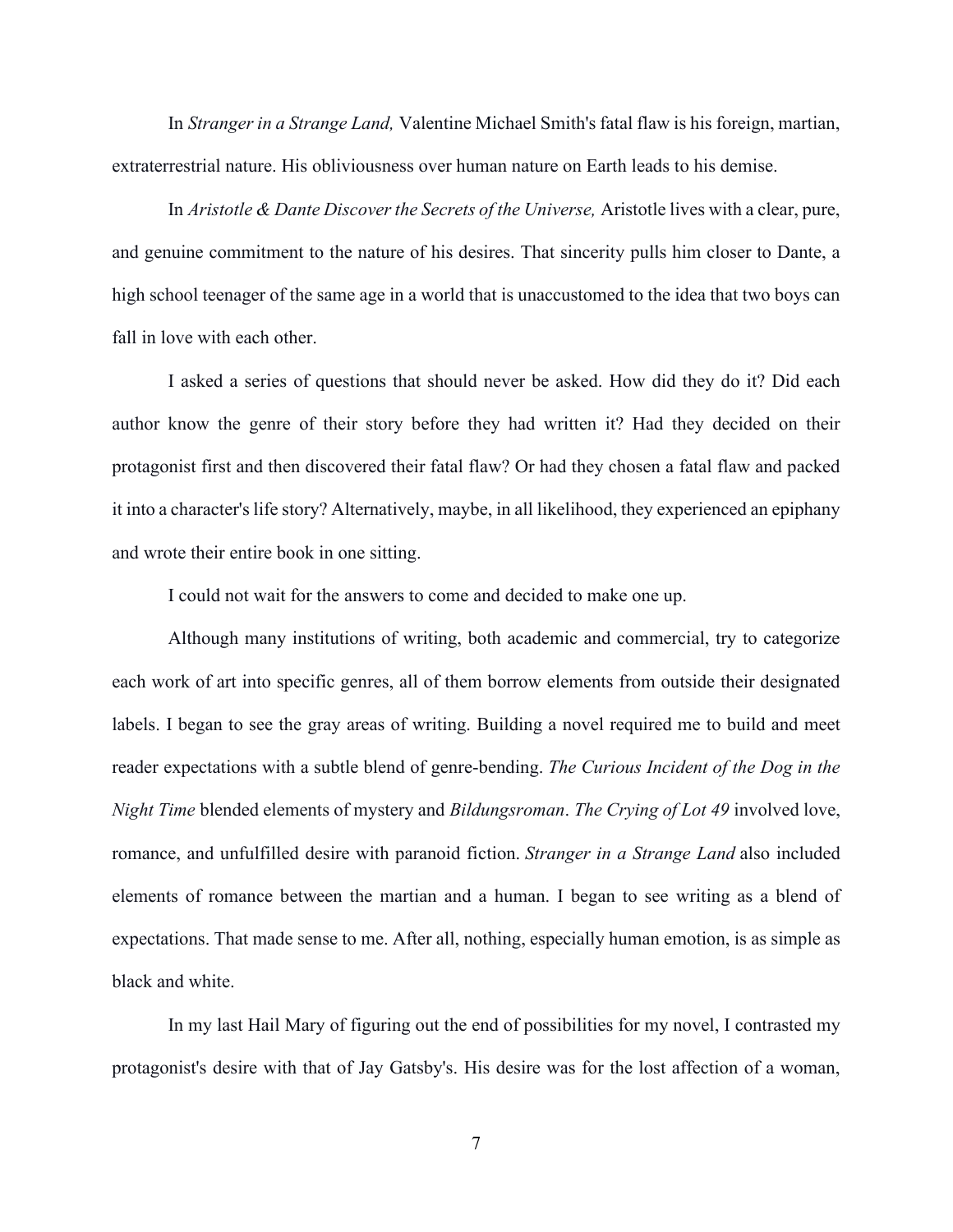In *Stranger in a Strange Land,* Valentine Michael Smith's fatal flaw is his foreign, martian, extraterrestrial nature. His obliviousness over human nature on Earth leads to his demise.

In *Aristotle & Dante Discover the Secrets of the Universe,* Aristotle lives with a clear, pure, and genuine commitment to the nature of his desires. That sincerity pulls him closer to Dante, a high school teenager of the same age in a world that is unaccustomed to the idea that two boys can fall in love with each other.

I asked a series of questions that should never be asked. How did they do it? Did each author know the genre of their story before they had written it? Had they decided on their protagonist first and then discovered their fatal flaw? Or had they chosen a fatal flaw and packed it into a character's life story? Alternatively, maybe, in all likelihood, they experienced an epiphany and wrote their entire book in one sitting.

I could not wait for the answers to come and decided to make one up.

Although many institutions of writing, both academic and commercial, try to categorize each work of art into specific genres, all of them borrow elements from outside their designated labels. I began to see the gray areas of writing. Building a novel required me to build and meet reader expectations with a subtle blend of genre-bending. *The Curious Incident of the Dog in the Night Time* blended elements of mystery and *Bildungsroman*. *The Crying of Lot 49* involved love, romance, and unfulfilled desire with paranoid fiction. *Stranger in a Strange Land* also included elements of romance between the martian and a human. I began to see writing as a blend of expectations. That made sense to me. After all, nothing, especially human emotion, is as simple as black and white.

In my last Hail Mary of figuring out the end of possibilities for my novel, I contrasted my protagonist's desire with that of Jay Gatsby's. His desire was for the lost affection of a woman,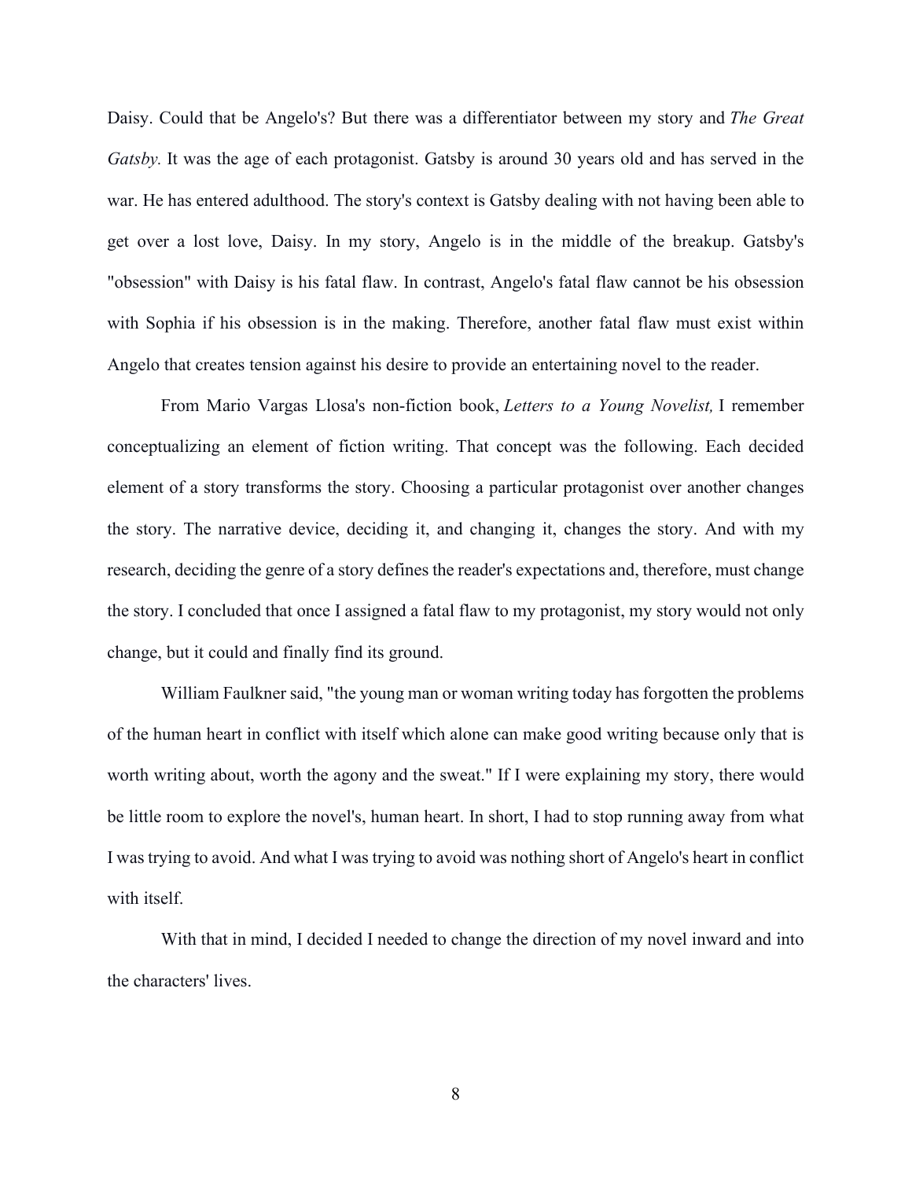Daisy. Could that be Angelo's? But there was a differentiator between my story and *The Great Gatsby.* It was the age of each protagonist. Gatsby is around 30 years old and has served in the war. He has entered adulthood. The story's context is Gatsby dealing with not having been able to get over a lost love, Daisy. In my story, Angelo is in the middle of the breakup. Gatsby's "obsession" with Daisy is his fatal flaw. In contrast, Angelo's fatal flaw cannot be his obsession with Sophia if his obsession is in the making. Therefore, another fatal flaw must exist within Angelo that creates tension against his desire to provide an entertaining novel to the reader.

From Mario Vargas Llosa's non-fiction book, *Letters to a Young Novelist,* I remember conceptualizing an element of fiction writing. That concept was the following. Each decided element of a story transforms the story. Choosing a particular protagonist over another changes the story. The narrative device, deciding it, and changing it, changes the story. And with my research, deciding the genre of a story defines the reader's expectations and, therefore, must change the story. I concluded that once I assigned a fatal flaw to my protagonist, my story would not only change, but it could and finally find its ground.

William Faulkner said, "the young man or woman writing today has forgotten the problems of the human heart in conflict with itself which alone can make good writing because only that is worth writing about, worth the agony and the sweat." If I were explaining my story, there would be little room to explore the novel's, human heart. In short, I had to stop running away from what I was trying to avoid. And what I was trying to avoid was nothing short of Angelo's heart in conflict with itself.

With that in mind, I decided I needed to change the direction of my novel inward and into the characters' lives.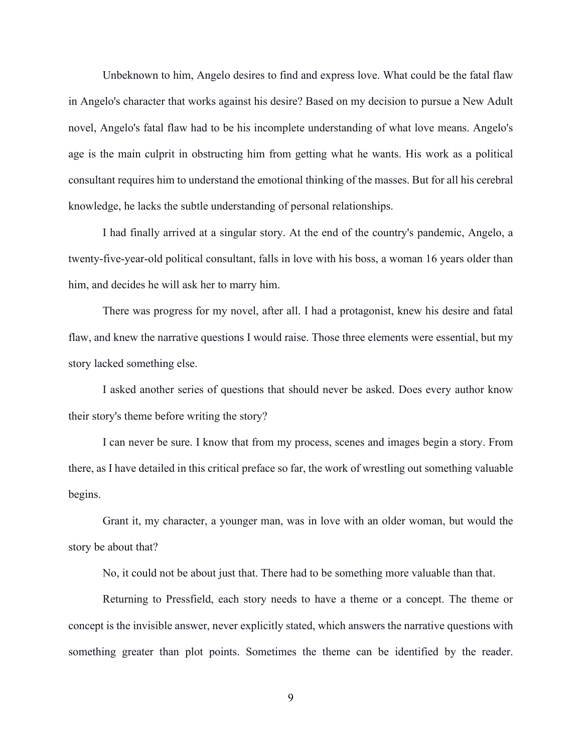Unbeknown to him, Angelo desires to find and express love. What could be the fatal flaw in Angelo's character that works against his desire? Based on my decision to pursue a New Adult novel, Angelo's fatal flaw had to be his incomplete understanding of what love means. Angelo's age is the main culprit in obstructing him from getting what he wants. His work as a political consultant requires him to understand the emotional thinking of the masses. But for all his cerebral knowledge, he lacks the subtle understanding of personal relationships.

I had finally arrived at a singular story. At the end of the country's pandemic, Angelo, a twenty-five-year-old political consultant, falls in love with his boss, a woman 16 years older than him, and decides he will ask her to marry him.

There was progress for my novel, after all. I had a protagonist, knew his desire and fatal flaw, and knew the narrative questions I would raise. Those three elements were essential, but my story lacked something else.

I asked another series of questions that should never be asked. Does every author know their story's theme before writing the story?

I can never be sure. I know that from my process, scenes and images begin a story. From there, as I have detailed in this critical preface so far, the work of wrestling out something valuable begins.

Grant it, my character, a younger man, was in love with an older woman, but would the story be about that?

No, it could not be about just that. There had to be something more valuable than that.

Returning to Pressfield, each story needs to have a theme or a concept. The theme or concept is the invisible answer, never explicitly stated, which answers the narrative questions with something greater than plot points. Sometimes the theme can be identified by the reader.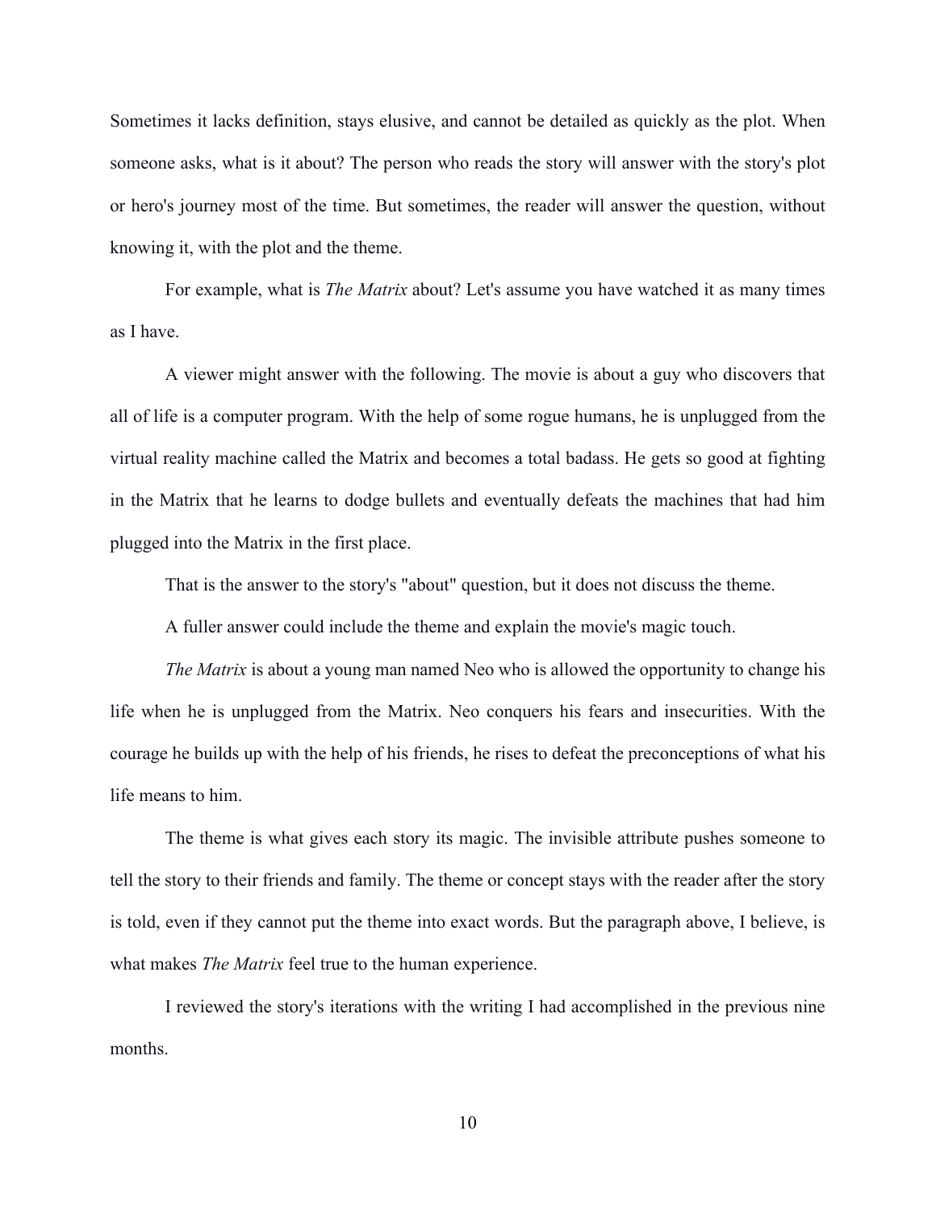Sometimes it lacks definition, stays elusive, and cannot be detailed as quickly as the plot. When someone asks, what is it about? The person who reads the story will answer with the story's plot or hero's journey most of the time. But sometimes, the reader will answer the question, without knowing it, with the plot and the theme.

For example, what is *The Matrix* about? Let's assume you have watched it as many times as I have.

A viewer might answer with the following. The movie is about a guy who discovers that all of life is a computer program. With the help of some rogue humans, he is unplugged from the virtual reality machine called the Matrix and becomes a total badass. He gets so good at fighting in the Matrix that he learns to dodge bullets and eventually defeats the machines that had him plugged into the Matrix in the first place.

That is the answer to the story's "about" question, but it does not discuss the theme.

A fuller answer could include the theme and explain the movie's magic touch.

*The Matrix* is about a young man named Neo who is allowed the opportunity to change his life when he is unplugged from the Matrix. Neo conquers his fears and insecurities. With the courage he builds up with the help of his friends, he rises to defeat the preconceptions of what his life means to him.

The theme is what gives each story its magic. The invisible attribute pushes someone to tell the story to their friends and family. The theme or concept stays with the reader after the story is told, even if they cannot put the theme into exact words. But the paragraph above, I believe, is what makes *The Matrix* feel true to the human experience.

I reviewed the story's iterations with the writing I had accomplished in the previous nine months.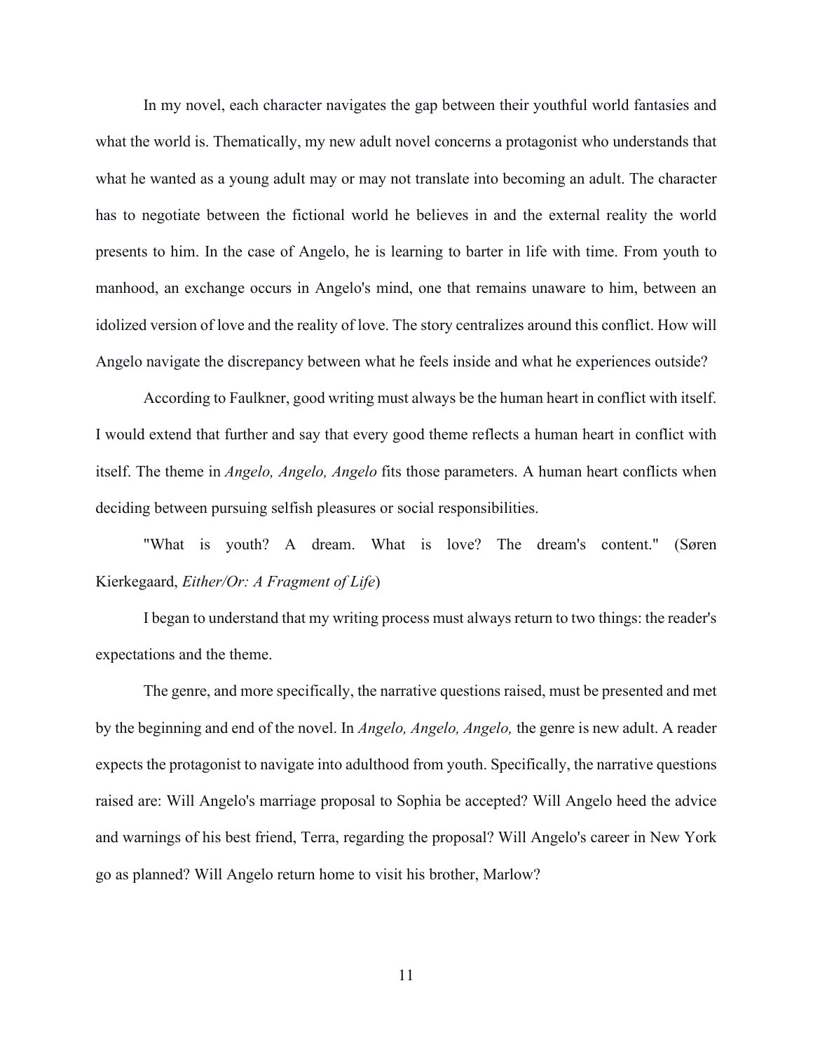In my novel, each character navigates the gap between their youthful world fantasies and what the world is. Thematically, my new adult novel concerns a protagonist who understands that what he wanted as a young adult may or may not translate into becoming an adult. The character has to negotiate between the fictional world he believes in and the external reality the world presents to him. In the case of Angelo, he is learning to barter in life with time. From youth to manhood, an exchange occurs in Angelo's mind, one that remains unaware to him, between an idolized version of love and the reality of love. The story centralizes around this conflict. How will Angelo navigate the discrepancy between what he feels inside and what he experiences outside?

According to Faulkner, good writing must always be the human heart in conflict with itself. I would extend that further and say that every good theme reflects a human heart in conflict with itself. The theme in *Angelo, Angelo, Angelo* fits those parameters. A human heart conflicts when deciding between pursuing selfish pleasures or social responsibilities.

"What is youth? A dream. What is love? The dream's content." (Søren Kierkegaard, *Either/Or: A Fragment of Life*)

I began to understand that my writing process must always return to two things: the reader's expectations and the theme.

The genre, and more specifically, the narrative questions raised, must be presented and met by the beginning and end of the novel. In *Angelo, Angelo, Angelo,* the genre is new adult. A reader expects the protagonist to navigate into adulthood from youth. Specifically, the narrative questions raised are: Will Angelo's marriage proposal to Sophia be accepted? Will Angelo heed the advice and warnings of his best friend, Terra, regarding the proposal? Will Angelo's career in New York go as planned? Will Angelo return home to visit his brother, Marlow?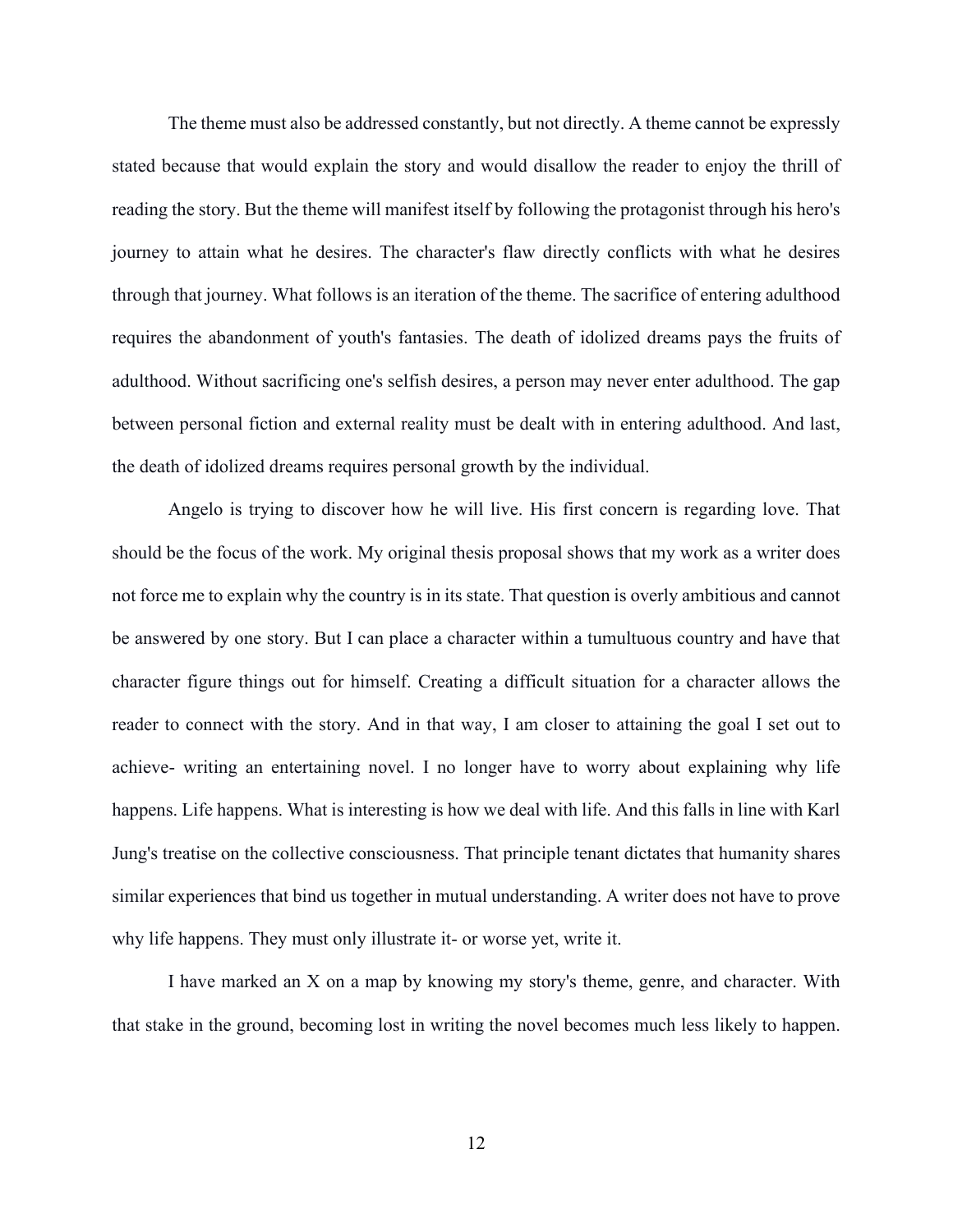The theme must also be addressed constantly, but not directly. A theme cannot be expressly stated because that would explain the story and would disallow the reader to enjoy the thrill of reading the story. But the theme will manifest itself by following the protagonist through his hero's journey to attain what he desires. The character's flaw directly conflicts with what he desires through that journey. What follows is an iteration of the theme. The sacrifice of entering adulthood requires the abandonment of youth's fantasies. The death of idolized dreams pays the fruits of adulthood. Without sacrificing one's selfish desires, a person may never enter adulthood. The gap between personal fiction and external reality must be dealt with in entering adulthood. And last, the death of idolized dreams requires personal growth by the individual.

Angelo is trying to discover how he will live. His first concern is regarding love. That should be the focus of the work. My original thesis proposal shows that my work as a writer does not force me to explain why the country is in its state. That question is overly ambitious and cannot be answered by one story. But I can place a character within a tumultuous country and have that character figure things out for himself. Creating a difficult situation for a character allows the reader to connect with the story. And in that way, I am closer to attaining the goal I set out to achieve- writing an entertaining novel. I no longer have to worry about explaining why life happens. Life happens. What is interesting is how we deal with life. And this falls in line with Karl Jung's treatise on the collective consciousness. That principle tenant dictates that humanity shares similar experiences that bind us together in mutual understanding. A writer does not have to prove why life happens. They must only illustrate it- or worse yet, write it.

I have marked an X on a map by knowing my story's theme, genre, and character. With that stake in the ground, becoming lost in writing the novel becomes much less likely to happen.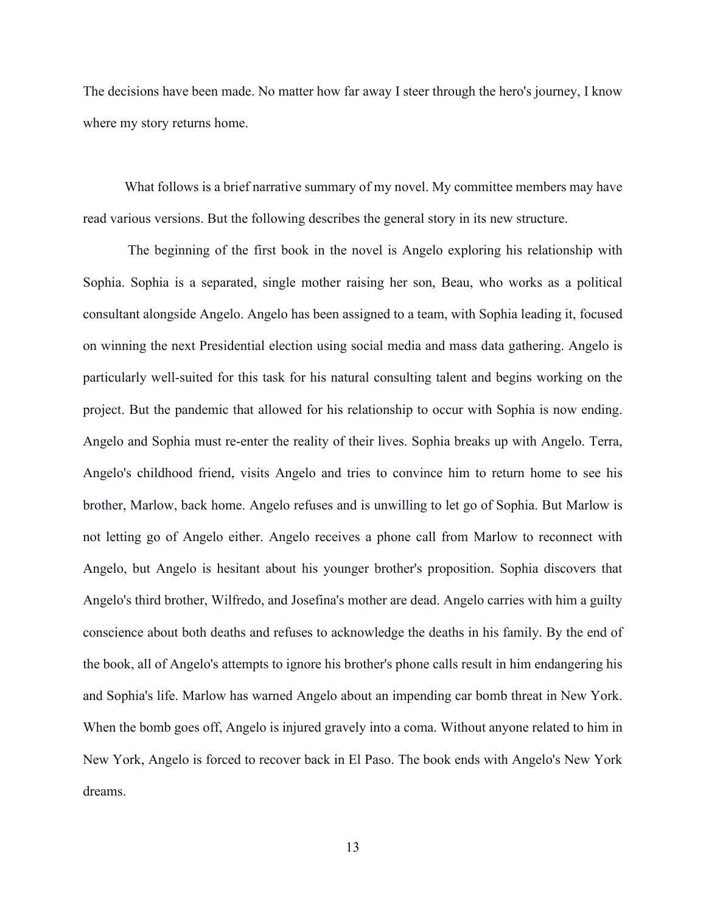The decisions have been made. No matter how far away I steer through the hero's journey, I know where my story returns home.

What follows is a brief narrative summary of my novel. My committee members may have read various versions. But the following describes the general story in its new structure.

The beginning of the first book in the novel is Angelo exploring his relationship with Sophia. Sophia is a separated, single mother raising her son, Beau, who works as a political consultant alongside Angelo. Angelo has been assigned to a team, with Sophia leading it, focused on winning the next Presidential election using social media and mass data gathering. Angelo is particularly well-suited for this task for his natural consulting talent and begins working on the project. But the pandemic that allowed for his relationship to occur with Sophia is now ending. Angelo and Sophia must re-enter the reality of their lives. Sophia breaks up with Angelo. Terra, Angelo's childhood friend, visits Angelo and tries to convince him to return home to see his brother, Marlow, back home. Angelo refuses and is unwilling to let go of Sophia. But Marlow is not letting go of Angelo either. Angelo receives a phone call from Marlow to reconnect with Angelo, but Angelo is hesitant about his younger brother's proposition. Sophia discovers that Angelo's third brother, Wilfredo, and Josefina's mother are dead. Angelo carries with him a guilty conscience about both deaths and refuses to acknowledge the deaths in his family. By the end of the book, all of Angelo's attempts to ignore his brother's phone calls result in him endangering his and Sophia's life. Marlow has warned Angelo about an impending car bomb threat in New York. When the bomb goes off, Angelo is injured gravely into a coma. Without anyone related to him in New York, Angelo is forced to recover back in El Paso. The book ends with Angelo's New York dreams.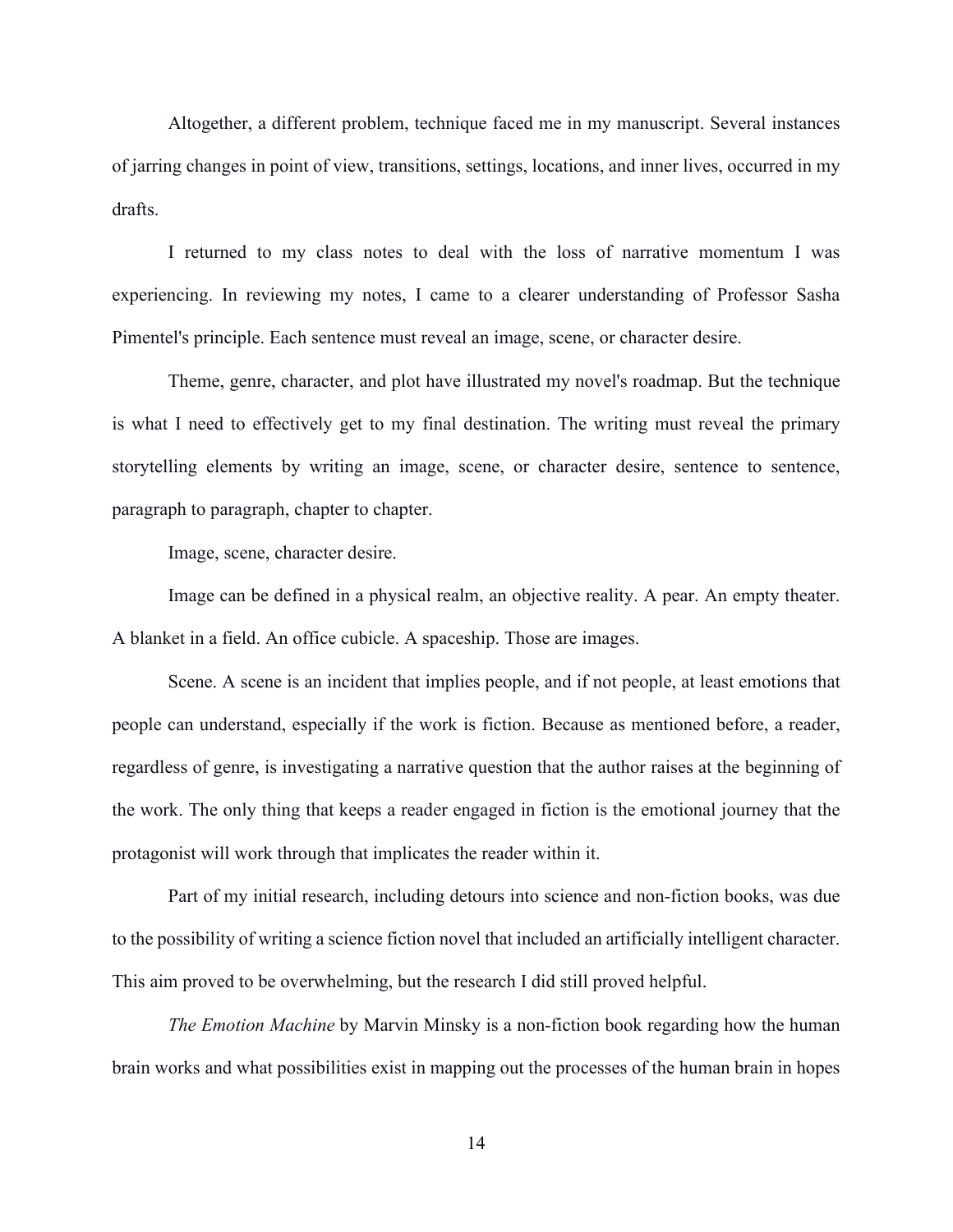Altogether, a different problem, technique faced me in my manuscript. Several instances of jarring changes in point of view, transitions, settings, locations, and inner lives, occurred in my drafts.

I returned to my class notes to deal with the loss of narrative momentum I was experiencing. In reviewing my notes, I came to a clearer understanding of Professor Sasha Pimentel's principle. Each sentence must reveal an image, scene, or character desire.

Theme, genre, character, and plot have illustrated my novel's roadmap. But the technique is what I need to effectively get to my final destination. The writing must reveal the primary storytelling elements by writing an image, scene, or character desire, sentence to sentence, paragraph to paragraph, chapter to chapter.

Image, scene, character desire.

Image can be defined in a physical realm, an objective reality. A pear. An empty theater. A blanket in a field. An office cubicle. A spaceship. Those are images.

Scene. A scene is an incident that implies people, and if not people, at least emotions that people can understand, especially if the work is fiction. Because as mentioned before, a reader, regardless of genre, is investigating a narrative question that the author raises at the beginning of the work. The only thing that keeps a reader engaged in fiction is the emotional journey that the protagonist will work through that implicates the reader within it.

Part of my initial research, including detours into science and non-fiction books, was due to the possibility of writing a science fiction novel that included an artificially intelligent character. This aim proved to be overwhelming, but the research I did still proved helpful.

*The Emotion Machine* by Marvin Minsky is a non-fiction book regarding how the human brain works and what possibilities exist in mapping out the processes of the human brain in hopes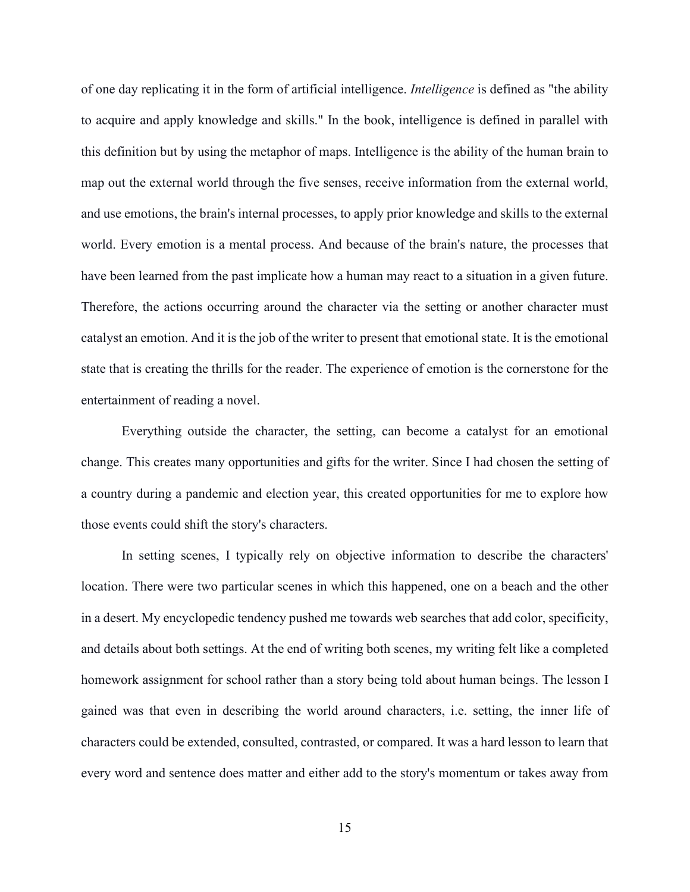of one day replicating it in the form of artificial intelligence. *Intelligence* is defined as "the ability to acquire and apply knowledge and skills." In the book, intelligence is defined in parallel with this definition but by using the metaphor of maps. Intelligence is the ability of the human brain to map out the external world through the five senses, receive information from the external world, and use emotions, the brain's internal processes, to apply prior knowledge and skills to the external world. Every emotion is a mental process. And because of the brain's nature, the processes that have been learned from the past implicate how a human may react to a situation in a given future. Therefore, the actions occurring around the character via the setting or another character must catalyst an emotion. And it is the job of the writer to present that emotional state. It is the emotional state that is creating the thrills for the reader. The experience of emotion is the cornerstone for the entertainment of reading a novel.

Everything outside the character, the setting, can become a catalyst for an emotional change. This creates many opportunities and gifts for the writer. Since I had chosen the setting of a country during a pandemic and election year, this created opportunities for me to explore how those events could shift the story's characters.

In setting scenes, I typically rely on objective information to describe the characters' location. There were two particular scenes in which this happened, one on a beach and the other in a desert. My encyclopedic tendency pushed me towards web searches that add color, specificity, and details about both settings. At the end of writing both scenes, my writing felt like a completed homework assignment for school rather than a story being told about human beings. The lesson I gained was that even in describing the world around characters, i.e. setting, the inner life of characters could be extended, consulted, contrasted, or compared. It was a hard lesson to learn that every word and sentence does matter and either add to the story's momentum or takes away from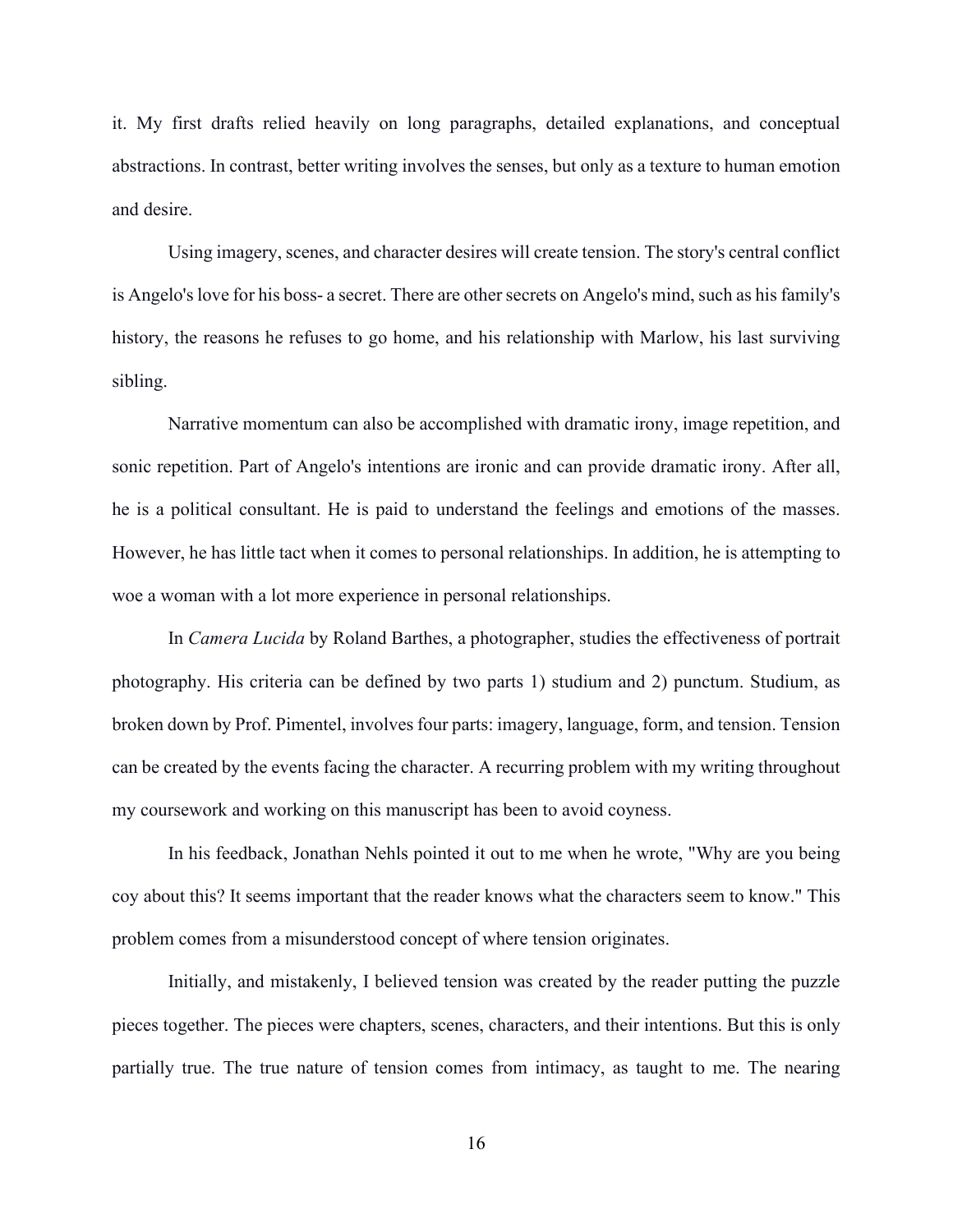it. My first drafts relied heavily on long paragraphs, detailed explanations, and conceptual abstractions. In contrast, better writing involves the senses, but only as a texture to human emotion and desire.

Using imagery, scenes, and character desires will create tension. The story's central conflict is Angelo's love for his boss- a secret. There are other secrets on Angelo's mind, such as his family's history, the reasons he refuses to go home, and his relationship with Marlow, his last surviving sibling.

Narrative momentum can also be accomplished with dramatic irony, image repetition, and sonic repetition. Part of Angelo's intentions are ironic and can provide dramatic irony. After all, he is a political consultant. He is paid to understand the feelings and emotions of the masses. However, he has little tact when it comes to personal relationships. In addition, he is attempting to woe a woman with a lot more experience in personal relationships.

In *Camera Lucida* by Roland Barthes, a photographer, studies the effectiveness of portrait photography. His criteria can be defined by two parts 1) studium and 2) punctum. Studium, as broken down by Prof. Pimentel, involves four parts: imagery, language, form, and tension. Tension can be created by the events facing the character. A recurring problem with my writing throughout my coursework and working on this manuscript has been to avoid coyness.

In his feedback, Jonathan Nehls pointed it out to me when he wrote, "Why are you being coy about this? It seems important that the reader knows what the characters seem to know." This problem comes from a misunderstood concept of where tension originates.

Initially, and mistakenly, I believed tension was created by the reader putting the puzzle pieces together. The pieces were chapters, scenes, characters, and their intentions. But this is only partially true. The true nature of tension comes from intimacy, as taught to me. The nearing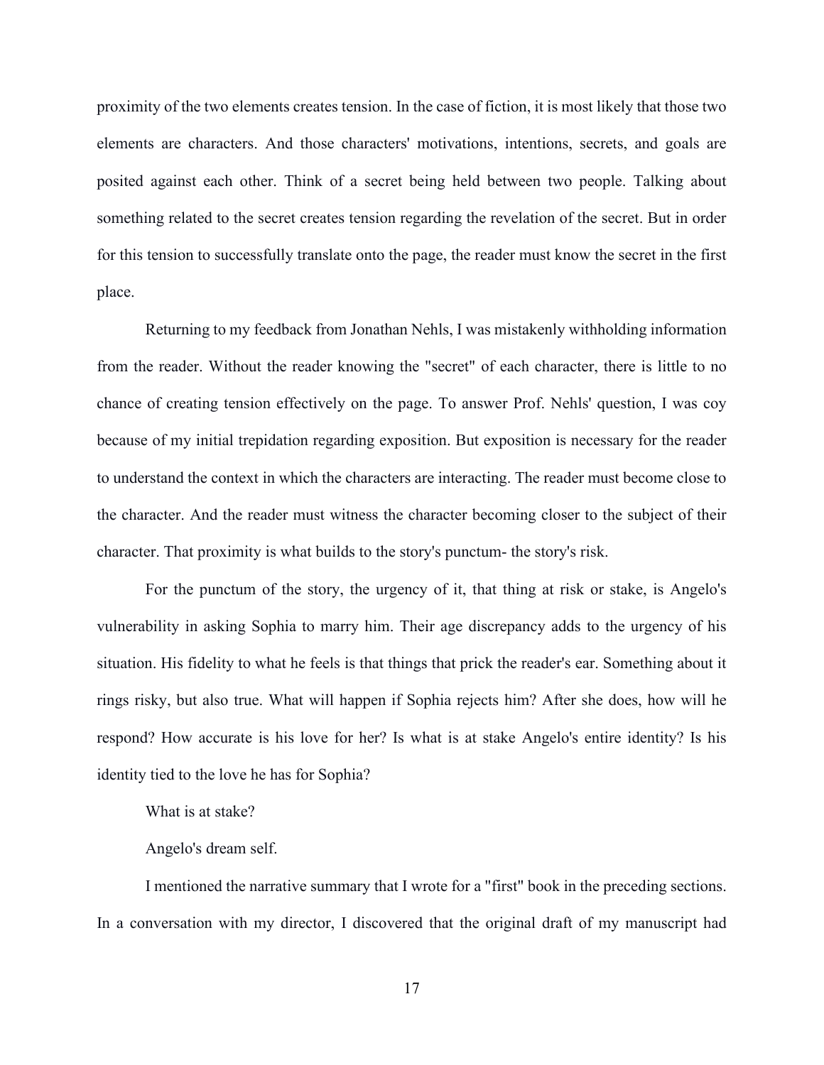proximity of the two elements creates tension. In the case of fiction, it is most likely that those two elements are characters. And those characters' motivations, intentions, secrets, and goals are posited against each other. Think of a secret being held between two people. Talking about something related to the secret creates tension regarding the revelation of the secret. But in order for this tension to successfully translate onto the page, the reader must know the secret in the first place.

Returning to my feedback from Jonathan Nehls, I was mistakenly withholding information from the reader. Without the reader knowing the "secret" of each character, there is little to no chance of creating tension effectively on the page. To answer Prof. Nehls' question, I was coy because of my initial trepidation regarding exposition. But exposition is necessary for the reader to understand the context in which the characters are interacting. The reader must become close to the character. And the reader must witness the character becoming closer to the subject of their character. That proximity is what builds to the story's punctum- the story's risk.

For the punctum of the story, the urgency of it, that thing at risk or stake, is Angelo's vulnerability in asking Sophia to marry him. Their age discrepancy adds to the urgency of his situation. His fidelity to what he feels is that things that prick the reader's ear. Something about it rings risky, but also true. What will happen if Sophia rejects him? After she does, how will he respond? How accurate is his love for her? Is what is at stake Angelo's entire identity? Is his identity tied to the love he has for Sophia?

What is at stake?

Angelo's dream self.

I mentioned the narrative summary that I wrote for a "first" book in the preceding sections. In a conversation with my director, I discovered that the original draft of my manuscript had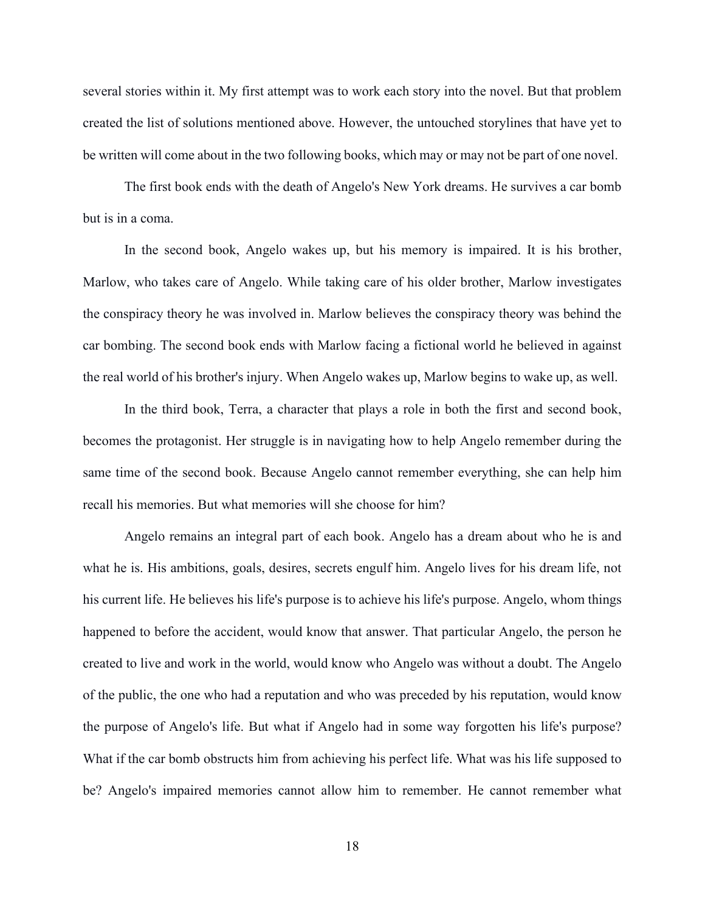several stories within it. My first attempt was to work each story into the novel. But that problem created the list of solutions mentioned above. However, the untouched storylines that have yet to be written will come about in the two following books, which may or may not be part of one novel.

The first book ends with the death of Angelo's New York dreams. He survives a car bomb but is in a coma.

In the second book, Angelo wakes up, but his memory is impaired. It is his brother, Marlow, who takes care of Angelo. While taking care of his older brother, Marlow investigates the conspiracy theory he was involved in. Marlow believes the conspiracy theory was behind the car bombing. The second book ends with Marlow facing a fictional world he believed in against the real world of his brother's injury. When Angelo wakes up, Marlow begins to wake up, as well.

In the third book, Terra, a character that plays a role in both the first and second book, becomes the protagonist. Her struggle is in navigating how to help Angelo remember during the same time of the second book. Because Angelo cannot remember everything, she can help him recall his memories. But what memories will she choose for him?

Angelo remains an integral part of each book. Angelo has a dream about who he is and what he is. His ambitions, goals, desires, secrets engulf him. Angelo lives for his dream life, not his current life. He believes his life's purpose is to achieve his life's purpose. Angelo, whom things happened to before the accident, would know that answer. That particular Angelo, the person he created to live and work in the world, would know who Angelo was without a doubt. The Angelo of the public, the one who had a reputation and who was preceded by his reputation, would know the purpose of Angelo's life. But what if Angelo had in some way forgotten his life's purpose? What if the car bomb obstructs him from achieving his perfect life. What was his life supposed to be? Angelo's impaired memories cannot allow him to remember. He cannot remember what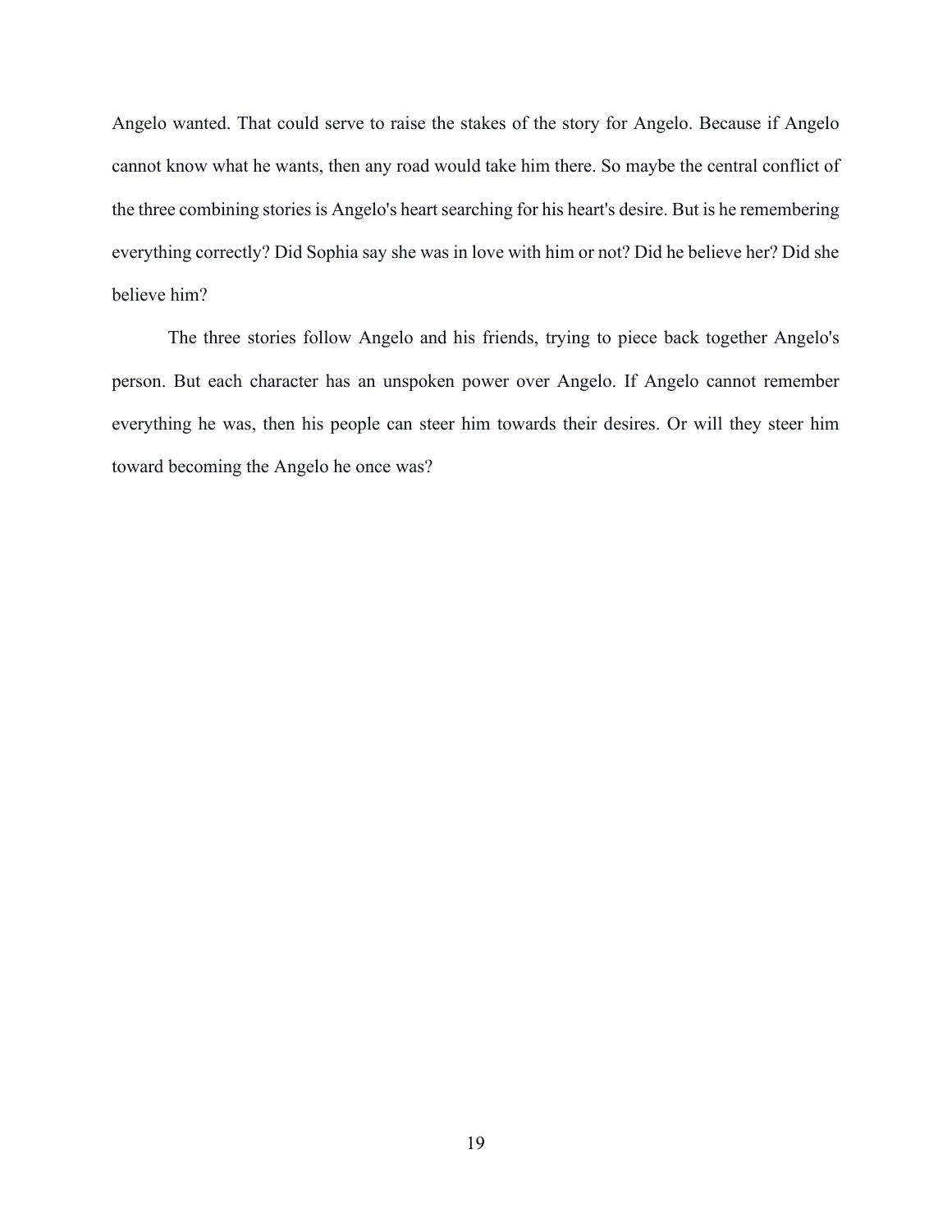Angelo wanted. That could serve to raise the stakes of the story for Angelo. Because if Angelo cannot know what he wants, then any road would take him there. So maybe the central conflict of the three combining stories is Angelo's heart searching for his heart's desire. But is he remembering everything correctly? Did Sophia say she was in love with him or not? Did he believe her? Did she believe him?

The three stories follow Angelo and his friends, trying to piece back together Angelo's person. But each character has an unspoken power over Angelo. If Angelo cannot remember everything he was, then his people can steer him towards their desires. Or will they steer him toward becoming the Angelo he once was?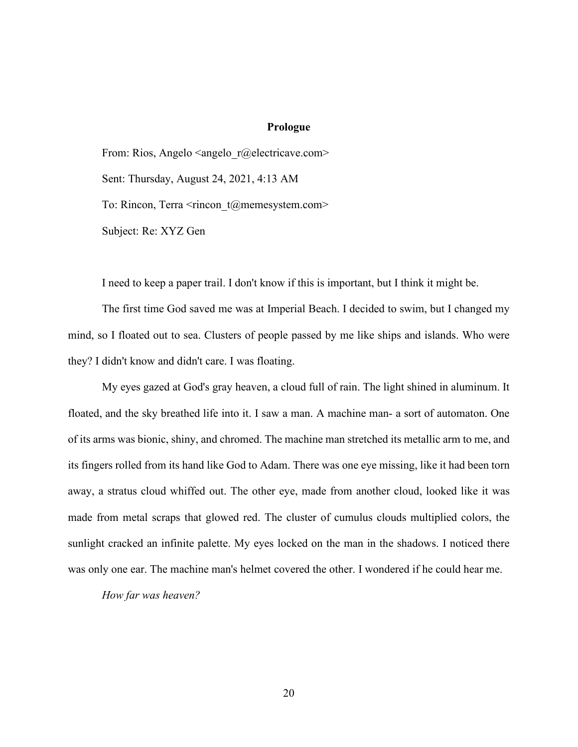# Prologue

From: Rios, Angelo <angelo_r@electricave.com>

Sent: Thursday, August 24, 2021, 4:13 AM

To: Rincon, Terra <rincon_t@memesystem.com>

Subject: Re: XYZ Gen

I need to keep a paper trail. I don't know if this is important, but I think it might be.

The first time God saved me was at Imperial Beach. I decided to swim, but I changed my mind, so I floated out to sea. Clusters of people passed by me like ships and islands. Who were they? I didn't know and didn't care. I was floating.

My eyes gazed at God's gray heaven, a cloud full of rain. The light shined in aluminum. It floated, and the sky breathed life into it. I saw a man. A machine man- a sort of automaton. One of its arms was bionic, shiny, and chromed. The machine man stretched its metallic arm to me, and its fingers rolled from its hand like God to Adam. There was one eye missing, like it had been torn away, a stratus cloud whiffed out. The other eye, made from another cloud, looked like it was made from metal scraps that glowed red. The cluster of cumulus clouds multiplied colors, the sunlight cracked an infinite palette. My eyes locked on the man in the shadows. I noticed there was only one ear. The machine man's helmet covered the other. I wondered if he could hear me.

*How far was heaven?*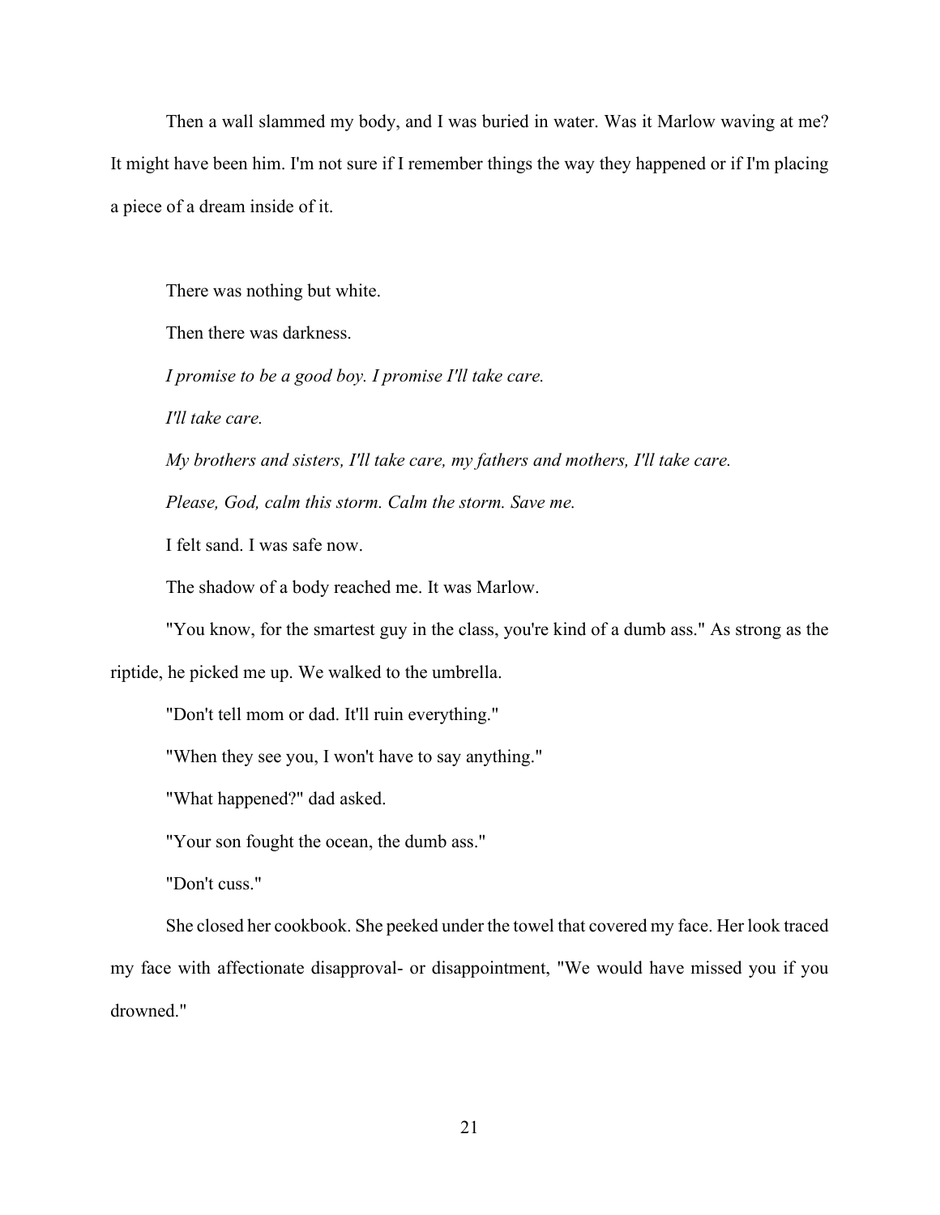Then a wall slammed my body, and I was buried in water. Was it Marlow waving at me? It might have been him. I'm not sure if I remember things the way they happened or if I'm placing a piece of a dream inside of it.

There was nothing but white.

Then there was darkness.

*I promise to be a good boy. I promise I'll take care.*

*I'll take care.*

*My brothers and sisters, I'll take care, my fathers and mothers, I'll take care.*

*Please, God, calm this storm. Calm the storm. Save me.*

I felt sand. I was safe now.

The shadow of a body reached me. It was Marlow.

"You know, for the smartest guy in the class, you're kind of a dumb ass." As strong as the riptide, he picked me up. We walked to the umbrella.

"Don't tell mom or dad. It'll ruin everything."

"When they see you, I won't have to say anything."

"What happened?" dad asked.

"Your son fought the ocean, the dumb ass."

"Don't cuss."

She closed her cookbook. She peeked under the towel that covered my face. Her look traced my face with affectionate disapproval- or disappointment, "We would have missed you if you drowned."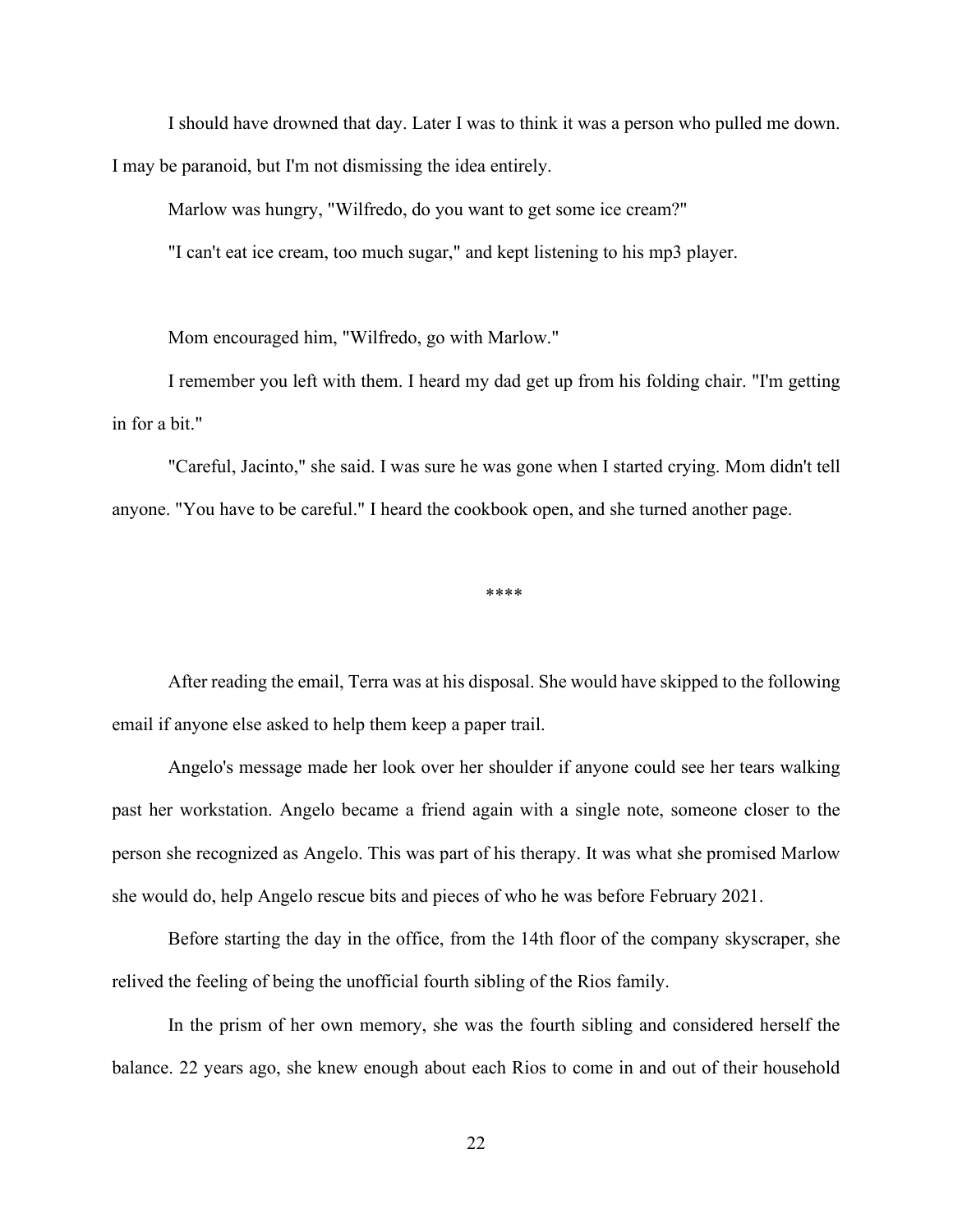I should have drowned that day. Later I was to think it was a person who pulled me down. I may be paranoid, but I'm not dismissing the idea entirely.

Marlow was hungry, "Wilfredo, do you want to get some ice cream?"

"I can't eat ice cream, too much sugar," and kept listening to his mp3 player.

Mom encouraged him, "Wilfredo, go with Marlow."

I remember you left with them. I heard my dad get up from his folding chair. "I'm getting in for a bit."

"Careful, Jacinto," she said. I was sure he was gone when I started crying. Mom didn't tell anyone. "You have to be careful." I heard the cookbook open, and she turned another page.

****

After reading the email, Terra was at his disposal. She would have skipped to the following email if anyone else asked to help them keep a paper trail.

Angelo's message made her look over her shoulder if anyone could see her tears walking past her workstation. Angelo became a friend again with a single note, someone closer to the person she recognized as Angelo. This was part of his therapy. It was what she promised Marlow she would do, help Angelo rescue bits and pieces of who he was before February 2021.

Before starting the day in the office, from the 14th floor of the company skyscraper, she relived the feeling of being the unofficial fourth sibling of the Rios family.

In the prism of her own memory, she was the fourth sibling and considered herself the balance. 22 years ago, she knew enough about each Rios to come in and out of their household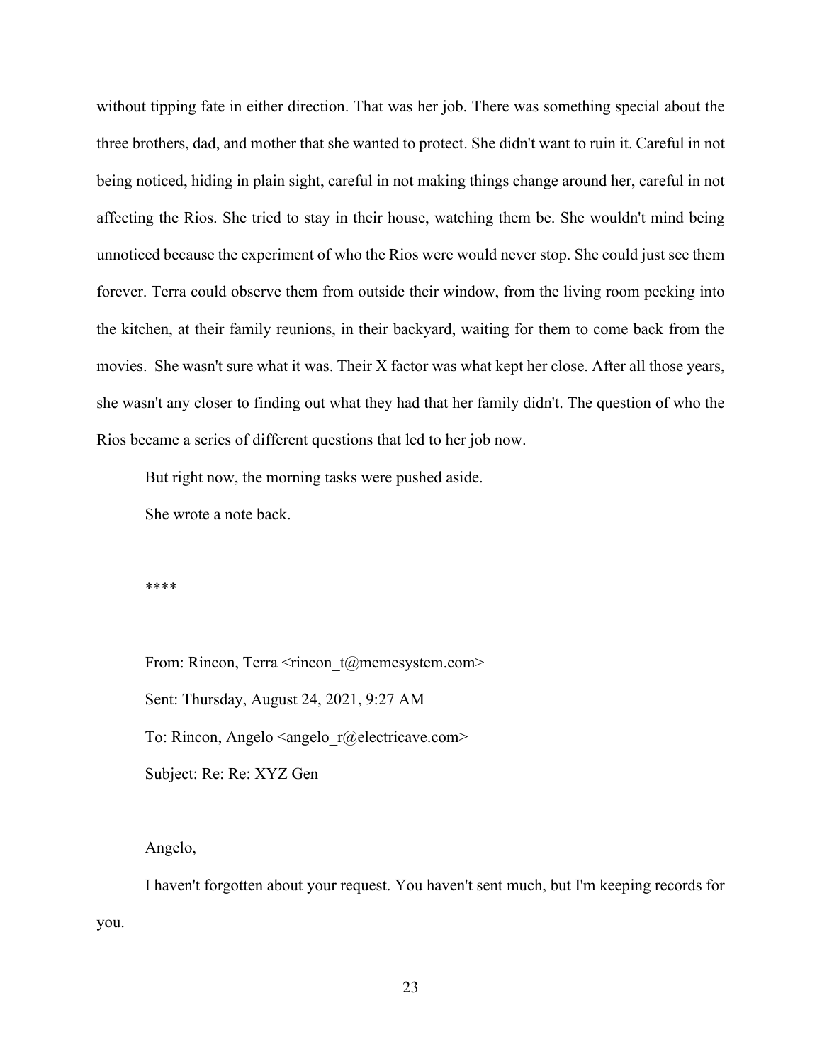without tipping fate in either direction. That was her job. There was something special about the three brothers, dad, and mother that she wanted to protect. She didn't want to ruin it. Careful in not being noticed, hiding in plain sight, careful in not making things change around her, careful in not affecting the Rios. She tried to stay in their house, watching them be. She wouldn't mind being unnoticed because the experiment of who the Rios were would never stop. She could just see them forever. Terra could observe them from outside their window, from the living room peeking into the kitchen, at their family reunions, in their backyard, waiting for them to come back from the movies. She wasn't sure what it was. Their X factor was what kept her close. After all those years, she wasn't any closer to finding out what they had that her family didn't. The question of who the Rios became a series of different questions that led to her job now.

But right now, the morning tasks were pushed aside.

She wrote a note back.

****

From: Rincon, Terra <rincon_t@memesystem.com>

Sent: Thursday, August 24, 2021, 9:27 AM

To: Rincon, Angelo <angelo_r@electricave.com>

Subject: Re: Re: XYZ Gen

Angelo,

I haven't forgotten about your request. You haven't sent much, but I'm keeping records for you.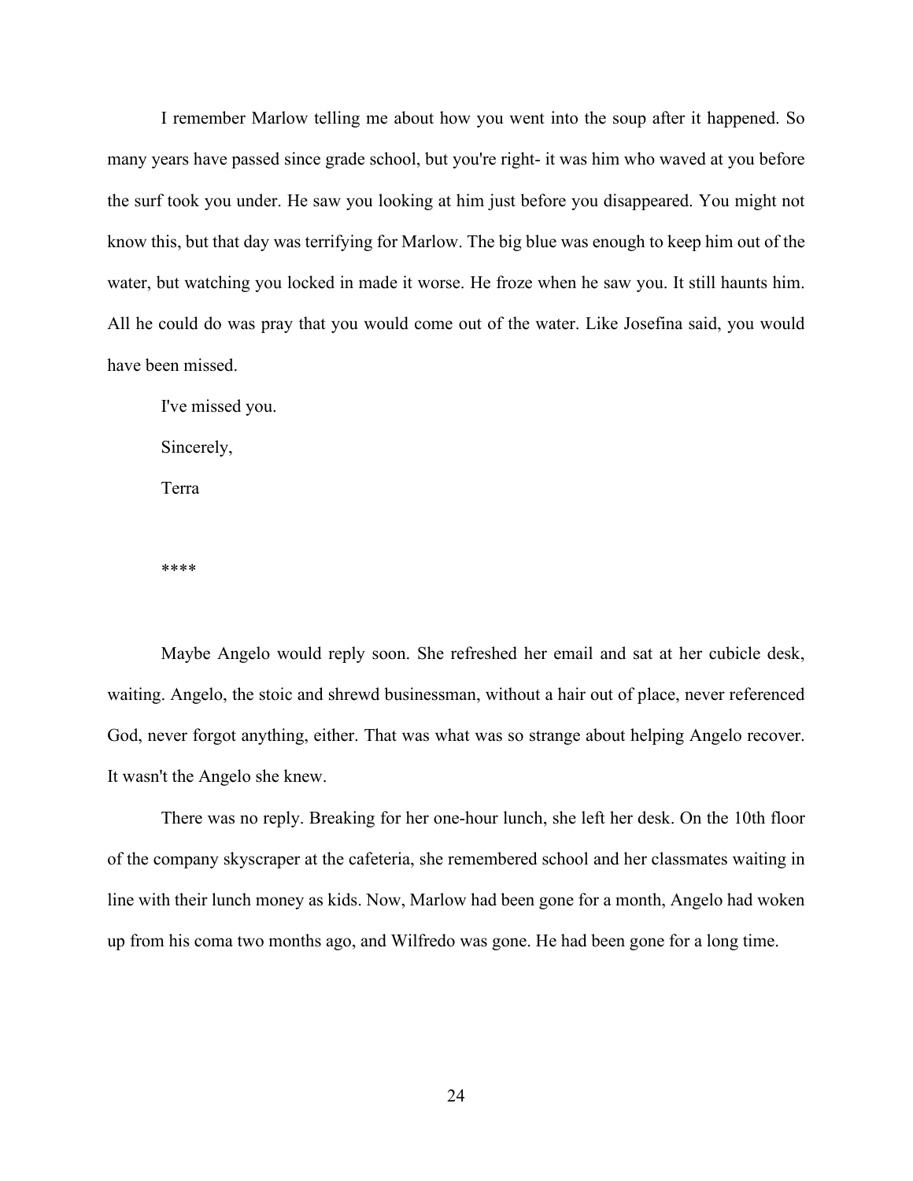I remember Marlow telling me about how you went into the soup after it happened. So many years have passed since grade school, but you're right- it was him who waved at you before the surf took you under. He saw you looking at him just before you disappeared. You might not know this, but that day was terrifying for Marlow. The big blue was enough to keep him out of the water, but watching you locked in made it worse. He froze when he saw you. It still haunts him. All he could do was pray that you would come out of the water. Like Josefina said, you would have been missed.

I've missed you.

Sincerely,

Terra

****

Maybe Angelo would reply soon. She refreshed her email and sat at her cubicle desk, waiting. Angelo, the stoic and shrewd businessman, without a hair out of place, never referenced God, never forgot anything, either. That was what was so strange about helping Angelo recover. It wasn't the Angelo she knew.

There was no reply. Breaking for her one-hour lunch, she left her desk. On the 10th floor of the company skyscraper at the cafeteria, she remembered school and her classmates waiting in line with their lunch money as kids. Now, Marlow had been gone for a month, Angelo had woken up from his coma two months ago, and Wilfredo was gone. He had been gone for a long time.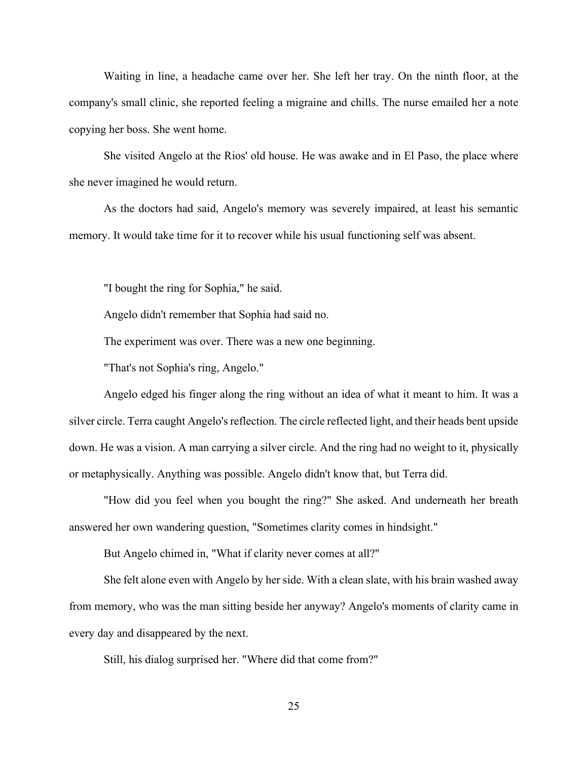Waiting in line, a headache came over her. She left her tray. On the ninth floor, at the company's small clinic, she reported feeling a migraine and chills. The nurse emailed her a note copying her boss. She went home.

She visited Angelo at the Rios' old house. He was awake and in El Paso, the place where she never imagined he would return.

As the doctors had said, Angelo's memory was severely impaired, at least his semantic memory. It would take time for it to recover while his usual functioning self was absent.

"I bought the ring for Sophia," he said.

Angelo didn't remember that Sophia had said no.

The experiment was over. There was a new one beginning.

"That's not Sophia's ring, Angelo."

Angelo edged his finger along the ring without an idea of what it meant to him. It was a silver circle. Terra caught Angelo's reflection. The circle reflected light, and their heads bent upside down. He was a vision. A man carrying a silver circle. And the ring had no weight to it, physically or metaphysically. Anything was possible. Angelo didn't know that, but Terra did.

"How did you feel when you bought the ring?" She asked. And underneath her breath answered her own wandering question, "Sometimes clarity comes in hindsight."

But Angelo chimed in, "What if clarity never comes at all?"

She felt alone even with Angelo by her side. With a clean slate, with his brain washed away from memory, who was the man sitting beside her anyway? Angelo's moments of clarity came in every day and disappeared by the next.

Still, his dialog surprised her. "Where did that come from?"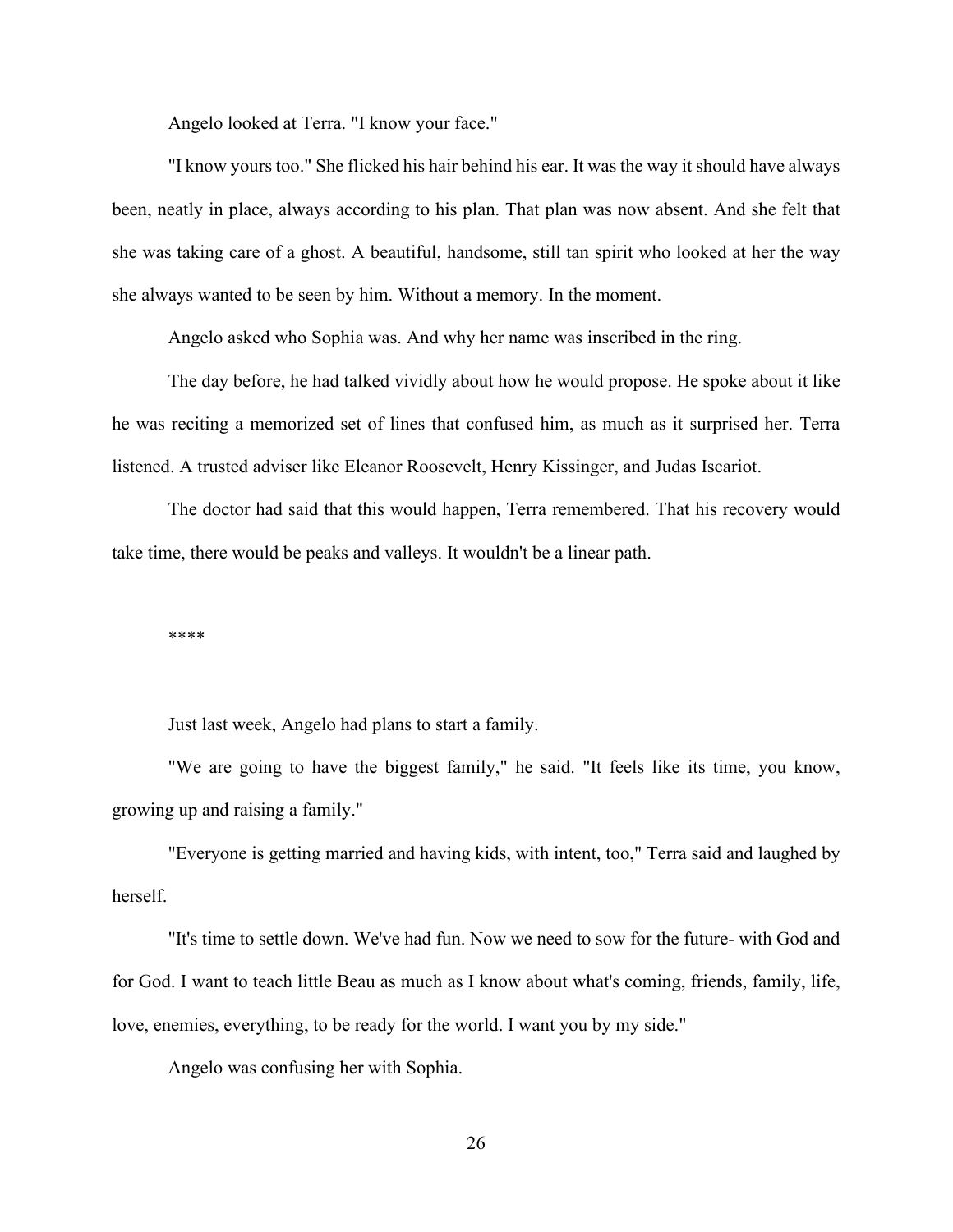Angelo looked at Terra. "I know your face."

"I know yours too." She flicked his hair behind his ear. It was the way it should have always been, neatly in place, always according to his plan. That plan was now absent. And she felt that she was taking care of a ghost. A beautiful, handsome, still tan spirit who looked at her the way she always wanted to be seen by him. Without a memory. In the moment.

Angelo asked who Sophia was. And why her name was inscribed in the ring.

The day before, he had talked vividly about how he would propose. He spoke about it like he was reciting a memorized set of lines that confused him, as much as it surprised her. Terra listened. A trusted adviser like Eleanor Roosevelt, Henry Kissinger, and Judas Iscariot.

The doctor had said that this would happen, Terra remembered. That his recovery would take time, there would be peaks and valleys. It wouldn't be a linear path.

****

Just last week, Angelo had plans to start a family.

"We are going to have the biggest family," he said. "It feels like its time, you know, growing up and raising a family."

"Everyone is getting married and having kids, with intent, too," Terra said and laughed by herself.

"It's time to settle down. We've had fun. Now we need to sow for the future- with God and for God. I want to teach little Beau as much as I know about what's coming, friends, family, life, love, enemies, everything, to be ready for the world. I want you by my side."

Angelo was confusing her with Sophia.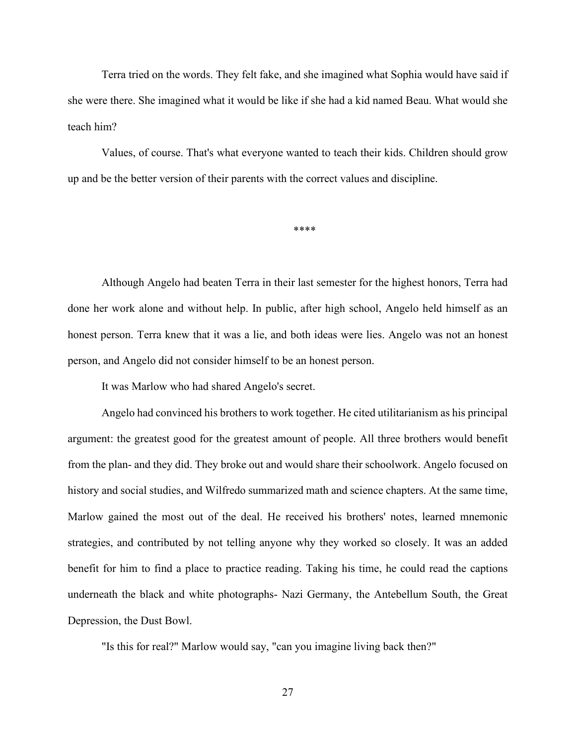Terra tried on the words. They felt fake, and she imagined what Sophia would have said if she were there. She imagined what it would be like if she had a kid named Beau. What would she teach him?

Values, of course. That's what everyone wanted to teach their kids. Children should grow up and be the better version of their parents with the correct values and discipline.

****

Although Angelo had beaten Terra in their last semester for the highest honors, Terra had done her work alone and without help. In public, after high school, Angelo held himself as an honest person. Terra knew that it was a lie, and both ideas were lies. Angelo was not an honest person, and Angelo did not consider himself to be an honest person.

It was Marlow who had shared Angelo's secret.

Angelo had convinced his brothers to work together. He cited utilitarianism as his principal argument: the greatest good for the greatest amount of people. All three brothers would benefit from the plan- and they did. They broke out and would share their schoolwork. Angelo focused on history and social studies, and Wilfredo summarized math and science chapters. At the same time, Marlow gained the most out of the deal. He received his brothers' notes, learned mnemonic strategies, and contributed by not telling anyone why they worked so closely. It was an added benefit for him to find a place to practice reading. Taking his time, he could read the captions underneath the black and white photographs- Nazi Germany, the Antebellum South, the Great Depression, the Dust Bowl.

"Is this for real?" Marlow would say, "can you imagine living back then?"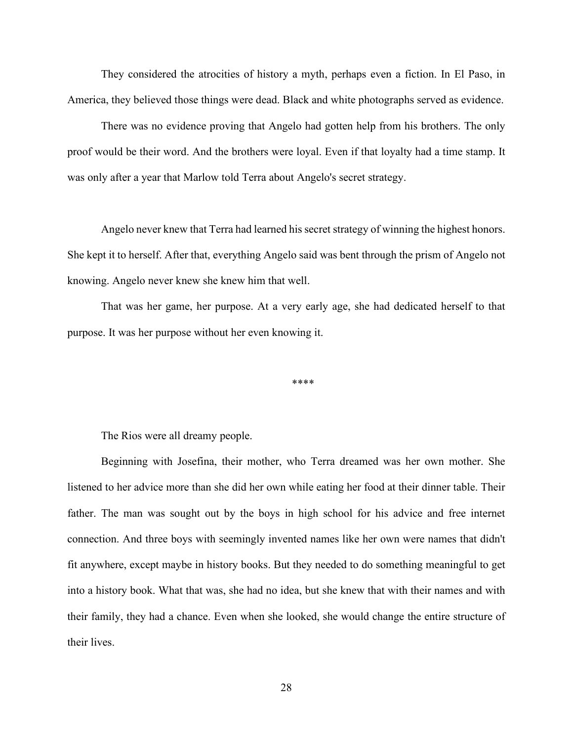They considered the atrocities of history a myth, perhaps even a fiction. In El Paso, in America, they believed those things were dead. Black and white photographs served as evidence.

There was no evidence proving that Angelo had gotten help from his brothers. The only proof would be their word. And the brothers were loyal. Even if that loyalty had a time stamp. It was only after a year that Marlow told Terra about Angelo's secret strategy.

Angelo never knew that Terra had learned his secret strategy of winning the highest honors. She kept it to herself. After that, everything Angelo said was bent through the prism of Angelo not knowing. Angelo never knew she knew him that well.

That was her game, her purpose. At a very early age, she had dedicated herself to that purpose. It was her purpose without her even knowing it.

****

The Rios were all dreamy people.

Beginning with Josefina, their mother, who Terra dreamed was her own mother. She listened to her advice more than she did her own while eating her food at their dinner table. Their father. The man was sought out by the boys in high school for his advice and free internet connection. And three boys with seemingly invented names like her own were names that didn't fit anywhere, except maybe in history books. But they needed to do something meaningful to get into a history book. What that was, she had no idea, but she knew that with their names and with their family, they had a chance. Even when she looked, she would change the entire structure of their lives.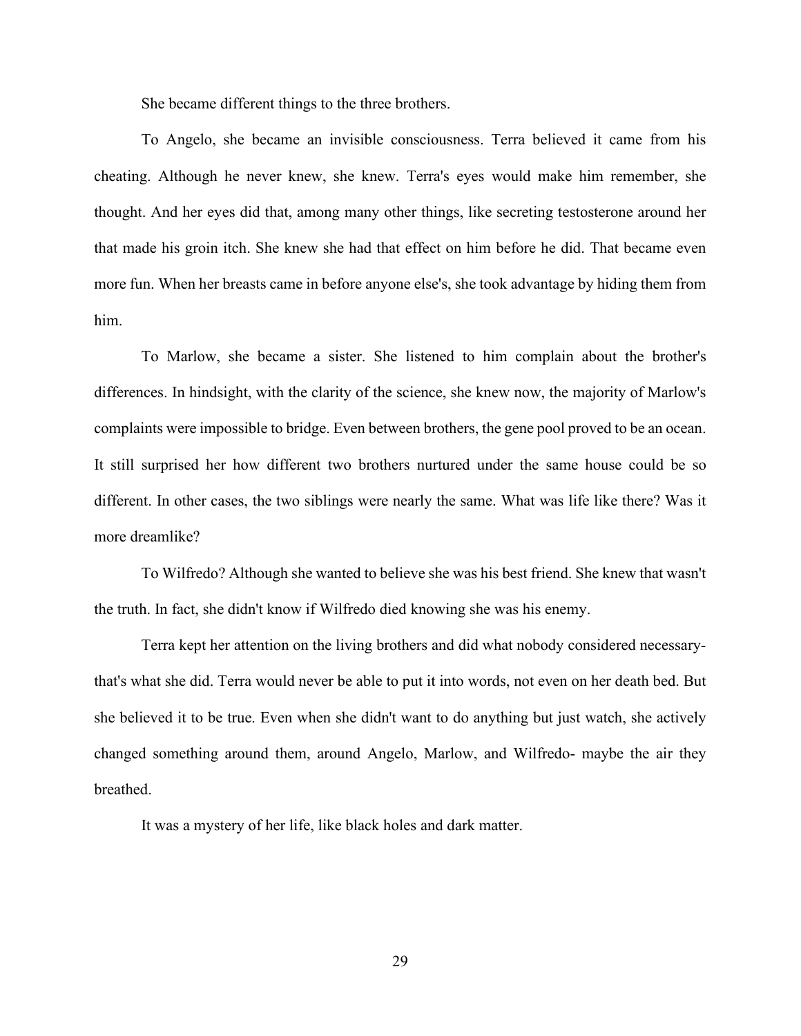She became different things to the three brothers.

To Angelo, she became an invisible consciousness. Terra believed it came from his cheating. Although he never knew, she knew. Terra's eyes would make him remember, she thought. And her eyes did that, among many other things, like secreting testosterone around her that made his groin itch. She knew she had that effect on him before he did. That became even more fun. When her breasts came in before anyone else's, she took advantage by hiding them from him.

To Marlow, she became a sister. She listened to him complain about the brother's differences. In hindsight, with the clarity of the science, she knew now, the majority of Marlow's complaints were impossible to bridge. Even between brothers, the gene pool proved to be an ocean. It still surprised her how different two brothers nurtured under the same house could be so different. In other cases, the two siblings were nearly the same. What was life like there? Was it more dreamlike?

To Wilfredo? Although she wanted to believe she was his best friend. She knew that wasn't the truth. In fact, she didn't know if Wilfredo died knowing she was his enemy.

Terra kept her attention on the living brothers and did what nobody considered necessary- that's what she did. Terra would never be able to put it into words, not even on her death bed. But she believed it to be true. Even when she didn't want to do anything but just watch, she actively changed something around them, around Angelo, Marlow, and Wilfredo- maybe the air they breathed.

It was a mystery of her life, like black holes and dark matter.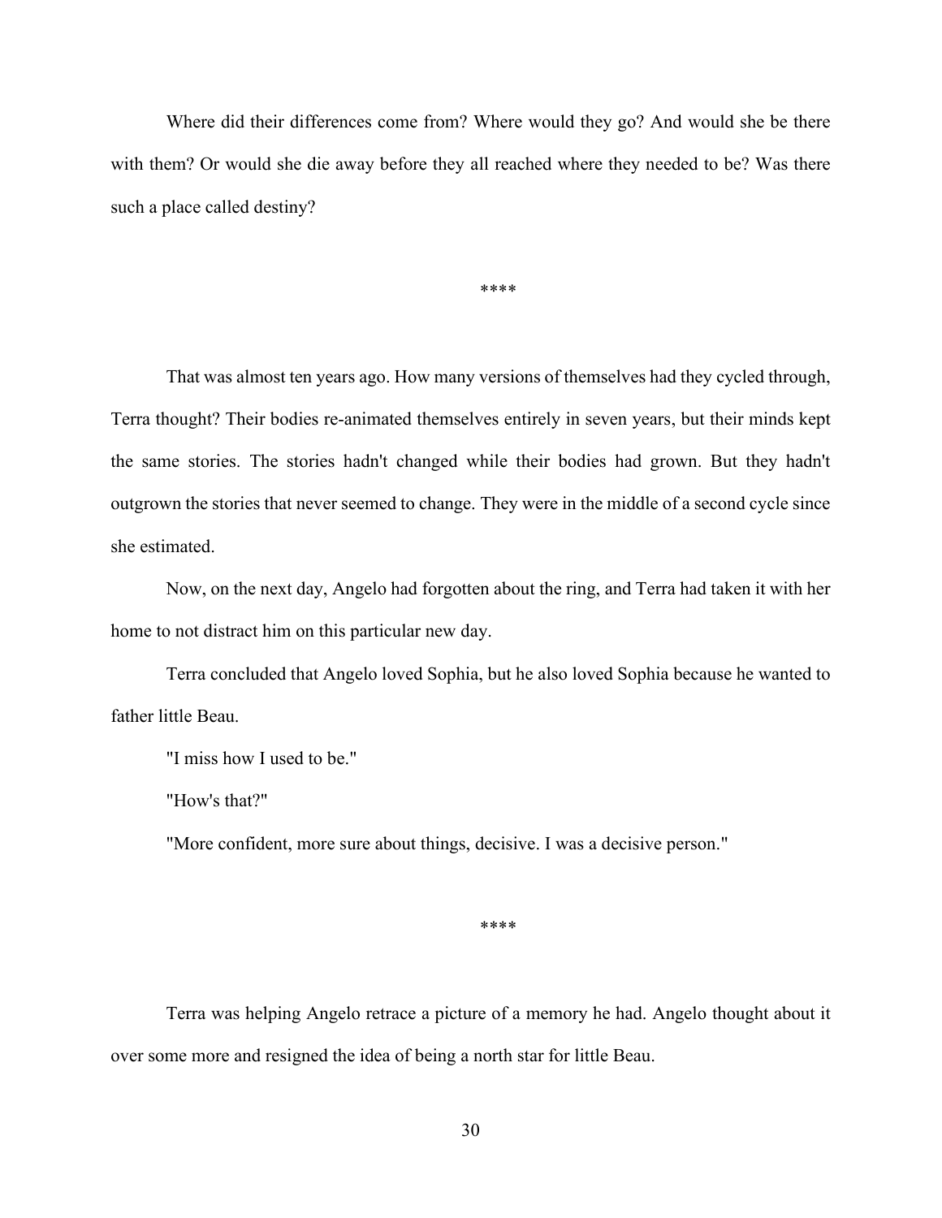Where did their differences come from? Where would they go? And would she be there with them? Or would she die away before they all reached where they needed to be? Was there such a place called destiny?

****

That was almost ten years ago. How many versions of themselves had they cycled through, Terra thought? Their bodies re-animated themselves entirely in seven years, but their minds kept the same stories. The stories hadn't changed while their bodies had grown. But they hadn't outgrown the stories that never seemed to change. They were in the middle of a second cycle since she estimated.

Now, on the next day, Angelo had forgotten about the ring, and Terra had taken it with her home to not distract him on this particular new day.

Terra concluded that Angelo loved Sophia, but he also loved Sophia because he wanted to father little Beau.

"I miss how I used to be."

"How's that?"

"More confident, more sure about things, decisive. I was a decisive person."

****

Terra was helping Angelo retrace a picture of a memory he had. Angelo thought about it over some more and resigned the idea of being a north star for little Beau.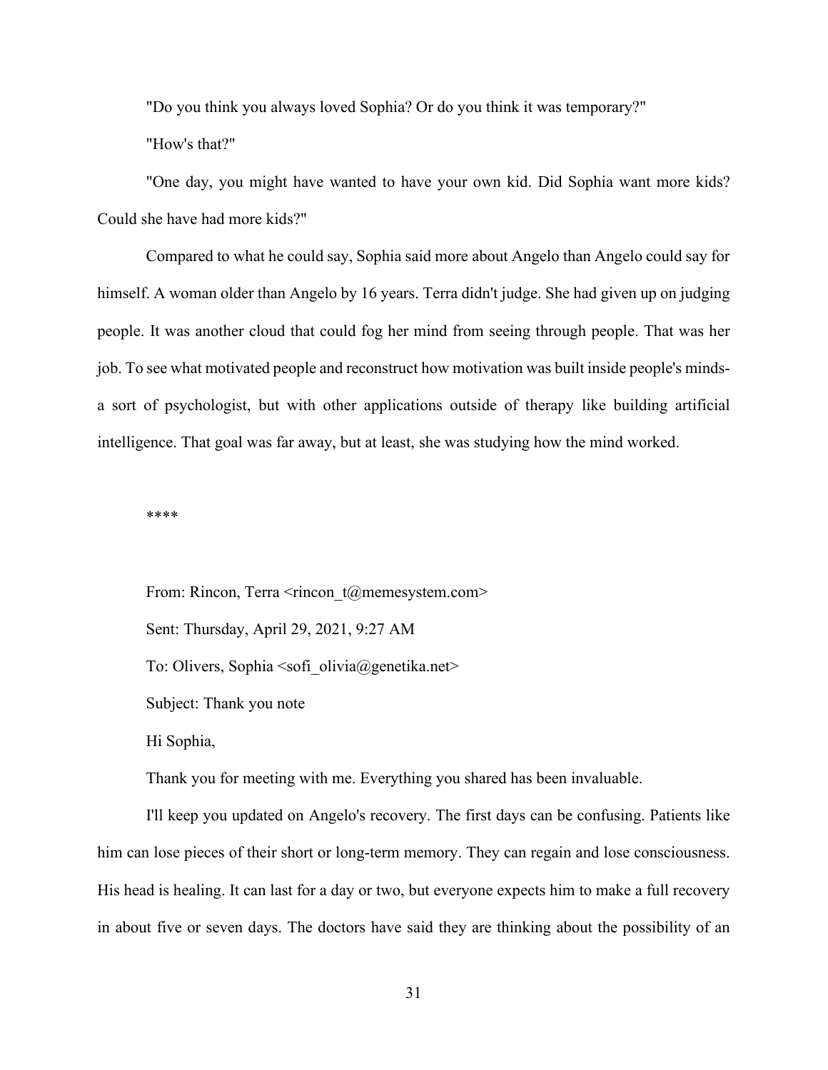"Do you think you always loved Sophia? Or do you think it was temporary?"

"How's that?"

"One day, you might have wanted to have your own kid. Did Sophia want more kids? Could she have had more kids?"

Compared to what he could say, Sophia said more about Angelo than Angelo could say for himself. A woman older than Angelo by 16 years. Terra didn't judge. She had given up on judging people. It was another cloud that could fog her mind from seeing through people. That was her job. To see what motivated people and reconstruct how motivation was built inside people's minds- a sort of psychologist, but with other applications outside of therapy like building artificial intelligence. That goal was far away, but at least, she was studying how the mind worked.

****

From: Rincon, Terra <rincon_t@memesystem.com>

Sent: Thursday, April 29, 2021, 9:27 AM

To: Olivers, Sophia <sofi_olivia@genetika.net>

Subject: Thank you note

Hi Sophia,

Thank you for meeting with me. Everything you shared has been invaluable.

I'll keep you updated on Angelo's recovery. The first days can be confusing. Patients like him can lose pieces of their short or long-term memory. They can regain and lose consciousness. His head is healing. It can last for a day or two, but everyone expects him to make a full recovery in about five or seven days. The doctors have said they are thinking about the possibility of an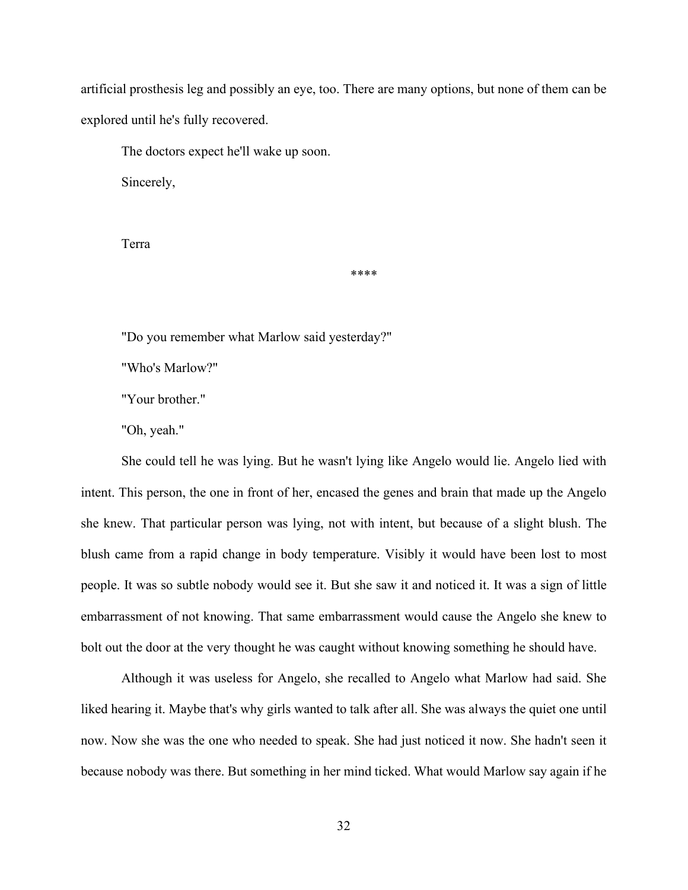artificial prosthesis leg and possibly an eye, too. There are many options, but none of them can be explored until he's fully recovered.

The doctors expect he'll wake up soon.

Sincerely,

Terra

****

"Do you remember what Marlow said yesterday?"

"Who's Marlow?"

"Your brother."

"Oh, yeah."

She could tell he was lying. But he wasn't lying like Angelo would lie. Angelo lied with intent. This person, the one in front of her, encased the genes and brain that made up the Angelo she knew. That particular person was lying, not with intent, but because of a slight blush. The blush came from a rapid change in body temperature. Visibly it would have been lost to most people. It was so subtle nobody would see it. But she saw it and noticed it. It was a sign of little embarrassment of not knowing. That same embarrassment would cause the Angelo she knew to bolt out the door at the very thought he was caught without knowing something he should have.

Although it was useless for Angelo, she recalled to Angelo what Marlow had said. She liked hearing it. Maybe that's why girls wanted to talk after all. She was always the quiet one until now. Now she was the one who needed to speak. She had just noticed it now. She hadn't seen it because nobody was there. But something in her mind ticked. What would Marlow say again if he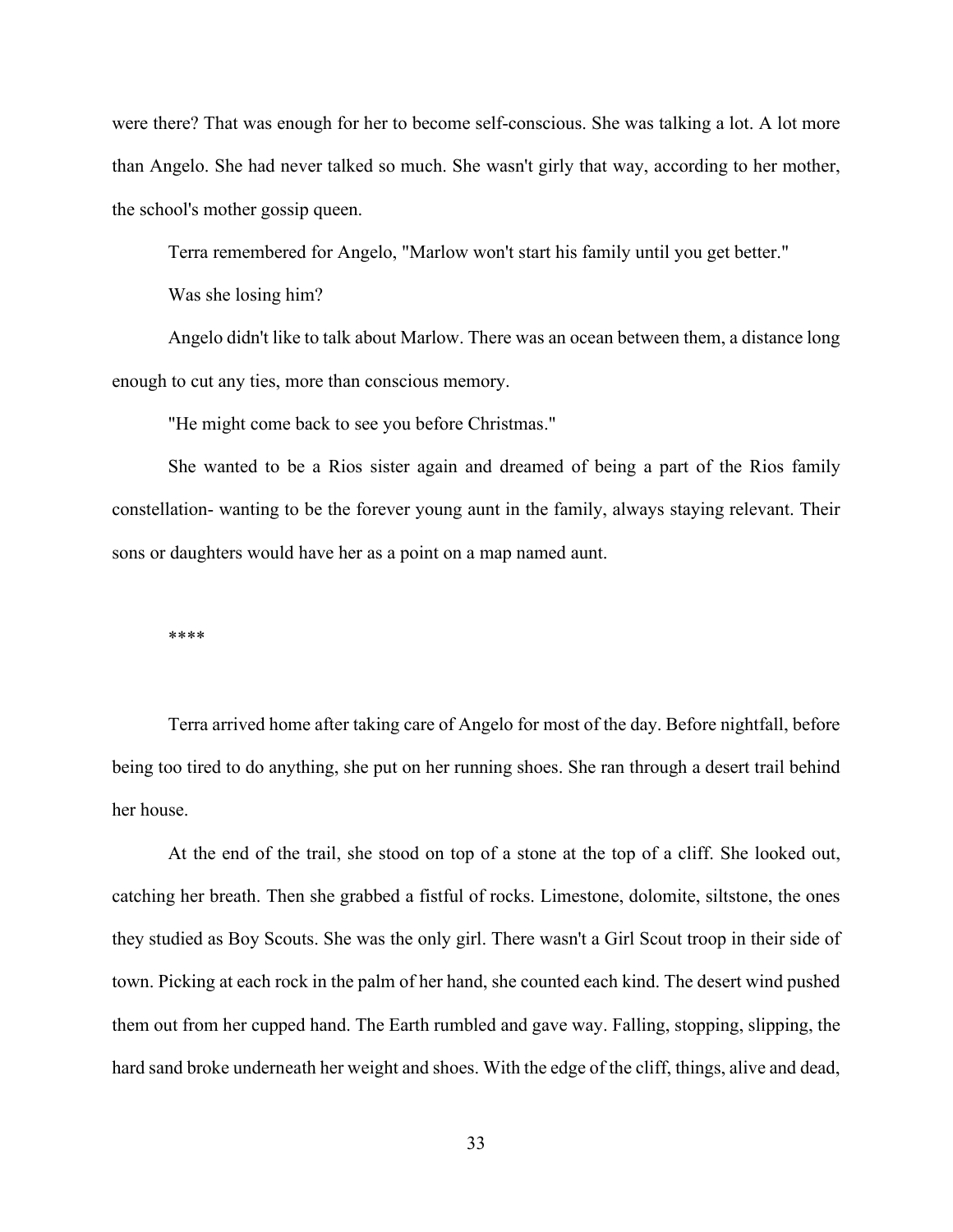were there? That was enough for her to become self-conscious. She was talking a lot. A lot more than Angelo. She had never talked so much. She wasn't girly that way, according to her mother, the school's mother gossip queen.

Terra remembered for Angelo, "Marlow won't start his family until you get better."

Was she losing him?

Angelo didn't like to talk about Marlow. There was an ocean between them, a distance long enough to cut any ties, more than conscious memory.

"He might come back to see you before Christmas."

She wanted to be a Rios sister again and dreamed of being a part of the Rios family constellation- wanting to be the forever young aunt in the family, always staying relevant. Their sons or daughters would have her as a point on a map named aunt.

****

Terra arrived home after taking care of Angelo for most of the day. Before nightfall, before being too tired to do anything, she put on her running shoes. She ran through a desert trail behind her house.

At the end of the trail, she stood on top of a stone at the top of a cliff. She looked out, catching her breath. Then she grabbed a fistful of rocks. Limestone, dolomite, siltstone, the ones they studied as Boy Scouts. She was the only girl. There wasn't a Girl Scout troop in their side of town. Picking at each rock in the palm of her hand, she counted each kind. The desert wind pushed them out from her cupped hand. The Earth rumbled and gave way. Falling, stopping, slipping, the hard sand broke underneath her weight and shoes. With the edge of the cliff, things, alive and dead,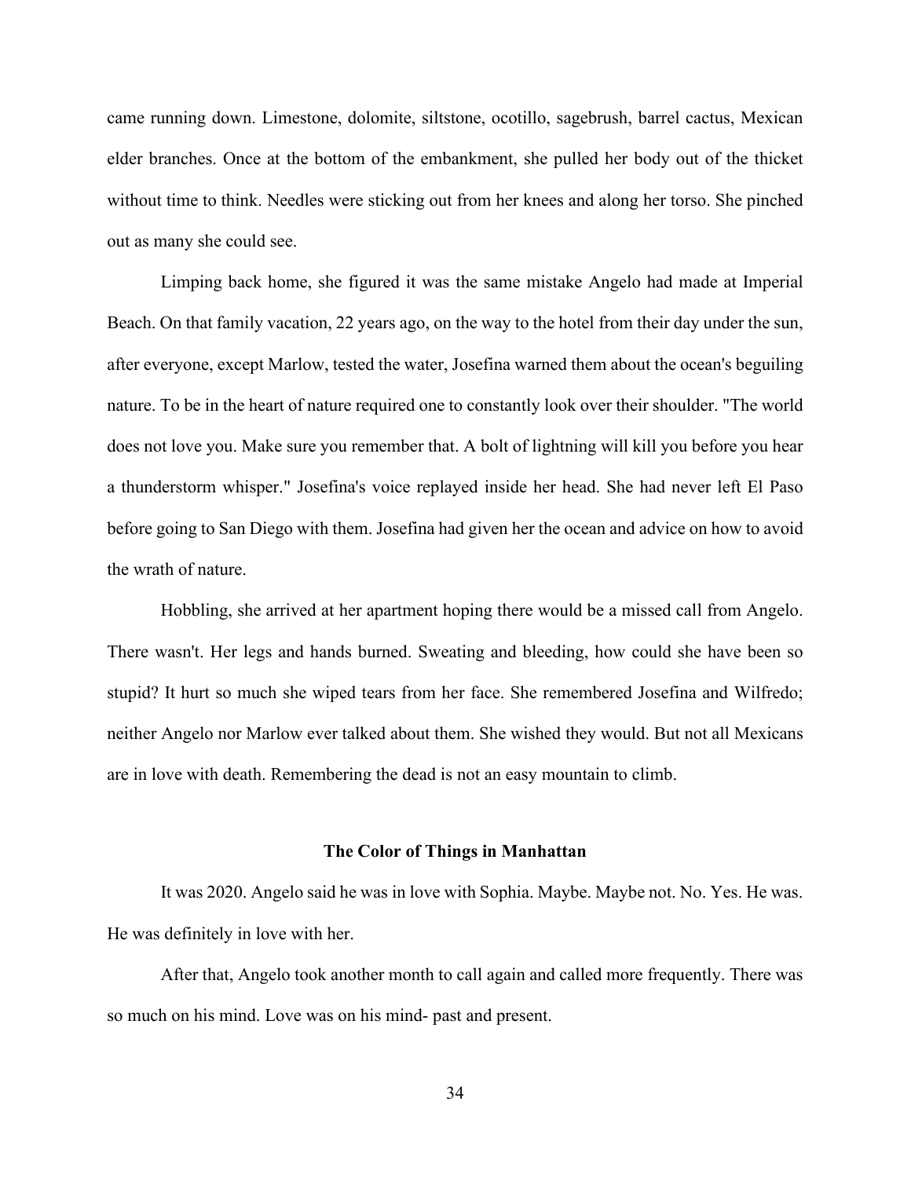came running down. Limestone, dolomite, siltstone, ocotillo, sagebrush, barrel cactus, Mexican elder branches. Once at the bottom of the embankment, she pulled her body out of the thicket without time to think. Needles were sticking out from her knees and along her torso. She pinched out as many she could see.

Limping back home, she figured it was the same mistake Angelo had made at Imperial Beach. On that family vacation, 22 years ago, on the way to the hotel from their day under the sun, after everyone, except Marlow, tested the water, Josefina warned them about the ocean's beguiling nature. To be in the heart of nature required one to constantly look over their shoulder. "The world does not love you. Make sure you remember that. A bolt of lightning will kill you before you hear a thunderstorm whisper." Josefina's voice replayed inside her head. She had never left El Paso before going to San Diego with them. Josefina had given her the ocean and advice on how to avoid the wrath of nature.

Hobbling, she arrived at her apartment hoping there would be a missed call from Angelo. There wasn't. Her legs and hands burned. Sweating and bleeding, how could she have been so stupid? It hurt so much she wiped tears from her face. She remembered Josefina and Wilfredo; neither Angelo nor Marlow ever talked about them. She wished they would. But not all Mexicans are in love with death. Remembering the dead is not an easy mountain to climb.

## The Color of Things in Manhattan

It was 2020. Angelo said he was in love with Sophia. Maybe. Maybe not. No. Yes. He was. He was definitely in love with her.

After that, Angelo took another month to call again and called more frequently. There was so much on his mind. Love was on his mind- past and present.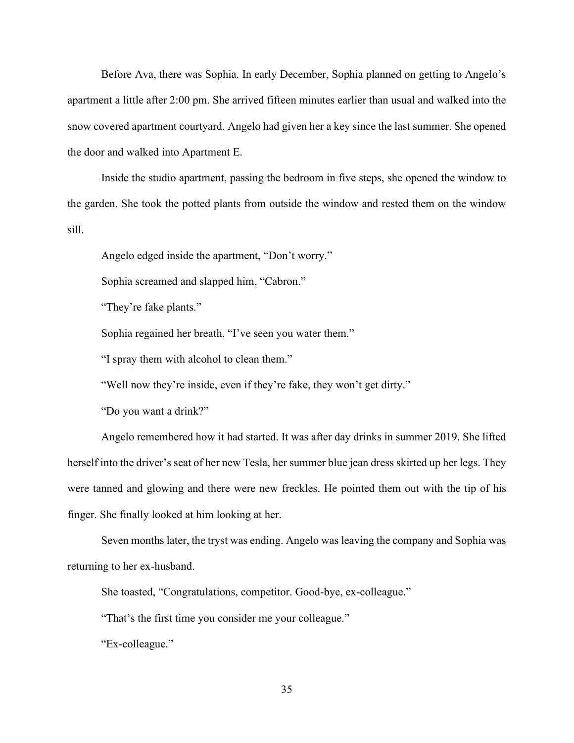Before Ava, there was Sophia. In early December, Sophia planned on getting to Angelo's apartment a little after 2:00 pm. She arrived fifteen minutes earlier than usual and walked into the snow covered apartment courtyard. Angelo had given her a key since the last summer. She opened the door and walked into Apartment E.

Inside the studio apartment, passing the bedroom in five steps, she opened the window to the garden. She took the potted plants from outside the window and rested them on the window sill.

Angelo edged inside the apartment, "Don't worry."

Sophia screamed and slapped him, "Cabron."

"They're fake plants."

Sophia regained her breath, "I've seen you water them."

"I spray them with alcohol to clean them."

"Well now they're inside, even if they're fake, they won't get dirty."

"Do you want a drink?"

Angelo remembered how it had started. It was after day drinks in summer 2019. She lifted herself into the driver's seat of her new Tesla, her summer blue jean dress skirted up her legs. They were tanned and glowing and there were new freckles. He pointed them out with the tip of his finger. She finally looked at him looking at her.

Seven months later, the tryst was ending. Angelo was leaving the company and Sophia was returning to her ex-husband.

She toasted, "Congratulations, competitor. Good-bye, ex-colleague."

"That's the first time you consider me your colleague."

"Ex-colleague."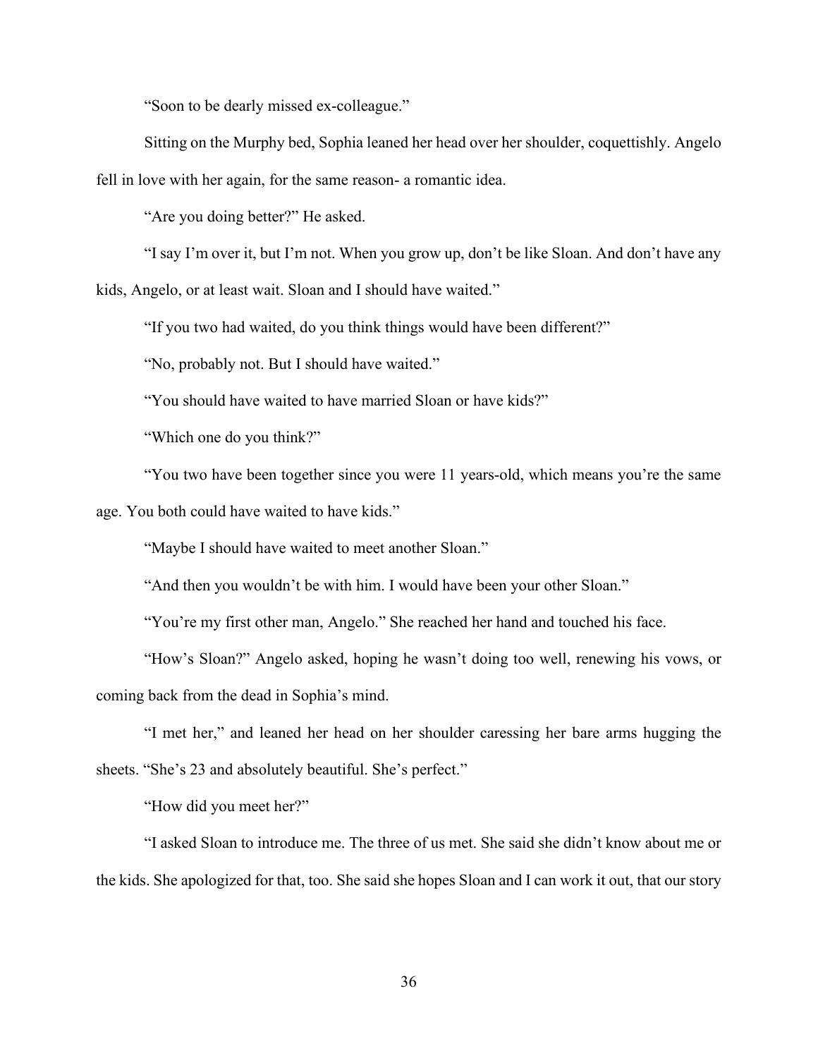"Soon to be dearly missed ex-colleague."

Sitting on the Murphy bed, Sophia leaned her head over her shoulder, coquettishly. Angelo fell in love with her again, for the same reason- a romantic idea.

"Are you doing better?" He asked.

"I say I'm over it, but I'm not. When you grow up, don't be like Sloan. And don't have any kids, Angelo, or at least wait. Sloan and I should have waited."

"If you two had waited, do you think things would have been different?"

"No, probably not. But I should have waited."

"You should have waited to have married Sloan or have kids?"

"Which one do you think?"

"You two have been together since you were 11 years-old, which means you're the same age. You both could have waited to have kids."

"Maybe I should have waited to meet another Sloan."

"And then you wouldn't be with him. I would have been your other Sloan."

"You're my first other man, Angelo." She reached her hand and touched his face.

"How's Sloan?" Angelo asked, hoping he wasn't doing too well, renewing his vows, or coming back from the dead in Sophia's mind.

"I met her," and leaned her head on her shoulder caressing her bare arms hugging the sheets. "She's 23 and absolutely beautiful. She's perfect."

"How did you meet her?"

"I asked Sloan to introduce me. The three of us met. She said she didn't know about me or the kids. She apologized for that, too. She said she hopes Sloan and I can work it out, that our story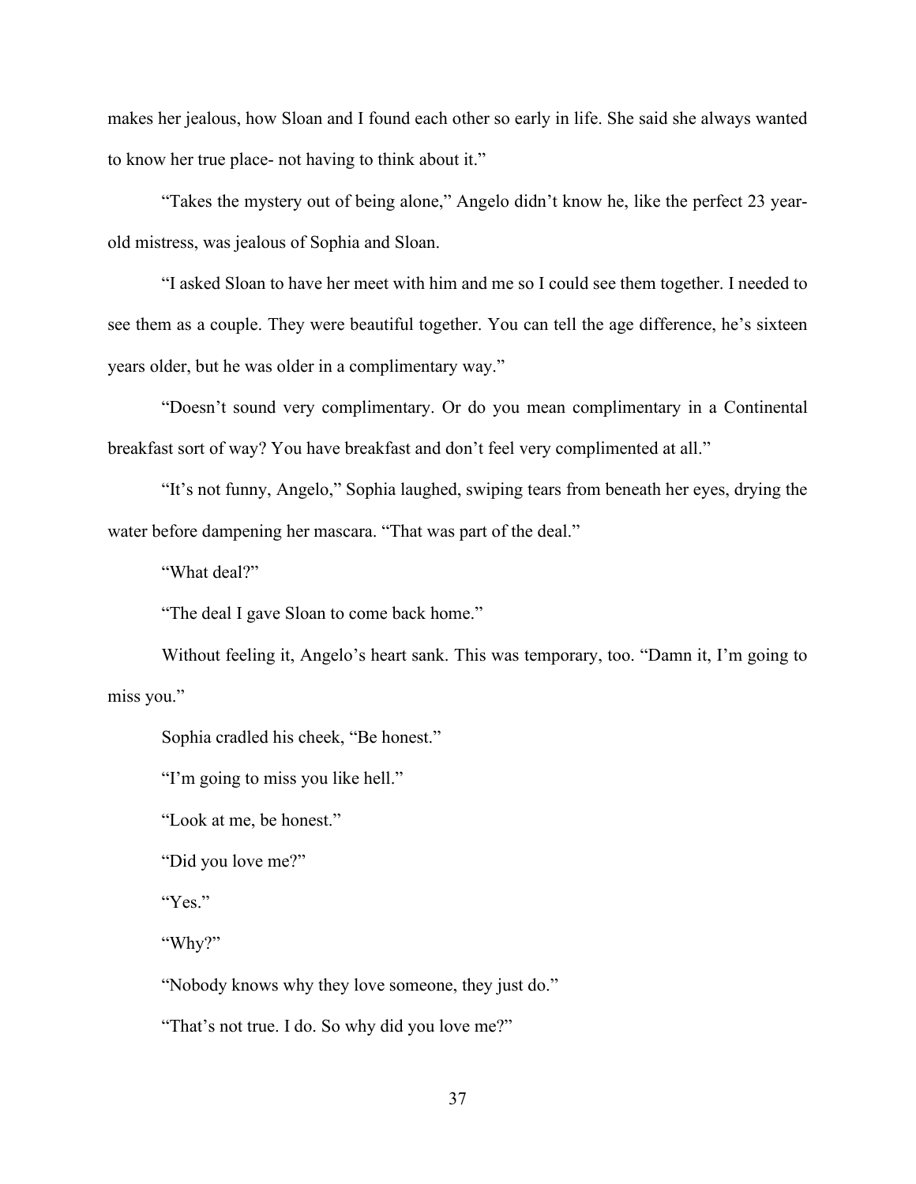makes her jealous, how Sloan and I found each other so early in life. She said she always wanted to know her true place- not having to think about it."

"Takes the mystery out of being alone," Angelo didn't know he, like the perfect 23 year-old mistress, was jealous of Sophia and Sloan.

"I asked Sloan to have her meet with him and me so I could see them together. I needed to see them as a couple. They were beautiful together. You can tell the age difference, he's sixteen years older, but he was older in a complimentary way."

"Doesn't sound very complimentary. Or do you mean complimentary in a Continental breakfast sort of way? You have breakfast and don't feel very complimented at all."

"It's not funny, Angelo," Sophia laughed, swiping tears from beneath her eyes, drying the water before dampening her mascara. "That was part of the deal."

"What deal?"

"The deal I gave Sloan to come back home."

Without feeling it, Angelo's heart sank. This was temporary, too. "Damn it, I'm going to miss you."

Sophia cradled his cheek, "Be honest."

"I'm going to miss you like hell."

"Look at me, be honest."

"Did you love me?"

"Yes."

"Why?"

"Nobody knows why they love someone, they just do."

"That's not true. I do. So why did you love me?"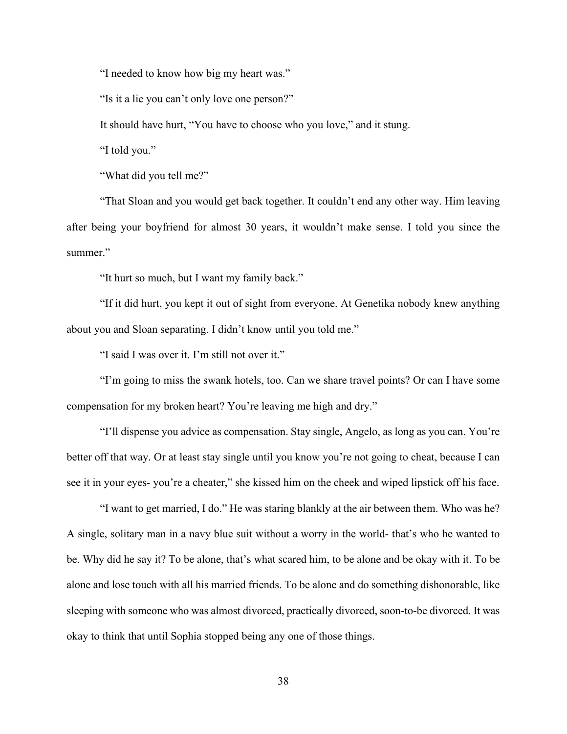"I needed to know how big my heart was."

"Is it a lie you can't only love one person?"

It should have hurt, "You have to choose who you love," and it stung.

"I told you."

"What did you tell me?"

"That Sloan and you would get back together. It couldn't end any other way. Him leaving after being your boyfriend for almost 30 years, it wouldn't make sense. I told you since the summer."

"It hurt so much, but I want my family back."

"If it did hurt, you kept it out of sight from everyone. At Genetika nobody knew anything about you and Sloan separating. I didn't know until you told me."

"I said I was over it. I'm still not over it."

"I'm going to miss the swank hotels, too. Can we share travel points? Or can I have some compensation for my broken heart? You're leaving me high and dry."

"I'll dispense you advice as compensation. Stay single, Angelo, as long as you can. You're better off that way. Or at least stay single until you know you're not going to cheat, because I can see it in your eyes- you're a cheater," she kissed him on the cheek and wiped lipstick off his face.

"I want to get married, I do." He was staring blankly at the air between them. Who was he? A single, solitary man in a navy blue suit without a worry in the world- that's who he wanted to be. Why did he say it? To be alone, that's what scared him, to be alone and be okay with it. To be alone and lose touch with all his married friends. To be alone and do something dishonorable, like sleeping with someone who was almost divorced, practically divorced, soon-to-be divorced. It was okay to think that until Sophia stopped being any one of those things.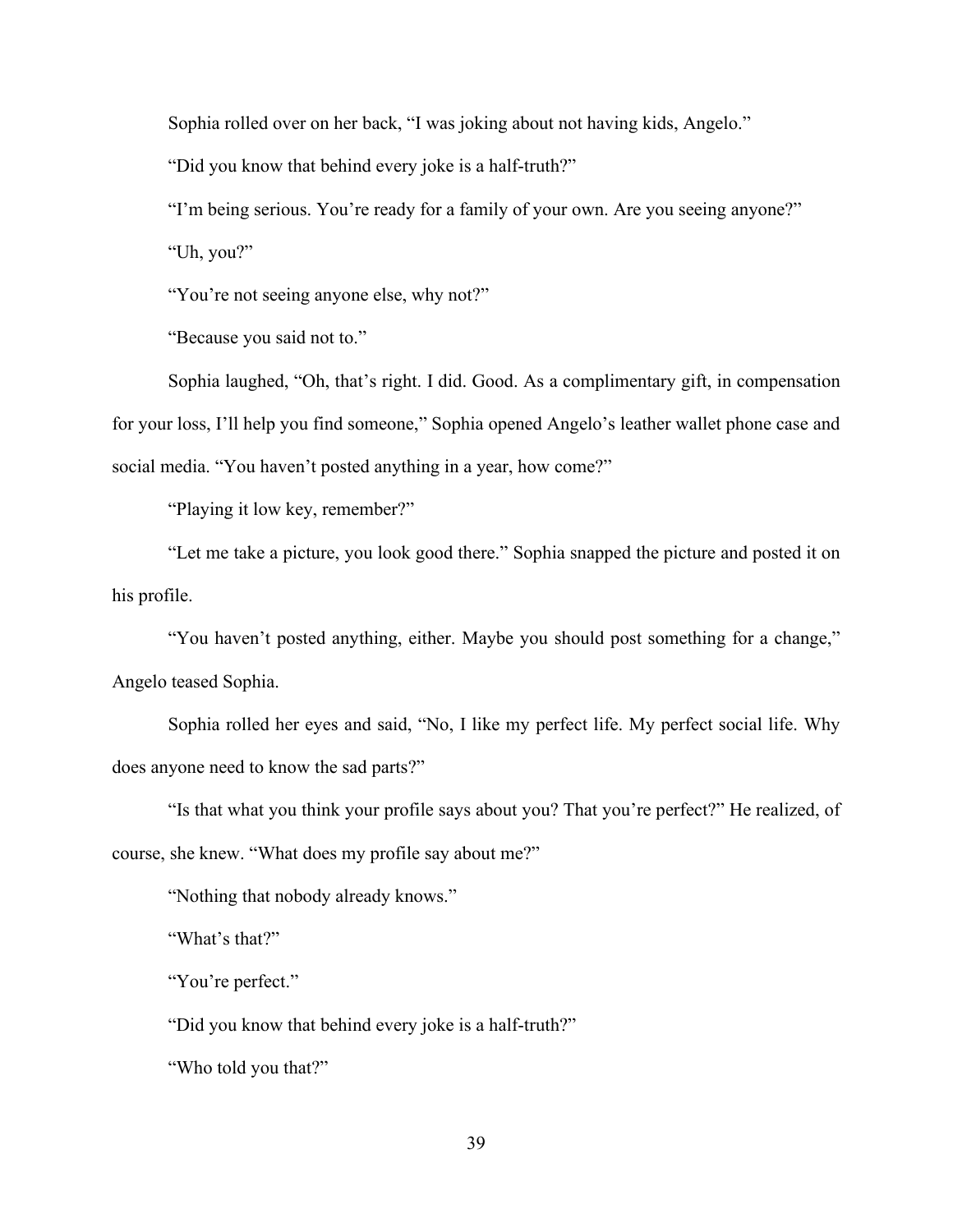Sophia rolled over on her back, “I was joking about not having kids, Angelo.”

“Did you know that behind every joke is a half-truth?”

“I’m being serious. You’re ready for a family of your own. Are you seeing anyone?”

“Uh, you?”

“You’re not seeing anyone else, why not?”

“Because you said not to.”

Sophia laughed, “Oh, that’s right. I did. Good. As a complimentary gift, in compensation for your loss, I’ll help you find someone,” Sophia opened Angelo’s leather wallet phone case and social media. “You haven’t posted anything in a year, how come?”

“Playing it low key, remember?”

“Let me take a picture, you look good there.” Sophia snapped the picture and posted it on his profile.

“You haven’t posted anything, either. Maybe you should post something for a change,” Angelo teased Sophia.

Sophia rolled her eyes and said, “No, I like my perfect life. My perfect social life. Why does anyone need to know the sad parts?”

“Is that what you think your profile says about you? That you’re perfect?” He realized, of course, she knew. “What does my profile say about me?”

“Nothing that nobody already knows.”

“What’s that?”

“You’re perfect.”

“Did you know that behind every joke is a half-truth?”

“Who told you that?”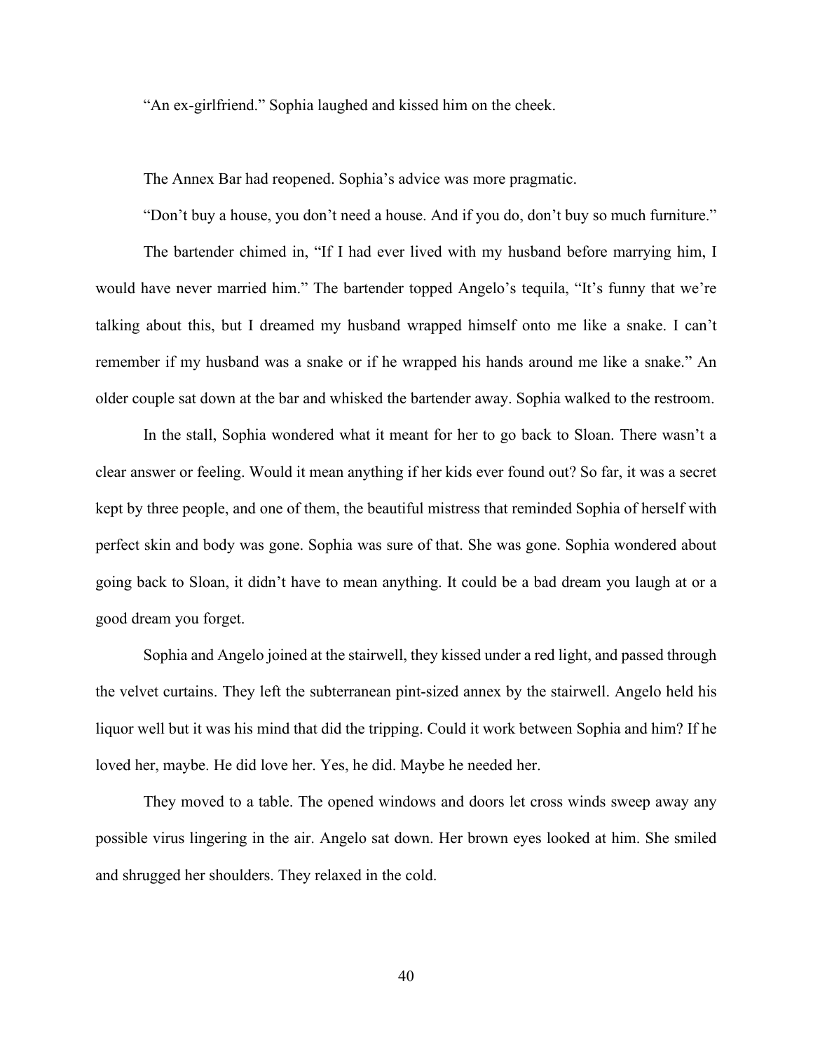"An ex-girlfriend." Sophia laughed and kissed him on the cheek.

The Annex Bar had reopened. Sophia's advice was more pragmatic.

"Don't buy a house, you don't need a house. And if you do, don't buy so much furniture."

The bartender chimed in, "If I had ever lived with my husband before marrying him, I would have never married him." The bartender topped Angelo's tequila, "It's funny that we're talking about this, but I dreamed my husband wrapped himself onto me like a snake. I can't remember if my husband was a snake or if he wrapped his hands around me like a snake." An older couple sat down at the bar and whisked the bartender away. Sophia walked to the restroom.

In the stall, Sophia wondered what it meant for her to go back to Sloan. There wasn't a clear answer or feeling. Would it mean anything if her kids ever found out? So far, it was a secret kept by three people, and one of them, the beautiful mistress that reminded Sophia of herself with perfect skin and body was gone. Sophia was sure of that. She was gone. Sophia wondered about going back to Sloan, it didn't have to mean anything. It could be a bad dream you laugh at or a good dream you forget.

Sophia and Angelo joined at the stairwell, they kissed under a red light, and passed through the velvet curtains. They left the subterranean pint-sized annex by the stairwell. Angelo held his liquor well but it was his mind that did the tripping. Could it work between Sophia and him? If he loved her, maybe. He did love her. Yes, he did. Maybe he needed her.

They moved to a table. The opened windows and doors let cross winds sweep away any possible virus lingering in the air. Angelo sat down. Her brown eyes looked at him. She smiled and shrugged her shoulders. They relaxed in the cold.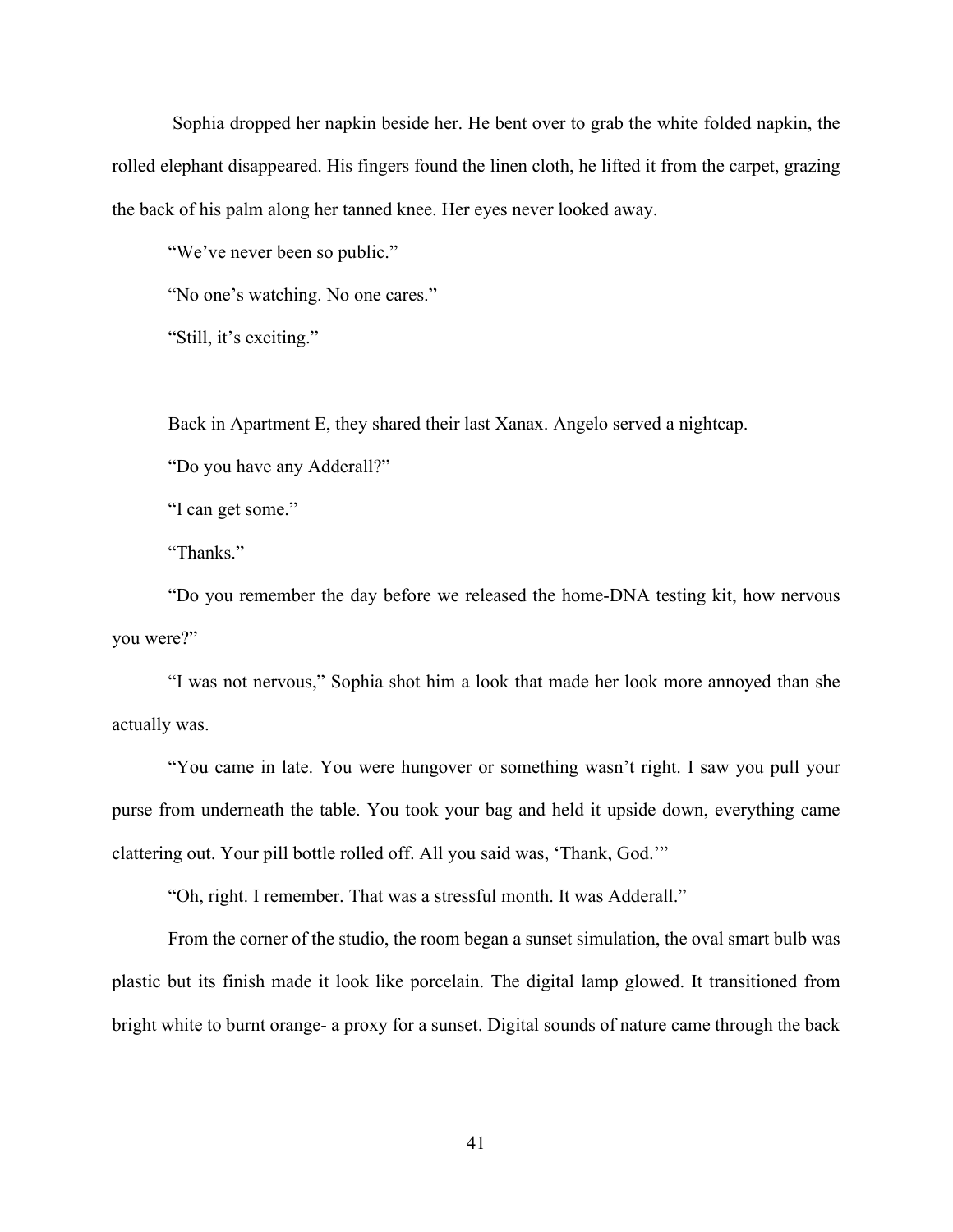Sophia dropped her napkin beside her. He bent over to grab the white folded napkin, the rolled elephant disappeared. His fingers found the linen cloth, he lifted it from the carpet, grazing the back of his palm along her tanned knee. Her eyes never looked away.

"We've never been so public."

"No one's watching. No one cares."

"Still, it's exciting."

Back in Apartment E, they shared their last Xanax. Angelo served a nightcap.

"Do you have any Adderall?"

"I can get some."

"Thanks."

"Do you remember the day before we released the home-DNA testing kit, how nervous you were?"

"I was not nervous," Sophia shot him a look that made her look more annoyed than she actually was.

"You came in late. You were hungover or something wasn't right. I saw you pull your purse from underneath the table. You took your bag and held it upside down, everything came clattering out. Your pill bottle rolled off. All you said was, 'Thank, God.'"

"Oh, right. I remember. That was a stressful month. It was Adderall."

From the corner of the studio, the room began a sunset simulation, the oval smart bulb was plastic but its finish made it look like porcelain. The digital lamp glowed. It transitioned from bright white to burnt orange- a proxy for a sunset. Digital sounds of nature came through the back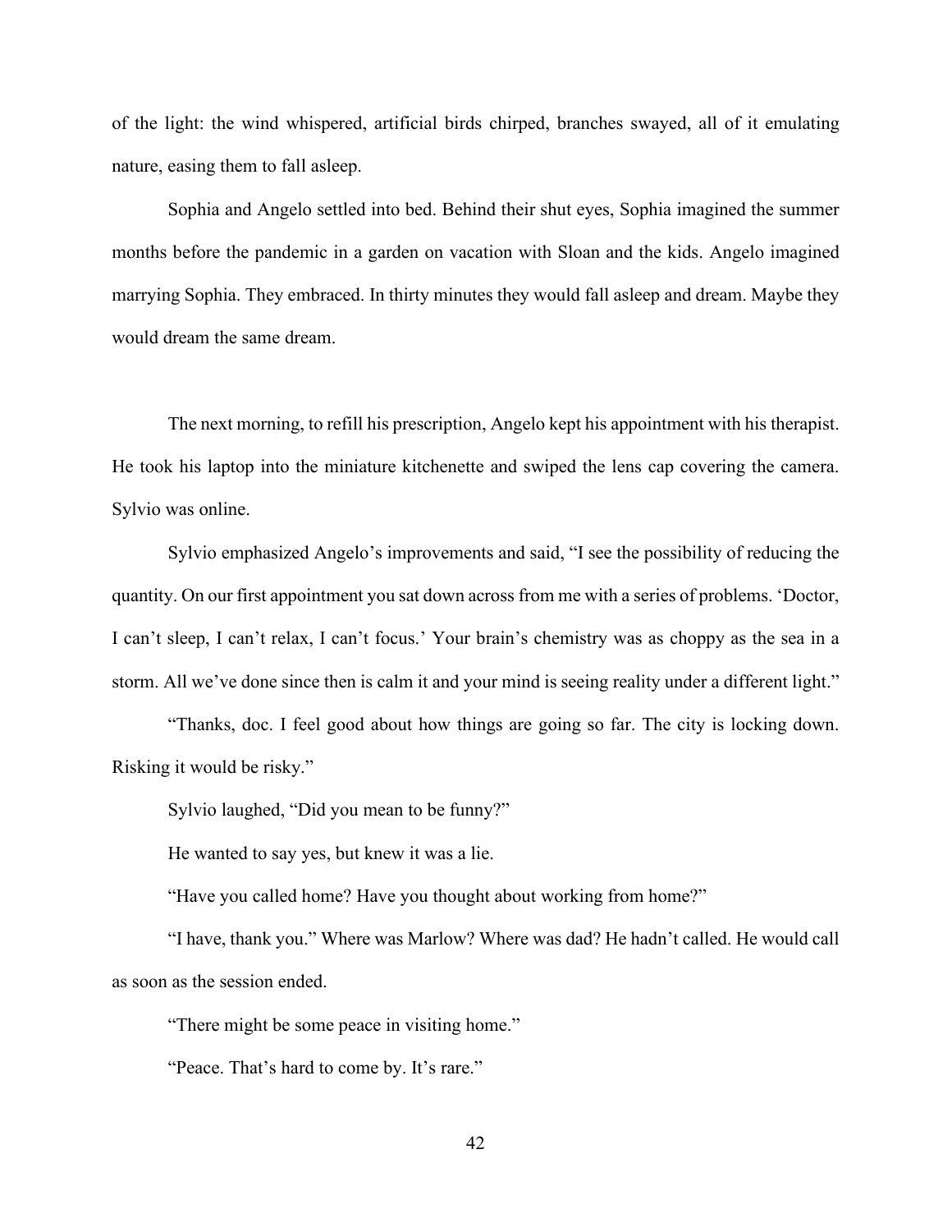of the light: the wind whispered, artificial birds chirped, branches swayed, all of it emulating nature, easing them to fall asleep.

Sophia and Angelo settled into bed. Behind their shut eyes, Sophia imagined the summer months before the pandemic in a garden on vacation with Sloan and the kids. Angelo imagined marrying Sophia. They embraced. In thirty minutes they would fall asleep and dream. Maybe they would dream the same dream.

The next morning, to refill his prescription, Angelo kept his appointment with his therapist. He took his laptop into the miniature kitchenette and swiped the lens cap covering the camera. Sylvio was online.

Sylvio emphasized Angelo's improvements and said, "I see the possibility of reducing the quantity. On our first appointment you sat down across from me with a series of problems. 'Doctor, I can't sleep, I can't relax, I can't focus.' Your brain's chemistry was as choppy as the sea in a storm. All we've done since then is calm it and your mind is seeing reality under a different light."

"Thanks, doc. I feel good about how things are going so far. The city is locking down. Risking it would be risky."

Sylvio laughed, "Did you mean to be funny?"

He wanted to say yes, but knew it was a lie.

"Have you called home? Have you thought about working from home?"

"I have, thank you." Where was Marlow? Where was dad? He hadn't called. He would call as soon as the session ended.

"There might be some peace in visiting home."

"Peace. That's hard to come by. It's rare."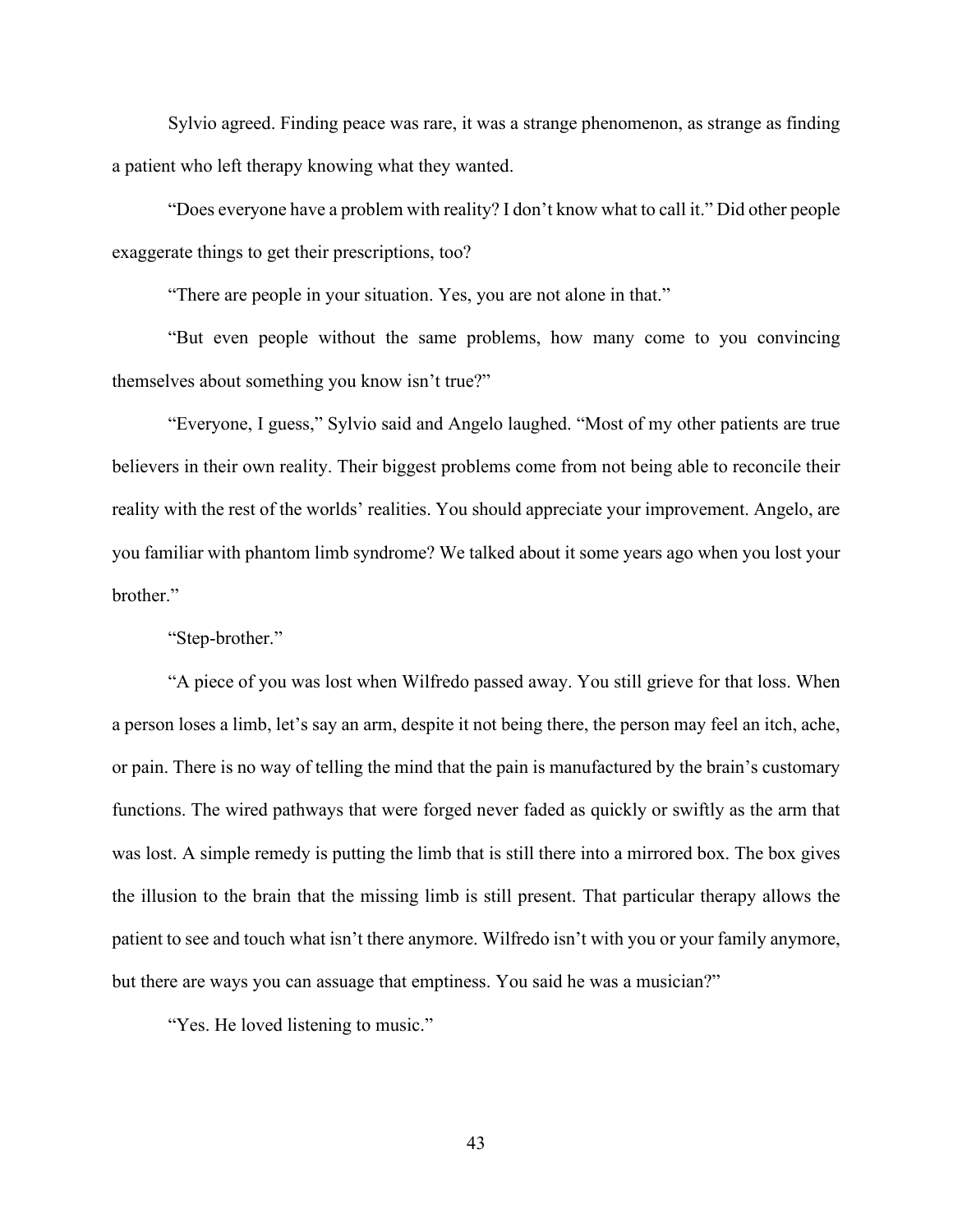Sylvio agreed. Finding peace was rare, it was a strange phenomenon, as strange as finding a patient who left therapy knowing what they wanted.

"Does everyone have a problem with reality? I don't know what to call it." Did other people exaggerate things to get their prescriptions, too?

"There are people in your situation. Yes, you are not alone in that."

"But even people without the same problems, how many come to you convincing themselves about something you know isn't true?"

"Everyone, I guess," Sylvio said and Angelo laughed. "Most of my other patients are true believers in their own reality. Their biggest problems come from not being able to reconcile their reality with the rest of the worlds' realities. You should appreciate your improvement. Angelo, are you familiar with phantom limb syndrome? We talked about it some years ago when you lost your brother."

"Step-brother."

"A piece of you was lost when Wilfredo passed away. You still grieve for that loss. When a person loses a limb, let's say an arm, despite it not being there, the person may feel an itch, ache, or pain. There is no way of telling the mind that the pain is manufactured by the brain's customary functions. The wired pathways that were forged never faded as quickly or swiftly as the arm that was lost. A simple remedy is putting the limb that is still there into a mirrored box. The box gives the illusion to the brain that the missing limb is still present. That particular therapy allows the patient to see and touch what isn't there anymore. Wilfredo isn't with you or your family anymore, but there are ways you can assuage that emptiness. You said he was a musician?"

"Yes. He loved listening to music."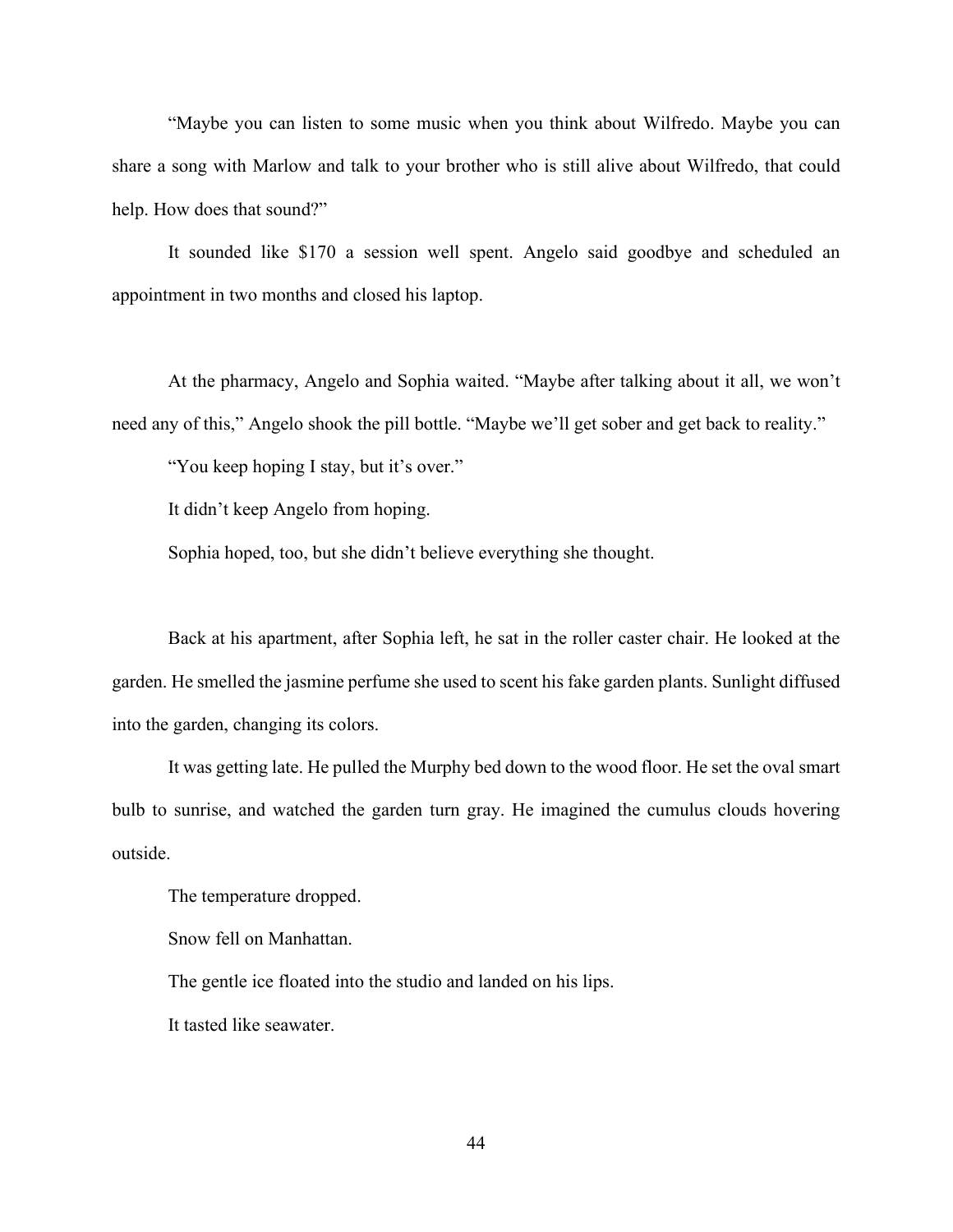"Maybe you can listen to some music when you think about Wilfredo. Maybe you can share a song with Marlow and talk to your brother who is still alive about Wilfredo, that could help. How does that sound?"

It sounded like $170 a session well spent. Angelo said goodbye and scheduled an appointment in two months and closed his laptop.

At the pharmacy, Angelo and Sophia waited. "Maybe after talking about it all, we won't need any of this," Angelo shook the pill bottle. "Maybe we'll get sober and get back to reality."

"You keep hoping I stay, but it's over."

It didn't keep Angelo from hoping.

Sophia hoped, too, but she didn't believe everything she thought.

Back at his apartment, after Sophia left, he sat in the roller caster chair. He looked at the garden. He smelled the jasmine perfume she used to scent his fake garden plants. Sunlight diffused into the garden, changing its colors.

It was getting late. He pulled the Murphy bed down to the wood floor. He set the oval smart bulb to sunrise, and watched the garden turn gray. He imagined the cumulus clouds hovering outside.

The temperature dropped.

Snow fell on Manhattan.

The gentle ice floated into the studio and landed on his lips.

It tasted like seawater.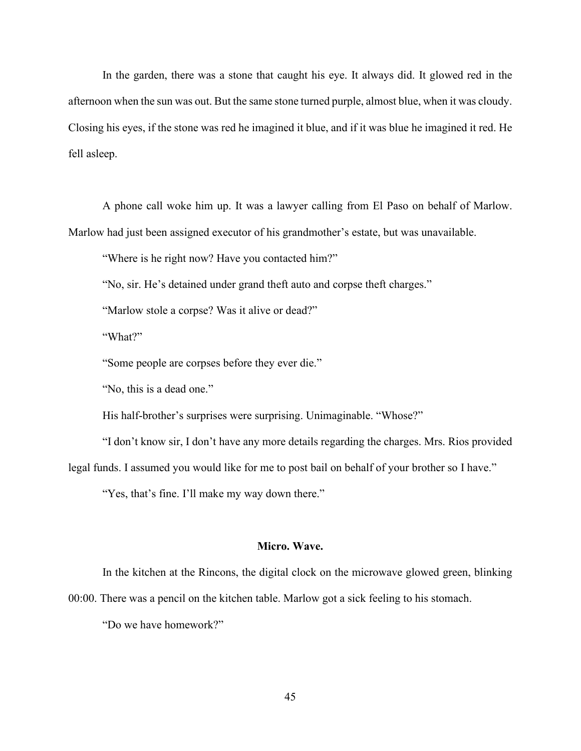In the garden, there was a stone that caught his eye. It always did. It glowed red in the afternoon when the sun was out. But the same stone turned purple, almost blue, when it was cloudy. Closing his eyes, if the stone was red he imagined it blue, and if it was blue he imagined it red. He fell asleep.

A phone call woke him up. It was a lawyer calling from El Paso on behalf of Marlow. Marlow had just been assigned executor of his grandmother's estate, but was unavailable.

"Where is he right now? Have you contacted him?"

"No, sir. He's detained under grand theft auto and corpse theft charges."

"Marlow stole a corpse? Was it alive or dead?"

"What?"

"Some people are corpses before they ever die."

"No, this is a dead one."

His half-brother's surprises were surprising. Unimaginable. "Whose?"

"I don't know sir, I don't have any more details regarding the charges. Mrs. Rios provided legal funds. I assumed you would like for me to post bail on behalf of your brother so I have."

"Yes, that's fine. I'll make my way down there."

**Micro. Wave.**

In the kitchen at the Rincons, the digital clock on the microwave glowed green, blinking 00:00. There was a pencil on the kitchen table. Marlow got a sick feeling to his stomach.

"Do we have homework?"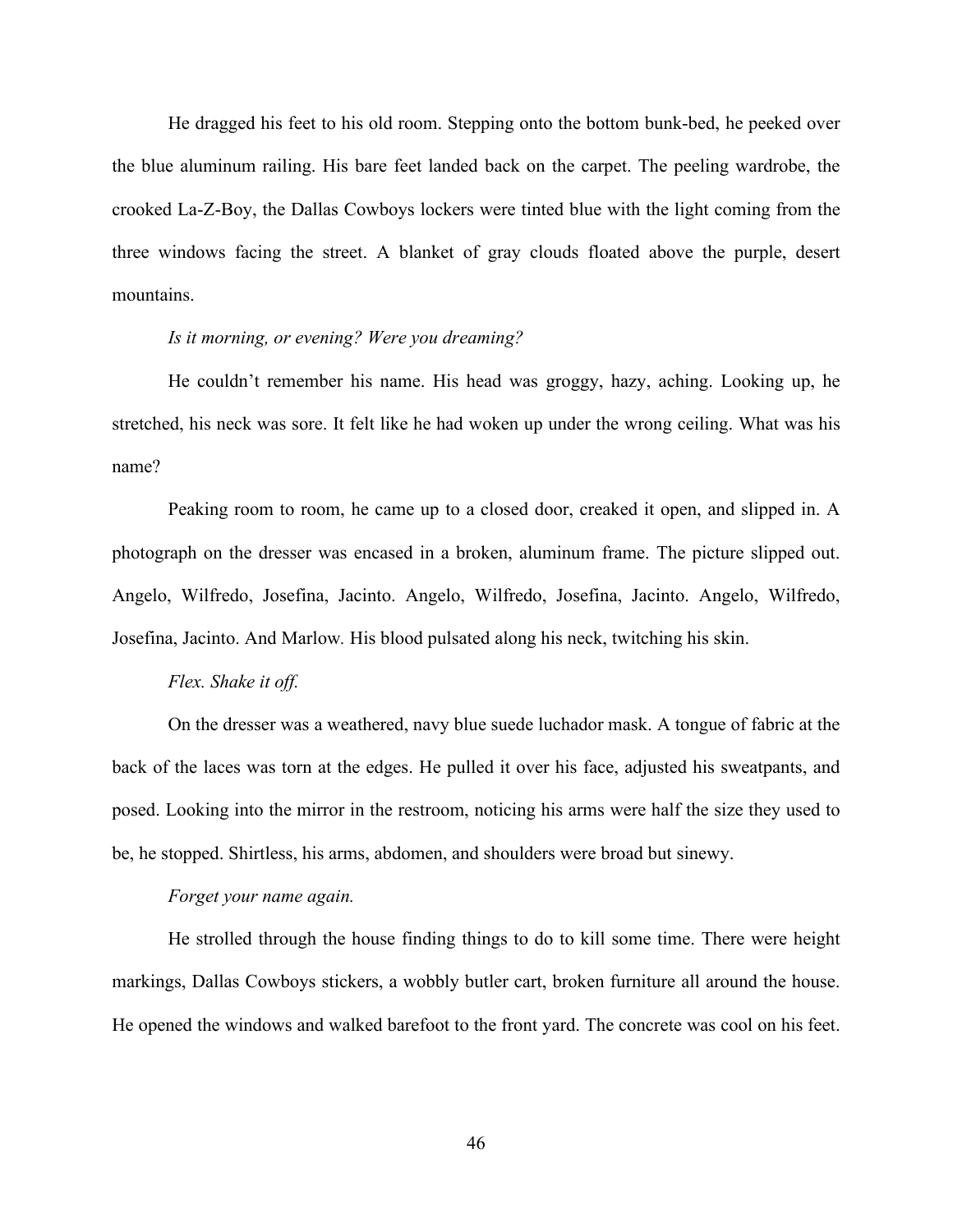He dragged his feet to his old room. Stepping onto the bottom bunk-bed, he peeked over the blue aluminum railing. His bare feet landed back on the carpet. The peeling wardrobe, the crooked La-Z-Boy, the Dallas Cowboys lockers were tinted blue with the light coming from the three windows facing the street. A blanket of gray clouds floated above the purple, desert mountains.

*Is it morning, or evening? Were you dreaming?*

He couldn't remember his name. His head was groggy, hazy, aching. Looking up, he stretched, his neck was sore. It felt like he had woken up under the wrong ceiling. What was his name?

Peaking room to room, he came up to a closed door, creaked it open, and slipped in. A photograph on the dresser was encased in a broken, aluminum frame. The picture slipped out. Angelo, Wilfredo, Josefina, Jacinto. Angelo, Wilfredo, Josefina, Jacinto. Angelo, Wilfredo, Josefina, Jacinto. And Marlow. His blood pulsated along his neck, twitching his skin.

*Flex. Shake it off.*

On the dresser was a weathered, navy blue suede luchador mask. A tongue of fabric at the back of the laces was torn at the edges. He pulled it over his face, adjusted his sweatpants, and posed. Looking into the mirror in the restroom, noticing his arms were half the size they used to be, he stopped. Shirtless, his arms, abdomen, and shoulders were broad but sinewy.

*Forget your name again.*

He strolled through the house finding things to do to kill some time. There were height markings, Dallas Cowboys stickers, a wobbly butler cart, broken furniture all around the house. He opened the windows and walked barefoot to the front yard. The concrete was cool on his feet.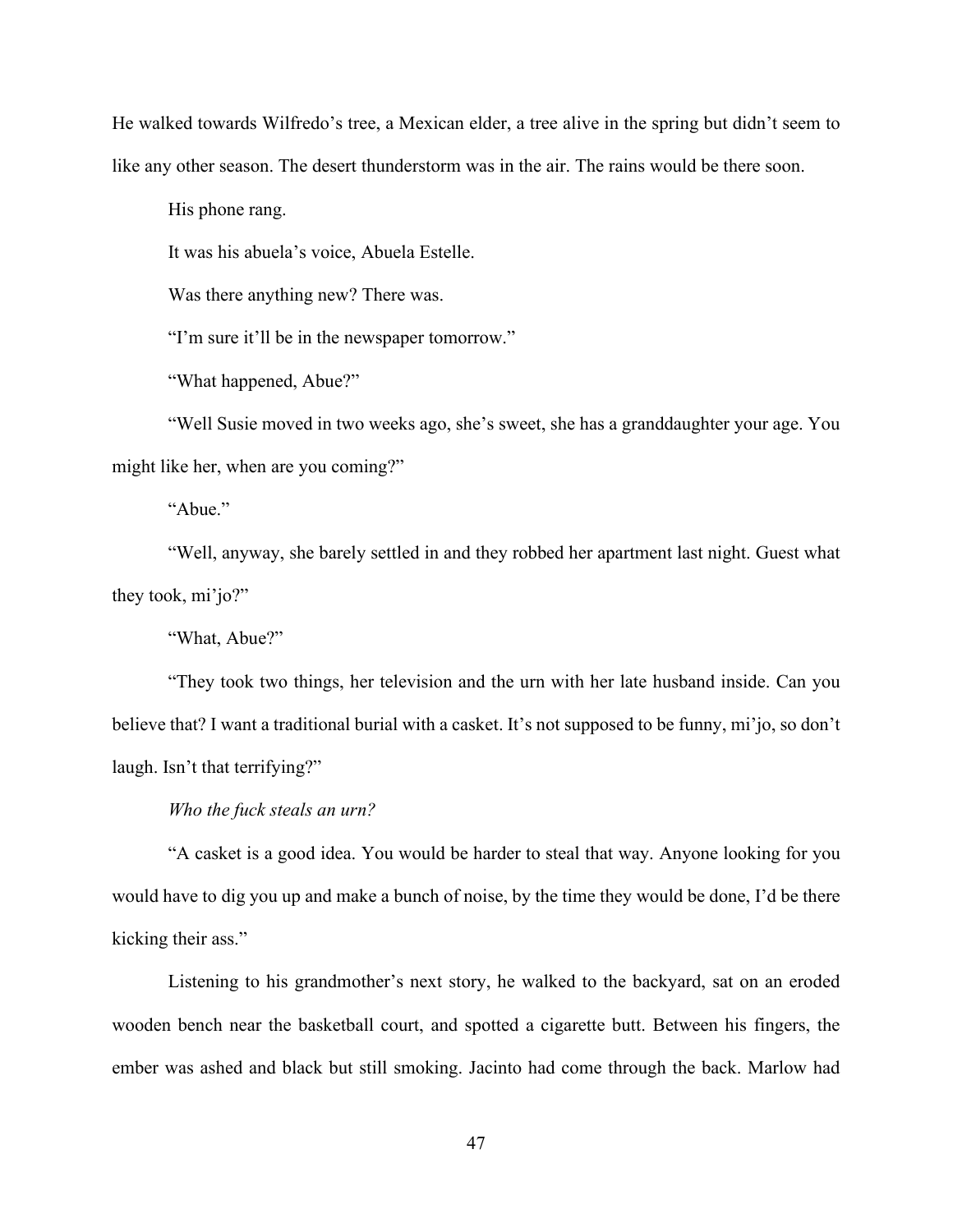He walked towards Wilfredo's tree, a Mexican elder, a tree alive in the spring but didn't seem to like any other season. The desert thunderstorm was in the air. The rains would be there soon.

His phone rang.

It was his abuela's voice, Abuela Estelle.

Was there anything new? There was.

"I'm sure it'll be in the newspaper tomorrow."

"What happened, Abue?"

"Well Susie moved in two weeks ago, she's sweet, she has a granddaughter your age. You might like her, when are you coming?"

"Abue."

"Well, anyway, she barely settled in and they robbed her apartment last night. Guest what they took, mi'jo?"

"What, Abue?"

"They took two things, her television and the urn with her late husband inside. Can you believe that? I want a traditional burial with a casket. It's not supposed to be funny, mi'jo, so don't laugh. Isn't that terrifying?"

*Who the fuck steals an urn?*

"A casket is a good idea. You would be harder to steal that way. Anyone looking for you would have to dig you up and make a bunch of noise, by the time they would be done, I'd be there kicking their ass."

Listening to his grandmother's next story, he walked to the backyard, sat on an eroded wooden bench near the basketball court, and spotted a cigarette butt. Between his fingers, the ember was ashed and black but still smoking. Jacinto had come through the back. Marlow had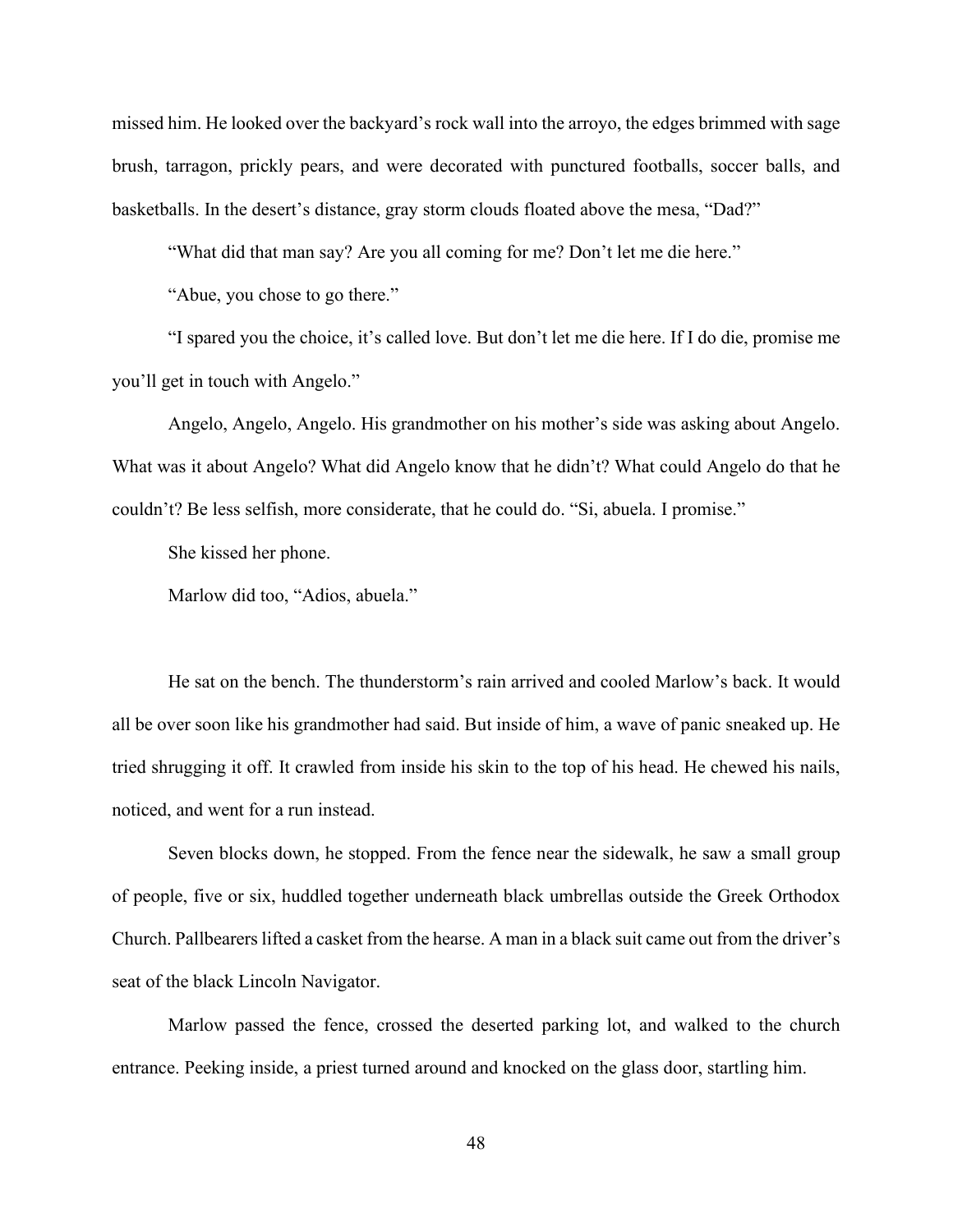missed him. He looked over the backyard's rock wall into the arroyo, the edges brimmed with sage brush, tarragon, prickly pears, and were decorated with punctured footballs, soccer balls, and basketballs. In the desert's distance, gray storm clouds floated above the mesa, "Dad?"

"What did that man say? Are you all coming for me? Don't let me die here."

"Abue, you chose to go there."

"I spared you the choice, it's called love. But don't let me die here. If I do die, promise me you'll get in touch with Angelo."

Angelo, Angelo, Angelo. His grandmother on his mother's side was asking about Angelo. What was it about Angelo? What did Angelo know that he didn't? What could Angelo do that he couldn't? Be less selfish, more considerate, that he could do. "Si, abuela. I promise."

She kissed her phone.

Marlow did too, "Adios, abuela."

He sat on the bench. The thunderstorm's rain arrived and cooled Marlow's back. It would all be over soon like his grandmother had said. But inside of him, a wave of panic sneaked up. He tried shrugging it off. It crawled from inside his skin to the top of his head. He chewed his nails, noticed, and went for a run instead.

Seven blocks down, he stopped. From the fence near the sidewalk, he saw a small group of people, five or six, huddled together underneath black umbrellas outside the Greek Orthodox Church. Pallbearers lifted a casket from the hearse. A man in a black suit came out from the driver's seat of the black Lincoln Navigator.

Marlow passed the fence, crossed the deserted parking lot, and walked to the church entrance. Peeking inside, a priest turned around and knocked on the glass door, startling him.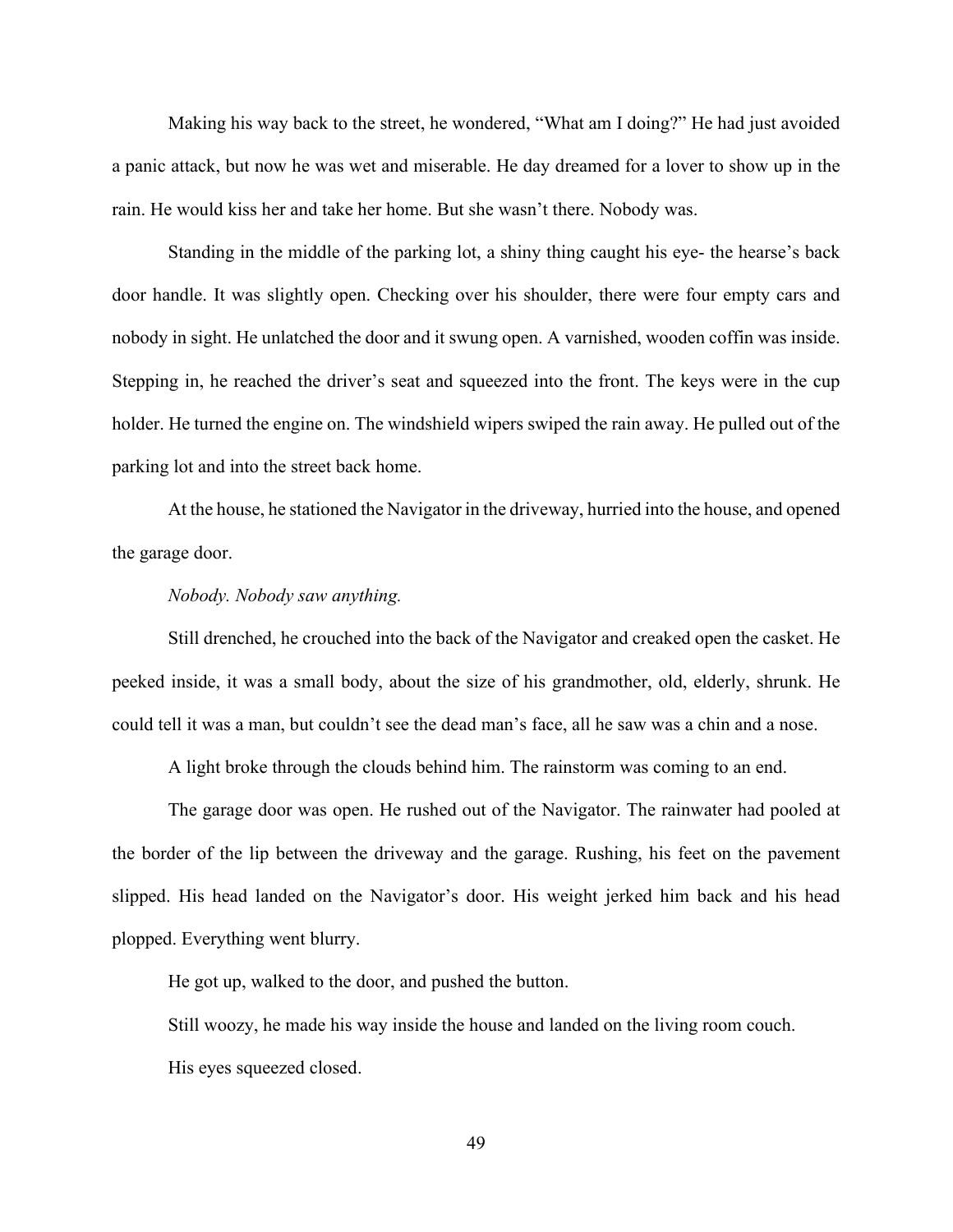Making his way back to the street, he wondered, "What am I doing?" He had just avoided a panic attack, but now he was wet and miserable. He day dreamed for a lover to show up in the rain. He would kiss her and take her home. But she wasn't there. Nobody was.

Standing in the middle of the parking lot, a shiny thing caught his eye- the hearse's back door handle. It was slightly open. Checking over his shoulder, there were four empty cars and nobody in sight. He unlatched the door and it swung open. A varnished, wooden coffin was inside. Stepping in, he reached the driver's seat and squeezed into the front. The keys were in the cup holder. He turned the engine on. The windshield wipers swiped the rain away. He pulled out of the parking lot and into the street back home.

At the house, he stationed the Navigator in the driveway, hurried into the house, and opened the garage door.

*Nobody. Nobody saw anything.*

Still drenched, he crouched into the back of the Navigator and creaked open the casket. He peeked inside, it was a small body, about the size of his grandmother, old, elderly, shrunk. He could tell it was a man, but couldn't see the dead man's face, all he saw was a chin and a nose.

A light broke through the clouds behind him. The rainstorm was coming to an end.

The garage door was open. He rushed out of the Navigator. The rainwater had pooled at the border of the lip between the driveway and the garage. Rushing, his feet on the pavement slipped. His head landed on the Navigator's door. His weight jerked him back and his head plopped. Everything went blurry.

He got up, walked to the door, and pushed the button.

Still woozy, he made his way inside the house and landed on the living room couch.

His eyes squeezed closed.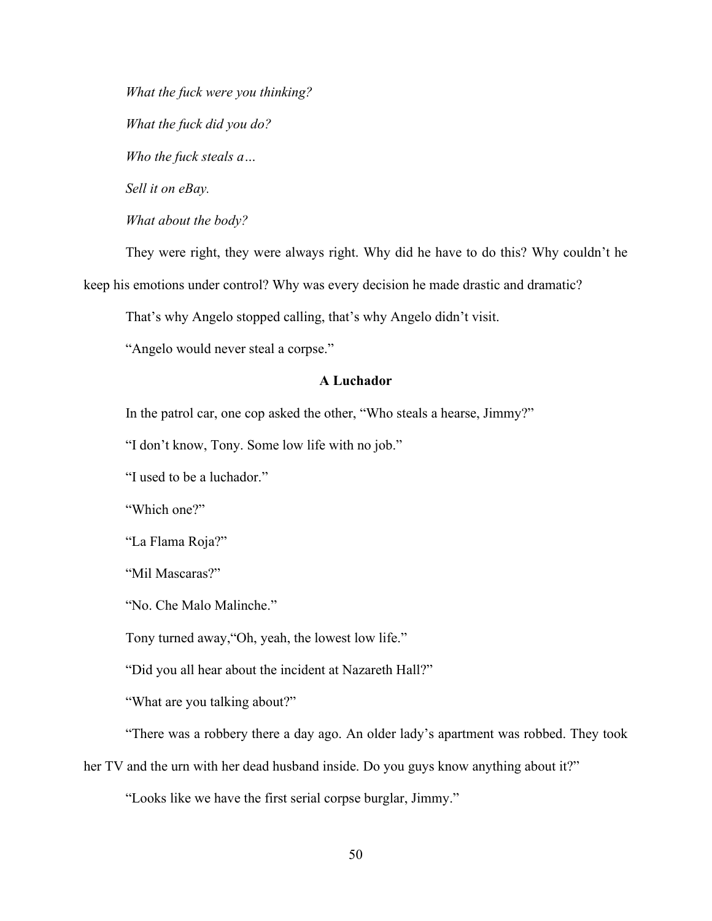*What the fuck were you thinking?*

*What the fuck did you do?*

*Who the fuck steals a…*

*Sell it on eBay.*

*What about the body?*

They were right, they were always right. Why did he have to do this? Why couldn't he keep his emotions under control? Why was every decision he made drastic and dramatic?

That's why Angelo stopped calling, that's why Angelo didn't visit.

"Angelo would never steal a corpse."

### A Luchador

In the patrol car, one cop asked the other, "Who steals a hearse, Jimmy?"

"I don't know, Tony. Some low life with no job."

"I used to be a luchador."

"Which one?"

"La Flama Roja?"

"Mil Mascaras?"

"No. Che Malo Malinche."

Tony turned away,"Oh, yeah, the lowest low life."

"Did you all hear about the incident at Nazareth Hall?"

"What are you talking about?"

"There was a robbery there a day ago. An older lady's apartment was robbed. They took her TV and the urn with her dead husband inside. Do you guys know anything about it?"

"Looks like we have the first serial corpse burglar, Jimmy."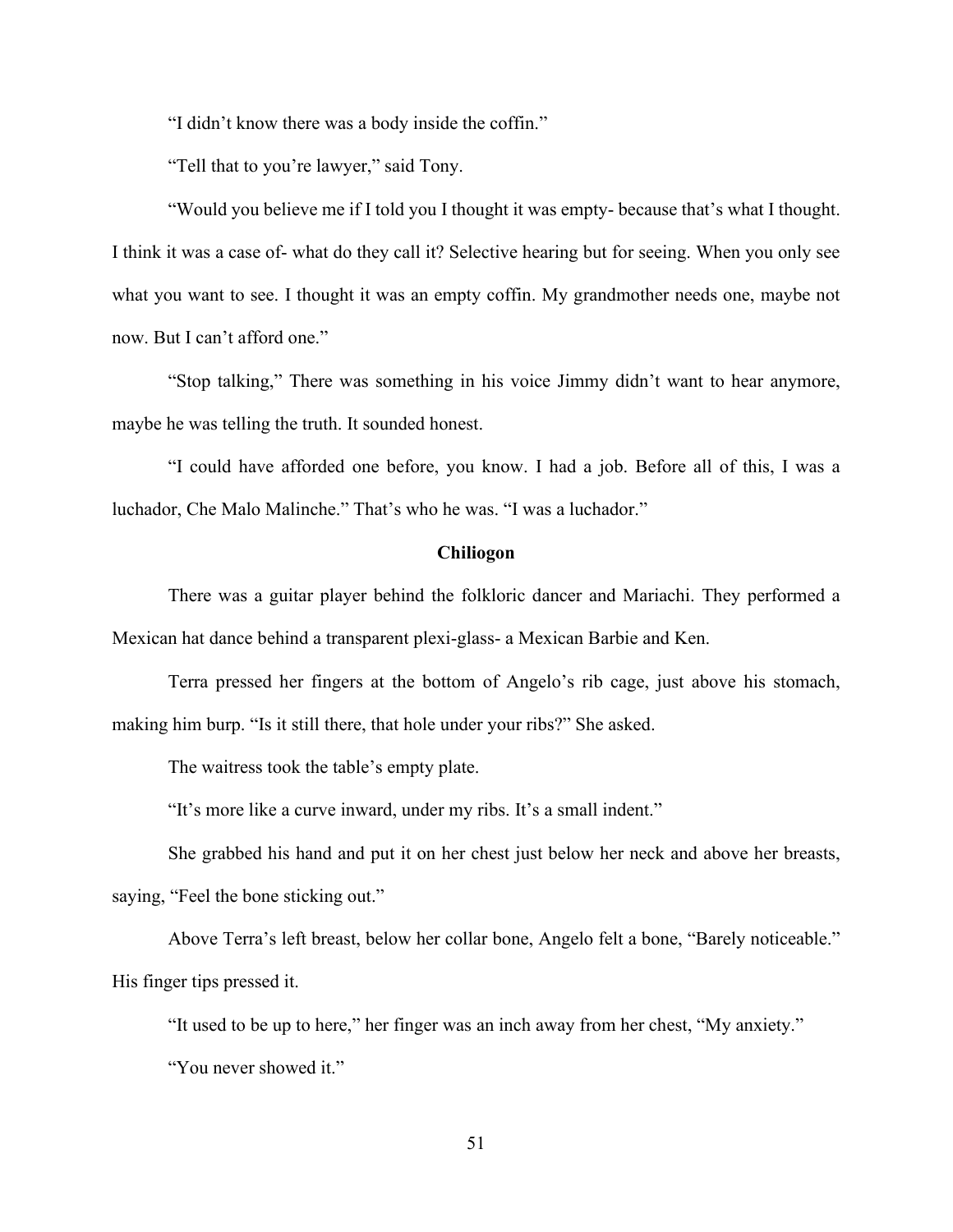"I didn't know there was a body inside the coffin."

"Tell that to you're lawyer," said Tony.

"Would you believe me if I told you I thought it was empty- because that's what I thought. I think it was a case of- what do they call it? Selective hearing but for seeing. When you only see what you want to see. I thought it was an empty coffin. My grandmother needs one, maybe not now. But I can't afford one."

"Stop talking," There was something in his voice Jimmy didn't want to hear anymore, maybe he was telling the truth. It sounded honest.

"I could have afforded one before, you know. I had a job. Before all of this, I was a luchador, Che Malo Malinche." That's who he was. "I was a luchador."

### Chiliogon

There was a guitar player behind the folkloric dancer and Mariachi. They performed a Mexican hat dance behind a transparent plexi-glass- a Mexican Barbie and Ken.

Terra pressed her fingers at the bottom of Angelo's rib cage, just above his stomach, making him burp. "Is it still there, that hole under your ribs?" She asked.

The waitress took the table's empty plate.

"It's more like a curve inward, under my ribs. It's a small indent."

She grabbed his hand and put it on her chest just below her neck and above her breasts, saying, "Feel the bone sticking out."

Above Terra's left breast, below her collar bone, Angelo felt a bone, "Barely noticeable." His finger tips pressed it.

"It used to be up to here," her finger was an inch away from her chest, "My anxiety."

"You never showed it."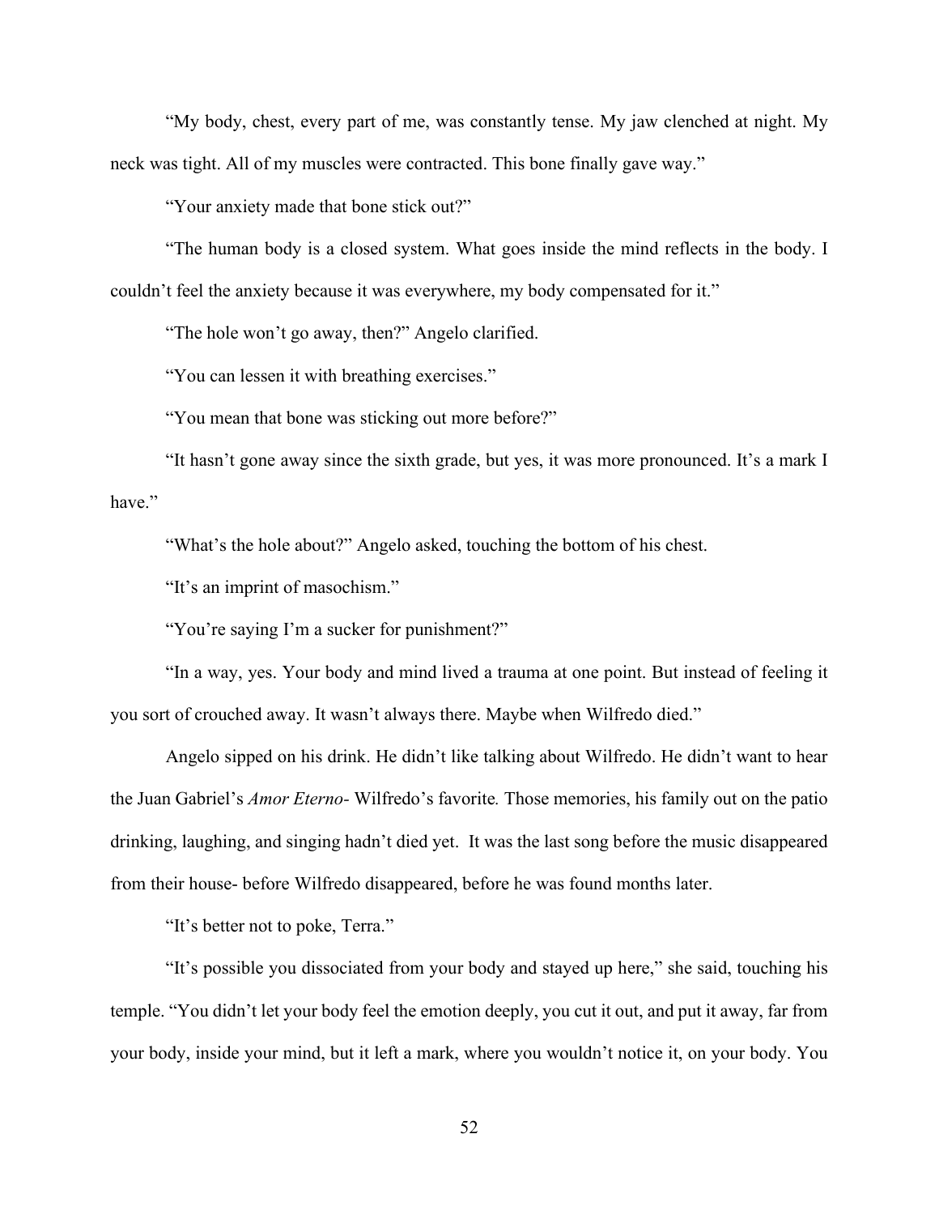"My body, chest, every part of me, was constantly tense. My jaw clenched at night. My neck was tight. All of my muscles were contracted. This bone finally gave way."

"Your anxiety made that bone stick out?"

"The human body is a closed system. What goes inside the mind reflects in the body. I couldn't feel the anxiety because it was everywhere, my body compensated for it."

"The hole won't go away, then?" Angelo clarified.

"You can lessen it with breathing exercises."

"You mean that bone was sticking out more before?"

"It hasn't gone away since the sixth grade, but yes, it was more pronounced. It's a mark I have."

"What's the hole about?" Angelo asked, touching the bottom of his chest.

"It's an imprint of masochism."

"You're saying I'm a sucker for punishment?"

"In a way, yes. Your body and mind lived a trauma at one point. But instead of feeling it you sort of crouched away. It wasn't always there. Maybe when Wilfredo died."

Angelo sipped on his drink. He didn't like talking about Wilfredo. He didn't want to hear the Juan Gabriel's *Amor Eterno*- Wilfredo's favorite*.* Those memories, his family out on the patio drinking, laughing, and singing hadn't died yet. It was the last song before the music disappeared from their house- before Wilfredo disappeared, before he was found months later.

"It's better not to poke, Terra."

"It's possible you dissociated from your body and stayed up here," she said, touching his temple. "You didn't let your body feel the emotion deeply, you cut it out, and put it away, far from your body, inside your mind, but it left a mark, where you wouldn't notice it, on your body. You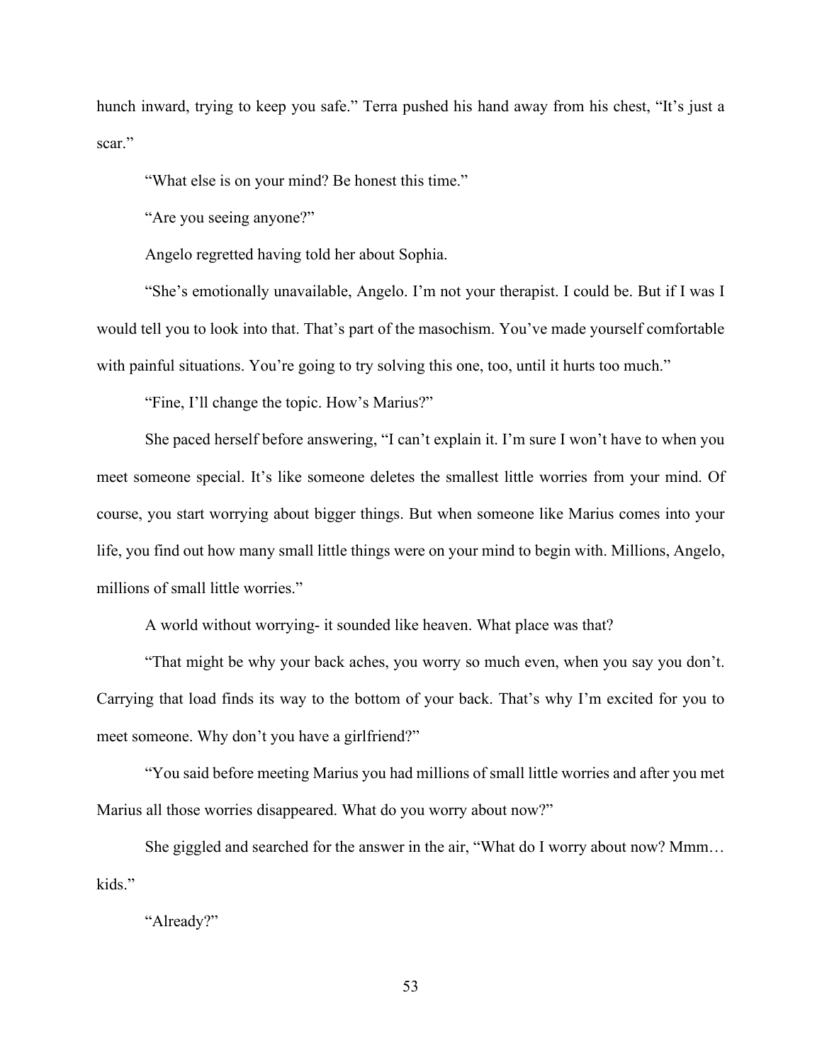hunch inward, trying to keep you safe." Terra pushed his hand away from his chest, "It's just a scar."

"What else is on your mind? Be honest this time."

"Are you seeing anyone?"

Angelo regretted having told her about Sophia.

"She's emotionally unavailable, Angelo. I'm not your therapist. I could be. But if I was I would tell you to look into that. That's part of the masochism. You've made yourself comfortable with painful situations. You're going to try solving this one, too, until it hurts too much."

"Fine, I'll change the topic. How's Marius?"

She paced herself before answering, "I can't explain it. I'm sure I won't have to when you meet someone special. It's like someone deletes the smallest little worries from your mind. Of course, you start worrying about bigger things. But when someone like Marius comes into your life, you find out how many small little things were on your mind to begin with. Millions, Angelo, millions of small little worries."

A world without worrying- it sounded like heaven. What place was that?

"That might be why your back aches, you worry so much even, when you say you don't. Carrying that load finds its way to the bottom of your back. That's why I'm excited for you to meet someone. Why don't you have a girlfriend?"

"You said before meeting Marius you had millions of small little worries and after you met Marius all those worries disappeared. What do you worry about now?"

She giggled and searched for the answer in the air, "What do I worry about now? Mmm… kids."

"Already?"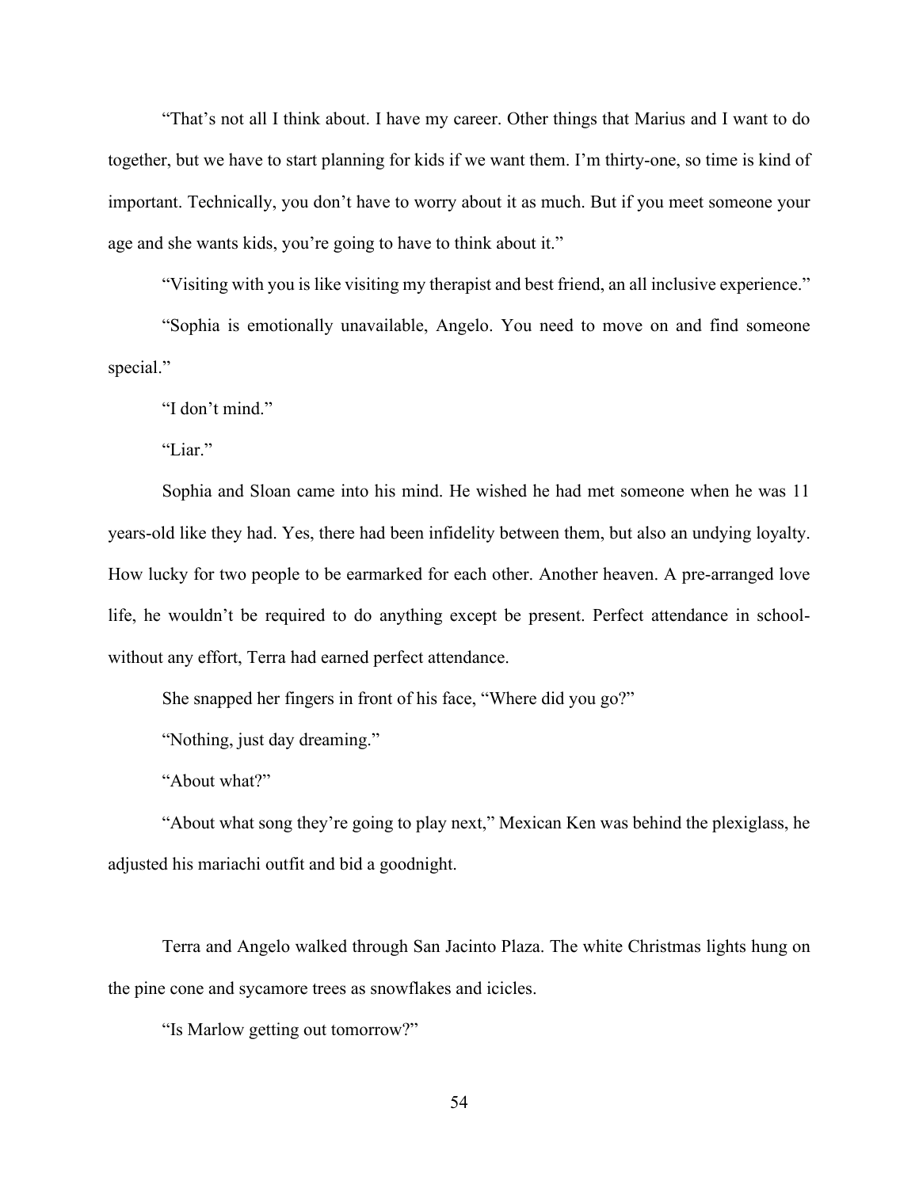"That's not all I think about. I have my career. Other things that Marius and I want to do together, but we have to start planning for kids if we want them. I'm thirty-one, so time is kind of important. Technically, you don't have to worry about it as much. But if you meet someone your age and she wants kids, you're going to have to think about it."

"Visiting with you is like visiting my therapist and best friend, an all inclusive experience."

"Sophia is emotionally unavailable, Angelo. You need to move on and find someone special."

"I don't mind."

"Liar."

Sophia and Sloan came into his mind. He wished he had met someone when he was 11 years-old like they had. Yes, there had been infidelity between them, but also an undying loyalty. How lucky for two people to be earmarked for each other. Another heaven. A pre-arranged love life, he wouldn't be required to do anything except be present. Perfect attendance in school-without any effort, Terra had earned perfect attendance.

She snapped her fingers in front of his face, "Where did you go?"

"Nothing, just day dreaming."

"About what?"

"About what song they're going to play next," Mexican Ken was behind the plexiglass, he adjusted his mariachi outfit and bid a goodnight.

Terra and Angelo walked through San Jacinto Plaza. The white Christmas lights hung on the pine cone and sycamore trees as snowflakes and icicles.

"Is Marlow getting out tomorrow?"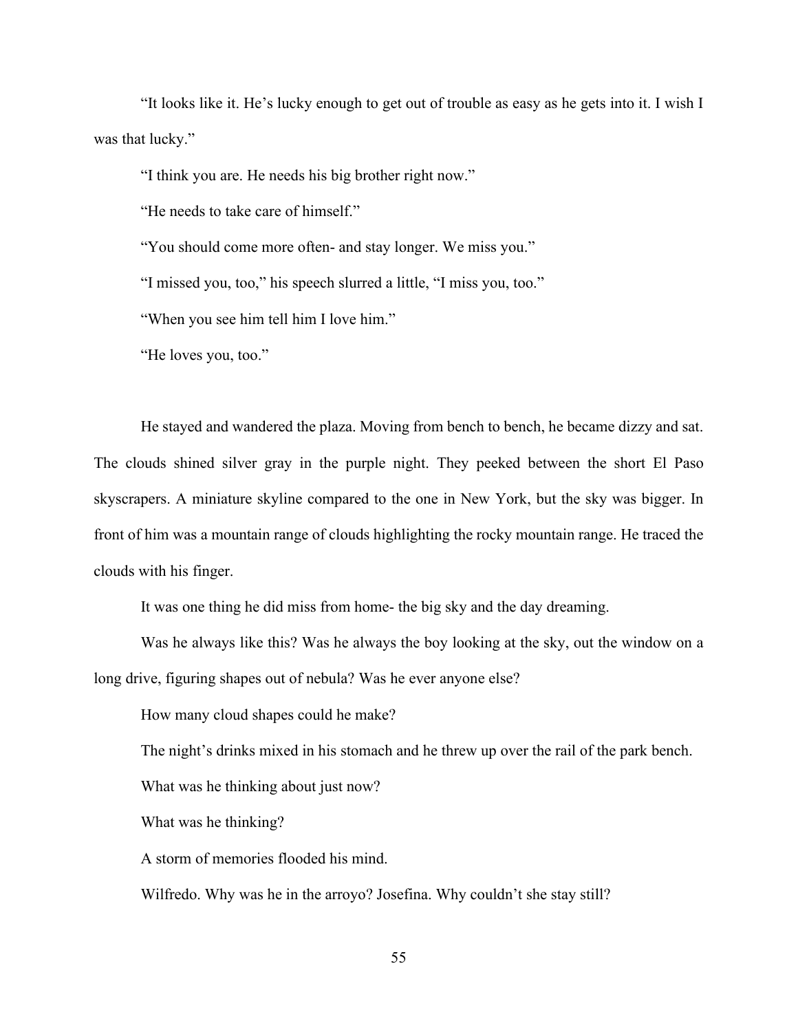"It looks like it. He's lucky enough to get out of trouble as easy as he gets into it. I wish I was that lucky."

"I think you are. He needs his big brother right now."

"He needs to take care of himself."

"You should come more often- and stay longer. We miss you."

"I missed you, too," his speech slurred a little, "I miss you, too."

"When you see him tell him I love him."

"He loves you, too."

He stayed and wandered the plaza. Moving from bench to bench, he became dizzy and sat. The clouds shined silver gray in the purple night. They peeked between the short El Paso skyscrapers. A miniature skyline compared to the one in New York, but the sky was bigger. In front of him was a mountain range of clouds highlighting the rocky mountain range. He traced the clouds with his finger.

It was one thing he did miss from home- the big sky and the day dreaming.

Was he always like this? Was he always the boy looking at the sky, out the window on a long drive, figuring shapes out of nebula? Was he ever anyone else?

How many cloud shapes could he make?

The night's drinks mixed in his stomach and he threw up over the rail of the park bench.

What was he thinking about just now?

What was he thinking?

A storm of memories flooded his mind.

Wilfredo. Why was he in the arroyo? Josefina. Why couldn't she stay still?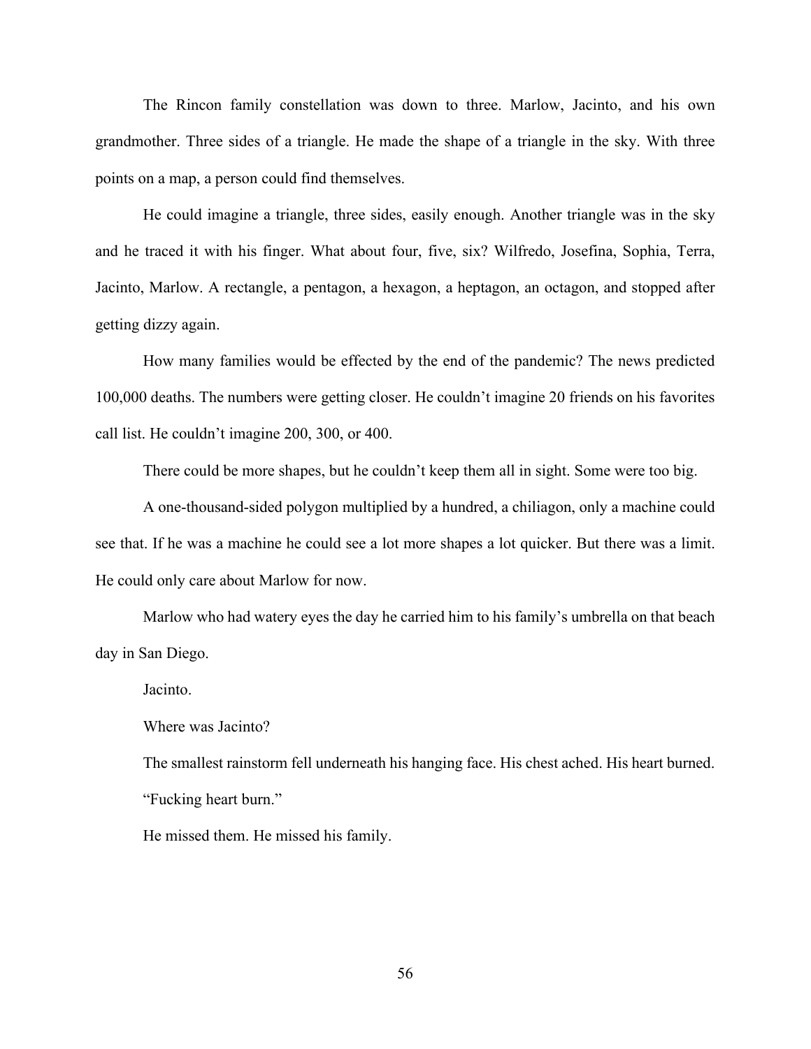The Rincon family constellation was down to three. Marlow, Jacinto, and his own grandmother. Three sides of a triangle. He made the shape of a triangle in the sky. With three points on a map, a person could find themselves.

He could imagine a triangle, three sides, easily enough. Another triangle was in the sky and he traced it with his finger. What about four, five, six? Wilfredo, Josefina, Sophia, Terra, Jacinto, Marlow. A rectangle, a pentagon, a hexagon, a heptagon, an octagon, and stopped after getting dizzy again.

How many families would be effected by the end of the pandemic? The news predicted 100,000 deaths. The numbers were getting closer. He couldn't imagine 20 friends on his favorites call list. He couldn't imagine 200, 300, or 400.

There could be more shapes, but he couldn't keep them all in sight. Some were too big.

A one-thousand-sided polygon multiplied by a hundred, a chiliagon, only a machine could see that. If he was a machine he could see a lot more shapes a lot quicker. But there was a limit. He could only care about Marlow for now.

Marlow who had watery eyes the day he carried him to his family's umbrella on that beach day in San Diego.

Jacinto.

Where was Jacinto?

The smallest rainstorm fell underneath his hanging face. His chest ached. His heart burned.

"Fucking heart burn."

He missed them. He missed his family.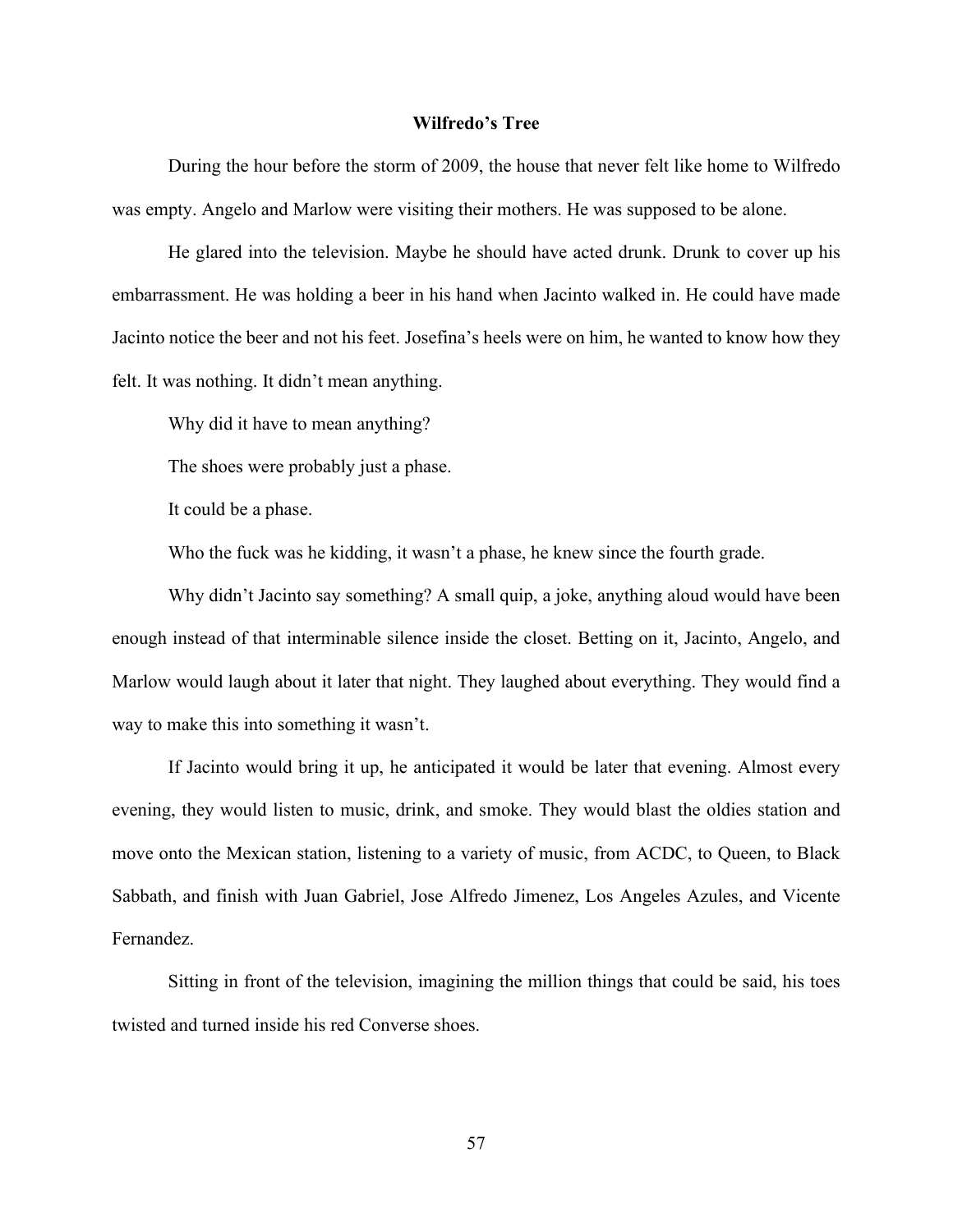## Wilfredo's Tree

During the hour before the storm of 2009, the house that never felt like home to Wilfredo was empty. Angelo and Marlow were visiting their mothers. He was supposed to be alone.

He glared into the television. Maybe he should have acted drunk. Drunk to cover up his embarrassment. He was holding a beer in his hand when Jacinto walked in. He could have made Jacinto notice the beer and not his feet. Josefina's heels were on him, he wanted to know how they felt. It was nothing. It didn't mean anything.

Why did it have to mean anything?

The shoes were probably just a phase.

It could be a phase.

Who the fuck was he kidding, it wasn't a phase, he knew since the fourth grade.

Why didn't Jacinto say something? A small quip, a joke, anything aloud would have been enough instead of that interminable silence inside the closet. Betting on it, Jacinto, Angelo, and Marlow would laugh about it later that night. They laughed about everything. They would find a way to make this into something it wasn't.

If Jacinto would bring it up, he anticipated it would be later that evening. Almost every evening, they would listen to music, drink, and smoke. They would blast the oldies station and move onto the Mexican station, listening to a variety of music, from ACDC, to Queen, to Black Sabbath, and finish with Juan Gabriel, Jose Alfredo Jimenez, Los Angeles Azules, and Vicente Fernandez.

Sitting in front of the television, imagining the million things that could be said, his toes twisted and turned inside his red Converse shoes.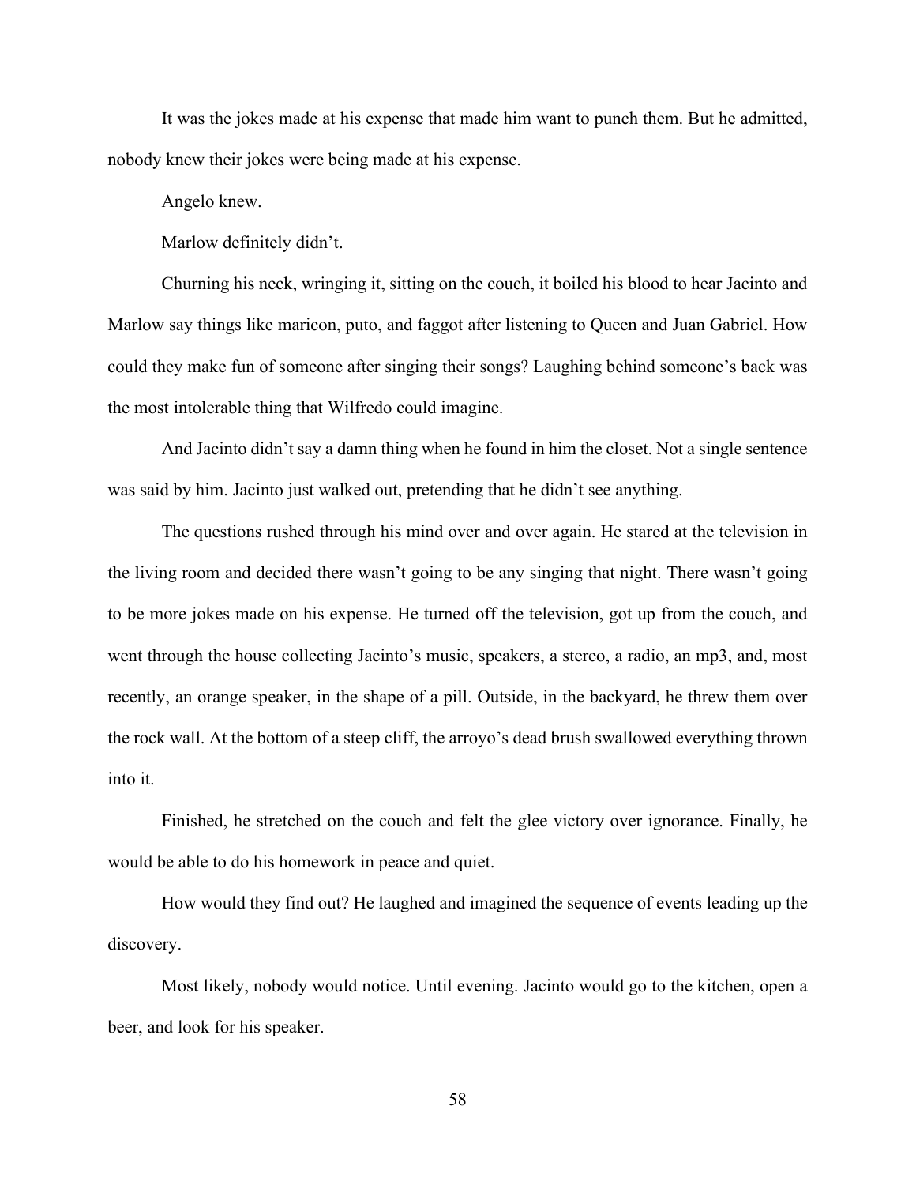It was the jokes made at his expense that made him want to punch them. But he admitted, nobody knew their jokes were being made at his expense.

Angelo knew.

Marlow definitely didn't.

Churning his neck, wringing it, sitting on the couch, it boiled his blood to hear Jacinto and Marlow say things like maricon, puto, and faggot after listening to Queen and Juan Gabriel. How could they make fun of someone after singing their songs? Laughing behind someone's back was the most intolerable thing that Wilfredo could imagine.

And Jacinto didn't say a damn thing when he found in him the closet. Not a single sentence was said by him. Jacinto just walked out, pretending that he didn't see anything.

The questions rushed through his mind over and over again. He stared at the television in the living room and decided there wasn't going to be any singing that night. There wasn't going to be more jokes made on his expense. He turned off the television, got up from the couch, and went through the house collecting Jacinto's music, speakers, a stereo, a radio, an mp3, and, most recently, an orange speaker, in the shape of a pill. Outside, in the backyard, he threw them over the rock wall. At the bottom of a steep cliff, the arroyo's dead brush swallowed everything thrown into it.

Finished, he stretched on the couch and felt the glee victory over ignorance. Finally, he would be able to do his homework in peace and quiet.

How would they find out? He laughed and imagined the sequence of events leading up the discovery.

Most likely, nobody would notice. Until evening. Jacinto would go to the kitchen, open a beer, and look for his speaker.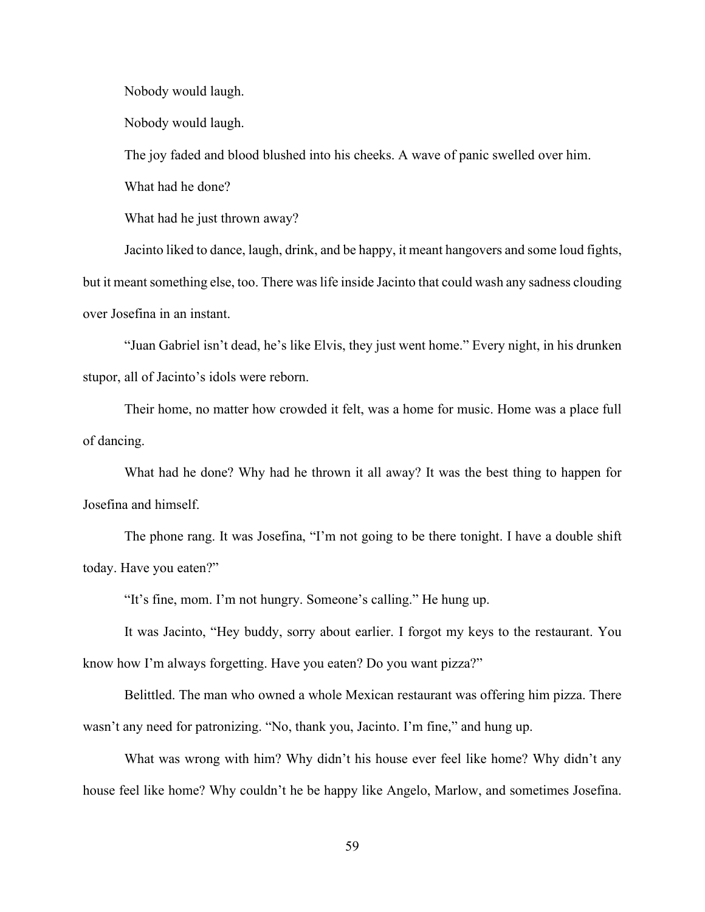Nobody would laugh.

Nobody would laugh.

The joy faded and blood blushed into his cheeks. A wave of panic swelled over him.

What had he done?

What had he just thrown away?

Jacinto liked to dance, laugh, drink, and be happy, it meant hangovers and some loud fights, but it meant something else, too. There was life inside Jacinto that could wash any sadness clouding over Josefina in an instant.

"Juan Gabriel isn't dead, he's like Elvis, they just went home." Every night, in his drunken stupor, all of Jacinto's idols were reborn.

Their home, no matter how crowded it felt, was a home for music. Home was a place full of dancing.

What had he done? Why had he thrown it all away? It was the best thing to happen for Josefina and himself.

The phone rang. It was Josefina, "I'm not going to be there tonight. I have a double shift today. Have you eaten?"

"It's fine, mom. I'm not hungry. Someone's calling." He hung up.

It was Jacinto, "Hey buddy, sorry about earlier. I forgot my keys to the restaurant. You know how I'm always forgetting. Have you eaten? Do you want pizza?"

Belittled. The man who owned a whole Mexican restaurant was offering him pizza. There wasn't any need for patronizing. "No, thank you, Jacinto. I'm fine," and hung up.

What was wrong with him? Why didn't his house ever feel like home? Why didn't any house feel like home? Why couldn't he be happy like Angelo, Marlow, and sometimes Josefina.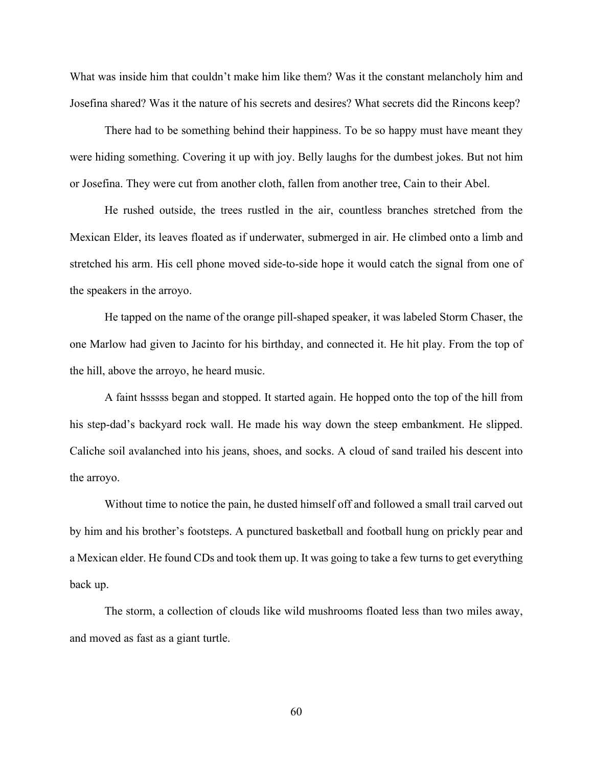What was inside him that couldn't make him like them? Was it the constant melancholy him and Josefina shared? Was it the nature of his secrets and desires? What secrets did the Rincons keep?

There had to be something behind their happiness. To be so happy must have meant they were hiding something. Covering it up with joy. Belly laughs for the dumbest jokes. But not him or Josefina. They were cut from another cloth, fallen from another tree, Cain to their Abel.

He rushed outside, the trees rustled in the air, countless branches stretched from the Mexican Elder, its leaves floated as if underwater, submerged in air. He climbed onto a limb and stretched his arm. His cell phone moved side-to-side hope it would catch the signal from one of the speakers in the arroyo.

He tapped on the name of the orange pill-shaped speaker, it was labeled Storm Chaser, the one Marlow had given to Jacinto for his birthday, and connected it. He hit play. From the top of the hill, above the arroyo, he heard music.

A faint hsssss began and stopped. It started again. He hopped onto the top of the hill from his step-dad's backyard rock wall. He made his way down the steep embankment. He slipped. Caliche soil avalanched into his jeans, shoes, and socks. A cloud of sand trailed his descent into the arroyo.

Without time to notice the pain, he dusted himself off and followed a small trail carved out by him and his brother's footsteps. A punctured basketball and football hung on prickly pear and a Mexican elder. He found CDs and took them up. It was going to take a few turns to get everything back up.

The storm, a collection of clouds like wild mushrooms floated less than two miles away, and moved as fast as a giant turtle.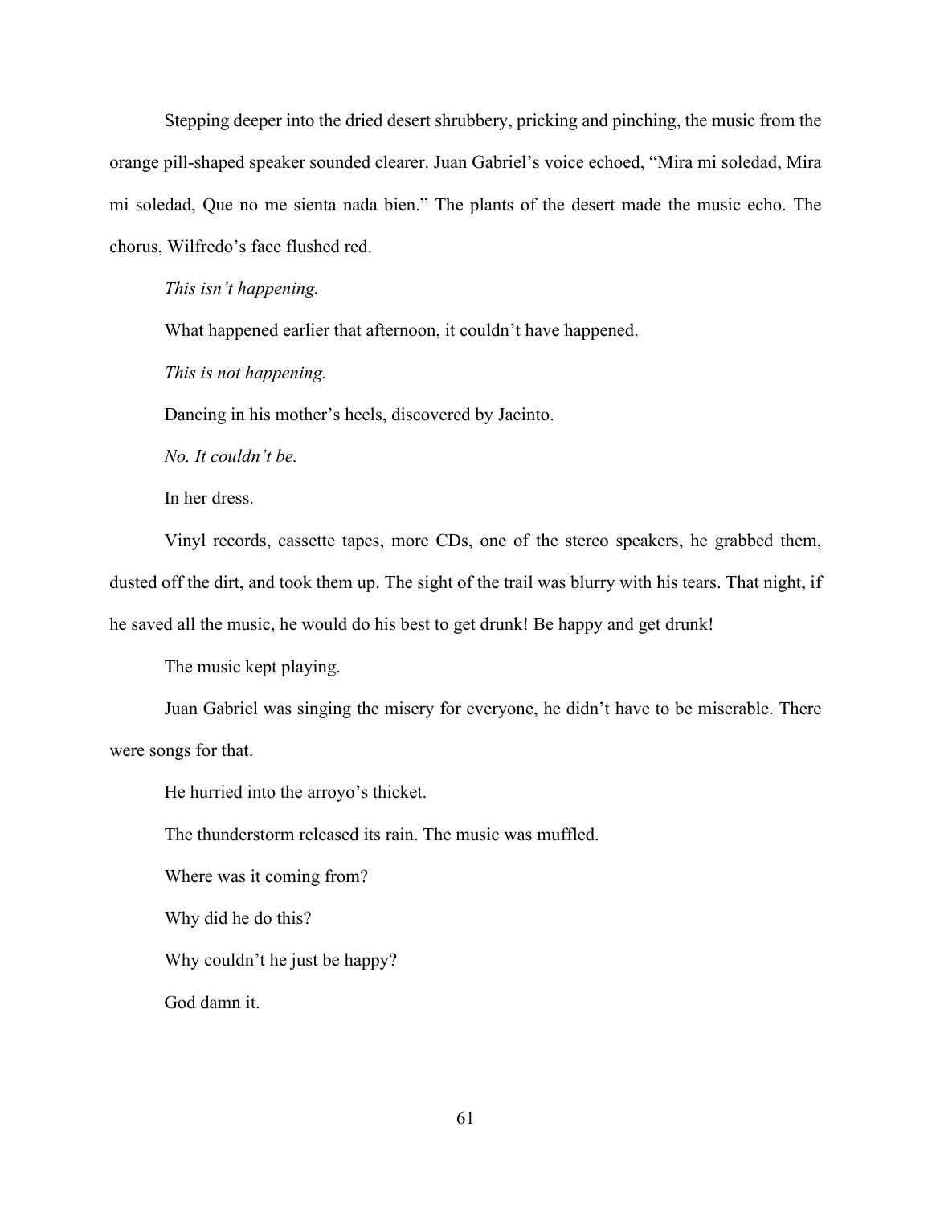Stepping deeper into the dried desert shrubbery, pricking and pinching, the music from the orange pill-shaped speaker sounded clearer. Juan Gabriel's voice echoed, "Mira mi soledad, Mira mi soledad, Que no me sienta nada bien." The plants of the desert made the music echo. The chorus, Wilfredo's face flushed red.

*This isn't happening.*

What happened earlier that afternoon, it couldn't have happened.

*This is not happening.*

Dancing in his mother's heels, discovered by Jacinto.

*No. It couldn't be.*

In her dress.

Vinyl records, cassette tapes, more CDs, one of the stereo speakers, he grabbed them, dusted off the dirt, and took them up. The sight of the trail was blurry with his tears. That night, if he saved all the music, he would do his best to get drunk! Be happy and get drunk!

The music kept playing.

Juan Gabriel was singing the misery for everyone, he didn't have to be miserable. There were songs for that.

He hurried into the arroyo's thicket.

The thunderstorm released its rain. The music was muffled.

Where was it coming from?

Why did he do this?

Why couldn't he just be happy?

God damn it.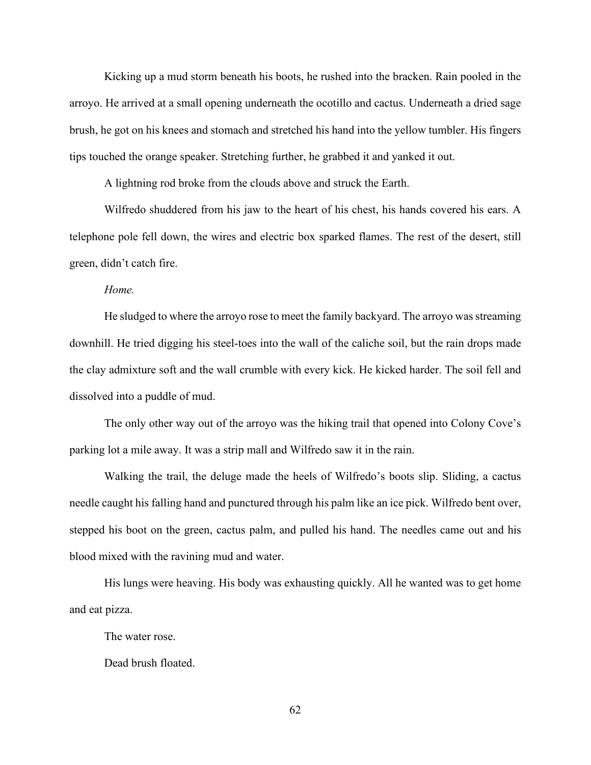Kicking up a mud storm beneath his boots, he rushed into the bracken. Rain pooled in the arroyo. He arrived at a small opening underneath the ocotillo and cactus. Underneath a dried sage brush, he got on his knees and stomach and stretched his hand into the yellow tumbler. His fingers tips touched the orange speaker. Stretching further, he grabbed it and yanked it out.

A lightning rod broke from the clouds above and struck the Earth.

Wilfredo shuddered from his jaw to the heart of his chest, his hands covered his ears. A telephone pole fell down, the wires and electric box sparked flames. The rest of the desert, still green, didn't catch fire.

*Home.*

He sludged to where the arroyo rose to meet the family backyard. The arroyo was streaming downhill. He tried digging his steel-toes into the wall of the caliche soil, but the rain drops made the clay admixture soft and the wall crumble with every kick. He kicked harder. The soil fell and dissolved into a puddle of mud.

The only other way out of the arroyo was the hiking trail that opened into Colony Cove's parking lot a mile away. It was a strip mall and Wilfredo saw it in the rain.

Walking the trail, the deluge made the heels of Wilfredo's boots slip. Sliding, a cactus needle caught his falling hand and punctured through his palm like an ice pick. Wilfredo bent over, stepped his boot on the green, cactus palm, and pulled his hand. The needles came out and his blood mixed with the ravining mud and water.

His lungs were heaving. His body was exhausting quickly. All he wanted was to get home and eat pizza.

The water rose.

Dead brush floated.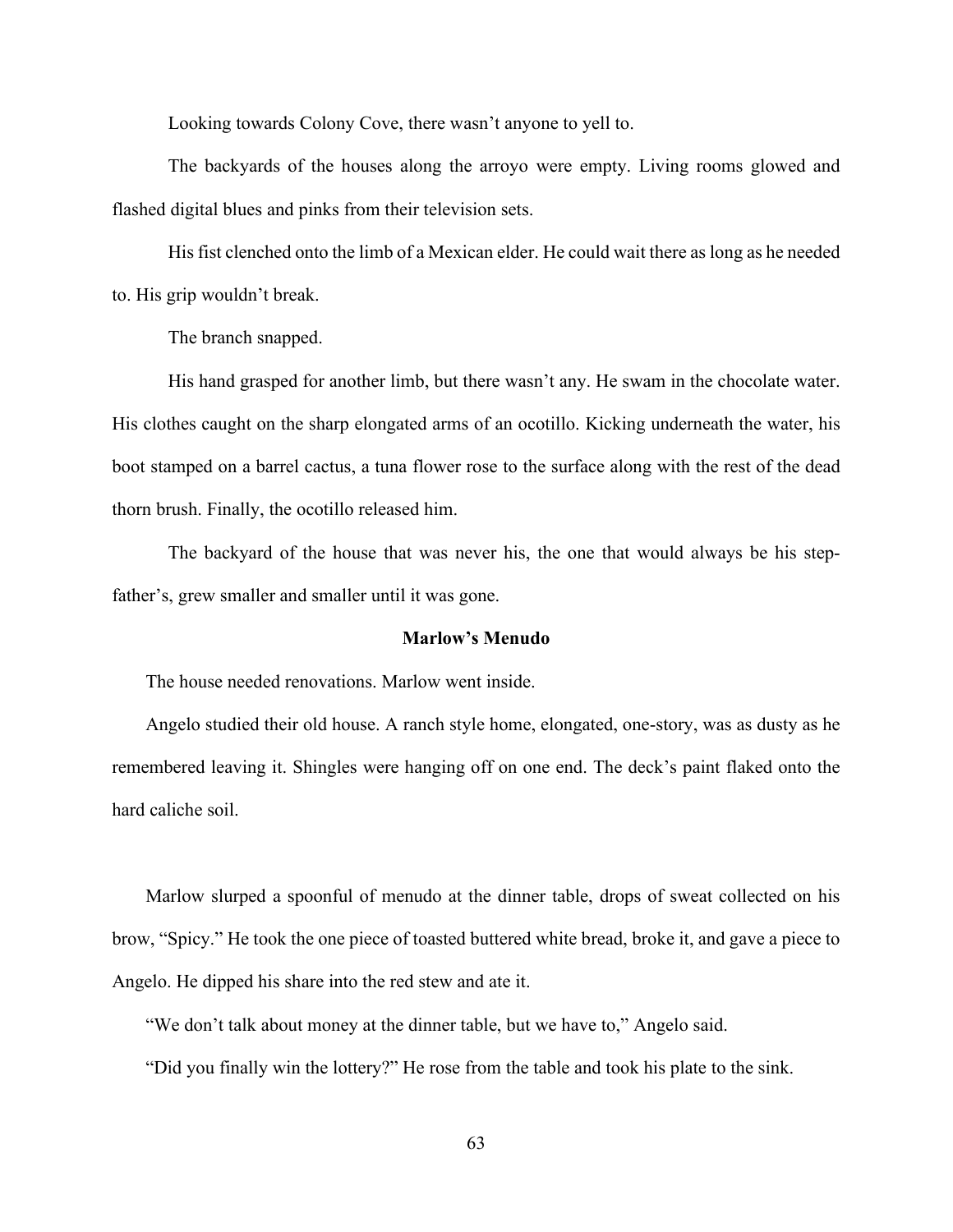Looking towards Colony Cove, there wasn't anyone to yell to.

The backyards of the houses along the arroyo were empty. Living rooms glowed and flashed digital blues and pinks from their television sets.

His fist clenched onto the limb of a Mexican elder. He could wait there as long as he needed to. His grip wouldn't break.

The branch snapped.

His hand grasped for another limb, but there wasn't any. He swam in the chocolate water. His clothes caught on the sharp elongated arms of an ocotillo. Kicking underneath the water, his boot stamped on a barrel cactus, a tuna flower rose to the surface along with the rest of the dead thorn brush. Finally, the ocotillo released him.

The backyard of the house that was never his, the one that would always be his step-father's, grew smaller and smaller until it was gone.

### Marlow's Menudo

The house needed renovations. Marlow went inside.

Angelo studied their old house. A ranch style home, elongated, one-story, was as dusty as he remembered leaving it. Shingles were hanging off on one end. The deck's paint flaked onto the hard caliche soil.

Marlow slurped a spoonful of menudo at the dinner table, drops of sweat collected on his brow, "Spicy." He took the one piece of toasted buttered white bread, broke it, and gave a piece to Angelo. He dipped his share into the red stew and ate it.

"We don't talk about money at the dinner table, but we have to," Angelo said.

"Did you finally win the lottery?" He rose from the table and took his plate to the sink.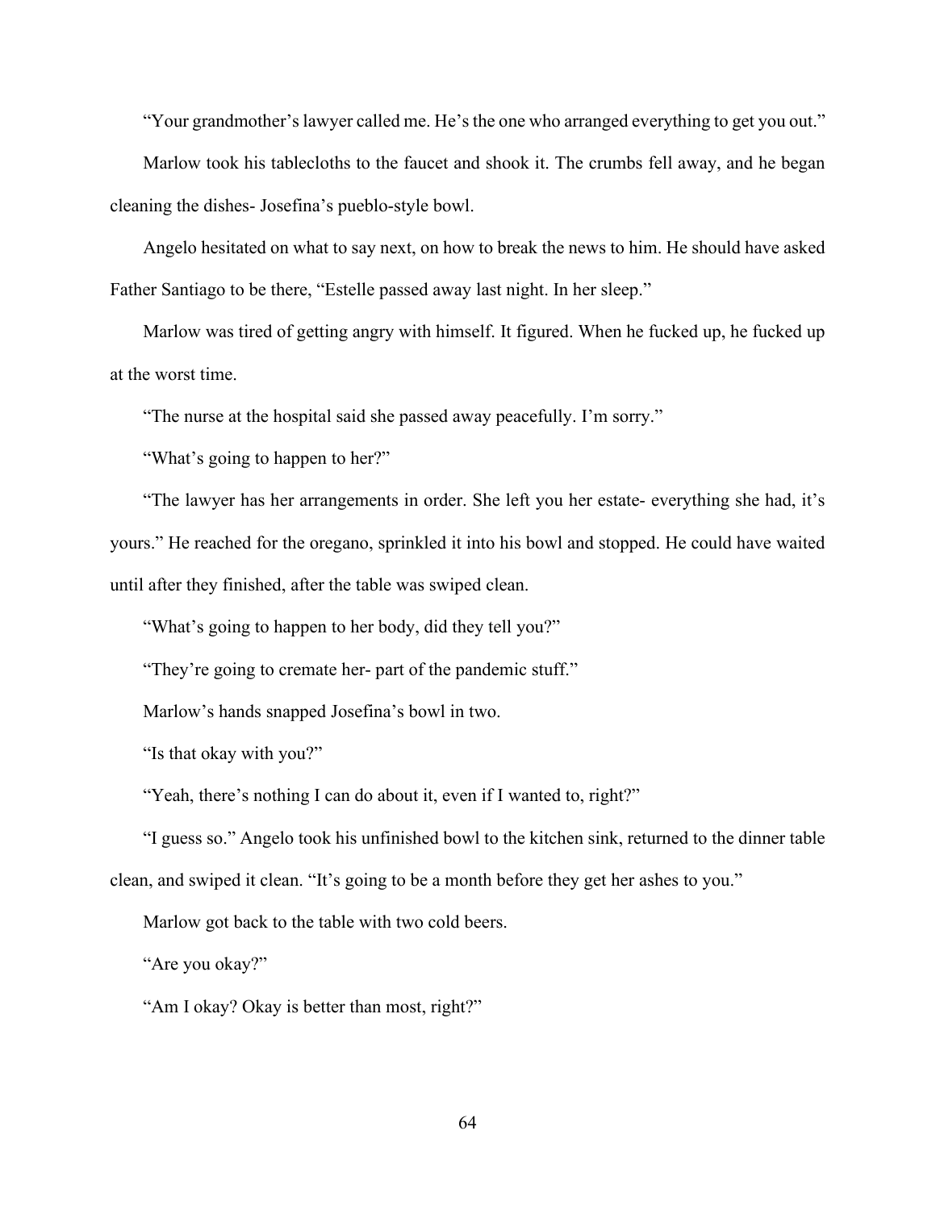"Your grandmother's lawyer called me. He's the one who arranged everything to get you out."

Marlow took his tablecloths to the faucet and shook it. The crumbs fell away, and he began cleaning the dishes- Josefina's pueblo-style bowl.

Angelo hesitated on what to say next, on how to break the news to him. He should have asked Father Santiago to be there, "Estelle passed away last night. In her sleep."

Marlow was tired of getting angry with himself. It figured. When he fucked up, he fucked up at the worst time.

"The nurse at the hospital said she passed away peacefully. I'm sorry."

"What's going to happen to her?"

"The lawyer has her arrangements in order. She left you her estate- everything she had, it's yours." He reached for the oregano, sprinkled it into his bowl and stopped. He could have waited until after they finished, after the table was swiped clean.

"What's going to happen to her body, did they tell you?"

"They're going to cremate her- part of the pandemic stuff."

Marlow's hands snapped Josefina's bowl in two.

"Is that okay with you?"

"Yeah, there's nothing I can do about it, even if I wanted to, right?"

"I guess so." Angelo took his unfinished bowl to the kitchen sink, returned to the dinner table clean, and swiped it clean. "It's going to be a month before they get her ashes to you."

Marlow got back to the table with two cold beers.

"Are you okay?"

"Am I okay? Okay is better than most, right?"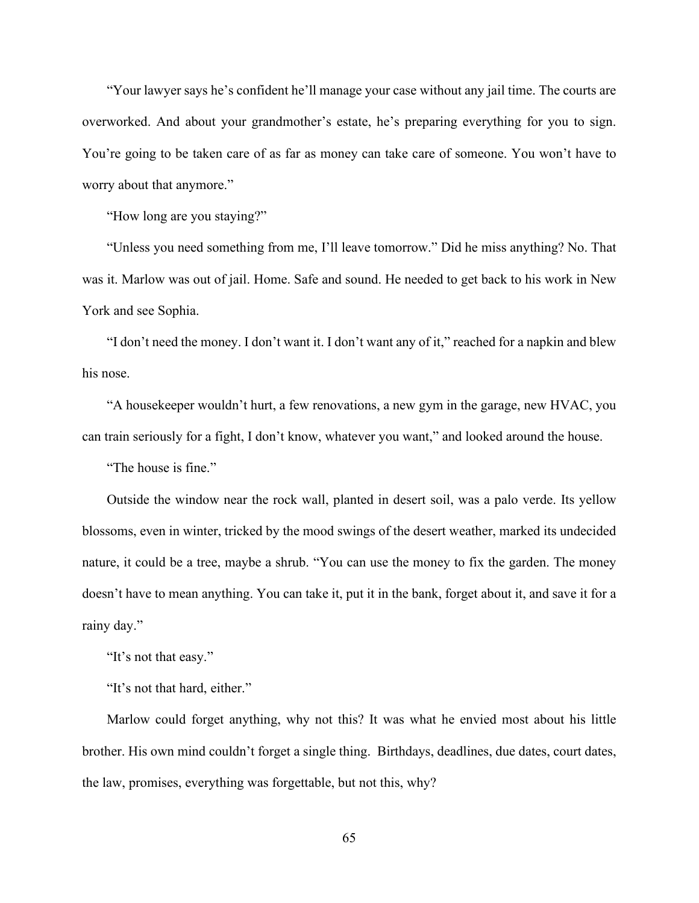"Your lawyer says he's confident he'll manage your case without any jail time. The courts are overworked. And about your grandmother's estate, he's preparing everything for you to sign. You're going to be taken care of as far as money can take care of someone. You won't have to worry about that anymore."

"How long are you staying?"

"Unless you need something from me, I'll leave tomorrow." Did he miss anything? No. That was it. Marlow was out of jail. Home. Safe and sound. He needed to get back to his work in New York and see Sophia.

"I don't need the money. I don't want it. I don't want any of it," reached for a napkin and blew his nose.

"A housekeeper wouldn't hurt, a few renovations, a new gym in the garage, new HVAC, you can train seriously for a fight, I don't know, whatever you want," and looked around the house.

"The house is fine."

Outside the window near the rock wall, planted in desert soil, was a palo verde. Its yellow blossoms, even in winter, tricked by the mood swings of the desert weather, marked its undecided nature, it could be a tree, maybe a shrub. "You can use the money to fix the garden. The money doesn't have to mean anything. You can take it, put it in the bank, forget about it, and save it for a rainy day."

"It's not that easy."

"It's not that hard, either."

Marlow could forget anything, why not this? It was what he envied most about his little brother. His own mind couldn't forget a single thing. Birthdays, deadlines, due dates, court dates, the law, promises, everything was forgettable, but not this, why?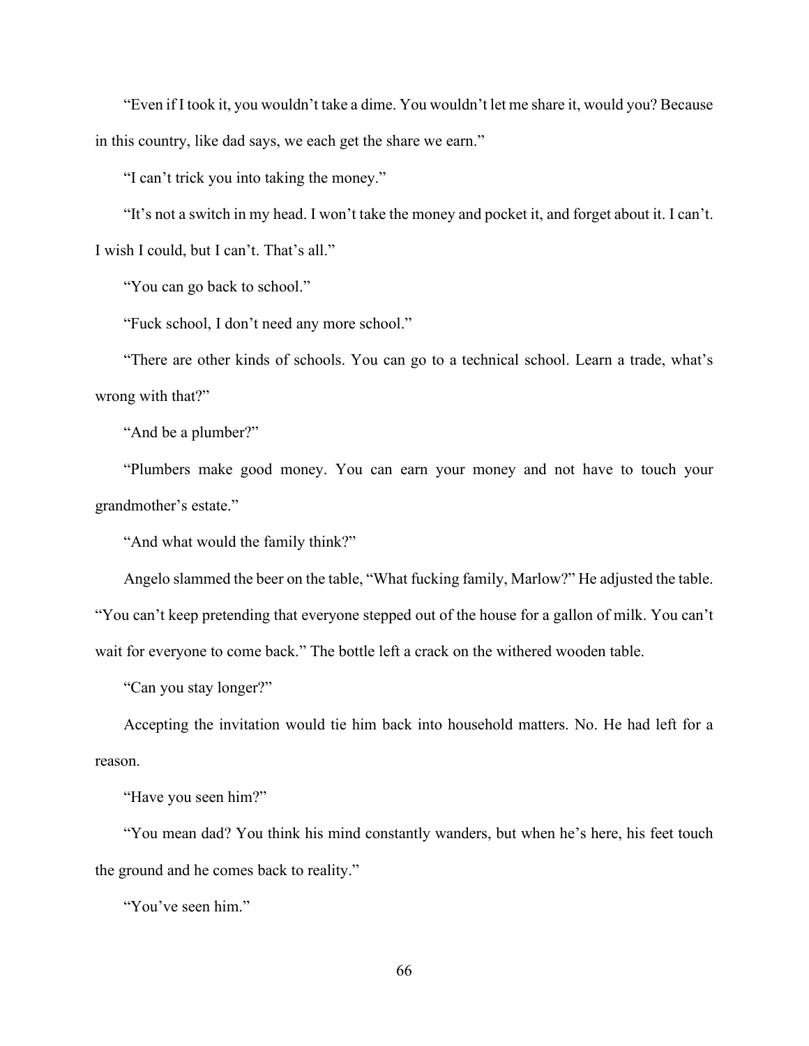"Even if I took it, you wouldn't take a dime. You wouldn't let me share it, would you? Because in this country, like dad says, we each get the share we earn."

"I can't trick you into taking the money."

"It's not a switch in my head. I won't take the money and pocket it, and forget about it. I can't. I wish I could, but I can't. That's all."

"You can go back to school."

"Fuck school, I don't need any more school."

"There are other kinds of schools. You can go to a technical school. Learn a trade, what's wrong with that?"

"And be a plumber?"

"Plumbers make good money. You can earn your money and not have to touch your grandmother's estate."

"And what would the family think?"

Angelo slammed the beer on the table, "What fucking family, Marlow?" He adjusted the table. "You can't keep pretending that everyone stepped out of the house for a gallon of milk. You can't wait for everyone to come back." The bottle left a crack on the withered wooden table.

"Can you stay longer?"

Accepting the invitation would tie him back into household matters. No. He had left for a reason.

"Have you seen him?"

"You mean dad? You think his mind constantly wanders, but when he's here, his feet touch the ground and he comes back to reality."

"You've seen him."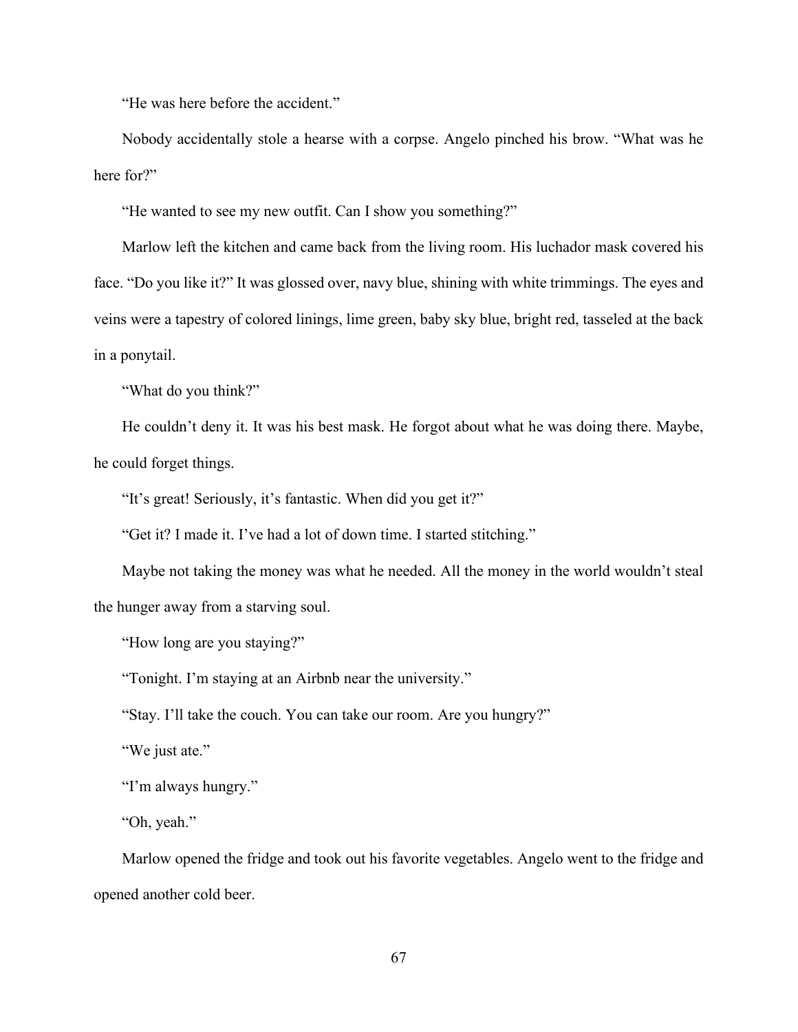"He was here before the accident."

Nobody accidentally stole a hearse with a corpse. Angelo pinched his brow. "What was he here for?"

"He wanted to see my new outfit. Can I show you something?"

Marlow left the kitchen and came back from the living room. His luchador mask covered his face. "Do you like it?" It was glossed over, navy blue, shining with white trimmings. The eyes and veins were a tapestry of colored linings, lime green, baby sky blue, bright red, tasseled at the back in a ponytail.

"What do you think?"

He couldn't deny it. It was his best mask. He forgot about what he was doing there. Maybe, he could forget things.

"It's great! Seriously, it's fantastic. When did you get it?"

"Get it? I made it. I've had a lot of down time. I started stitching."

Maybe not taking the money was what he needed. All the money in the world wouldn't steal the hunger away from a starving soul.

"How long are you staying?"

"Tonight. I'm staying at an Airbnb near the university."

"Stay. I'll take the couch. You can take our room. Are you hungry?"

"We just ate."

"I'm always hungry."

"Oh, yeah."

Marlow opened the fridge and took out his favorite vegetables. Angelo went to the fridge and opened another cold beer.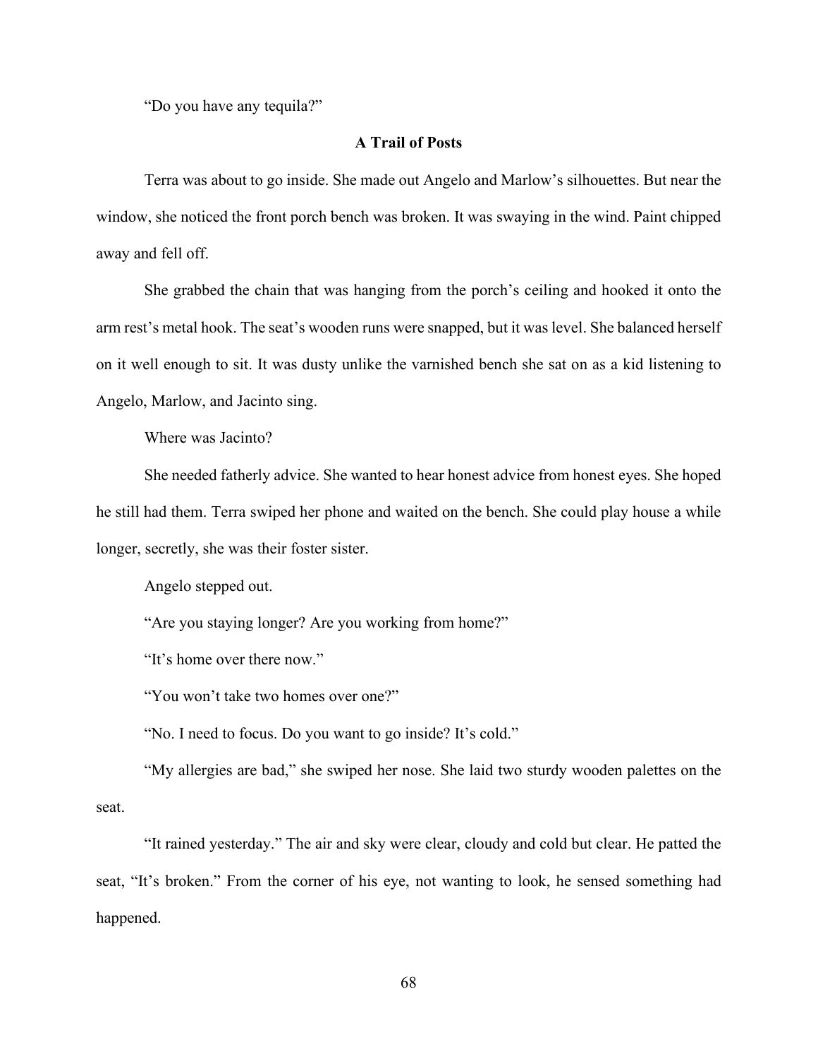"Do you have any tequila?"

**A Trail of Posts**

Terra was about to go inside. She made out Angelo and Marlow's silhouettes. But near the window, she noticed the front porch bench was broken. It was swaying in the wind. Paint chipped away and fell off.

She grabbed the chain that was hanging from the porch's ceiling and hooked it onto the arm rest's metal hook. The seat's wooden runs were snapped, but it was level. She balanced herself on it well enough to sit. It was dusty unlike the varnished bench she sat on as a kid listening to Angelo, Marlow, and Jacinto sing.

Where was Jacinto?

She needed fatherly advice. She wanted to hear honest advice from honest eyes. She hoped he still had them. Terra swiped her phone and waited on the bench. She could play house a while longer, secretly, she was their foster sister.

Angelo stepped out.

"Are you staying longer? Are you working from home?"

"It's home over there now."

"You won't take two homes over one?"

"No. I need to focus. Do you want to go inside? It's cold."

"My allergies are bad," she swiped her nose. She laid two sturdy wooden palettes on the seat.

"It rained yesterday." The air and sky were clear, cloudy and cold but clear. He patted the seat, "It's broken." From the corner of his eye, not wanting to look, he sensed something had happened.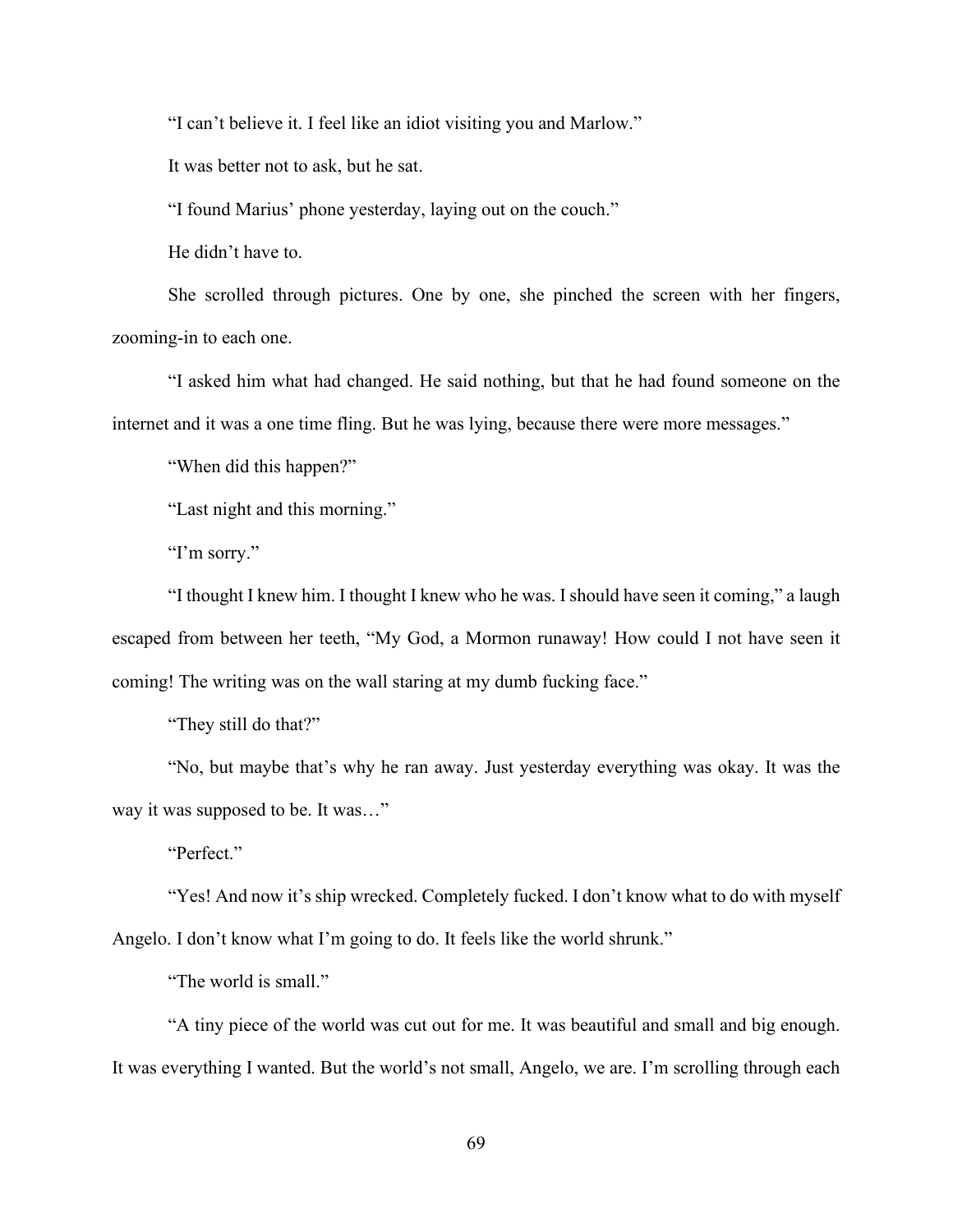"I can't believe it. I feel like an idiot visiting you and Marlow."

It was better not to ask, but he sat.

"I found Marius' phone yesterday, laying out on the couch."

He didn't have to.

She scrolled through pictures. One by one, she pinched the screen with her fingers, zooming-in to each one.

"I asked him what had changed. He said nothing, but that he had found someone on the internet and it was a one time fling. But he was lying, because there were more messages."

"When did this happen?"

"Last night and this morning."

"I'm sorry."

"I thought I knew him. I thought I knew who he was. I should have seen it coming," a laugh escaped from between her teeth, "My God, a Mormon runaway! How could I not have seen it coming! The writing was on the wall staring at my dumb fucking face."

"They still do that?"

"No, but maybe that's why he ran away. Just yesterday everything was okay. It was the way it was supposed to be. It was…"

"Perfect."

"Yes! And now it's ship wrecked. Completely fucked. I don't know what to do with myself Angelo. I don't know what I'm going to do. It feels like the world shrunk."

"The world is small."

"A tiny piece of the world was cut out for me. It was beautiful and small and big enough. It was everything I wanted. But the world's not small, Angelo, we are. I'm scrolling through each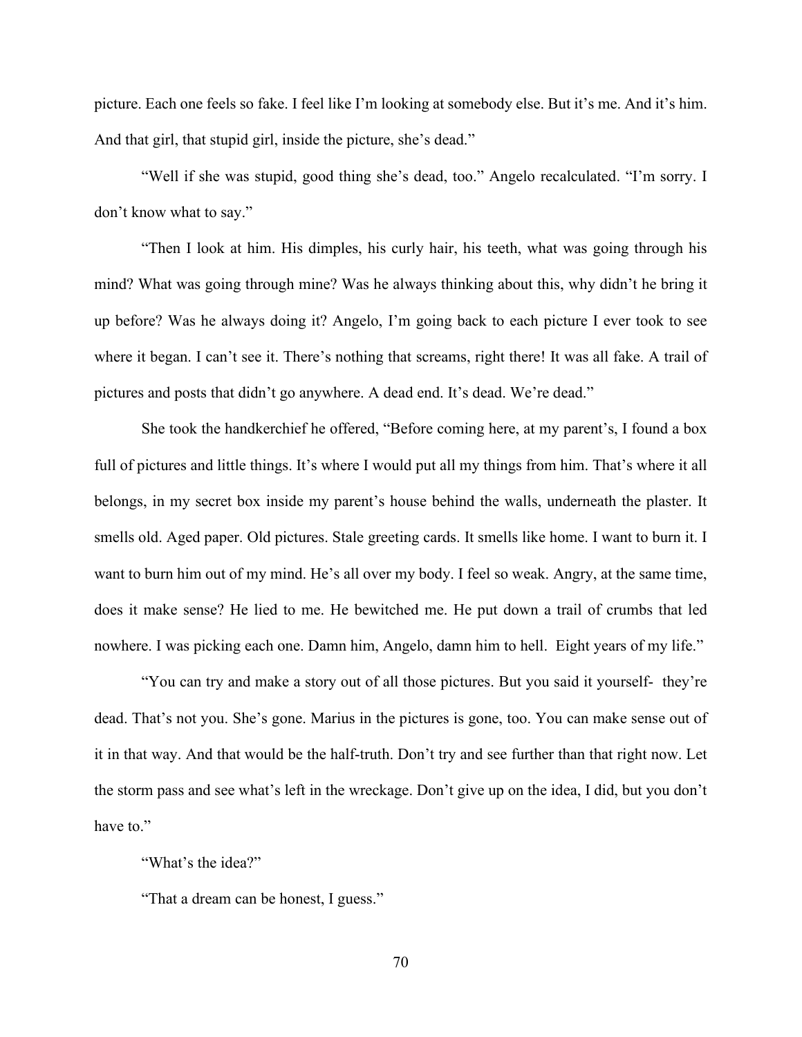picture. Each one feels so fake. I feel like I'm looking at somebody else. But it's me. And it's him. And that girl, that stupid girl, inside the picture, she's dead."

"Well if she was stupid, good thing she's dead, too." Angelo recalculated. "I'm sorry. I don't know what to say."

"Then I look at him. His dimples, his curly hair, his teeth, what was going through his mind? What was going through mine? Was he always thinking about this, why didn't he bring it up before? Was he always doing it? Angelo, I'm going back to each picture I ever took to see where it began. I can't see it. There's nothing that screams, right there! It was all fake. A trail of pictures and posts that didn't go anywhere. A dead end. It's dead. We're dead."

She took the handkerchief he offered, "Before coming here, at my parent's, I found a box full of pictures and little things. It's where I would put all my things from him. That's where it all belongs, in my secret box inside my parent's house behind the walls, underneath the plaster. It smells old. Aged paper. Old pictures. Stale greeting cards. It smells like home. I want to burn it. I want to burn him out of my mind. He's all over my body. I feel so weak. Angry, at the same time, does it make sense? He lied to me. He bewitched me. He put down a trail of crumbs that led nowhere. I was picking each one. Damn him, Angelo, damn him to hell. Eight years of my life."

"You can try and make a story out of all those pictures. But you said it yourself- they're dead. That's not you. She's gone. Marius in the pictures is gone, too. You can make sense out of it in that way. And that would be the half-truth. Don't try and see further than that right now. Let the storm pass and see what's left in the wreckage. Don't give up on the idea, I did, but you don't have to."

"What's the idea?"

"That a dream can be honest, I guess."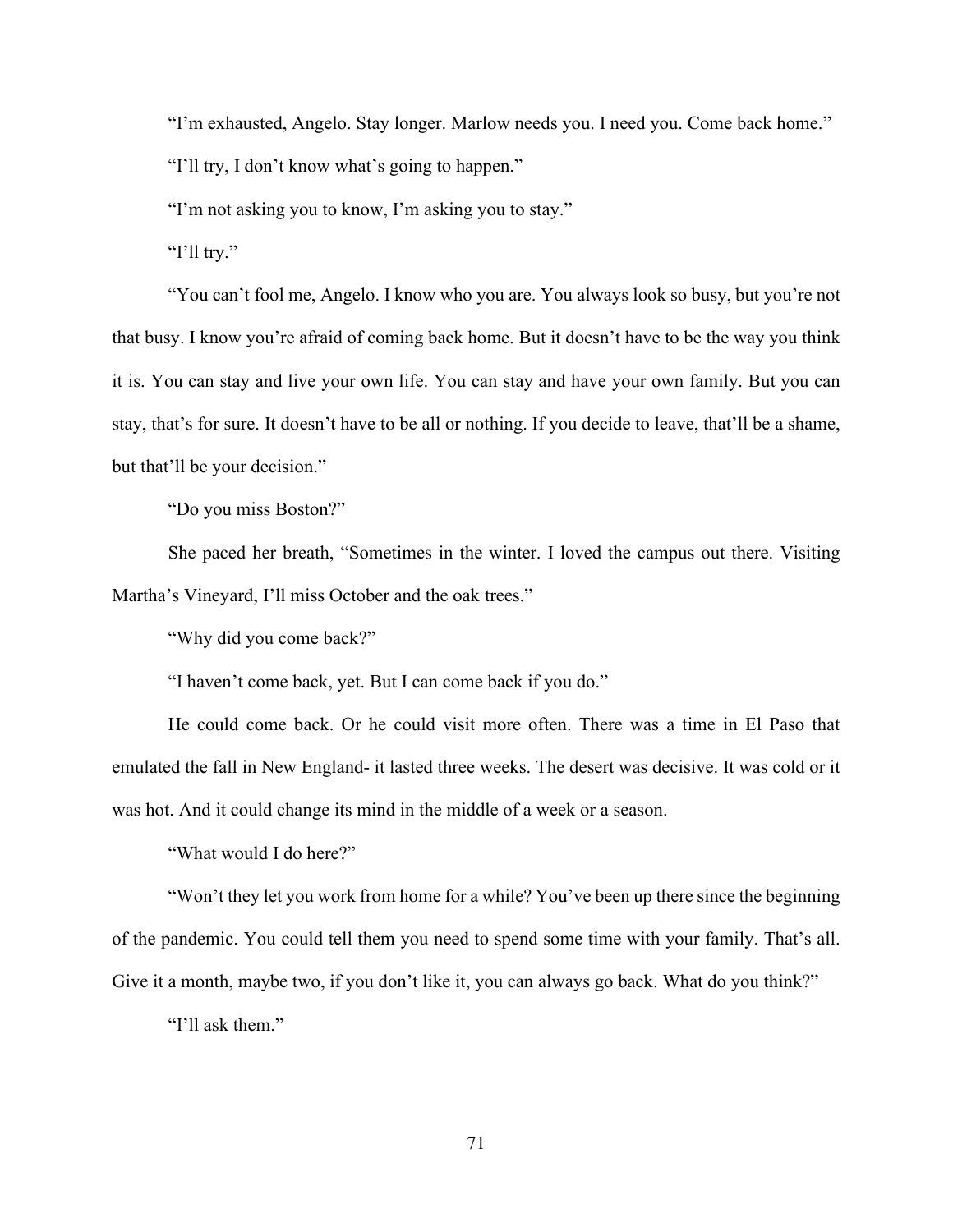"I'm exhausted, Angelo. Stay longer. Marlow needs you. I need you. Come back home."

"I'll try, I don't know what's going to happen."

"I'm not asking you to know, I'm asking you to stay."

"I'll try."

"You can't fool me, Angelo. I know who you are. You always look so busy, but you're not that busy. I know you're afraid of coming back home. But it doesn't have to be the way you think it is. You can stay and live your own life. You can stay and have your own family. But you can stay, that's for sure. It doesn't have to be all or nothing. If you decide to leave, that'll be a shame, but that'll be your decision."

"Do you miss Boston?"

She paced her breath, "Sometimes in the winter. I loved the campus out there. Visiting Martha's Vineyard, I'll miss October and the oak trees."

"Why did you come back?"

"I haven't come back, yet. But I can come back if you do."

He could come back. Or he could visit more often. There was a time in El Paso that emulated the fall in New England- it lasted three weeks. The desert was decisive. It was cold or it was hot. And it could change its mind in the middle of a week or a season.

"What would I do here?"

"Won't they let you work from home for a while? You've been up there since the beginning of the pandemic. You could tell them you need to spend some time with your family. That's all. Give it a month, maybe two, if you don't like it, you can always go back. What do you think?"

"I'll ask them."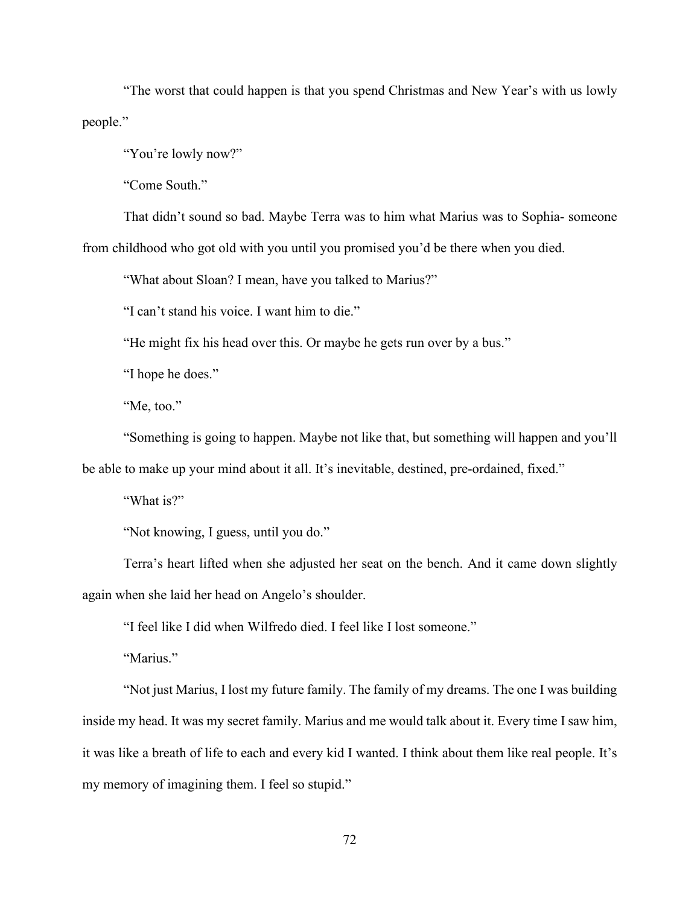"The worst that could happen is that you spend Christmas and New Year's with us lowly people."

"You're lowly now?"

"Come South."

That didn't sound so bad. Maybe Terra was to him what Marius was to Sophia- someone from childhood who got old with you until you promised you'd be there when you died.

"What about Sloan? I mean, have you talked to Marius?"

"I can't stand his voice. I want him to die."

"He might fix his head over this. Or maybe he gets run over by a bus."

"I hope he does."

"Me, too."

"Something is going to happen. Maybe not like that, but something will happen and you'll be able to make up your mind about it all. It's inevitable, destined, pre-ordained, fixed."

"What is?"

"Not knowing, I guess, until you do."

Terra's heart lifted when she adjusted her seat on the bench. And it came down slightly again when she laid her head on Angelo's shoulder.

"I feel like I did when Wilfredo died. I feel like I lost someone."

"Marius."

"Not just Marius, I lost my future family. The family of my dreams. The one I was building inside my head. It was my secret family. Marius and me would talk about it. Every time I saw him, it was like a breath of life to each and every kid I wanted. I think about them like real people. It's my memory of imagining them. I feel so stupid."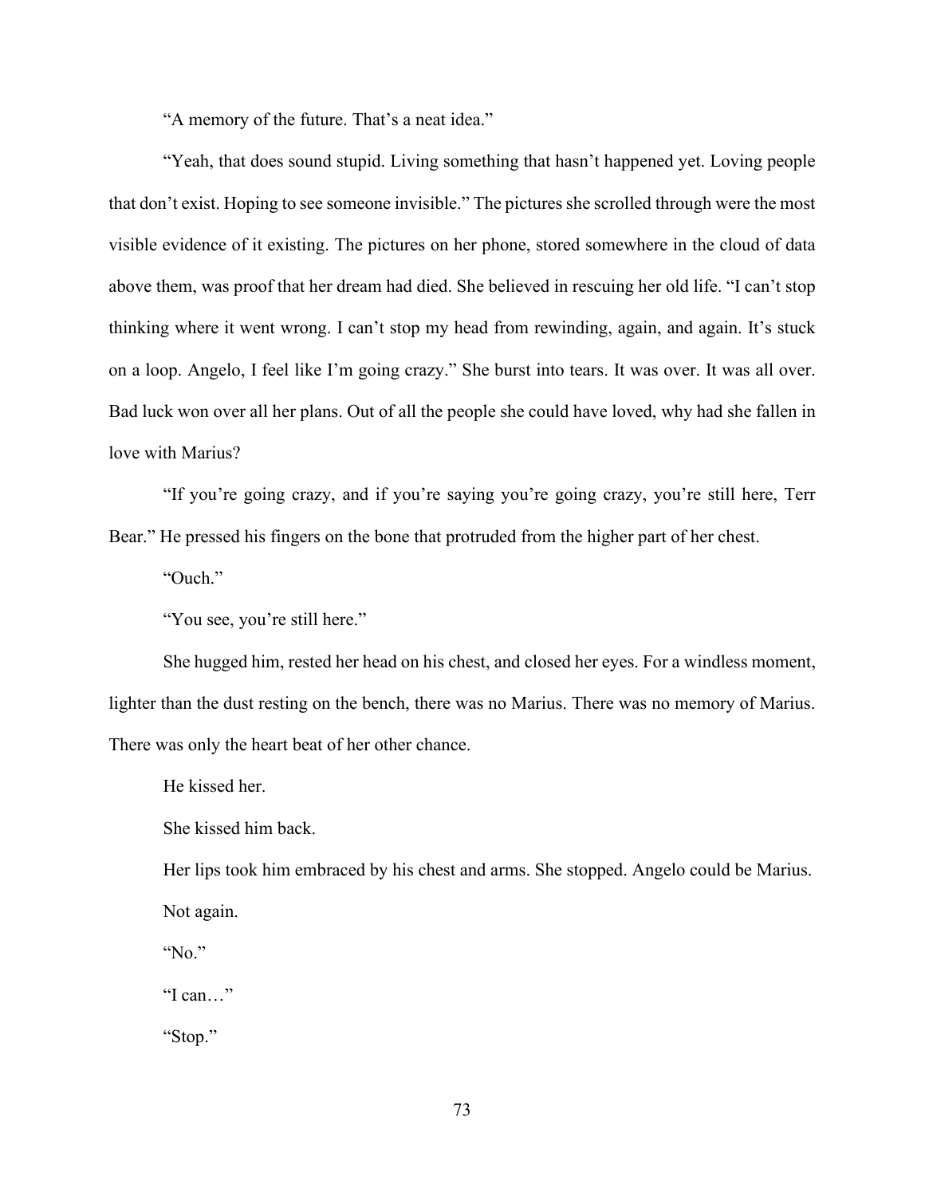"A memory of the future. That's a neat idea."

"Yeah, that does sound stupid. Living something that hasn't happened yet. Loving people that don't exist. Hoping to see someone invisible." The pictures she scrolled through were the most visible evidence of it existing. The pictures on her phone, stored somewhere in the cloud of data above them, was proof that her dream had died. She believed in rescuing her old life. "I can't stop thinking where it went wrong. I can't stop my head from rewinding, again, and again. It's stuck on a loop. Angelo, I feel like I'm going crazy." She burst into tears. It was over. It was all over. Bad luck won over all her plans. Out of all the people she could have loved, why had she fallen in love with Marius?

"If you're going crazy, and if you're saying you're going crazy, you're still here, Terr Bear." He pressed his fingers on the bone that protruded from the higher part of her chest.

"Ouch."

"You see, you're still here."

She hugged him, rested her head on his chest, and closed her eyes. For a windless moment, lighter than the dust resting on the bench, there was no Marius. There was no memory of Marius. There was only the heart beat of her other chance.

He kissed her.

She kissed him back.

Her lips took him embraced by his chest and arms. She stopped. Angelo could be Marius.

Not again.

"No."

"I can…"

"Stop."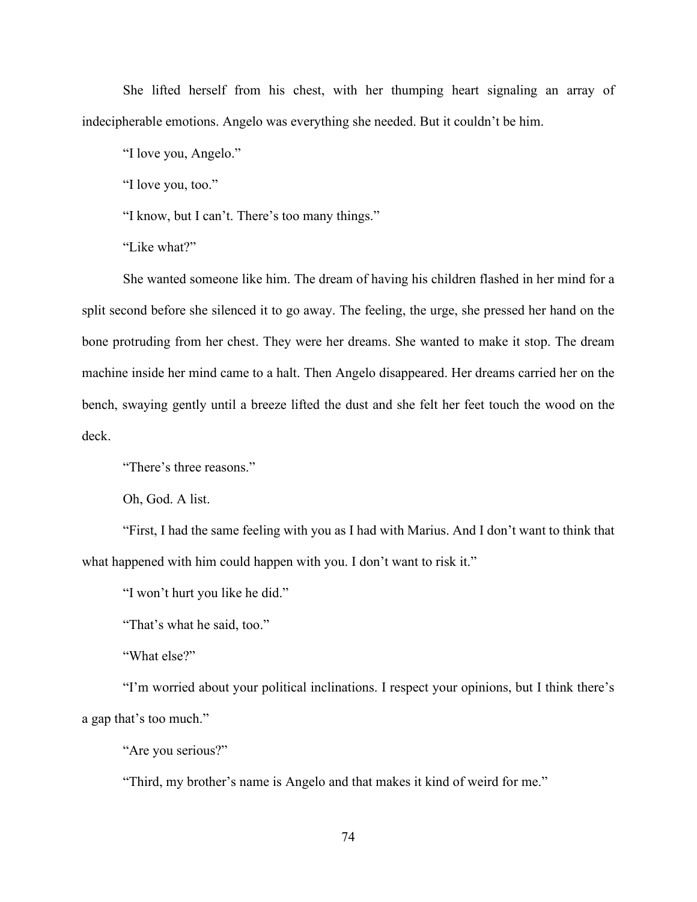She lifted herself from his chest, with her thumping heart signaling an array of indecipherable emotions. Angelo was everything she needed. But it couldn't be him.

"I love you, Angelo."

"I love you, too."

"I know, but I can't. There's too many things."

"Like what?"

She wanted someone like him. The dream of having his children flashed in her mind for a split second before she silenced it to go away. The feeling, the urge, she pressed her hand on the bone protruding from her chest. They were her dreams. She wanted to make it stop. The dream machine inside her mind came to a halt. Then Angelo disappeared. Her dreams carried her on the bench, swaying gently until a breeze lifted the dust and she felt her feet touch the wood on the deck.

"There's three reasons."

Oh, God. A list.

"First, I had the same feeling with you as I had with Marius. And I don't want to think that what happened with him could happen with you. I don't want to risk it."

"I won't hurt you like he did."

"That's what he said, too."

"What else?"

"I'm worried about your political inclinations. I respect your opinions, but I think there's a gap that's too much."

"Are you serious?"

"Third, my brother's name is Angelo and that makes it kind of weird for me."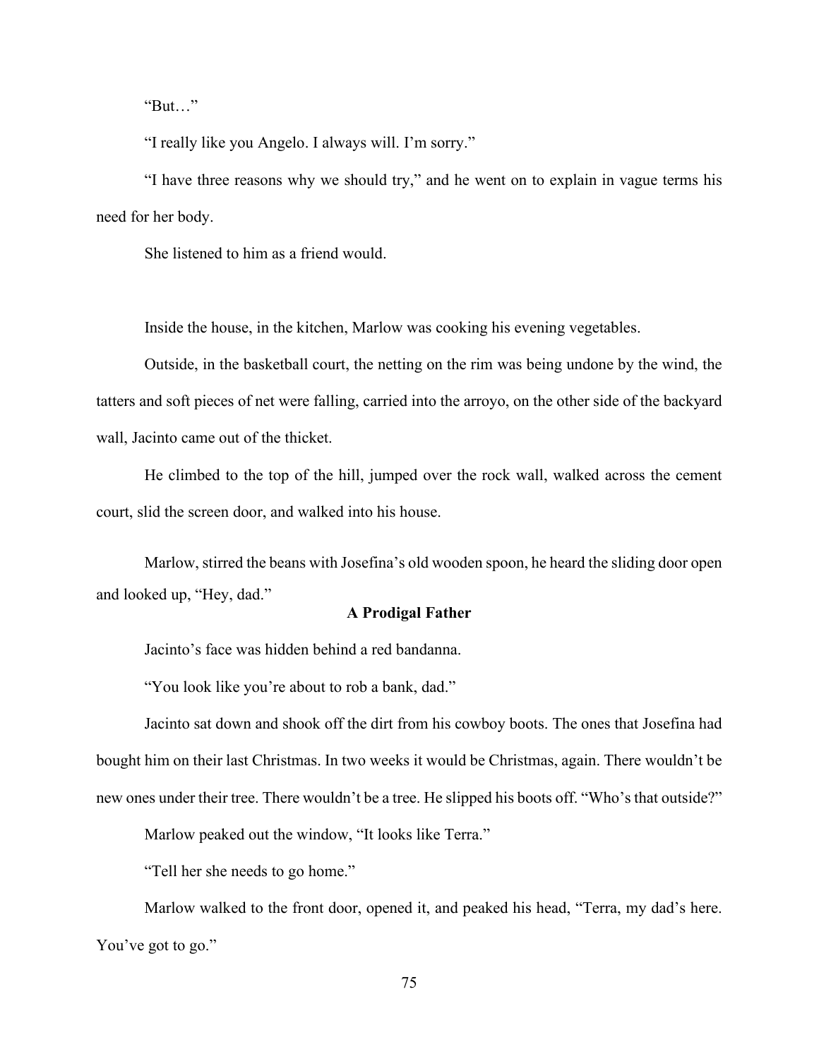"But…"

"I really like you Angelo. I always will. I'm sorry."

"I have three reasons why we should try," and he went on to explain in vague terms his need for her body.

She listened to him as a friend would.

Inside the house, in the kitchen, Marlow was cooking his evening vegetables.

Outside, in the basketball court, the netting on the rim was being undone by the wind, the tatters and soft pieces of net were falling, carried into the arroyo, on the other side of the backyard wall, Jacinto came out of the thicket.

He climbed to the top of the hill, jumped over the rock wall, walked across the cement court, slid the screen door, and walked into his house.

Marlow, stirred the beans with Josefina's old wooden spoon, he heard the sliding door open and looked up, "Hey, dad."

**A Prodigal Father**

Jacinto's face was hidden behind a red bandanna.

"You look like you're about to rob a bank, dad."

Jacinto sat down and shook off the dirt from his cowboy boots. The ones that Josefina had bought him on their last Christmas. In two weeks it would be Christmas, again. There wouldn't be new ones under their tree. There wouldn't be a tree. He slipped his boots off. "Who's that outside?"

Marlow peaked out the window, "It looks like Terra."

"Tell her she needs to go home."

Marlow walked to the front door, opened it, and peaked his head, "Terra, my dad's here. You've got to go."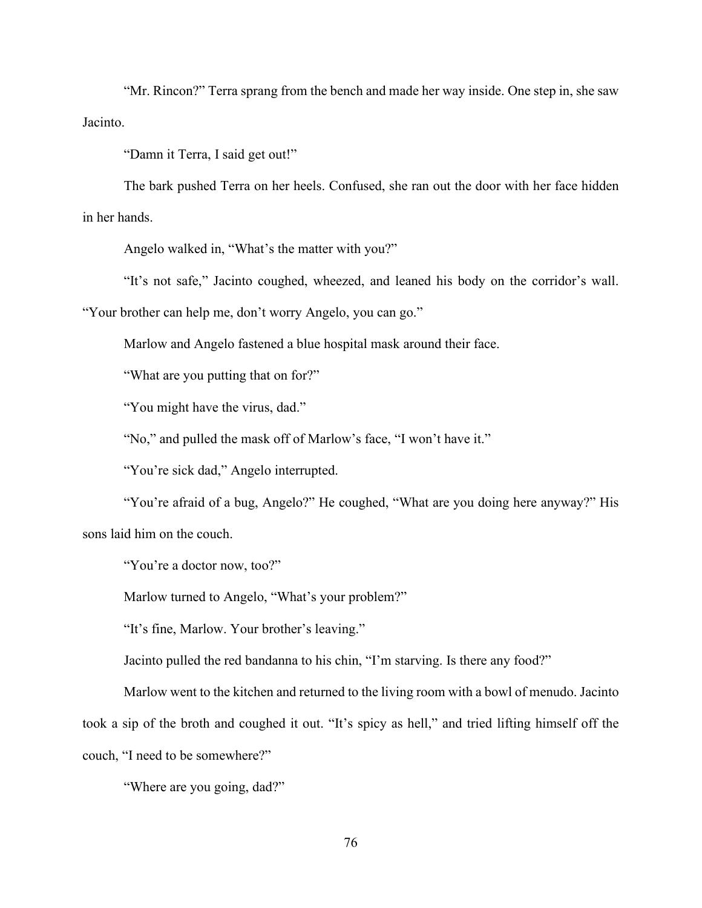"Mr. Rincon?" Terra sprang from the bench and made her way inside. One step in, she saw Jacinto.

"Damn it Terra, I said get out!"

The bark pushed Terra on her heels. Confused, she ran out the door with her face hidden in her hands.

Angelo walked in, "What's the matter with you?"

"It's not safe," Jacinto coughed, wheezed, and leaned his body on the corridor's wall. "Your brother can help me, don't worry Angelo, you can go."

Marlow and Angelo fastened a blue hospital mask around their face.

"What are you putting that on for?"

"You might have the virus, dad."

"No," and pulled the mask off of Marlow's face, "I won't have it."

"You're sick dad," Angelo interrupted.

"You're afraid of a bug, Angelo?" He coughed, "What are you doing here anyway?" His sons laid him on the couch.

"You're a doctor now, too?"

Marlow turned to Angelo, "What's your problem?"

"It's fine, Marlow. Your brother's leaving."

Jacinto pulled the red bandanna to his chin, "I'm starving. Is there any food?"

Marlow went to the kitchen and returned to the living room with a bowl of menudo. Jacinto took a sip of the broth and coughed it out. "It's spicy as hell," and tried lifting himself off the couch, "I need to be somewhere?"

"Where are you going, dad?"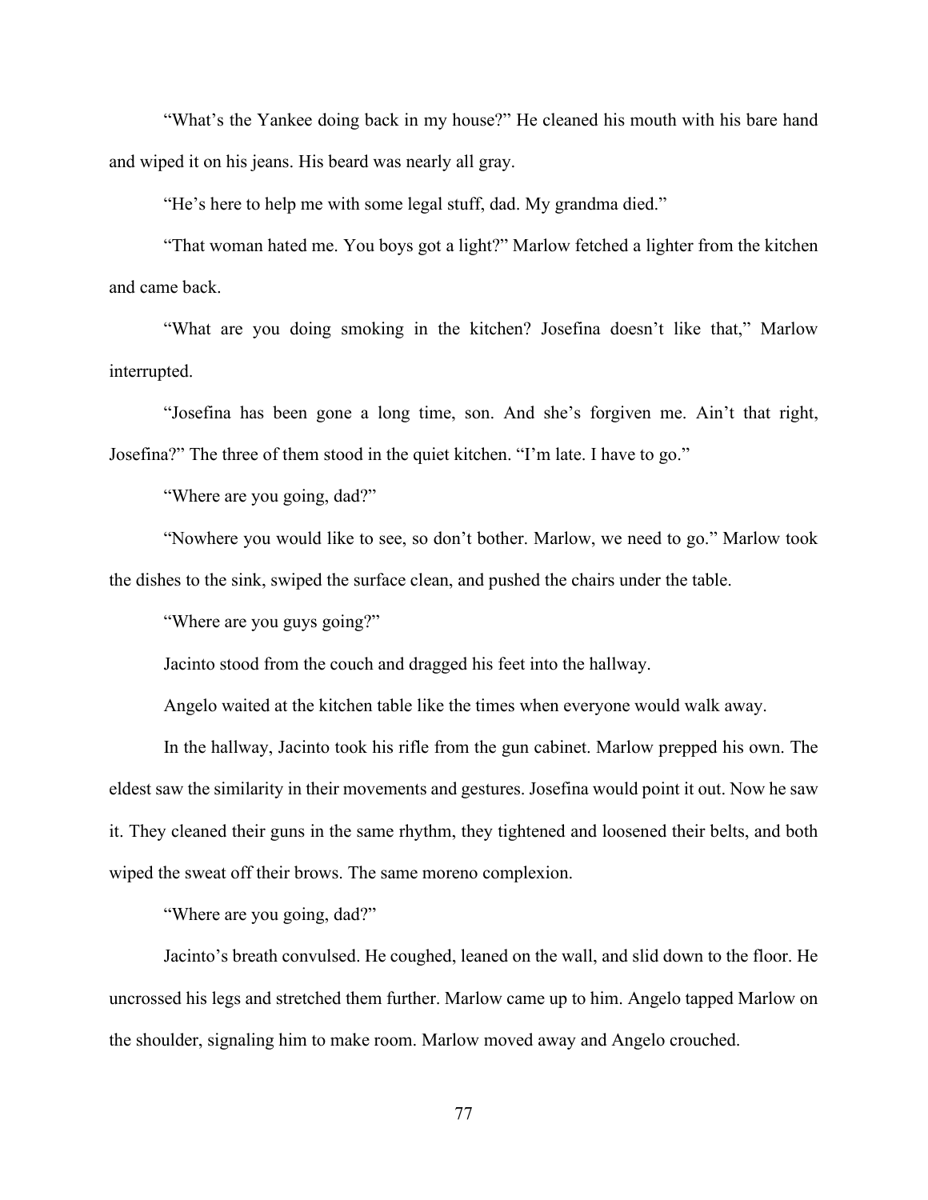"What's the Yankee doing back in my house?" He cleaned his mouth with his bare hand and wiped it on his jeans. His beard was nearly all gray.

"He's here to help me with some legal stuff, dad. My grandma died."

"That woman hated me. You boys got a light?" Marlow fetched a lighter from the kitchen and came back.

"What are you doing smoking in the kitchen? Josefina doesn't like that," Marlow interrupted.

"Josefina has been gone a long time, son. And she's forgiven me. Ain't that right, Josefina?" The three of them stood in the quiet kitchen. "I'm late. I have to go."

"Where are you going, dad?"

"Nowhere you would like to see, so don't bother. Marlow, we need to go." Marlow took the dishes to the sink, swiped the surface clean, and pushed the chairs under the table.

"Where are you guys going?"

Jacinto stood from the couch and dragged his feet into the hallway.

Angelo waited at the kitchen table like the times when everyone would walk away.

In the hallway, Jacinto took his rifle from the gun cabinet. Marlow prepped his own. The eldest saw the similarity in their movements and gestures. Josefina would point it out. Now he saw it. They cleaned their guns in the same rhythm, they tightened and loosened their belts, and both wiped the sweat off their brows. The same moreno complexion.

"Where are you going, dad?"

Jacinto's breath convulsed. He coughed, leaned on the wall, and slid down to the floor. He uncrossed his legs and stretched them further. Marlow came up to him. Angelo tapped Marlow on the shoulder, signaling him to make room. Marlow moved away and Angelo crouched.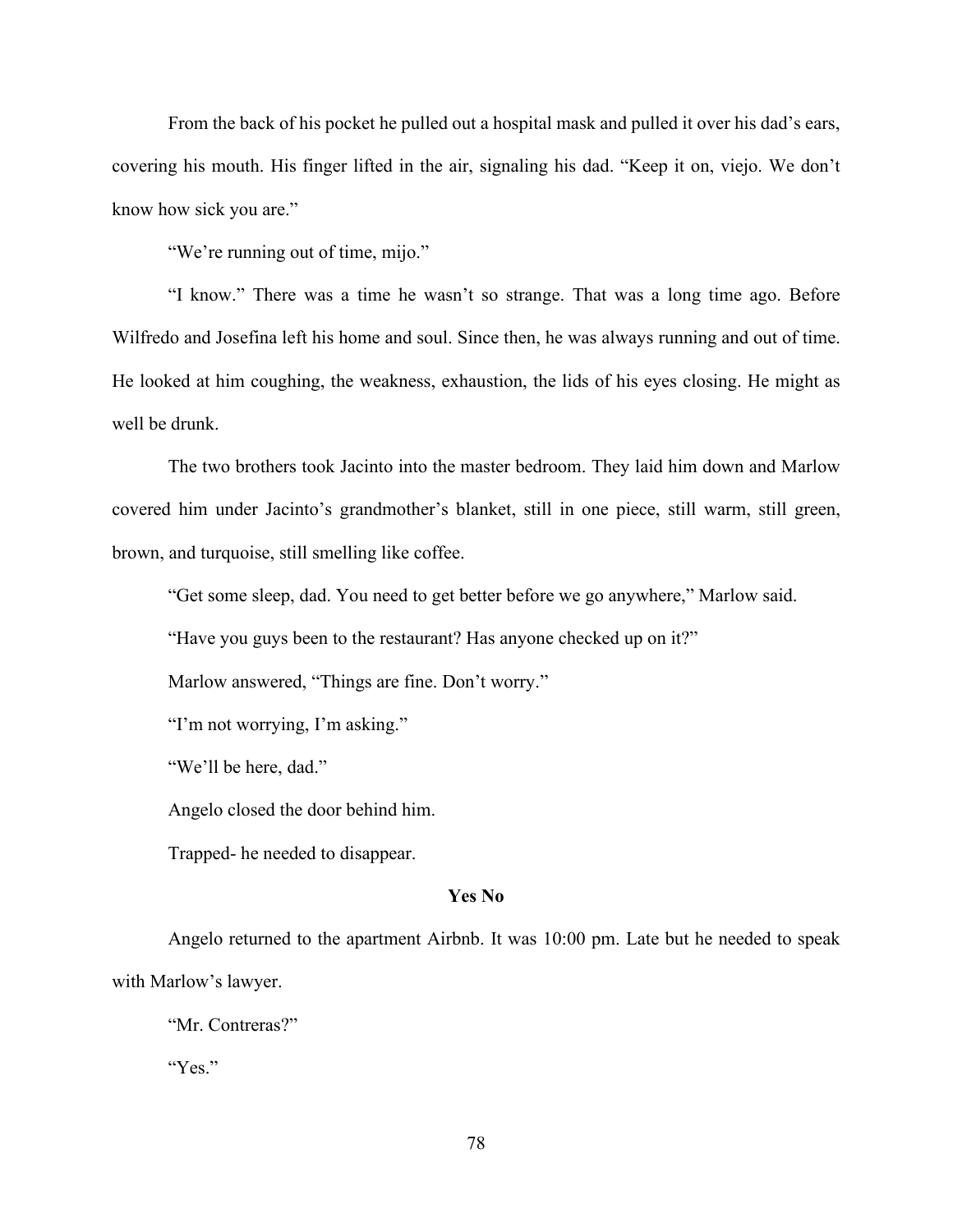From the back of his pocket he pulled out a hospital mask and pulled it over his dad's ears, covering his mouth. His finger lifted in the air, signaling his dad. "Keep it on, viejo. We don't know how sick you are."

"We're running out of time, mijo."

"I know." There was a time he wasn't so strange. That was a long time ago. Before Wilfredo and Josefina left his home and soul. Since then, he was always running and out of time. He looked at him coughing, the weakness, exhaustion, the lids of his eyes closing. He might as well be drunk.

The two brothers took Jacinto into the master bedroom. They laid him down and Marlow covered him under Jacinto's grandmother's blanket, still in one piece, still warm, still green, brown, and turquoise, still smelling like coffee.

"Get some sleep, dad. You need to get better before we go anywhere," Marlow said.

"Have you guys been to the restaurant? Has anyone checked up on it?"

Marlow answered, "Things are fine. Don't worry."

"I'm not worrying, I'm asking."

"We'll be here, dad."

Angelo closed the door behind him.

Trapped- he needed to disappear.

### Yes No

Angelo returned to the apartment Airbnb. It was 10:00 pm. Late but he needed to speak with Marlow's lawyer.

"Mr. Contreras?"

"Yes."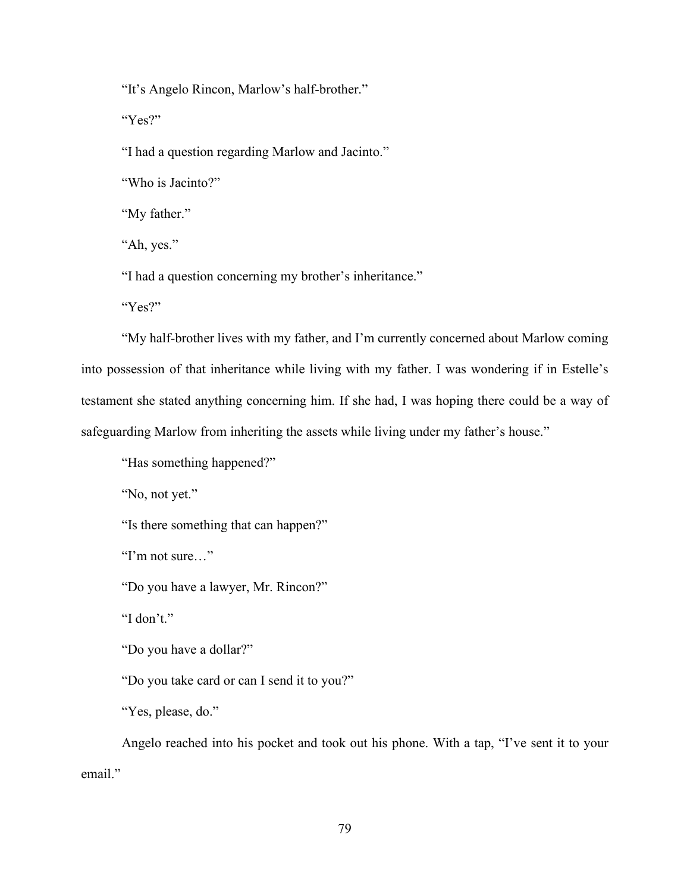"It's Angelo Rincon, Marlow's half-brother."

"Yes?"

"I had a question regarding Marlow and Jacinto."

"Who is Jacinto?"

"My father."

"Ah, yes."

"I had a question concerning my brother's inheritance."

"Yes?"

"My half-brother lives with my father, and I'm currently concerned about Marlow coming into possession of that inheritance while living with my father. I was wondering if in Estelle's testament she stated anything concerning him. If she had, I was hoping there could be a way of safeguarding Marlow from inheriting the assets while living under my father's house."

"Has something happened?"

"No, not yet."

"Is there something that can happen?"

"I'm not sure…"

"Do you have a lawyer, Mr. Rincon?"

"I don't."

"Do you have a dollar?"

"Do you take card or can I send it to you?"

"Yes, please, do."

Angelo reached into his pocket and took out his phone. With a tap, "I've sent it to your email."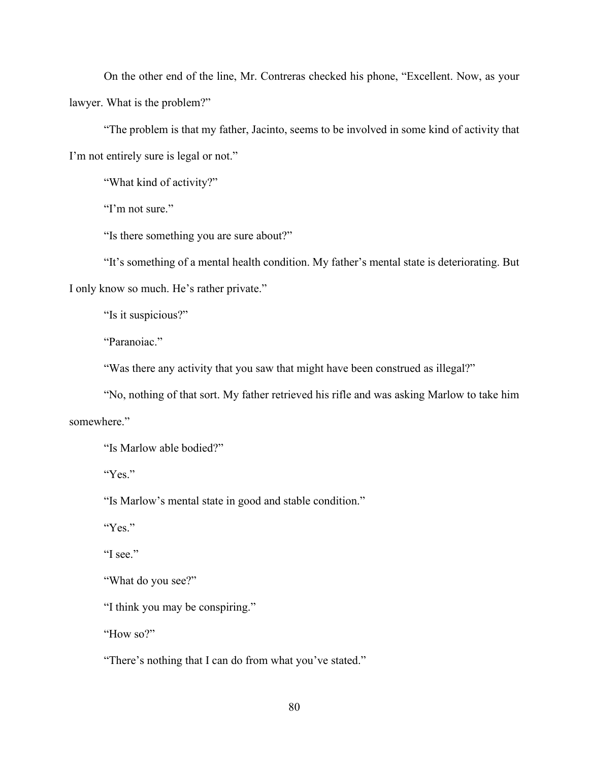On the other end of the line, Mr. Contreras checked his phone, "Excellent. Now, as your lawyer. What is the problem?"

"The problem is that my father, Jacinto, seems to be involved in some kind of activity that I'm not entirely sure is legal or not."

"What kind of activity?"

"I'm not sure."

"Is there something you are sure about?"

"It's something of a mental health condition. My father's mental state is deteriorating. But I only know so much. He's rather private."

"Is it suspicious?"

"Paranoiac."

"Was there any activity that you saw that might have been construed as illegal?"

"No, nothing of that sort. My father retrieved his rifle and was asking Marlow to take him somewhere."

"Is Marlow able bodied?"

"Yes."

"Is Marlow's mental state in good and stable condition."

"Yes."

"I see."

"What do you see?"

"I think you may be conspiring."

"How so?"

"There's nothing that I can do from what you've stated."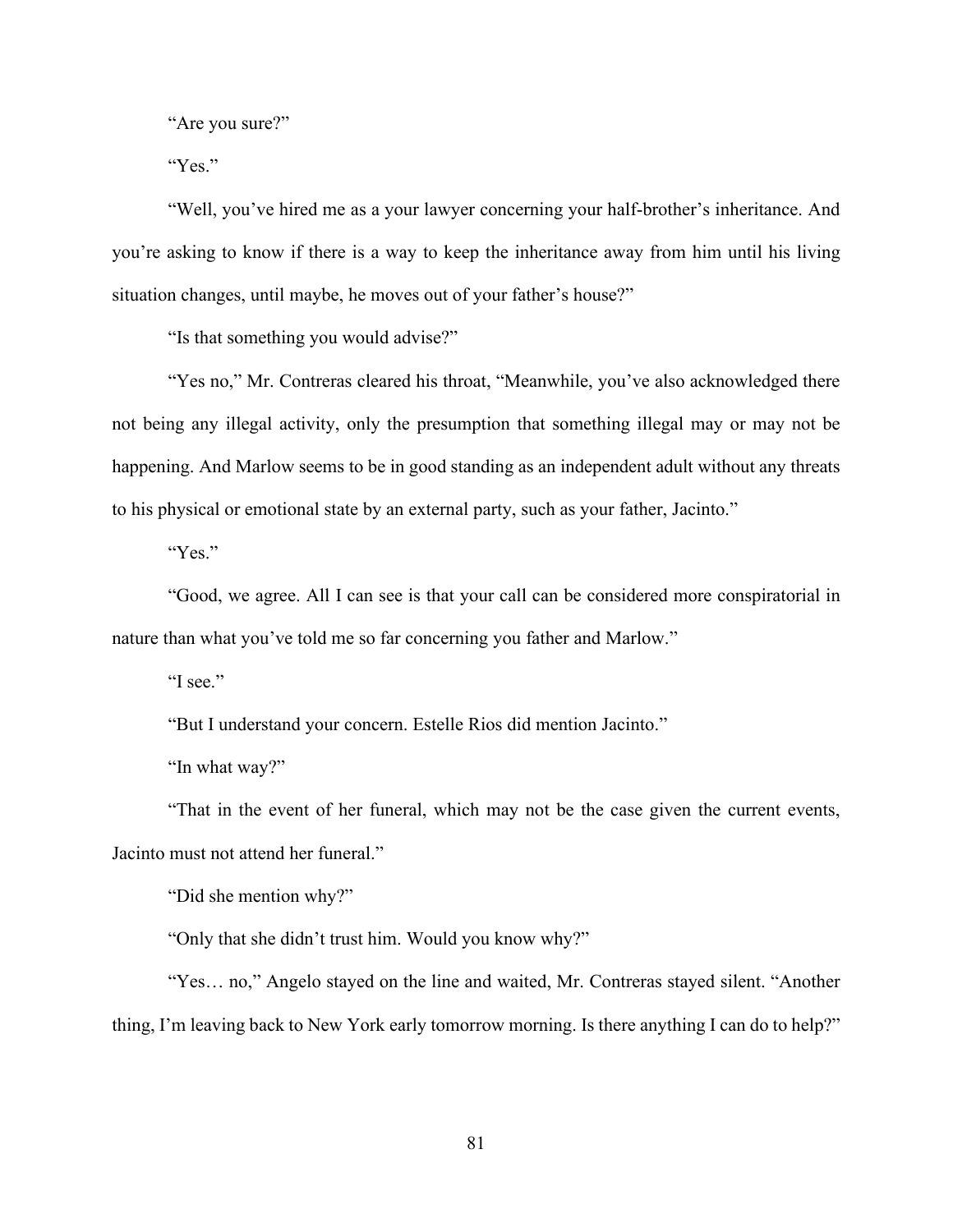"Are you sure?"

"Yes."

"Well, you've hired me as a your lawyer concerning your half-brother's inheritance. And you're asking to know if there is a way to keep the inheritance away from him until his living situation changes, until maybe, he moves out of your father's house?"

"Is that something you would advise?"

"Yes no," Mr. Contreras cleared his throat, "Meanwhile, you've also acknowledged there not being any illegal activity, only the presumption that something illegal may or may not be happening. And Marlow seems to be in good standing as an independent adult without any threats to his physical or emotional state by an external party, such as your father, Jacinto."

"Yes."

"Good, we agree. All I can see is that your call can be considered more conspiratorial in nature than what you've told me so far concerning you father and Marlow."

"I see."

"But I understand your concern. Estelle Rios did mention Jacinto."

"In what way?"

"That in the event of her funeral, which may not be the case given the current events, Jacinto must not attend her funeral."

"Did she mention why?"

"Only that she didn't trust him. Would you know why?"

"Yes… no," Angelo stayed on the line and waited, Mr. Contreras stayed silent. "Another thing, I'm leaving back to New York early tomorrow morning. Is there anything I can do to help?"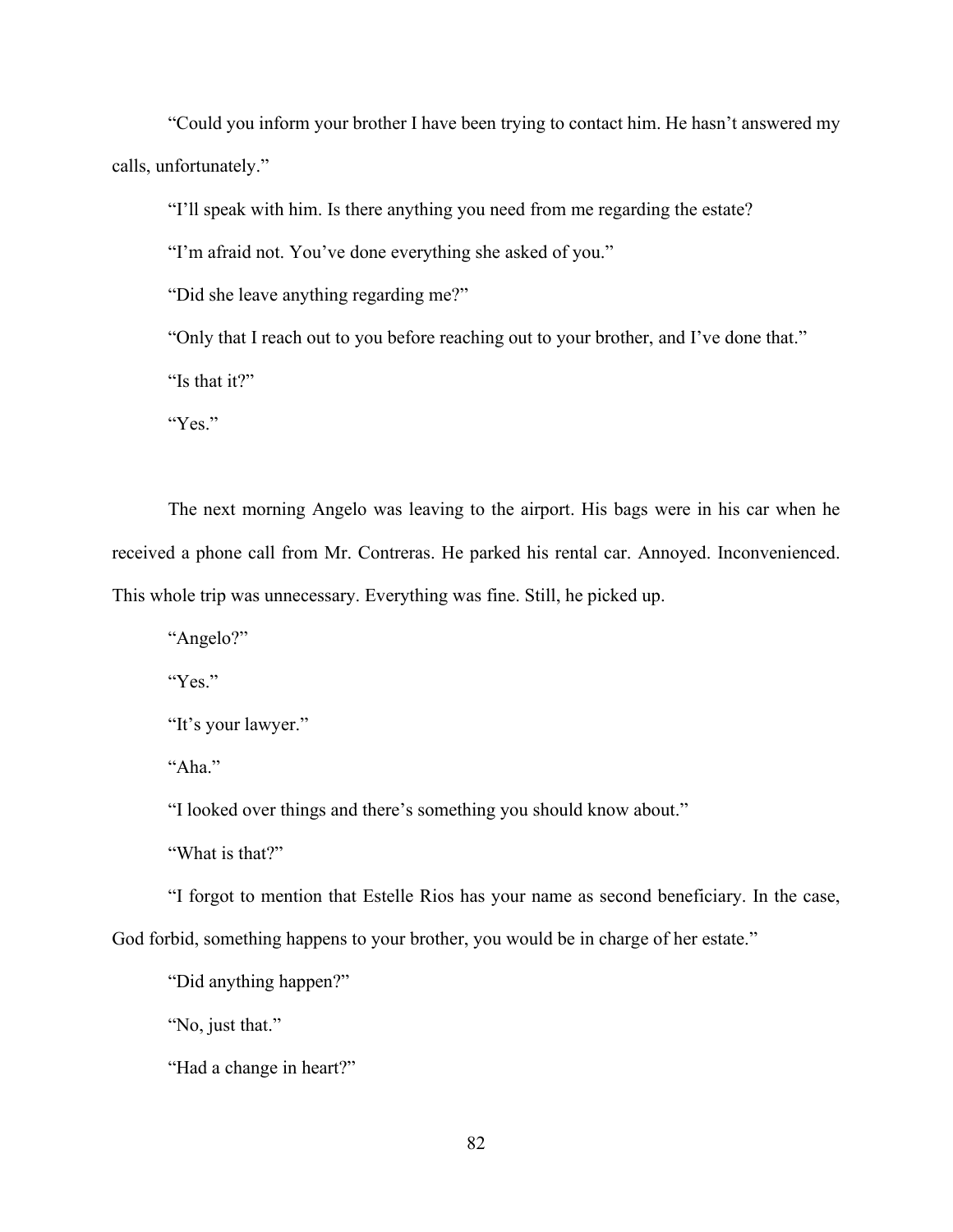"Could you inform your brother I have been trying to contact him. He hasn't answered my calls, unfortunately."

"I'll speak with him. Is there anything you need from me regarding the estate?

"I'm afraid not. You've done everything she asked of you."

"Did she leave anything regarding me?"

"Only that I reach out to you before reaching out to your brother, and I've done that."

"Is that it?"

"Yes."

The next morning Angelo was leaving to the airport. His bags were in his car when he received a phone call from Mr. Contreras. He parked his rental car. Annoyed. Inconvenienced. This whole trip was unnecessary. Everything was fine. Still, he picked up.

"Angelo?"

"Yes."

"It's your lawyer."

"Aha."

"I looked over things and there's something you should know about."

"What is that?"

"I forgot to mention that Estelle Rios has your name as second beneficiary. In the case, God forbid, something happens to your brother, you would be in charge of her estate."

"Did anything happen?"

"No, just that."

"Had a change in heart?"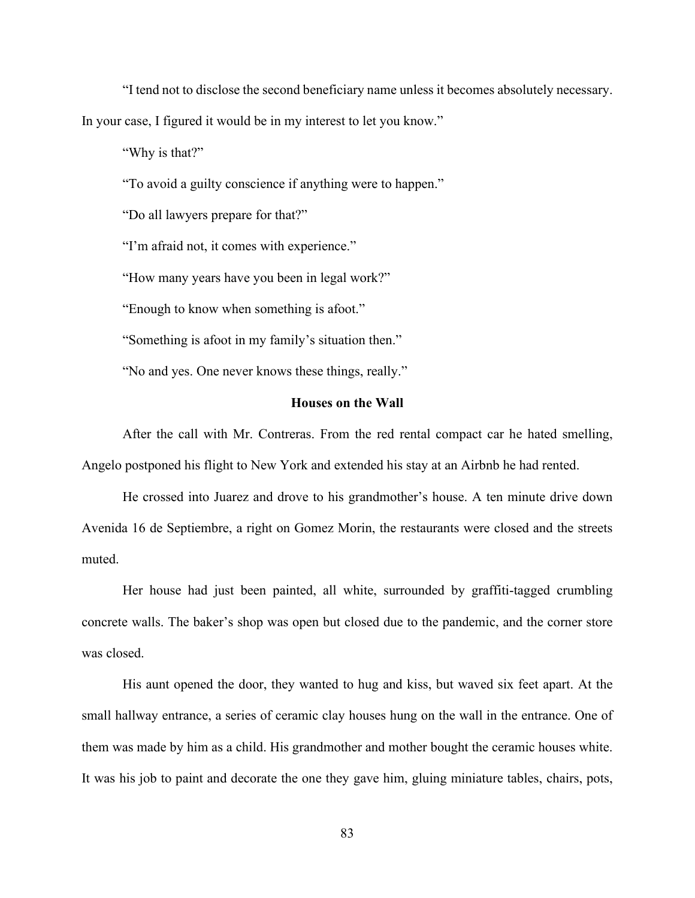"I tend not to disclose the second beneficiary name unless it becomes absolutely necessary. In your case, I figured it would be in my interest to let you know."

"Why is that?"

"To avoid a guilty conscience if anything were to happen."

"Do all lawyers prepare for that?"

"I'm afraid not, it comes with experience."

"How many years have you been in legal work?"

"Enough to know when something is afoot."

"Something is afoot in my family's situation then."

"No and yes. One never knows these things, really."

**Houses on the Wall**

After the call with Mr. Contreras. From the red rental compact car he hated smelling, Angelo postponed his flight to New York and extended his stay at an Airbnb he had rented.

He crossed into Juarez and drove to his grandmother's house. A ten minute drive down Avenida 16 de Septiembre, a right on Gomez Morin, the restaurants were closed and the streets muted.

Her house had just been painted, all white, surrounded by graffiti-tagged crumbling concrete walls. The baker's shop was open but closed due to the pandemic, and the corner store was closed.

His aunt opened the door, they wanted to hug and kiss, but waved six feet apart. At the small hallway entrance, a series of ceramic clay houses hung on the wall in the entrance. One of them was made by him as a child. His grandmother and mother bought the ceramic houses white. It was his job to paint and decorate the one they gave him, gluing miniature tables, chairs, pots,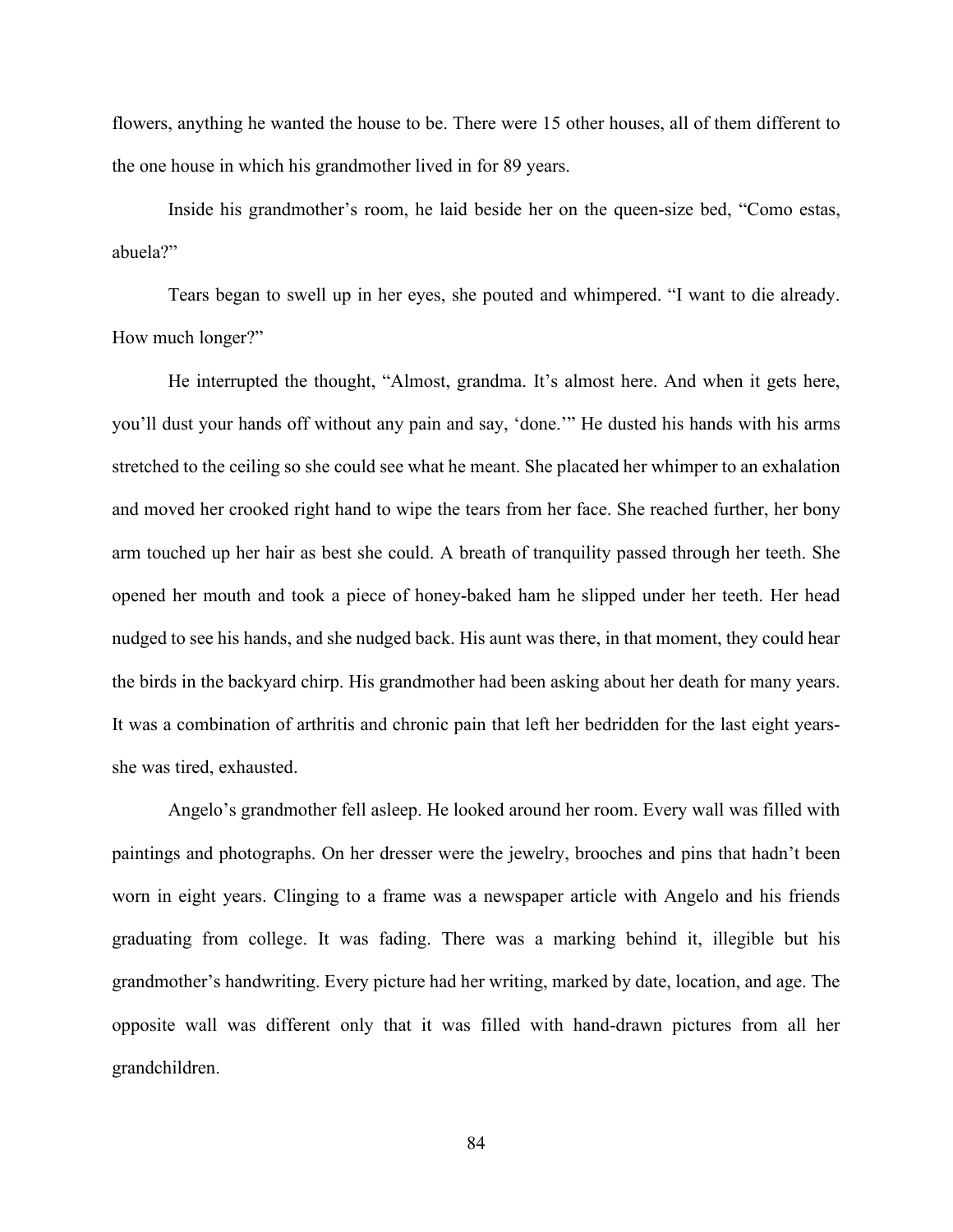flowers, anything he wanted the house to be. There were 15 other houses, all of them different to the one house in which his grandmother lived in for 89 years.

Inside his grandmother's room, he laid beside her on the queen-size bed, "Como estas, abuela?"

Tears began to swell up in her eyes, she pouted and whimpered. "I want to die already. How much longer?"

He interrupted the thought, "Almost, grandma. It's almost here. And when it gets here, you'll dust your hands off without any pain and say, 'done.'" He dusted his hands with his arms stretched to the ceiling so she could see what he meant. She placated her whimper to an exhalation and moved her crooked right hand to wipe the tears from her face. She reached further, her bony arm touched up her hair as best she could. A breath of tranquility passed through her teeth. She opened her mouth and took a piece of honey-baked ham he slipped under her teeth. Her head nudged to see his hands, and she nudged back. His aunt was there, in that moment, they could hear the birds in the backyard chirp. His grandmother had been asking about her death for many years. It was a combination of arthritis and chronic pain that left her bedridden for the last eight years-she was tired, exhausted.

Angelo's grandmother fell asleep. He looked around her room. Every wall was filled with paintings and photographs. On her dresser were the jewelry, brooches and pins that hadn't been worn in eight years. Clinging to a frame was a newspaper article with Angelo and his friends graduating from college. It was fading. There was a marking behind it, illegible but his grandmother's handwriting. Every picture had her writing, marked by date, location, and age. The opposite wall was different only that it was filled with hand-drawn pictures from all her grandchildren.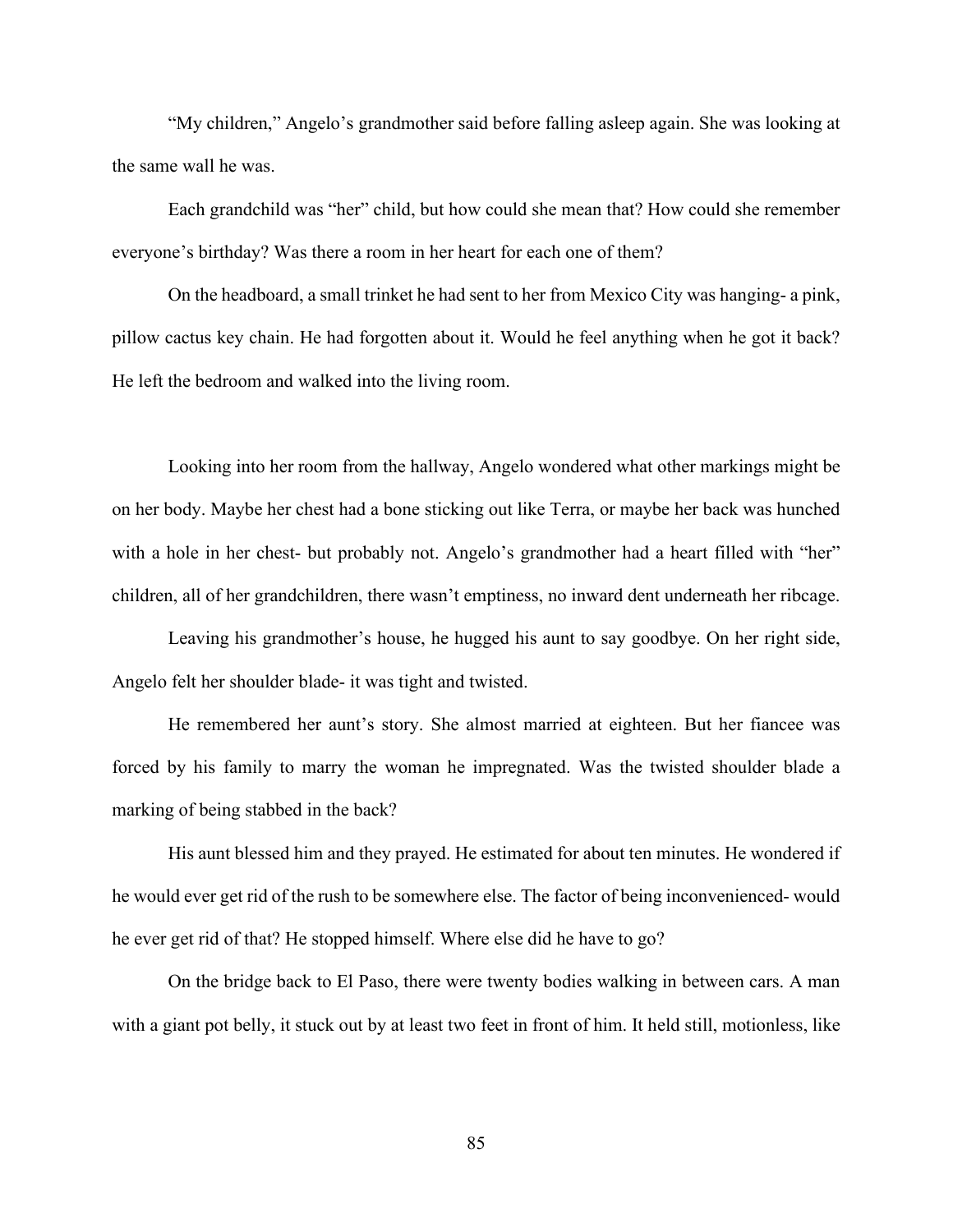"My children," Angelo's grandmother said before falling asleep again. She was looking at the same wall he was.

Each grandchild was "her" child, but how could she mean that? How could she remember everyone's birthday? Was there a room in her heart for each one of them?

On the headboard, a small trinket he had sent to her from Mexico City was hanging- a pink, pillow cactus key chain. He had forgotten about it. Would he feel anything when he got it back? He left the bedroom and walked into the living room.

Looking into her room from the hallway, Angelo wondered what other markings might be on her body. Maybe her chest had a bone sticking out like Terra, or maybe her back was hunched with a hole in her chest- but probably not. Angelo's grandmother had a heart filled with "her" children, all of her grandchildren, there wasn't emptiness, no inward dent underneath her ribcage.

Leaving his grandmother's house, he hugged his aunt to say goodbye. On her right side, Angelo felt her shoulder blade- it was tight and twisted.

He remembered her aunt's story. She almost married at eighteen. But her fiancee was forced by his family to marry the woman he impregnated. Was the twisted shoulder blade a marking of being stabbed in the back?

His aunt blessed him and they prayed. He estimated for about ten minutes. He wondered if he would ever get rid of the rush to be somewhere else. The factor of being inconvenienced- would he ever get rid of that? He stopped himself. Where else did he have to go?

On the bridge back to El Paso, there were twenty bodies walking in between cars. A man with a giant pot belly, it stuck out by at least two feet in front of him. It held still, motionless, like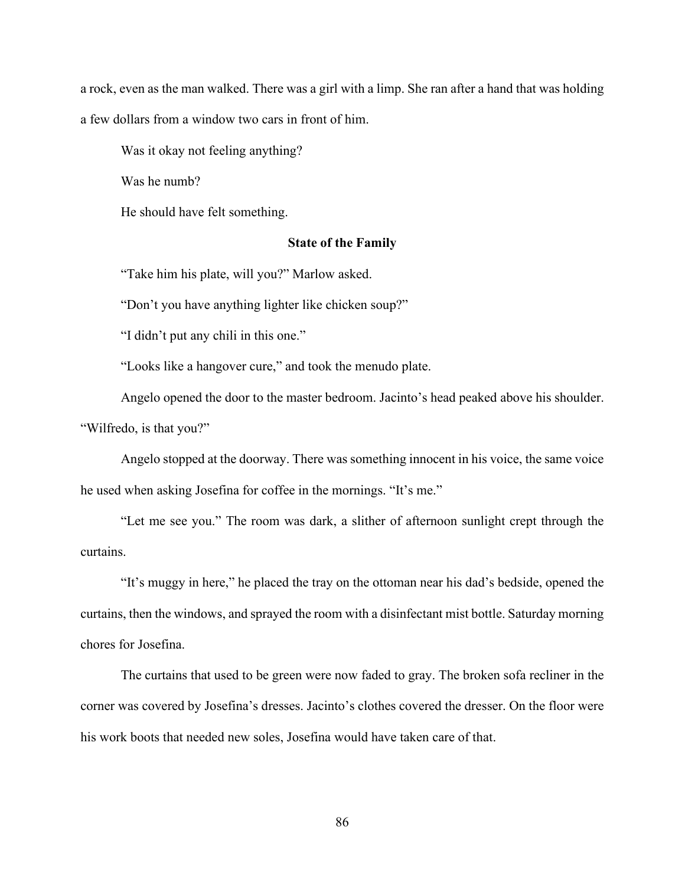a rock, even as the man walked. There was a girl with a limp. She ran after a hand that was holding a few dollars from a window two cars in front of him.

Was it okay not feeling anything?

Was he numb?

He should have felt something.

**State of the Family**

"Take him his plate, will you?" Marlow asked.

"Don't you have anything lighter like chicken soup?"

"I didn't put any chili in this one."

"Looks like a hangover cure," and took the menudo plate.

Angelo opened the door to the master bedroom. Jacinto's head peaked above his shoulder. "Wilfredo, is that you?"

Angelo stopped at the doorway. There was something innocent in his voice, the same voice he used when asking Josefina for coffee in the mornings. "It's me."

"Let me see you." The room was dark, a slither of afternoon sunlight crept through the curtains.

"It's muggy in here," he placed the tray on the ottoman near his dad's bedside, opened the curtains, then the windows, and sprayed the room with a disinfectant mist bottle. Saturday morning chores for Josefina.

The curtains that used to be green were now faded to gray. The broken sofa recliner in the corner was covered by Josefina's dresses. Jacinto's clothes covered the dresser. On the floor were his work boots that needed new soles, Josefina would have taken care of that.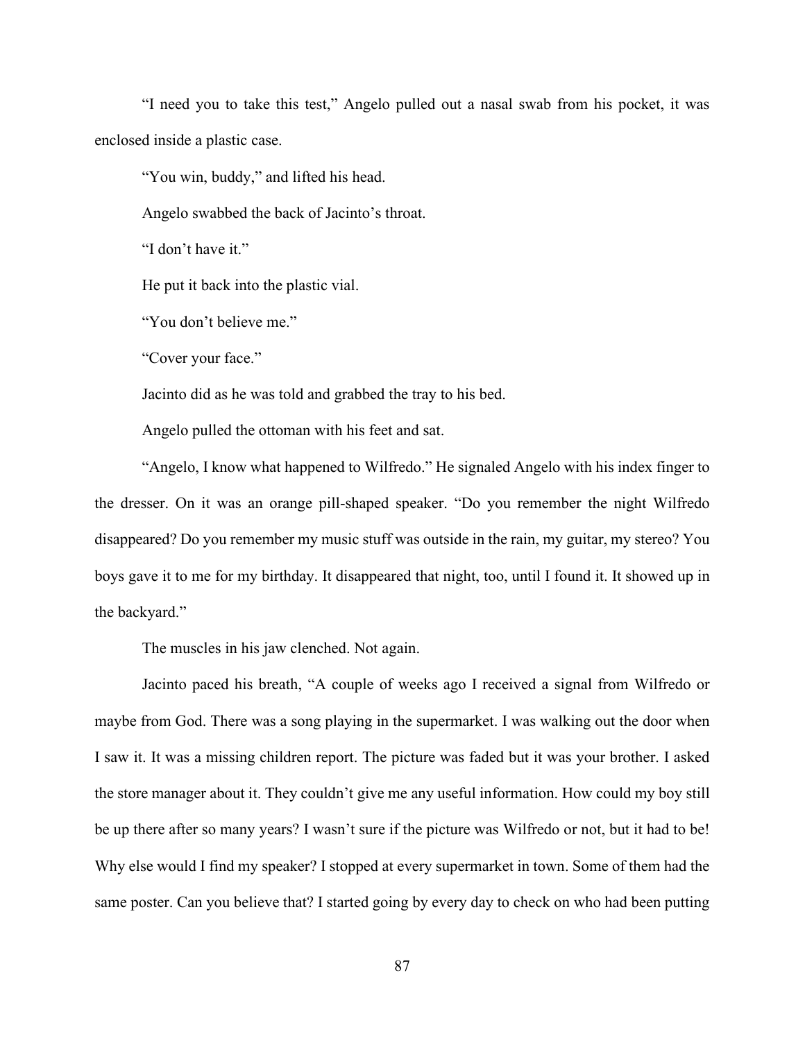"I need you to take this test," Angelo pulled out a nasal swab from his pocket, it was enclosed inside a plastic case.

"You win, buddy," and lifted his head.

Angelo swabbed the back of Jacinto's throat.

"I don't have it."

He put it back into the plastic vial.

"You don't believe me."

"Cover your face."

Jacinto did as he was told and grabbed the tray to his bed.

Angelo pulled the ottoman with his feet and sat.

"Angelo, I know what happened to Wilfredo." He signaled Angelo with his index finger to the dresser. On it was an orange pill-shaped speaker. "Do you remember the night Wilfredo disappeared? Do you remember my music stuff was outside in the rain, my guitar, my stereo? You boys gave it to me for my birthday. It disappeared that night, too, until I found it. It showed up in the backyard."

The muscles in his jaw clenched. Not again.

Jacinto paced his breath, "A couple of weeks ago I received a signal from Wilfredo or maybe from God. There was a song playing in the supermarket. I was walking out the door when I saw it. It was a missing children report. The picture was faded but it was your brother. I asked the store manager about it. They couldn't give me any useful information. How could my boy still be up there after so many years? I wasn't sure if the picture was Wilfredo or not, but it had to be! Why else would I find my speaker? I stopped at every supermarket in town. Some of them had the same poster. Can you believe that? I started going by every day to check on who had been putting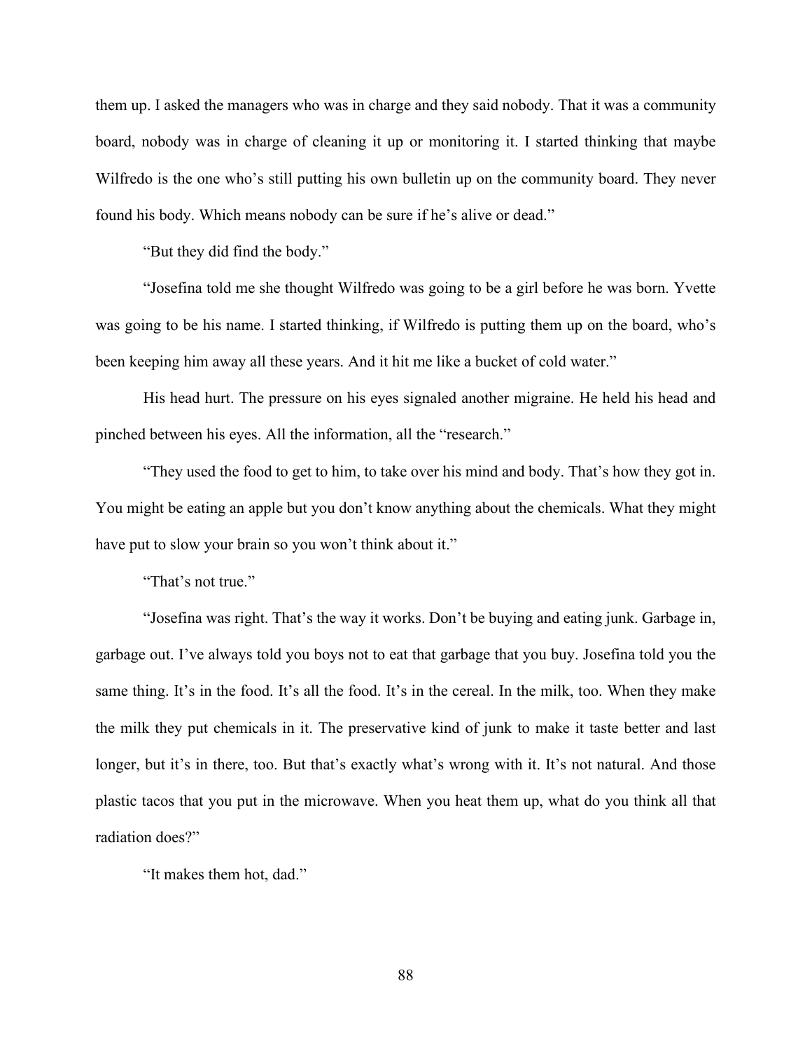them up. I asked the managers who was in charge and they said nobody. That it was a community board, nobody was in charge of cleaning it up or monitoring it. I started thinking that maybe Wilfredo is the one who's still putting his own bulletin up on the community board. They never found his body. Which means nobody can be sure if he's alive or dead."

"But they did find the body."

"Josefina told me she thought Wilfredo was going to be a girl before he was born. Yvette was going to be his name. I started thinking, if Wilfredo is putting them up on the board, who's been keeping him away all these years. And it hit me like a bucket of cold water."

His head hurt. The pressure on his eyes signaled another migraine. He held his head and pinched between his eyes. All the information, all the "research."

"They used the food to get to him, to take over his mind and body. That's how they got in. You might be eating an apple but you don't know anything about the chemicals. What they might have put to slow your brain so you won't think about it."

"That's not true."

"Josefina was right. That's the way it works. Don't be buying and eating junk. Garbage in, garbage out. I've always told you boys not to eat that garbage that you buy. Josefina told you the same thing. It's in the food. It's all the food. It's in the cereal. In the milk, too. When they make the milk they put chemicals in it. The preservative kind of junk to make it taste better and last longer, but it's in there, too. But that's exactly what's wrong with it. It's not natural. And those plastic tacos that you put in the microwave. When you heat them up, what do you think all that radiation does?"

"It makes them hot, dad."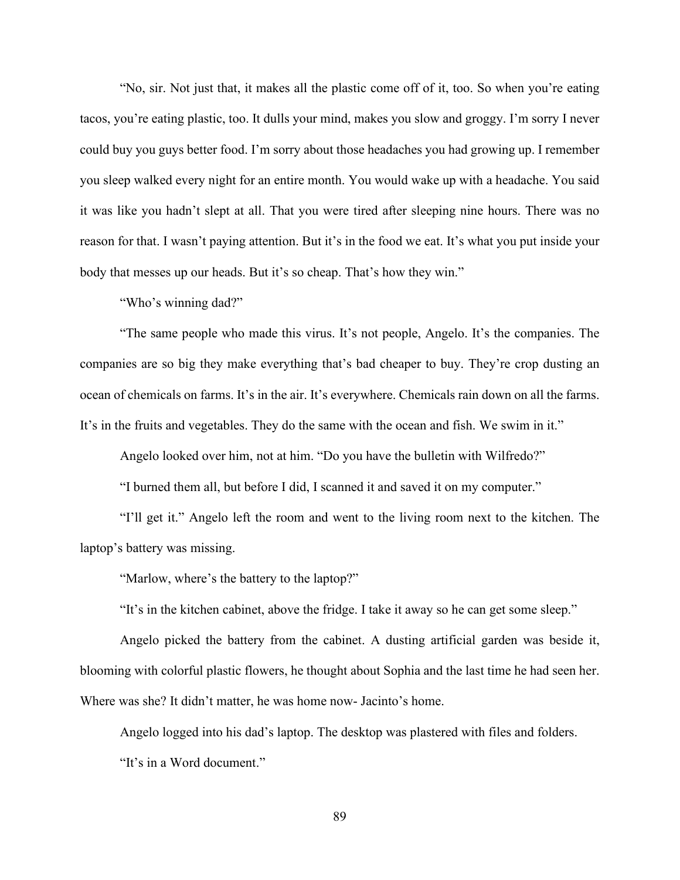"No, sir. Not just that, it makes all the plastic come off of it, too. So when you're eating tacos, you're eating plastic, too. It dulls your mind, makes you slow and groggy. I'm sorry I never could buy you guys better food. I'm sorry about those headaches you had growing up. I remember you sleep walked every night for an entire month. You would wake up with a headache. You said it was like you hadn't slept at all. That you were tired after sleeping nine hours. There was no reason for that. I wasn't paying attention. But it's in the food we eat. It's what you put inside your body that messes up our heads. But it's so cheap. That's how they win."

"Who's winning dad?"

"The same people who made this virus. It's not people, Angelo. It's the companies. The companies are so big they make everything that's bad cheaper to buy. They're crop dusting an ocean of chemicals on farms. It's in the air. It's everywhere. Chemicals rain down on all the farms. It's in the fruits and vegetables. They do the same with the ocean and fish. We swim in it."

Angelo looked over him, not at him. "Do you have the bulletin with Wilfredo?"

"I burned them all, but before I did, I scanned it and saved it on my computer."

"I'll get it." Angelo left the room and went to the living room next to the kitchen. The laptop's battery was missing.

"Marlow, where's the battery to the laptop?"

"It's in the kitchen cabinet, above the fridge. I take it away so he can get some sleep."

Angelo picked the battery from the cabinet. A dusting artificial garden was beside it, blooming with colorful plastic flowers, he thought about Sophia and the last time he had seen her. Where was she? It didn't matter, he was home now- Jacinto's home.

Angelo logged into his dad's laptop. The desktop was plastered with files and folders.

"It's in a Word document."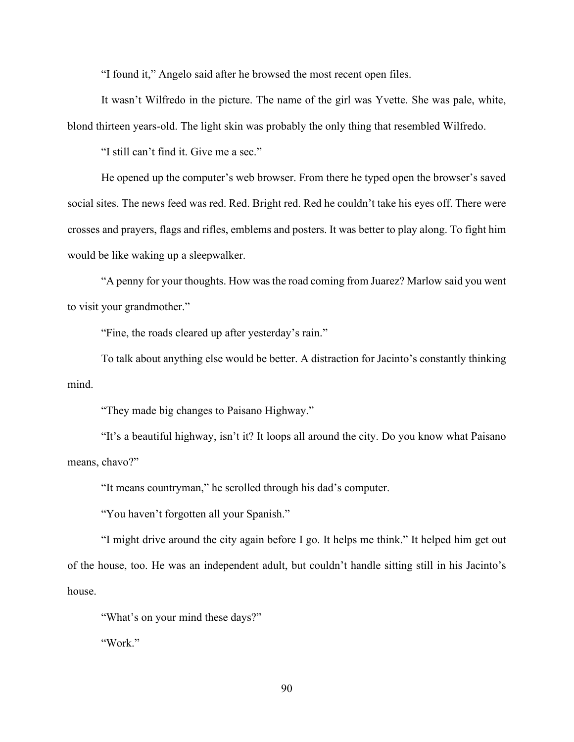"I found it," Angelo said after he browsed the most recent open files.

It wasn't Wilfredo in the picture. The name of the girl was Yvette. She was pale, white, blond thirteen years-old. The light skin was probably the only thing that resembled Wilfredo.

"I still can't find it. Give me a sec."

He opened up the computer's web browser. From there he typed open the browser's saved social sites. The news feed was red. Red. Bright red. Red he couldn't take his eyes off. There were crosses and prayers, flags and rifles, emblems and posters. It was better to play along. To fight him would be like waking up a sleepwalker.

"A penny for your thoughts. How was the road coming from Juarez? Marlow said you went to visit your grandmother."

"Fine, the roads cleared up after yesterday's rain."

To talk about anything else would be better. A distraction for Jacinto's constantly thinking mind.

"They made big changes to Paisano Highway."

"It's a beautiful highway, isn't it? It loops all around the city. Do you know what Paisano means, chavo?"

"It means countryman," he scrolled through his dad's computer.

"You haven't forgotten all your Spanish."

"I might drive around the city again before I go. It helps me think." It helped him get out of the house, too. He was an independent adult, but couldn't handle sitting still in his Jacinto's house.

"What's on your mind these days?"

"Work."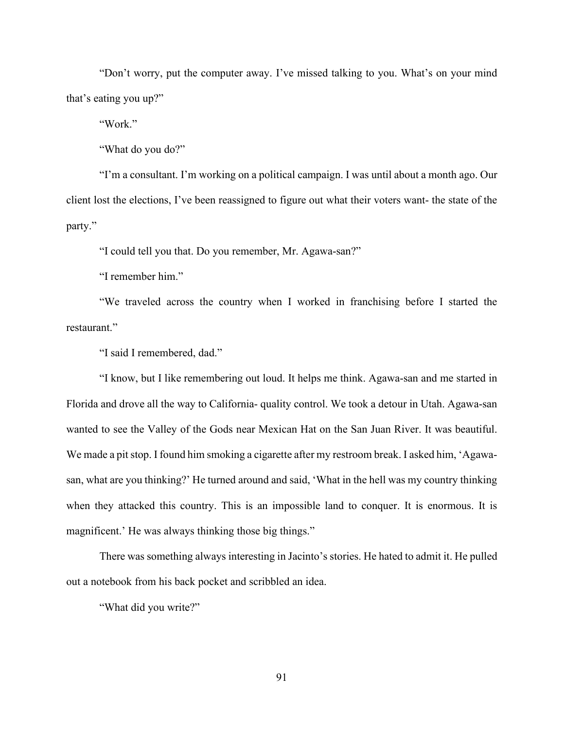"Don't worry, put the computer away. I've missed talking to you. What's on your mind that's eating you up?"

"Work."

"What do you do?"

"I'm a consultant. I'm working on a political campaign. I was until about a month ago. Our client lost the elections, I've been reassigned to figure out what their voters want- the state of the party."

"I could tell you that. Do you remember, Mr. Agawa-san?"

"I remember him."

"We traveled across the country when I worked in franchising before I started the restaurant."

"I said I remembered, dad."

"I know, but I like remembering out loud. It helps me think. Agawa-san and me started in Florida and drove all the way to California- quality control. We took a detour in Utah. Agawa-san wanted to see the Valley of the Gods near Mexican Hat on the San Juan River. It was beautiful. We made a pit stop. I found him smoking a cigarette after my restroom break. I asked him, 'Agawa-san, what are you thinking?' He turned around and said, 'What in the hell was my country thinking when they attacked this country. This is an impossible land to conquer. It is enormous. It is magnificent.' He was always thinking those big things."

There was something always interesting in Jacinto's stories. He hated to admit it. He pulled out a notebook from his back pocket and scribbled an idea.

"What did you write?"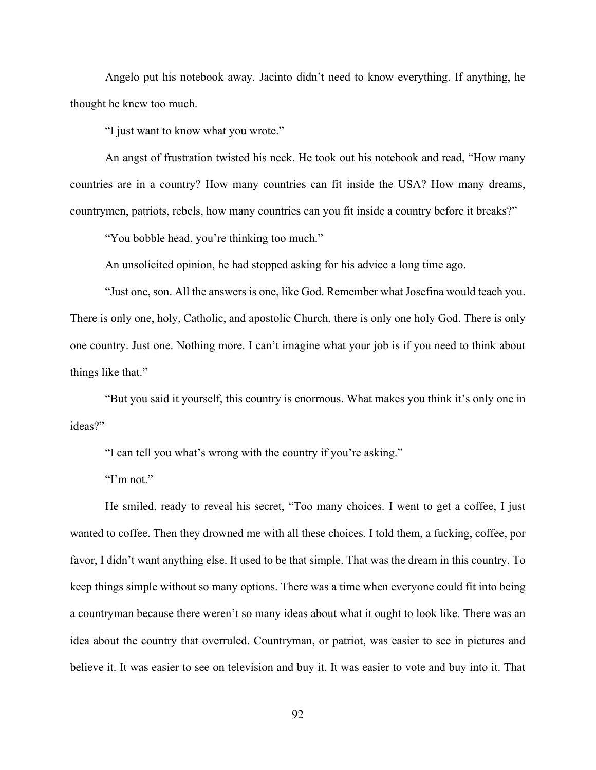Angelo put his notebook away. Jacinto didn't need to know everything. If anything, he thought he knew too much.

"I just want to know what you wrote."

An angst of frustration twisted his neck. He took out his notebook and read, "How many countries are in a country? How many countries can fit inside the USA? How many dreams, countrymen, patriots, rebels, how many countries can you fit inside a country before it breaks?"

"You bobble head, you're thinking too much."

An unsolicited opinion, he had stopped asking for his advice a long time ago.

"Just one, son. All the answers is one, like God. Remember what Josefina would teach you. There is only one, holy, Catholic, and apostolic Church, there is only one holy God. There is only one country. Just one. Nothing more. I can't imagine what your job is if you need to think about things like that."

"But you said it yourself, this country is enormous. What makes you think it's only one in ideas?"

"I can tell you what's wrong with the country if you're asking."

"I'm not."

He smiled, ready to reveal his secret, "Too many choices. I went to get a coffee, I just wanted to coffee. Then they drowned me with all these choices. I told them, a fucking, coffee, por favor, I didn't want anything else. It used to be that simple. That was the dream in this country. To keep things simple without so many options. There was a time when everyone could fit into being a countryman because there weren't so many ideas about what it ought to look like. There was an idea about the country that overruled. Countryman, or patriot, was easier to see in pictures and believe it. It was easier to see on television and buy it. It was easier to vote and buy into it. That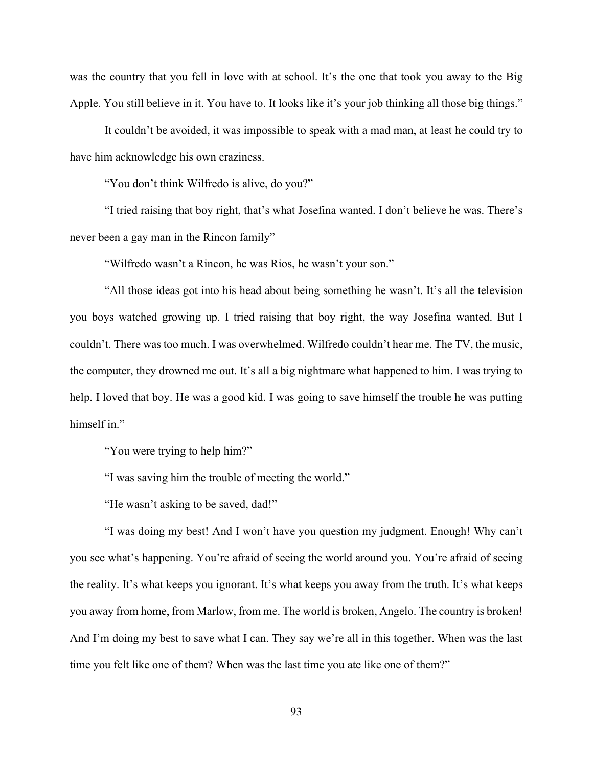was the country that you fell in love with at school. It's the one that took you away to the Big Apple. You still believe in it. You have to. It looks like it's your job thinking all those big things."

It couldn't be avoided, it was impossible to speak with a mad man, at least he could try to have him acknowledge his own craziness.

"You don't think Wilfredo is alive, do you?"

"I tried raising that boy right, that's what Josefina wanted. I don't believe he was. There's never been a gay man in the Rincon family"

"Wilfredo wasn't a Rincon, he was Rios, he wasn't your son."

"All those ideas got into his head about being something he wasn't. It's all the television you boys watched growing up. I tried raising that boy right, the way Josefina wanted. But I couldn't. There was too much. I was overwhelmed. Wilfredo couldn't hear me. The TV, the music, the computer, they drowned me out. It's all a big nightmare what happened to him. I was trying to help. I loved that boy. He was a good kid. I was going to save himself the trouble he was putting himself in."

"You were trying to help him?"

"I was saving him the trouble of meeting the world."

"He wasn't asking to be saved, dad!"

"I was doing my best! And I won't have you question my judgment. Enough! Why can't you see what's happening. You're afraid of seeing the world around you. You're afraid of seeing the reality. It's what keeps you ignorant. It's what keeps you away from the truth. It's what keeps you away from home, from Marlow, from me. The world is broken, Angelo. The country is broken! And I'm doing my best to save what I can. They say we're all in this together. When was the last time you felt like one of them? When was the last time you ate like one of them?"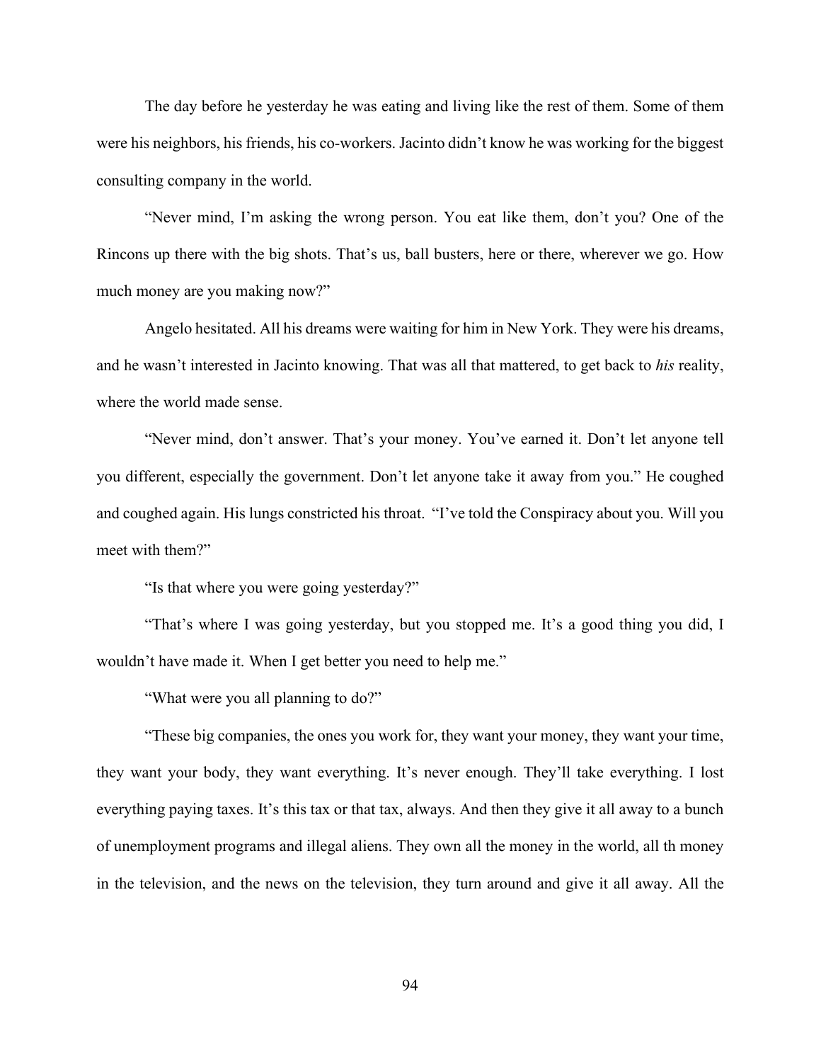The day before he yesterday he was eating and living like the rest of them. Some of them were his neighbors, his friends, his co-workers. Jacinto didn't know he was working for the biggest consulting company in the world.

"Never mind, I'm asking the wrong person. You eat like them, don't you? One of the Rincons up there with the big shots. That's us, ball busters, here or there, wherever we go. How much money are you making now?"

Angelo hesitated. All his dreams were waiting for him in New York. They were his dreams, and he wasn't interested in Jacinto knowing. That was all that mattered, to get back to *his* reality, where the world made sense.

"Never mind, don't answer. That's your money. You've earned it. Don't let anyone tell you different, especially the government. Don't let anyone take it away from you." He coughed and coughed again. His lungs constricted his throat. "I've told the Conspiracy about you. Will you meet with them?"

"Is that where you were going yesterday?"

"That's where I was going yesterday, but you stopped me. It's a good thing you did, I wouldn't have made it. When I get better you need to help me."

"What were you all planning to do?"

"These big companies, the ones you work for, they want your money, they want your time, they want your body, they want everything. It's never enough. They'll take everything. I lost everything paying taxes. It's this tax or that tax, always. And then they give it all away to a bunch of unemployment programs and illegal aliens. They own all the money in the world, all th money in the television, and the news on the television, they turn around and give it all away. All the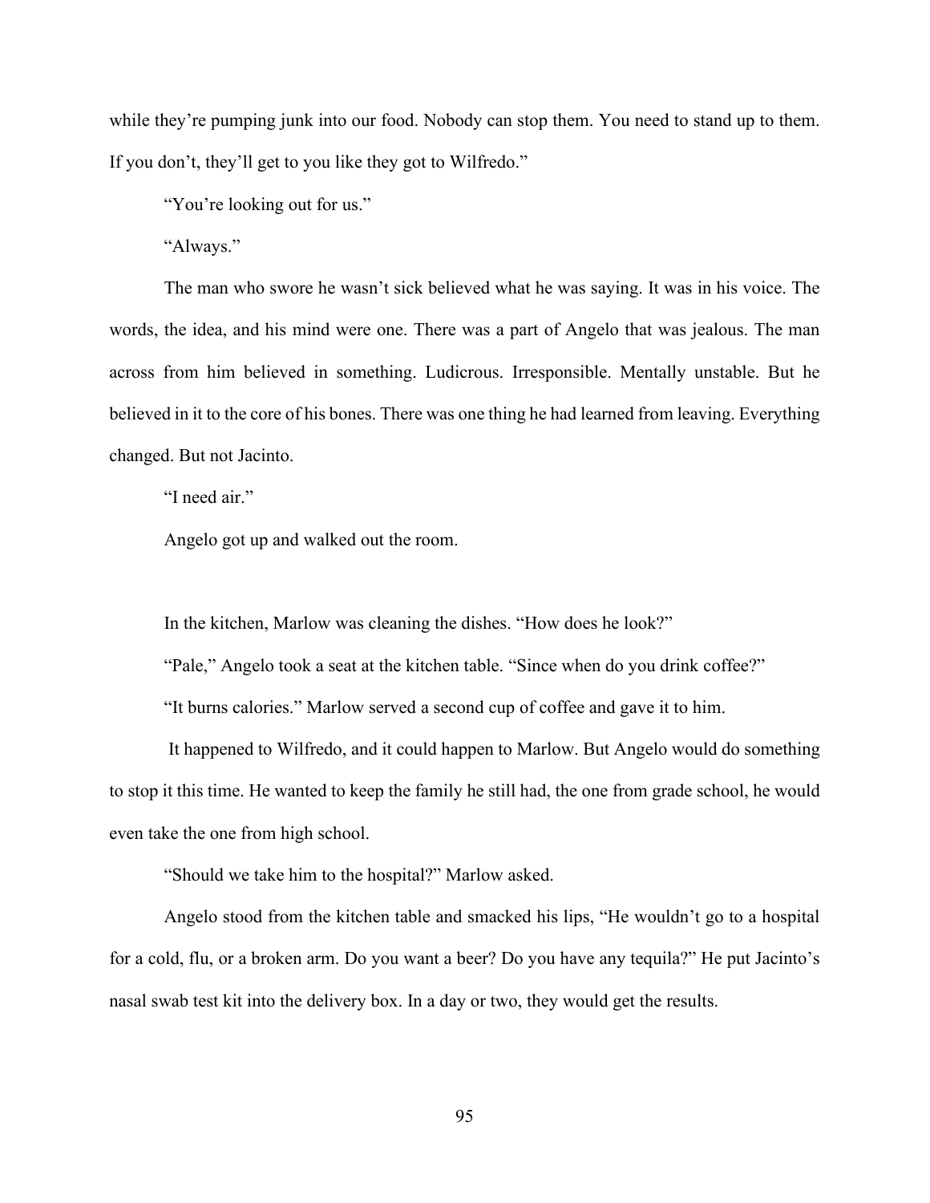while they're pumping junk into our food. Nobody can stop them. You need to stand up to them. If you don't, they'll get to you like they got to Wilfredo."

"You're looking out for us."

"Always."

The man who swore he wasn't sick believed what he was saying. It was in his voice. The words, the idea, and his mind were one. There was a part of Angelo that was jealous. The man across from him believed in something. Ludicrous. Irresponsible. Mentally unstable. But he believed in it to the core of his bones. There was one thing he had learned from leaving. Everything changed. But not Jacinto.

"I need air."

Angelo got up and walked out the room.

In the kitchen, Marlow was cleaning the dishes. "How does he look?"

"Pale," Angelo took a seat at the kitchen table. "Since when do you drink coffee?"

"It burns calories." Marlow served a second cup of coffee and gave it to him.

It happened to Wilfredo, and it could happen to Marlow. But Angelo would do something to stop it this time. He wanted to keep the family he still had, the one from grade school, he would even take the one from high school.

"Should we take him to the hospital?" Marlow asked.

Angelo stood from the kitchen table and smacked his lips, "He wouldn't go to a hospital for a cold, flu, or a broken arm. Do you want a beer? Do you have any tequila?" He put Jacinto's nasal swab test kit into the delivery box. In a day or two, they would get the results.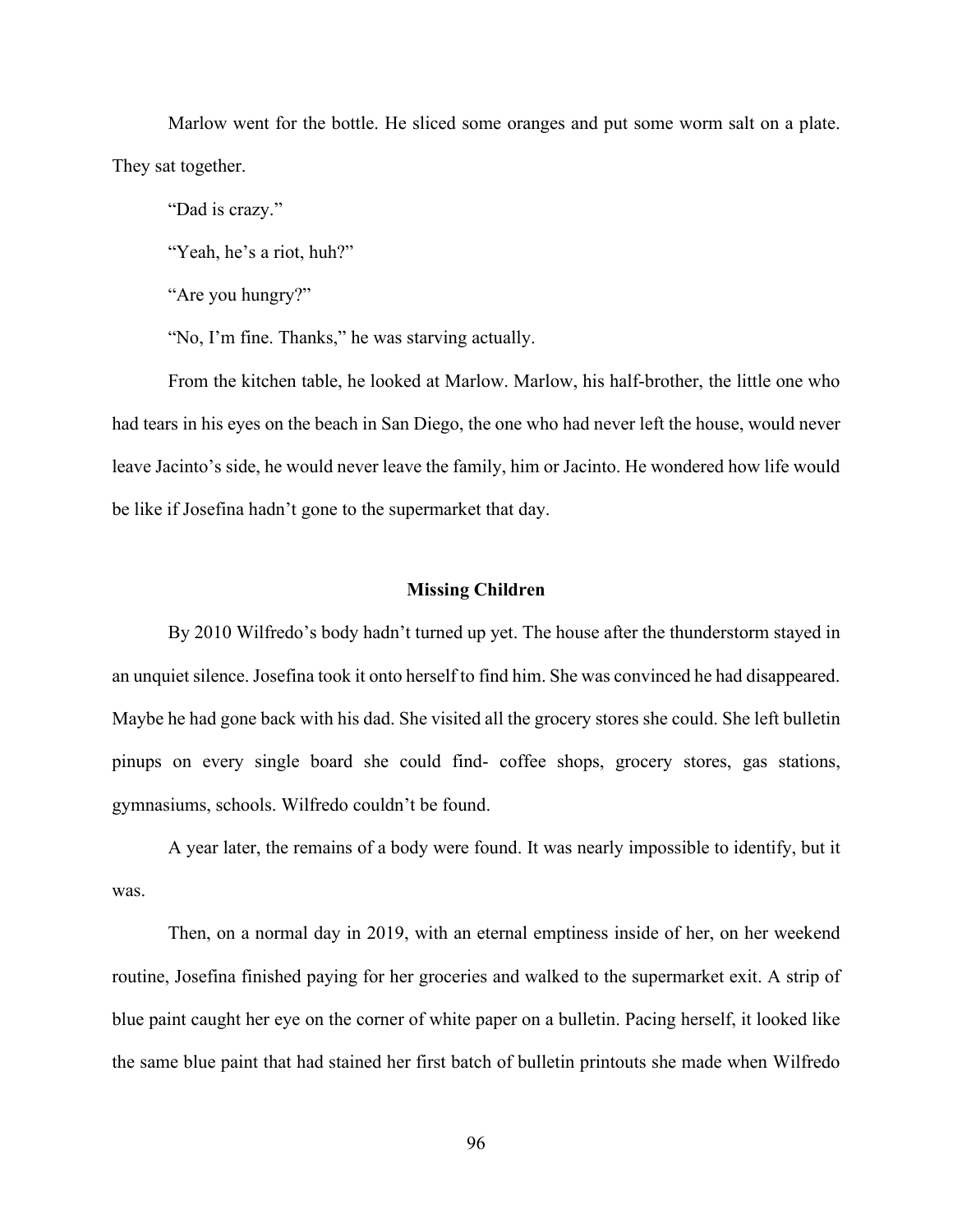Marlow went for the bottle. He sliced some oranges and put some worm salt on a plate. They sat together.

"Dad is crazy."

"Yeah, he's a riot, huh?"

"Are you hungry?"

"No, I'm fine. Thanks," he was starving actually.

From the kitchen table, he looked at Marlow. Marlow, his half-brother, the little one who had tears in his eyes on the beach in San Diego, the one who had never left the house, would never leave Jacinto's side, he would never leave the family, him or Jacinto. He wondered how life would be like if Josefina hadn't gone to the supermarket that day.

## Missing Children

By 2010 Wilfredo's body hadn't turned up yet. The house after the thunderstorm stayed in an unquiet silence. Josefina took it onto herself to find him. She was convinced he had disappeared. Maybe he had gone back with his dad. She visited all the grocery stores she could. She left bulletin pinups on every single board she could find- coffee shops, grocery stores, gas stations, gymnasiums, schools. Wilfredo couldn't be found.

A year later, the remains of a body were found. It was nearly impossible to identify, but it was.

Then, on a normal day in 2019, with an eternal emptiness inside of her, on her weekend routine, Josefina finished paying for her groceries and walked to the supermarket exit. A strip of blue paint caught her eye on the corner of white paper on a bulletin. Pacing herself, it looked like the same blue paint that had stained her first batch of bulletin printouts she made when Wilfredo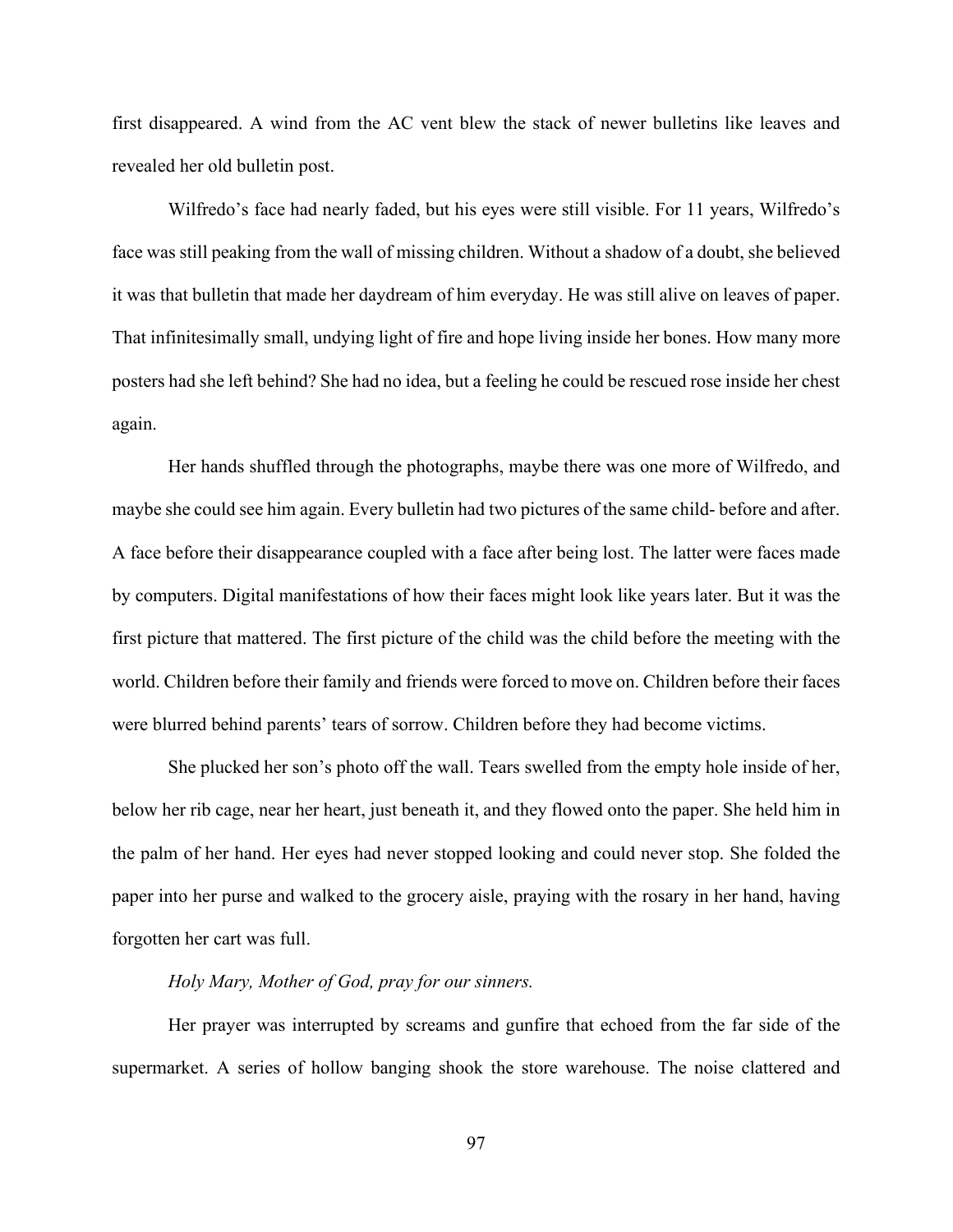first disappeared. A wind from the AC vent blew the stack of newer bulletins like leaves and revealed her old bulletin post.

Wilfredo's face had nearly faded, but his eyes were still visible. For 11 years, Wilfredo's face was still peaking from the wall of missing children. Without a shadow of a doubt, she believed it was that bulletin that made her daydream of him everyday. He was still alive on leaves of paper. That infinitesimally small, undying light of fire and hope living inside her bones. How many more posters had she left behind? She had no idea, but a feeling he could be rescued rose inside her chest again.

Her hands shuffled through the photographs, maybe there was one more of Wilfredo, and maybe she could see him again. Every bulletin had two pictures of the same child- before and after. A face before their disappearance coupled with a face after being lost. The latter were faces made by computers. Digital manifestations of how their faces might look like years later. But it was the first picture that mattered. The first picture of the child was the child before the meeting with the world. Children before their family and friends were forced to move on. Children before their faces were blurred behind parents' tears of sorrow. Children before they had become victims.

She plucked her son's photo off the wall. Tears swelled from the empty hole inside of her, below her rib cage, near her heart, just beneath it, and they flowed onto the paper. She held him in the palm of her hand. Her eyes had never stopped looking and could never stop. She folded the paper into her purse and walked to the grocery aisle, praying with the rosary in her hand, having forgotten her cart was full.

*Holy Mary, Mother of God, pray for our sinners.*

Her prayer was interrupted by screams and gunfire that echoed from the far side of the supermarket. A series of hollow banging shook the store warehouse. The noise clattered and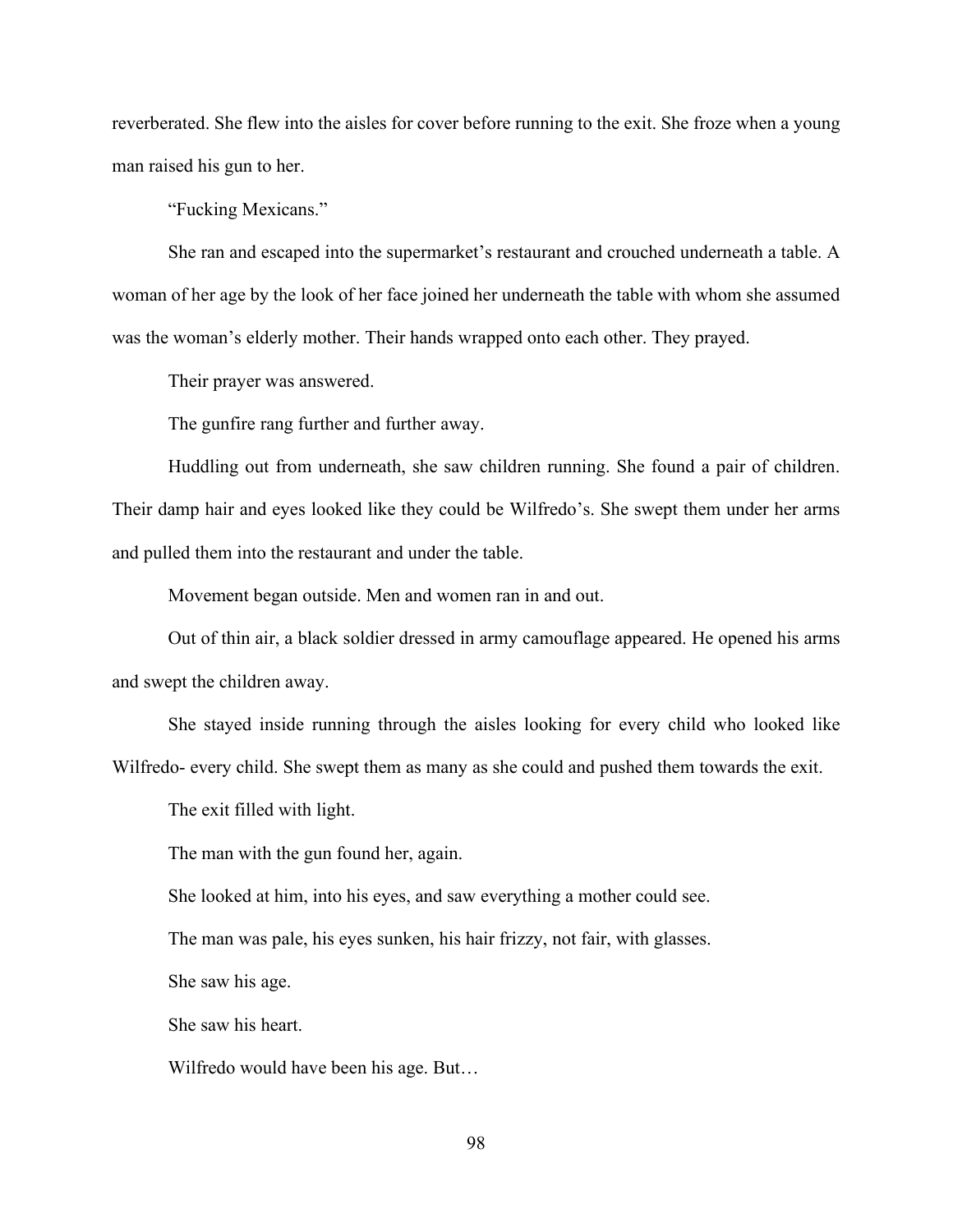reverberated. She flew into the aisles for cover before running to the exit. She froze when a young man raised his gun to her.

"Fucking Mexicans."

She ran and escaped into the supermarket's restaurant and crouched underneath a table. A woman of her age by the look of her face joined her underneath the table with whom she assumed was the woman's elderly mother. Their hands wrapped onto each other. They prayed.

Their prayer was answered.

The gunfire rang further and further away.

Huddling out from underneath, she saw children running. She found a pair of children. Their damp hair and eyes looked like they could be Wilfredo's. She swept them under her arms and pulled them into the restaurant and under the table.

Movement began outside. Men and women ran in and out.

Out of thin air, a black soldier dressed in army camouflage appeared. He opened his arms and swept the children away.

She stayed inside running through the aisles looking for every child who looked like Wilfredo- every child. She swept them as many as she could and pushed them towards the exit.

The exit filled with light.

The man with the gun found her, again.

She looked at him, into his eyes, and saw everything a mother could see.

The man was pale, his eyes sunken, his hair frizzy, not fair, with glasses.

She saw his age.

She saw his heart.

Wilfredo would have been his age. But…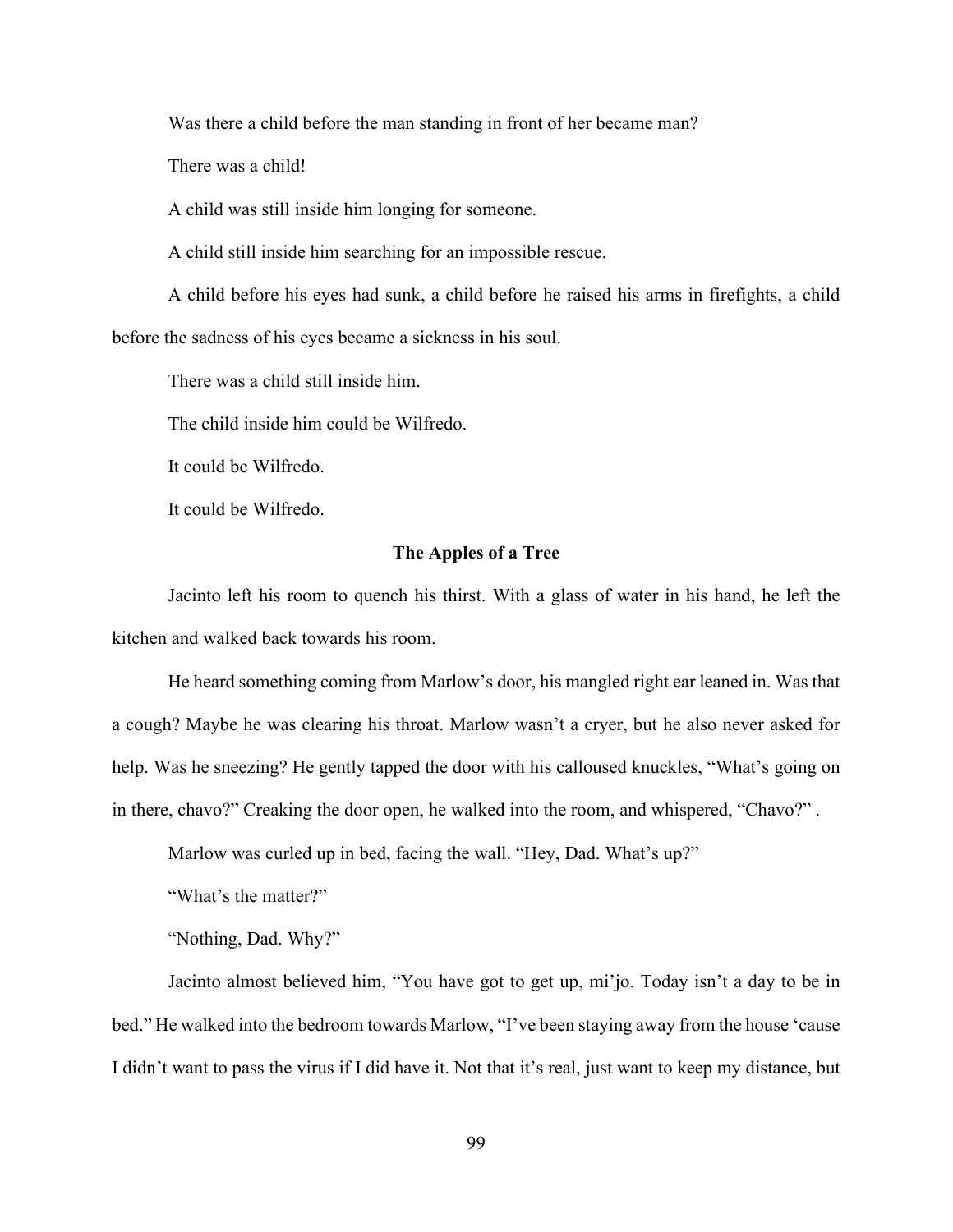Was there a child before the man standing in front of her became man?

There was a child!

A child was still inside him longing for someone.

A child still inside him searching for an impossible rescue.

A child before his eyes had sunk, a child before he raised his arms in firefights, a child before the sadness of his eyes became a sickness in his soul.

There was a child still inside him.

The child inside him could be Wilfredo.

It could be Wilfredo.

It could be Wilfredo.

### The Apples of a Tree

Jacinto left his room to quench his thirst. With a glass of water in his hand, he left the kitchen and walked back towards his room.

He heard something coming from Marlow's door, his mangled right ear leaned in. Was that a cough? Maybe he was clearing his throat. Marlow wasn't a cryer, but he also never asked for help. Was he sneezing? He gently tapped the door with his calloused knuckles, "What's going on in there, chavo?" Creaking the door open, he walked into the room, and whispered, "Chavo?" .

Marlow was curled up in bed, facing the wall. "Hey, Dad. What's up?"

"What's the matter?"

"Nothing, Dad. Why?"

Jacinto almost believed him, "You have got to get up, mi'jo. Today isn't a day to be in bed." He walked into the bedroom towards Marlow, "I've been staying away from the house 'cause I didn't want to pass the virus if I did have it. Not that it's real, just want to keep my distance, but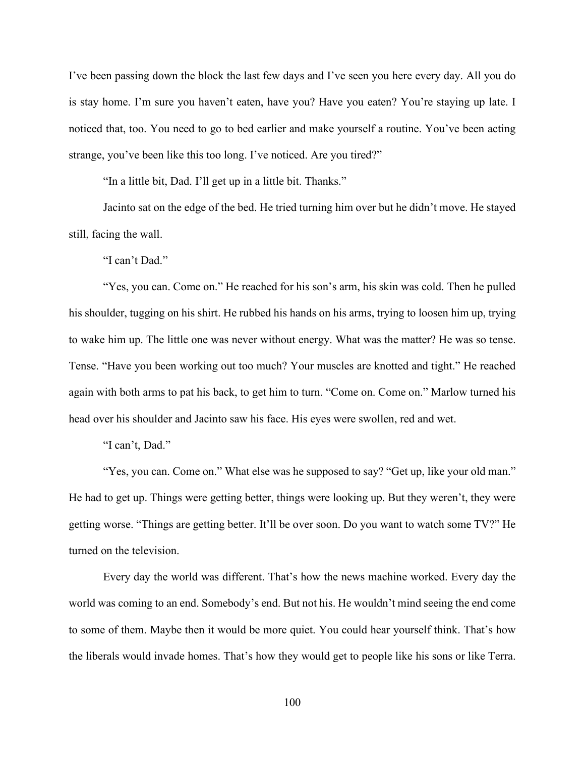I've been passing down the block the last few days and I've seen you here every day. All you do is stay home. I'm sure you haven't eaten, have you? Have you eaten? You're staying up late. I noticed that, too. You need to go to bed earlier and make yourself a routine. You've been acting strange, you've been like this too long. I've noticed. Are you tired?"

"In a little bit, Dad. I'll get up in a little bit. Thanks."

Jacinto sat on the edge of the bed. He tried turning him over but he didn't move. He stayed still, facing the wall.

"I can't Dad."

"Yes, you can. Come on." He reached for his son's arm, his skin was cold. Then he pulled his shoulder, tugging on his shirt. He rubbed his hands on his arms, trying to loosen him up, trying to wake him up. The little one was never without energy. What was the matter? He was so tense. Tense. "Have you been working out too much? Your muscles are knotted and tight." He reached again with both arms to pat his back, to get him to turn. "Come on. Come on." Marlow turned his head over his shoulder and Jacinto saw his face. His eyes were swollen, red and wet.

"I can't, Dad."

"Yes, you can. Come on." What else was he supposed to say? "Get up, like your old man." He had to get up. Things were getting better, things were looking up. But they weren't, they were getting worse. "Things are getting better. It'll be over soon. Do you want to watch some TV?" He turned on the television.

Every day the world was different. That's how the news machine worked. Every day the world was coming to an end. Somebody's end. But not his. He wouldn't mind seeing the end come to some of them. Maybe then it would be more quiet. You could hear yourself think. That's how the liberals would invade homes. That's how they would get to people like his sons or like Terra.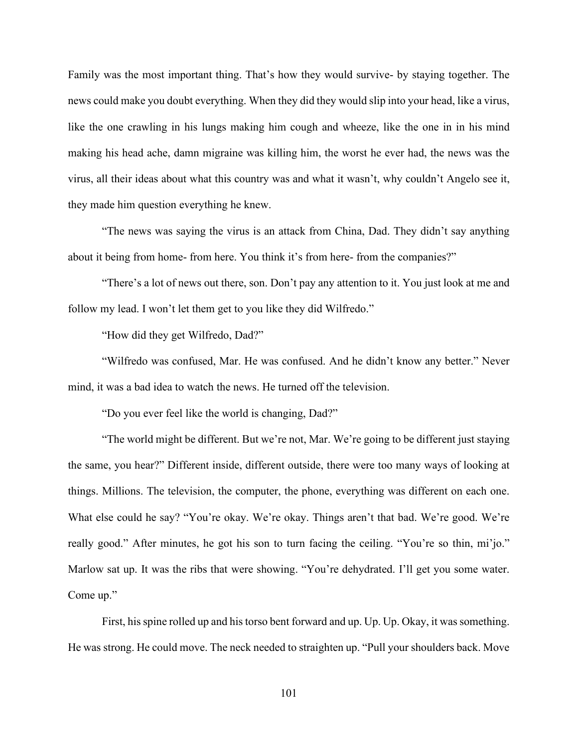Family was the most important thing. That's how they would survive- by staying together. The news could make you doubt everything. When they did they would slip into your head, like a virus, like the one crawling in his lungs making him cough and wheeze, like the one in in his mind making his head ache, damn migraine was killing him, the worst he ever had, the news was the virus, all their ideas about what this country was and what it wasn't, why couldn't Angelo see it, they made him question everything he knew.

"The news was saying the virus is an attack from China, Dad. They didn't say anything about it being from home- from here. You think it's from here- from the companies?"

"There's a lot of news out there, son. Don't pay any attention to it. You just look at me and follow my lead. I won't let them get to you like they did Wilfredo."

"How did they get Wilfredo, Dad?"

"Wilfredo was confused, Mar. He was confused. And he didn't know any better." Never mind, it was a bad idea to watch the news. He turned off the television.

"Do you ever feel like the world is changing, Dad?"

"The world might be different. But we're not, Mar. We're going to be different just staying the same, you hear?" Different inside, different outside, there were too many ways of looking at things. Millions. The television, the computer, the phone, everything was different on each one. What else could he say? "You're okay. We're okay. Things aren't that bad. We're good. We're really good." After minutes, he got his son to turn facing the ceiling. "You're so thin, mi'jo." Marlow sat up. It was the ribs that were showing. "You're dehydrated. I'll get you some water. Come up."

First, his spine rolled up and his torso bent forward and up. Up. Up. Okay, it was something. He was strong. He could move. The neck needed to straighten up. "Pull your shoulders back. Move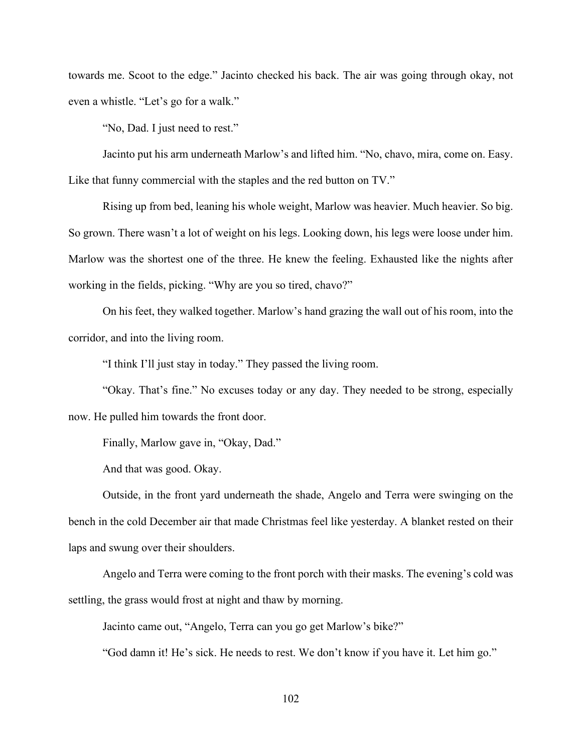towards me. Scoot to the edge." Jacinto checked his back. The air was going through okay, not even a whistle. "Let's go for a walk."

"No, Dad. I just need to rest."

Jacinto put his arm underneath Marlow's and lifted him. "No, chavo, mira, come on. Easy. Like that funny commercial with the staples and the red button on TV."

Rising up from bed, leaning his whole weight, Marlow was heavier. Much heavier. So big. So grown. There wasn't a lot of weight on his legs. Looking down, his legs were loose under him. Marlow was the shortest one of the three. He knew the feeling. Exhausted like the nights after working in the fields, picking. "Why are you so tired, chavo?"

On his feet, they walked together. Marlow's hand grazing the wall out of his room, into the corridor, and into the living room.

"I think I'll just stay in today." They passed the living room.

"Okay. That's fine." No excuses today or any day. They needed to be strong, especially now. He pulled him towards the front door.

Finally, Marlow gave in, "Okay, Dad."

And that was good. Okay.

Outside, in the front yard underneath the shade, Angelo and Terra were swinging on the bench in the cold December air that made Christmas feel like yesterday. A blanket rested on their laps and swung over their shoulders.

Angelo and Terra were coming to the front porch with their masks. The evening's cold was settling, the grass would frost at night and thaw by morning.

Jacinto came out, "Angelo, Terra can you go get Marlow's bike?"

"God damn it! He's sick. He needs to rest. We don't know if you have it. Let him go."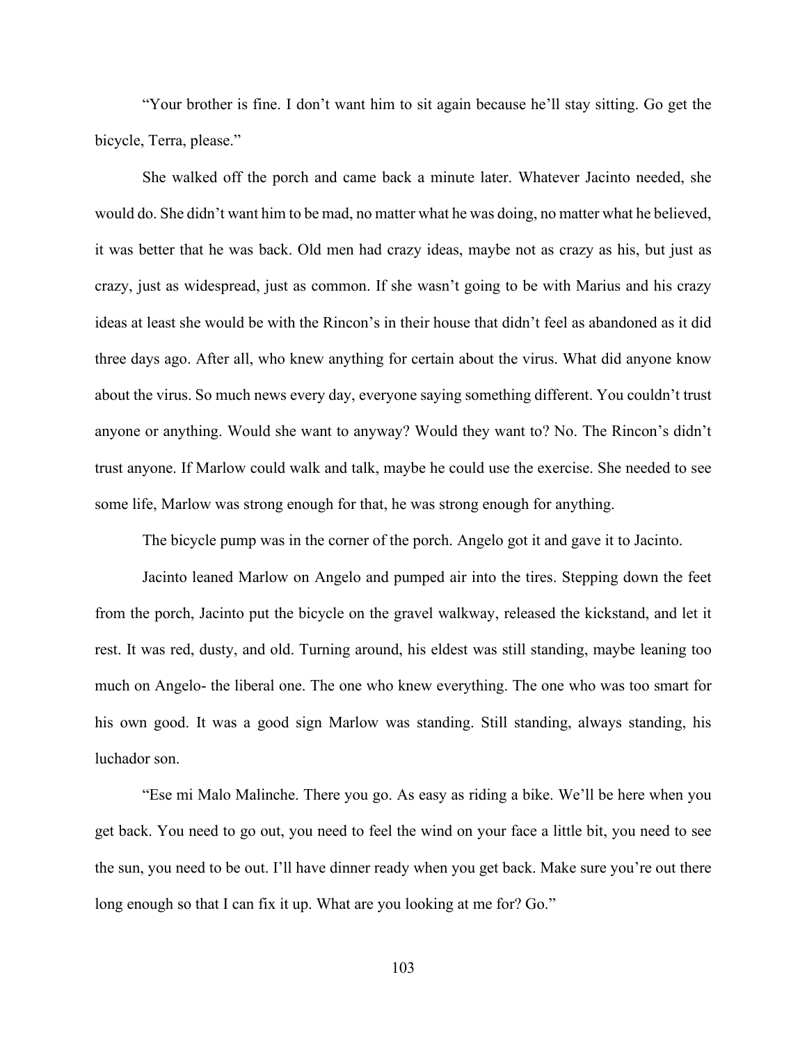"Your brother is fine. I don't want him to sit again because he'll stay sitting. Go get the bicycle, Terra, please."

She walked off the porch and came back a minute later. Whatever Jacinto needed, she would do. She didn't want him to be mad, no matter what he was doing, no matter what he believed, it was better that he was back. Old men had crazy ideas, maybe not as crazy as his, but just as crazy, just as widespread, just as common. If she wasn't going to be with Marius and his crazy ideas at least she would be with the Rincon's in their house that didn't feel as abandoned as it did three days ago. After all, who knew anything for certain about the virus. What did anyone know about the virus. So much news every day, everyone saying something different. You couldn't trust anyone or anything. Would she want to anyway? Would they want to? No. The Rincon's didn't trust anyone. If Marlow could walk and talk, maybe he could use the exercise. She needed to see some life, Marlow was strong enough for that, he was strong enough for anything.

The bicycle pump was in the corner of the porch. Angelo got it and gave it to Jacinto.

Jacinto leaned Marlow on Angelo and pumped air into the tires. Stepping down the feet from the porch, Jacinto put the bicycle on the gravel walkway, released the kickstand, and let it rest. It was red, dusty, and old. Turning around, his eldest was still standing, maybe leaning too much on Angelo- the liberal one. The one who knew everything. The one who was too smart for his own good. It was a good sign Marlow was standing. Still standing, always standing, his luchador son.

"Ese mi Malo Malinche. There you go. As easy as riding a bike. We'll be here when you get back. You need to go out, you need to feel the wind on your face a little bit, you need to see the sun, you need to be out. I'll have dinner ready when you get back. Make sure you're out there long enough so that I can fix it up. What are you looking at me for? Go."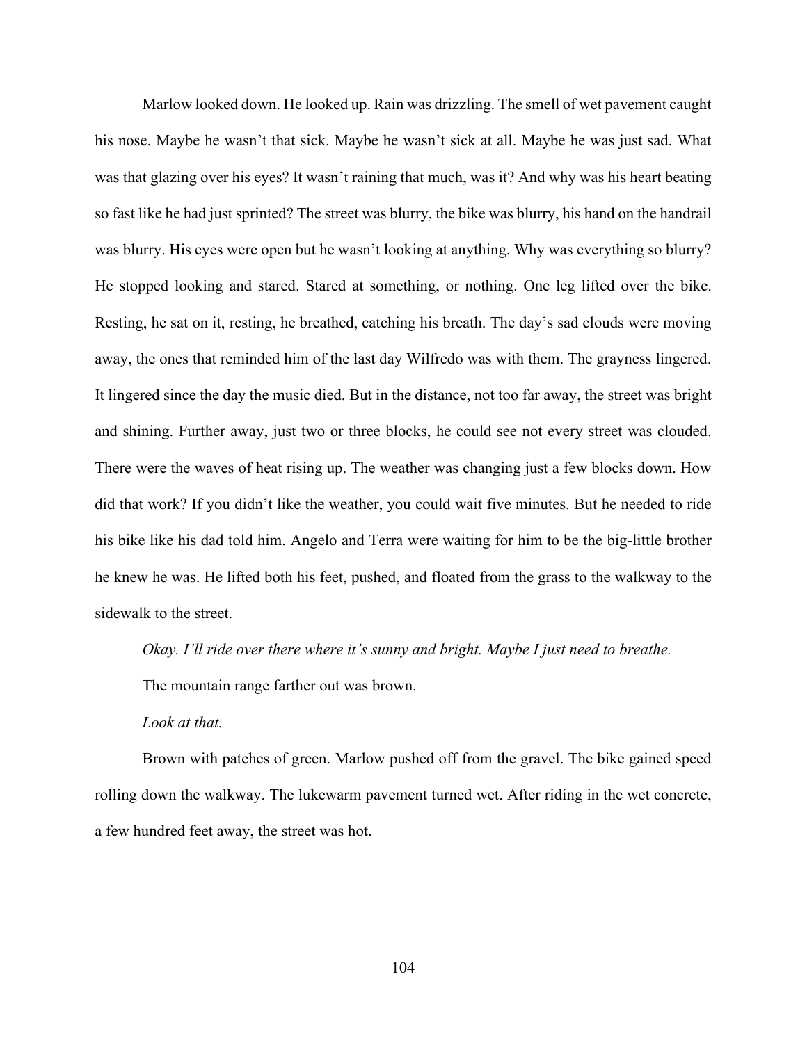Marlow looked down. He looked up. Rain was drizzling. The smell of wet pavement caught his nose. Maybe he wasn't that sick. Maybe he wasn't sick at all. Maybe he was just sad. What was that glazing over his eyes? It wasn't raining that much, was it? And why was his heart beating so fast like he had just sprinted? The street was blurry, the bike was blurry, his hand on the handrail was blurry. His eyes were open but he wasn't looking at anything. Why was everything so blurry? He stopped looking and stared. Stared at something, or nothing. One leg lifted over the bike. Resting, he sat on it, resting, he breathed, catching his breath. The day's sad clouds were moving away, the ones that reminded him of the last day Wilfredo was with them. The grayness lingered. It lingered since the day the music died. But in the distance, not too far away, the street was bright and shining. Further away, just two or three blocks, he could see not every street was clouded. There were the waves of heat rising up. The weather was changing just a few blocks down. How did that work? If you didn't like the weather, you could wait five minutes. But he needed to ride his bike like his dad told him. Angelo and Terra were waiting for him to be the big-little brother he knew he was. He lifted both his feet, pushed, and floated from the grass to the walkway to the sidewalk to the street.

*Okay. I'll ride over there where it's sunny and bright. Maybe I just need to breathe.*

The mountain range farther out was brown.

*Look at that.*

Brown with patches of green. Marlow pushed off from the gravel. The bike gained speed rolling down the walkway. The lukewarm pavement turned wet. After riding in the wet concrete, a few hundred feet away, the street was hot.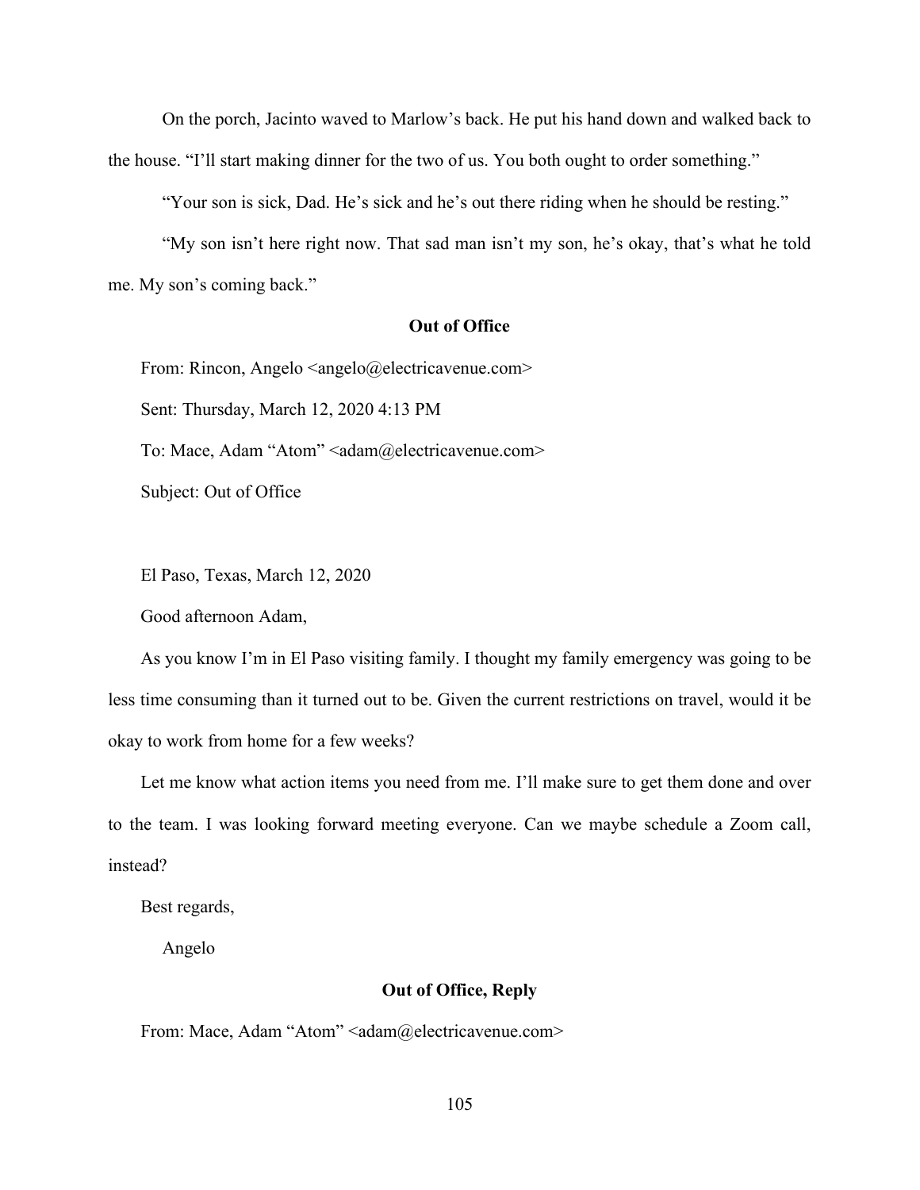On the porch, Jacinto waved to Marlow's back. He put his hand down and walked back to the house. "I'll start making dinner for the two of us. You both ought to order something."

"Your son is sick, Dad. He's sick and he's out there riding when he should be resting."

"My son isn't here right now. That sad man isn't my son, he's okay, that's what he told me. My son's coming back."

**Out of Office**

From: Rincon, Angelo <angelo@electricavenue.com>

Sent: Thursday, March 12, 2020 4:13 PM

To: Mace, Adam "Atom" <adam@electricavenue.com>

Subject: Out of Office

El Paso, Texas, March 12, 2020

Good afternoon Adam,

As you know I'm in El Paso visiting family. I thought my family emergency was going to be less time consuming than it turned out to be. Given the current restrictions on travel, would it be okay to work from home for a few weeks?

Let me know what action items you need from me. I'll make sure to get them done and over to the team. I was looking forward meeting everyone. Can we maybe schedule a Zoom call, instead?

Best regards,

Angelo

**Out of Office, Reply**

From: Mace, Adam "Atom" <adam@electricavenue.com>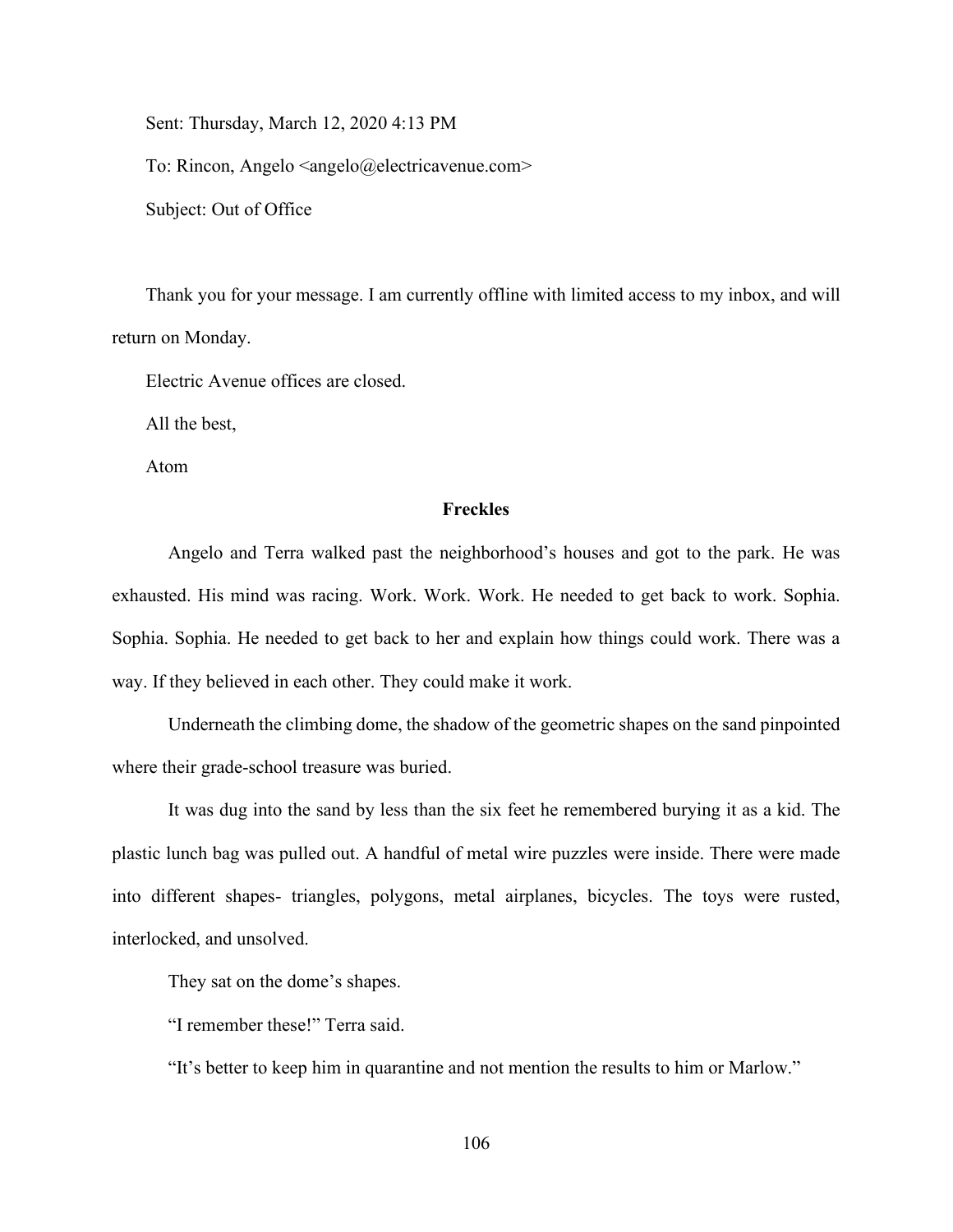Sent: Thursday, March 12, 2020 4:13 PM

To: Rincon, Angelo <angelo@electricavenue.com>

Subject: Out of Office

Thank you for your message. I am currently offline with limited access to my inbox, and will return on Monday.

Electric Avenue offices are closed.

All the best,

Atom

## Freckles

Angelo and Terra walked past the neighborhood's houses and got to the park. He was exhausted. His mind was racing. Work. Work. Work. He needed to get back to work. Sophia. Sophia. Sophia. He needed to get back to her and explain how things could work. There was a way. If they believed in each other. They could make it work.

Underneath the climbing dome, the shadow of the geometric shapes on the sand pinpointed where their grade-school treasure was buried.

It was dug into the sand by less than the six feet he remembered burying it as a kid. The plastic lunch bag was pulled out. A handful of metal wire puzzles were inside. There were made into different shapes- triangles, polygons, metal airplanes, bicycles. The toys were rusted, interlocked, and unsolved.

They sat on the dome's shapes.

"I remember these!" Terra said.

"It's better to keep him in quarantine and not mention the results to him or Marlow."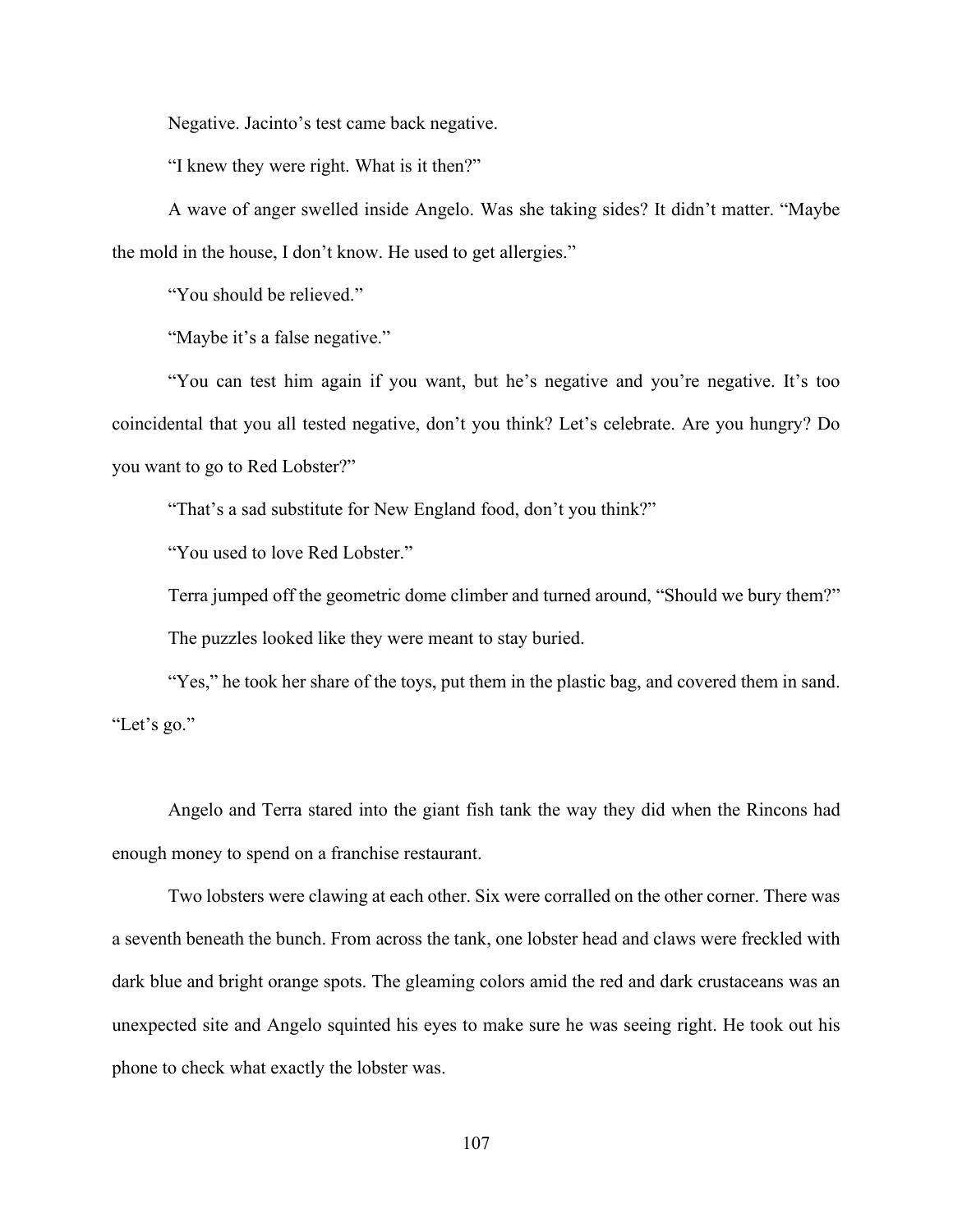Negative. Jacinto's test came back negative.

"I knew they were right. What is it then?"

A wave of anger swelled inside Angelo. Was she taking sides? It didn't matter. "Maybe the mold in the house, I don't know. He used to get allergies."

"You should be relieved."

"Maybe it's a false negative."

"You can test him again if you want, but he's negative and you're negative. It's too coincidental that you all tested negative, don't you think? Let's celebrate. Are you hungry? Do you want to go to Red Lobster?"

"That's a sad substitute for New England food, don't you think?"

"You used to love Red Lobster."

Terra jumped off the geometric dome climber and turned around, "Should we bury them?"

The puzzles looked like they were meant to stay buried.

"Yes," he took her share of the toys, put them in the plastic bag, and covered them in sand. "Let's go."

Angelo and Terra stared into the giant fish tank the way they did when the Rincons had enough money to spend on a franchise restaurant.

Two lobsters were clawing at each other. Six were corralled on the other corner. There was a seventh beneath the bunch. From across the tank, one lobster head and claws were freckled with dark blue and bright orange spots. The gleaming colors amid the red and dark crustaceans was an unexpected site and Angelo squinted his eyes to make sure he was seeing right. He took out his phone to check what exactly the lobster was.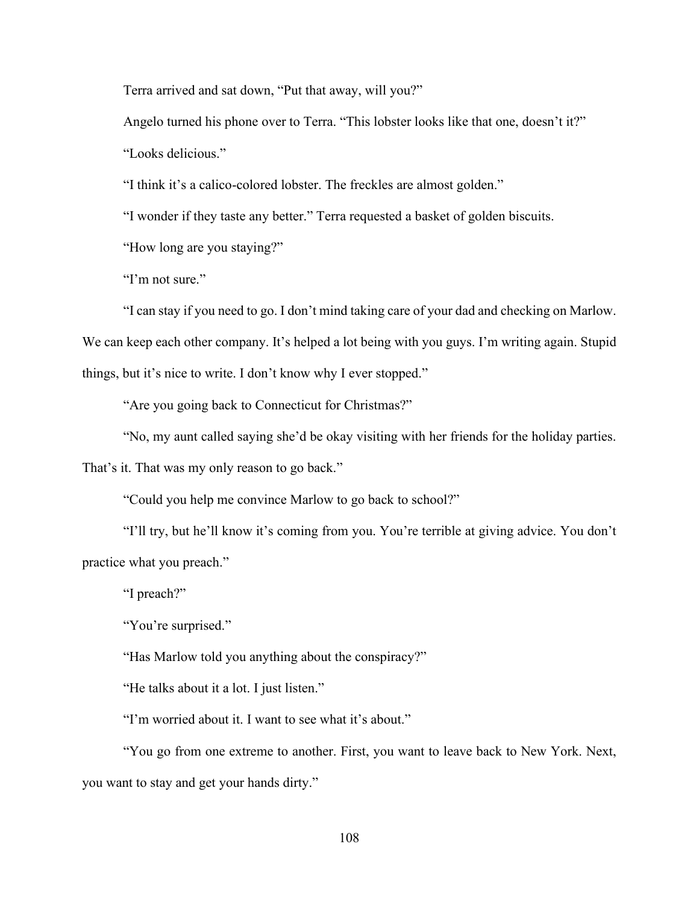Terra arrived and sat down, "Put that away, will you?"

Angelo turned his phone over to Terra. "This lobster looks like that one, doesn't it?"

"Looks delicious."

"I think it's a calico-colored lobster. The freckles are almost golden."

"I wonder if they taste any better." Terra requested a basket of golden biscuits.

"How long are you staying?"

"I'm not sure."

"I can stay if you need to go. I don't mind taking care of your dad and checking on Marlow. We can keep each other company. It's helped a lot being with you guys. I'm writing again. Stupid things, but it's nice to write. I don't know why I ever stopped."

"Are you going back to Connecticut for Christmas?"

"No, my aunt called saying she'd be okay visiting with her friends for the holiday parties. That's it. That was my only reason to go back."

"Could you help me convince Marlow to go back to school?"

"I'll try, but he'll know it's coming from you. You're terrible at giving advice. You don't practice what you preach."

"I preach?"

"You're surprised."

"Has Marlow told you anything about the conspiracy?"

"He talks about it a lot. I just listen."

"I'm worried about it. I want to see what it's about."

"You go from one extreme to another. First, you want to leave back to New York. Next, you want to stay and get your hands dirty."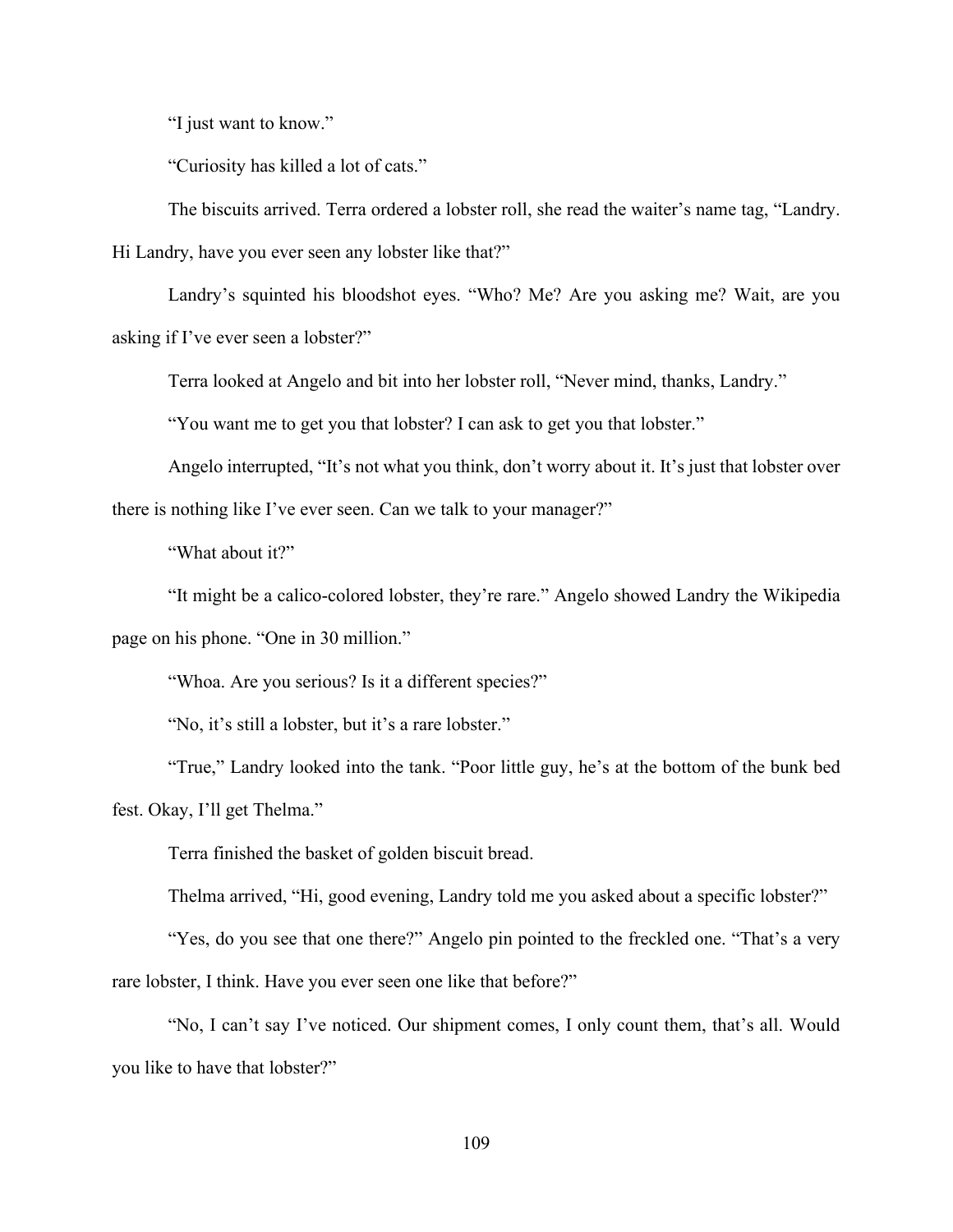"I just want to know."

"Curiosity has killed a lot of cats."

The biscuits arrived. Terra ordered a lobster roll, she read the waiter's name tag, "Landry. Hi Landry, have you ever seen any lobster like that?"

Landry's squinted his bloodshot eyes. "Who? Me? Are you asking me? Wait, are you asking if I've ever seen a lobster?"

Terra looked at Angelo and bit into her lobster roll, "Never mind, thanks, Landry."

"You want me to get you that lobster? I can ask to get you that lobster."

Angelo interrupted, "It's not what you think, don't worry about it. It's just that lobster over there is nothing like I've ever seen. Can we talk to your manager?"

"What about it?"

"It might be a calico-colored lobster, they're rare." Angelo showed Landry the Wikipedia page on his phone. "One in 30 million."

"Whoa. Are you serious? Is it a different species?"

"No, it's still a lobster, but it's a rare lobster."

"True," Landry looked into the tank. "Poor little guy, he's at the bottom of the bunk bed fest. Okay, I'll get Thelma."

Terra finished the basket of golden biscuit bread.

Thelma arrived, "Hi, good evening, Landry told me you asked about a specific lobster?"

"Yes, do you see that one there?" Angelo pin pointed to the freckled one. "That's a very rare lobster, I think. Have you ever seen one like that before?"

"No, I can't say I've noticed. Our shipment comes, I only count them, that's all. Would you like to have that lobster?"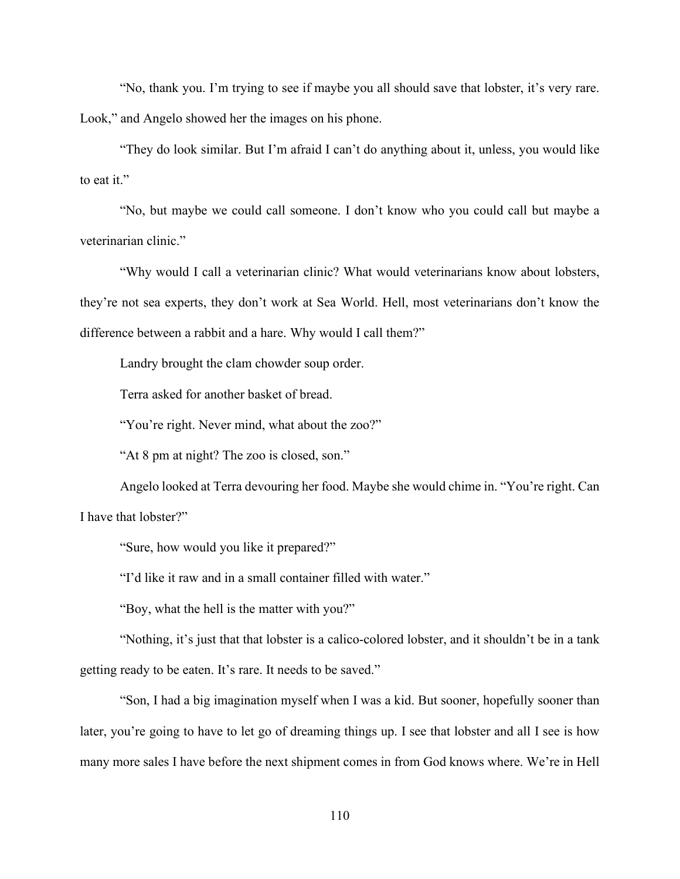"No, thank you. I'm trying to see if maybe you all should save that lobster, it's very rare. Look," and Angelo showed her the images on his phone.

"They do look similar. But I'm afraid I can't do anything about it, unless, you would like to eat it."

"No, but maybe we could call someone. I don't know who you could call but maybe a veterinarian clinic."

"Why would I call a veterinarian clinic? What would veterinarians know about lobsters, they're not sea experts, they don't work at Sea World. Hell, most veterinarians don't know the difference between a rabbit and a hare. Why would I call them?"

Landry brought the clam chowder soup order.

Terra asked for another basket of bread.

"You're right. Never mind, what about the zoo?"

"At 8 pm at night? The zoo is closed, son."

Angelo looked at Terra devouring her food. Maybe she would chime in. "You're right. Can I have that lobster?"

"Sure, how would you like it prepared?"

"I'd like it raw and in a small container filled with water."

"Boy, what the hell is the matter with you?"

"Nothing, it's just that that lobster is a calico-colored lobster, and it shouldn't be in a tank getting ready to be eaten. It's rare. It needs to be saved."

"Son, I had a big imagination myself when I was a kid. But sooner, hopefully sooner than later, you're going to have to let go of dreaming things up. I see that lobster and all I see is how many more sales I have before the next shipment comes in from God knows where. We're in Hell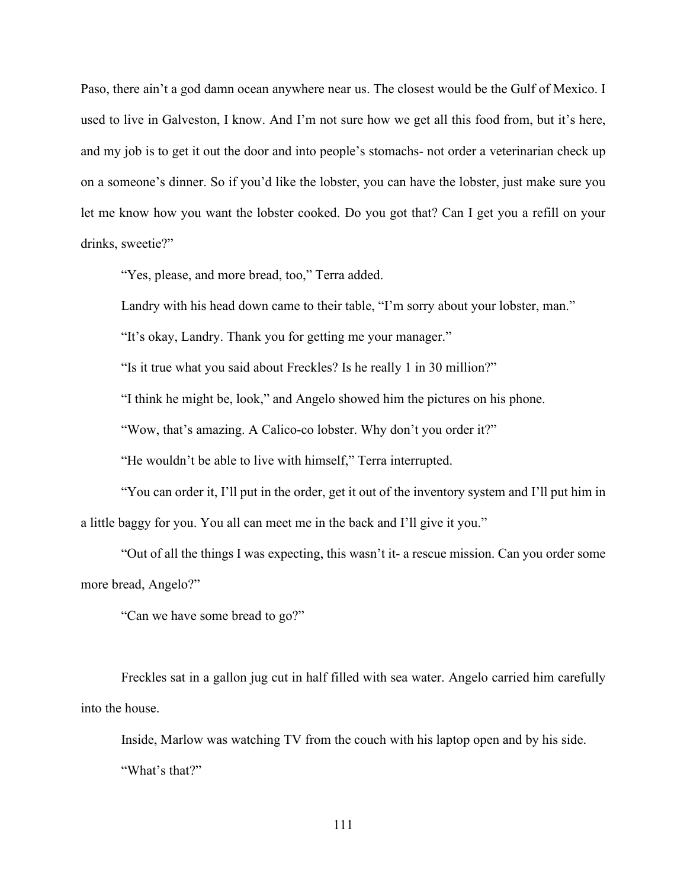Paso, there ain't a god damn ocean anywhere near us. The closest would be the Gulf of Mexico. I used to live in Galveston, I know. And I'm not sure how we get all this food from, but it's here, and my job is to get it out the door and into people's stomachs- not order a veterinarian check up on a someone's dinner. So if you'd like the lobster, you can have the lobster, just make sure you let me know how you want the lobster cooked. Do you got that? Can I get you a refill on your drinks, sweetie?"

"Yes, please, and more bread, too," Terra added.

Landry with his head down came to their table, "I'm sorry about your lobster, man."

"It's okay, Landry. Thank you for getting me your manager."

"Is it true what you said about Freckles? Is he really 1 in 30 million?"

"I think he might be, look," and Angelo showed him the pictures on his phone.

"Wow, that's amazing. A Calico-co lobster. Why don't you order it?"

"He wouldn't be able to live with himself," Terra interrupted.

"You can order it, I'll put in the order, get it out of the inventory system and I'll put him in a little baggy for you. You all can meet me in the back and I'll give it you."

"Out of all the things I was expecting, this wasn't it- a rescue mission. Can you order some more bread, Angelo?"

"Can we have some bread to go?"

Freckles sat in a gallon jug cut in half filled with sea water. Angelo carried him carefully into the house.

Inside, Marlow was watching TV from the couch with his laptop open and by his side.

"What's that?"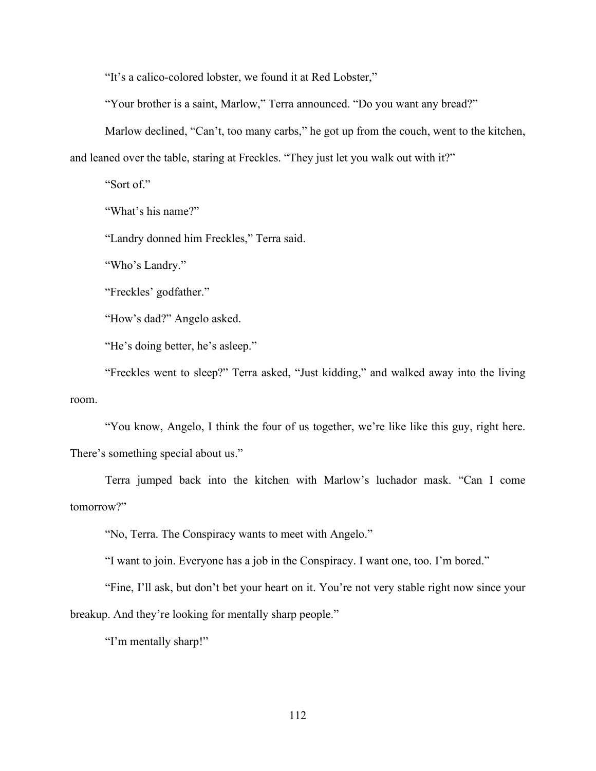"It's a calico-colored lobster, we found it at Red Lobster,"

"Your brother is a saint, Marlow," Terra announced. "Do you want any bread?"

Marlow declined, "Can't, too many carbs," he got up from the couch, went to the kitchen, and leaned over the table, staring at Freckles. "They just let you walk out with it?"

"Sort of."

"What's his name?"

"Landry donned him Freckles," Terra said.

"Who's Landry."

"Freckles' godfather."

"How's dad?" Angelo asked.

"He's doing better, he's asleep."

"Freckles went to sleep?" Terra asked, "Just kidding," and walked away into the living room.

"You know, Angelo, I think the four of us together, we're like like this guy, right here. There's something special about us."

Terra jumped back into the kitchen with Marlow's luchador mask. "Can I come tomorrow?"

"No, Terra. The Conspiracy wants to meet with Angelo."

"I want to join. Everyone has a job in the Conspiracy. I want one, too. I'm bored."

"Fine, I'll ask, but don't bet your heart on it. You're not very stable right now since your breakup. And they're looking for mentally sharp people."

"I'm mentally sharp!"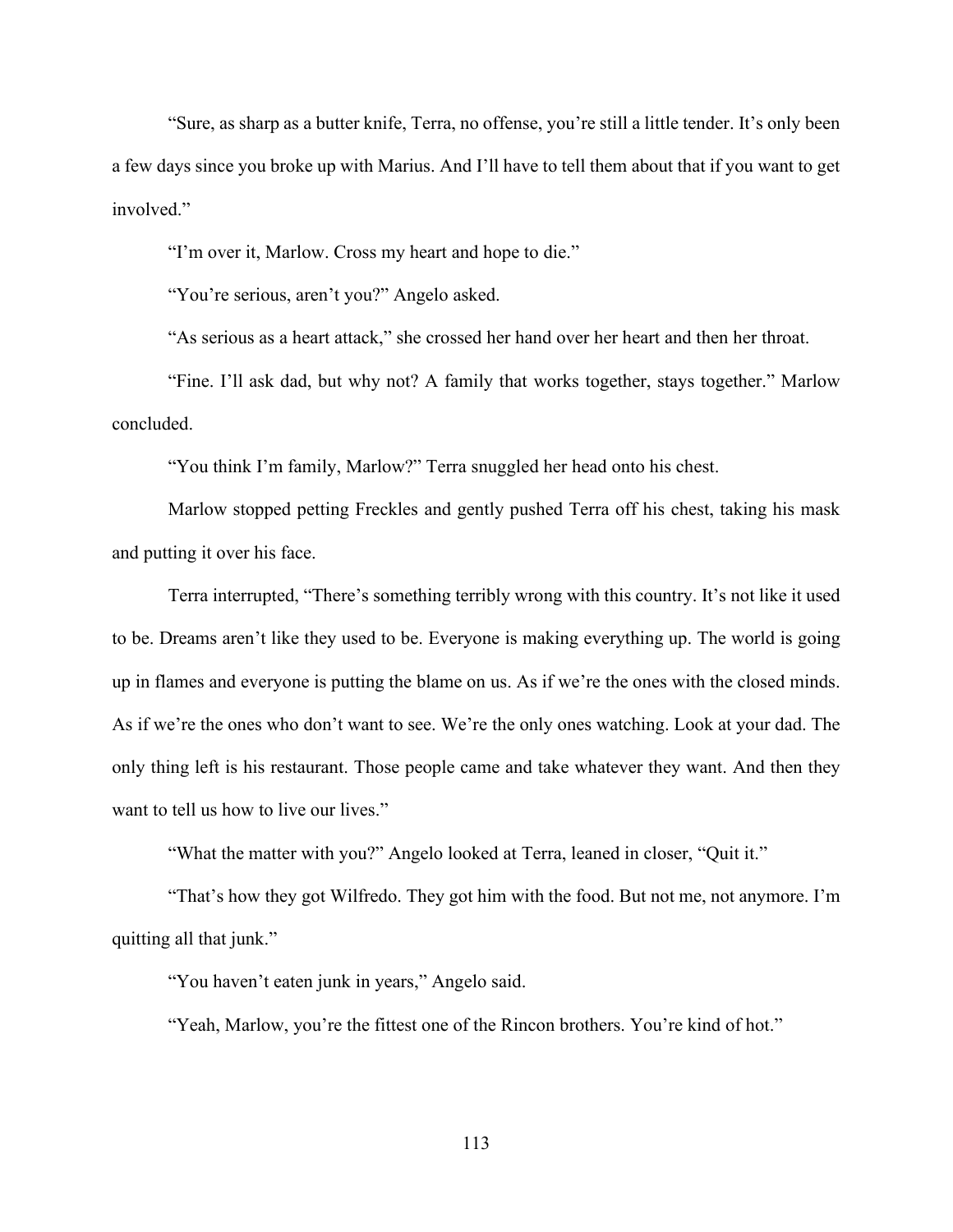"Sure, as sharp as a butter knife, Terra, no offense, you're still a little tender. It's only been a few days since you broke up with Marius. And I'll have to tell them about that if you want to get involved."

"I'm over it, Marlow. Cross my heart and hope to die."

"You're serious, aren't you?" Angelo asked.

"As serious as a heart attack," she crossed her hand over her heart and then her throat.

"Fine. I'll ask dad, but why not? A family that works together, stays together." Marlow concluded.

"You think I'm family, Marlow?" Terra snuggled her head onto his chest.

Marlow stopped petting Freckles and gently pushed Terra off his chest, taking his mask and putting it over his face.

Terra interrupted, "There's something terribly wrong with this country. It's not like it used to be. Dreams aren't like they used to be. Everyone is making everything up. The world is going up in flames and everyone is putting the blame on us. As if we're the ones with the closed minds. As if we're the ones who don't want to see. We're the only ones watching. Look at your dad. The only thing left is his restaurant. Those people came and take whatever they want. And then they want to tell us how to live our lives."

"What the matter with you?" Angelo looked at Terra, leaned in closer, "Quit it."

"That's how they got Wilfredo. They got him with the food. But not me, not anymore. I'm quitting all that junk."

"You haven't eaten junk in years," Angelo said.

"Yeah, Marlow, you're the fittest one of the Rincon brothers. You're kind of hot."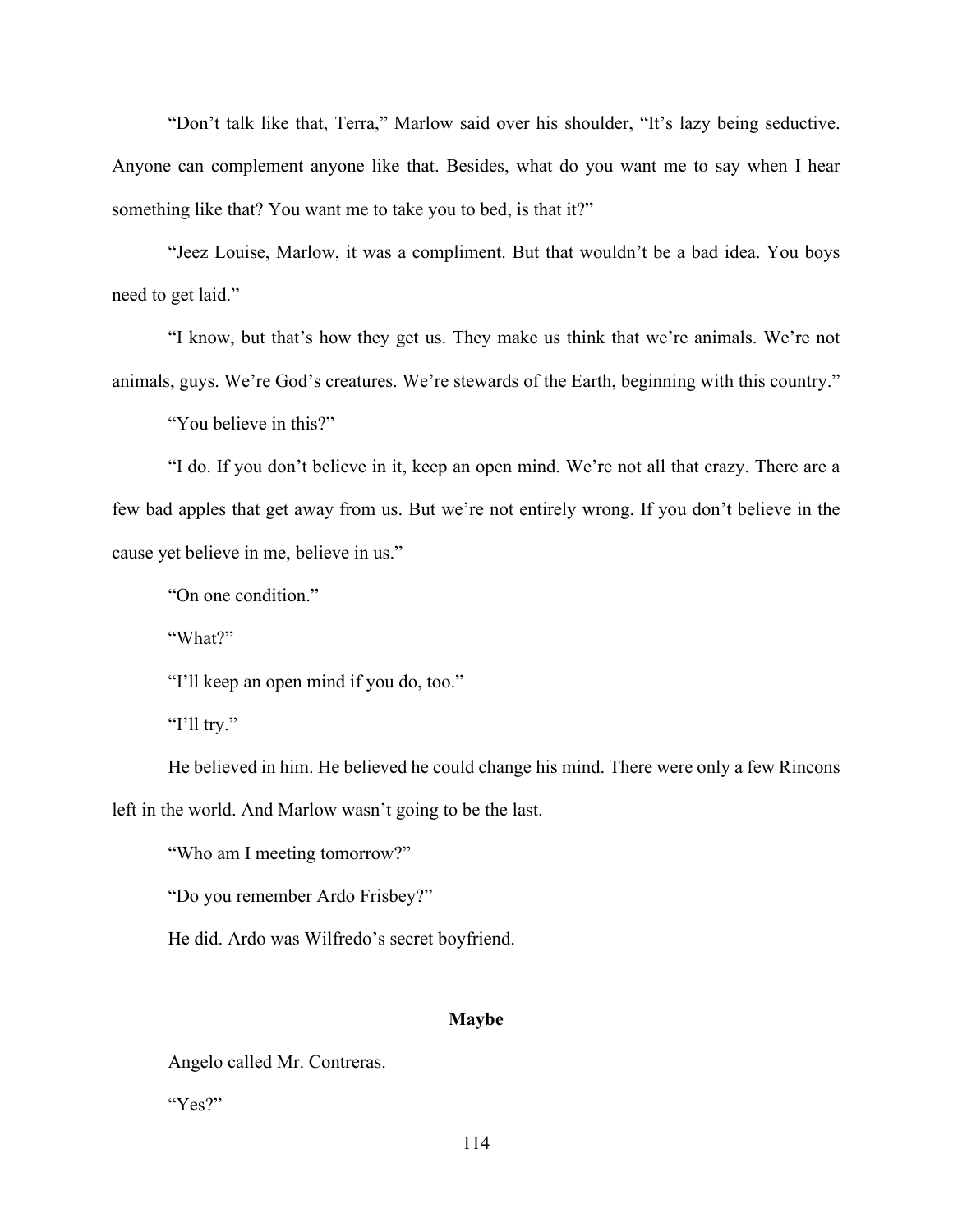"Don't talk like that, Terra," Marlow said over his shoulder, "It's lazy being seductive. Anyone can complement anyone like that. Besides, what do you want me to say when I hear something like that? You want me to take you to bed, is that it?"

"Jeez Louise, Marlow, it was a compliment. But that wouldn't be a bad idea. You boys need to get laid."

"I know, but that's how they get us. They make us think that we're animals. We're not animals, guys. We're God's creatures. We're stewards of the Earth, beginning with this country."

"You believe in this?"

"I do. If you don't believe in it, keep an open mind. We're not all that crazy. There are a few bad apples that get away from us. But we're not entirely wrong. If you don't believe in the cause yet believe in me, believe in us."

"On one condition."

"What?"

"I'll keep an open mind if you do, too."

"I'll try."

He believed in him. He believed he could change his mind. There were only a few Rincons left in the world. And Marlow wasn't going to be the last.

"Who am I meeting tomorrow?"

"Do you remember Ardo Frisbey?"

He did. Ardo was Wilfredo's secret boyfriend.

## Maybe

Angelo called Mr. Contreras.

"Yes?"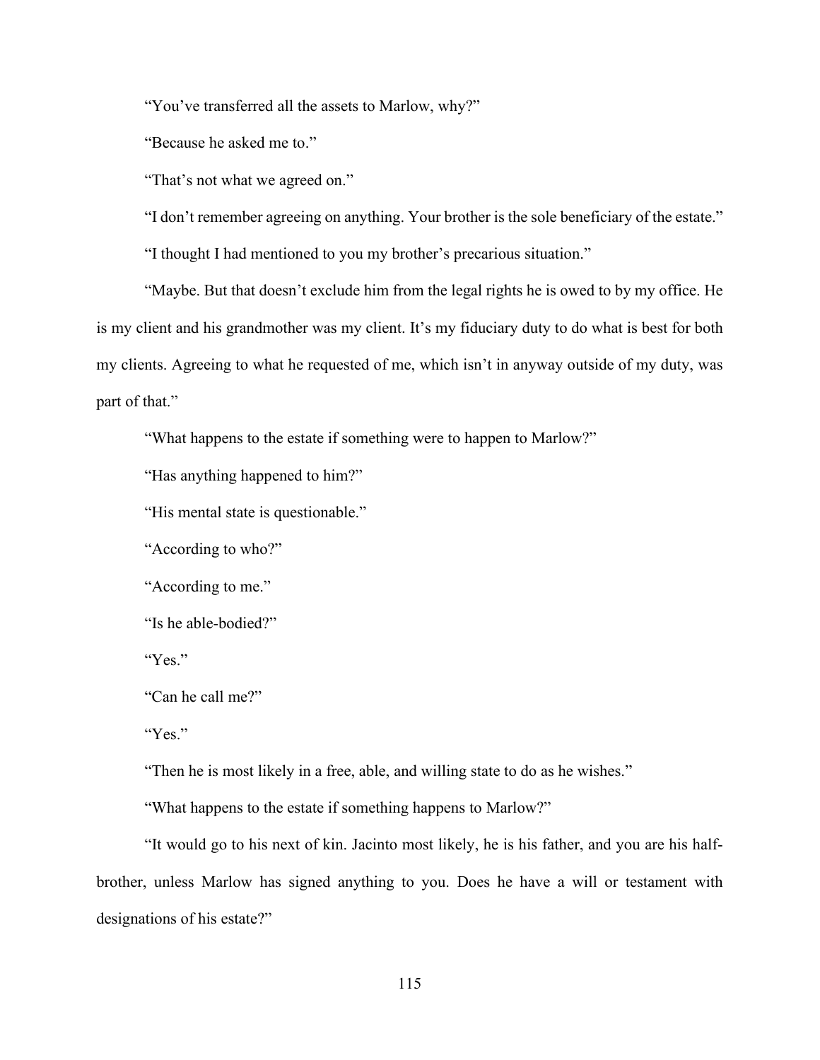"You've transferred all the assets to Marlow, why?"

"Because he asked me to."

"That's not what we agreed on."

"I don't remember agreeing on anything. Your brother is the sole beneficiary of the estate."

"I thought I had mentioned to you my brother's precarious situation."

"Maybe. But that doesn't exclude him from the legal rights he is owed to by my office. He is my client and his grandmother was my client. It's my fiduciary duty to do what is best for both my clients. Agreeing to what he requested of me, which isn't in anyway outside of my duty, was part of that."

"What happens to the estate if something were to happen to Marlow?"

"Has anything happened to him?"

"His mental state is questionable."

"According to who?"

"According to me."

"Is he able-bodied?"

"Yes."

"Can he call me?"

"Yes."

"Then he is most likely in a free, able, and willing state to do as he wishes."

"What happens to the estate if something happens to Marlow?"

"It would go to his next of kin. Jacinto most likely, he is his father, and you are his half-brother, unless Marlow has signed anything to you. Does he have a will or testament with designations of his estate?"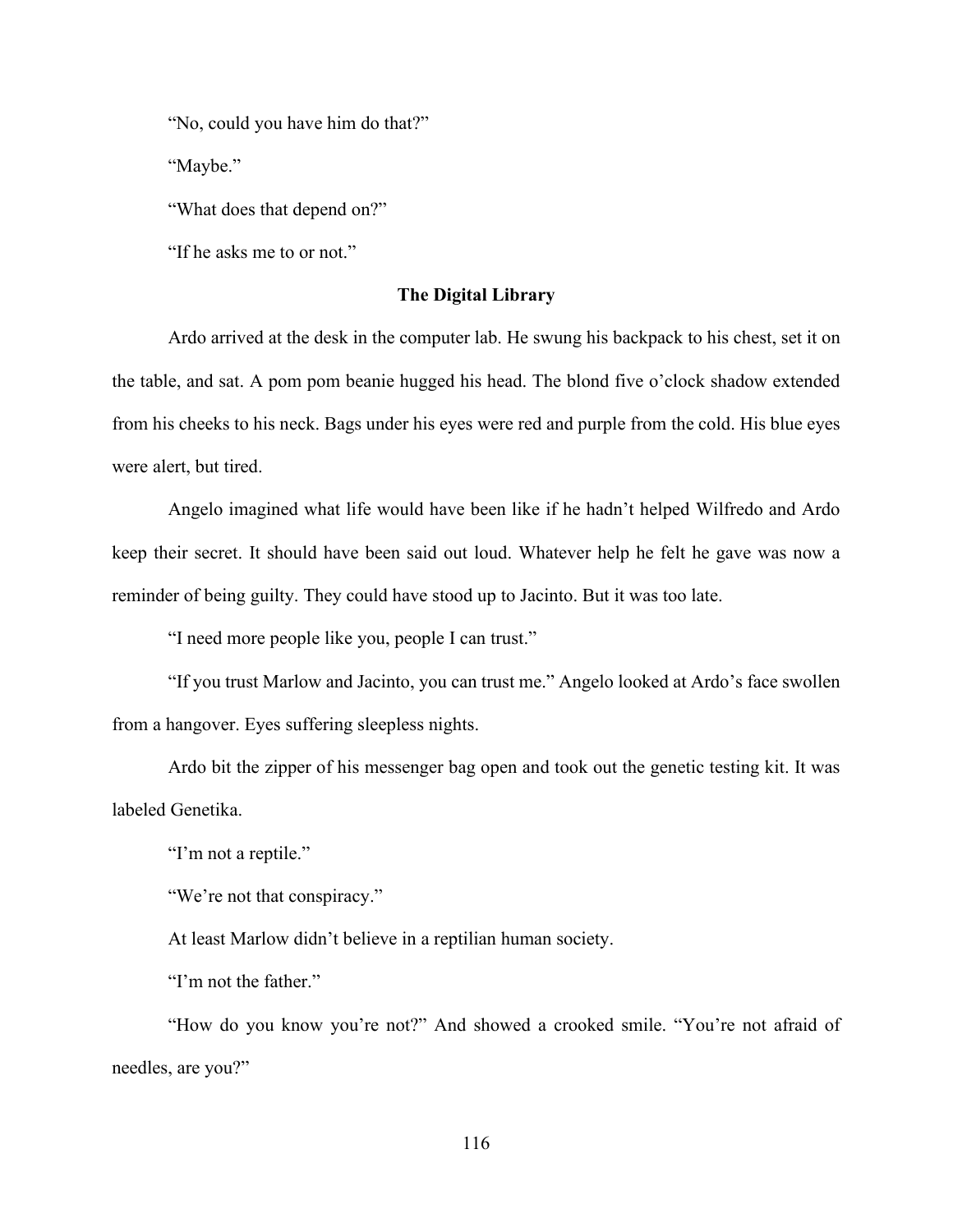"No, could you have him do that?"

"Maybe."

"What does that depend on?"

"If he asks me to or not."

**The Digital Library**

Ardo arrived at the desk in the computer lab. He swung his backpack to his chest, set it on the table, and sat. A pom pom beanie hugged his head. The blond five o'clock shadow extended from his cheeks to his neck. Bags under his eyes were red and purple from the cold. His blue eyes were alert, but tired.

Angelo imagined what life would have been like if he hadn't helped Wilfredo and Ardo keep their secret. It should have been said out loud. Whatever help he felt he gave was now a reminder of being guilty. They could have stood up to Jacinto. But it was too late.

"I need more people like you, people I can trust."

"If you trust Marlow and Jacinto, you can trust me." Angelo looked at Ardo's face swollen from a hangover. Eyes suffering sleepless nights.

Ardo bit the zipper of his messenger bag open and took out the genetic testing kit. It was labeled Genetika.

"I'm not a reptile."

"We're not that conspiracy."

At least Marlow didn't believe in a reptilian human society.

"I'm not the father."

"How do you know you're not?" And showed a crooked smile. "You're not afraid of needles, are you?"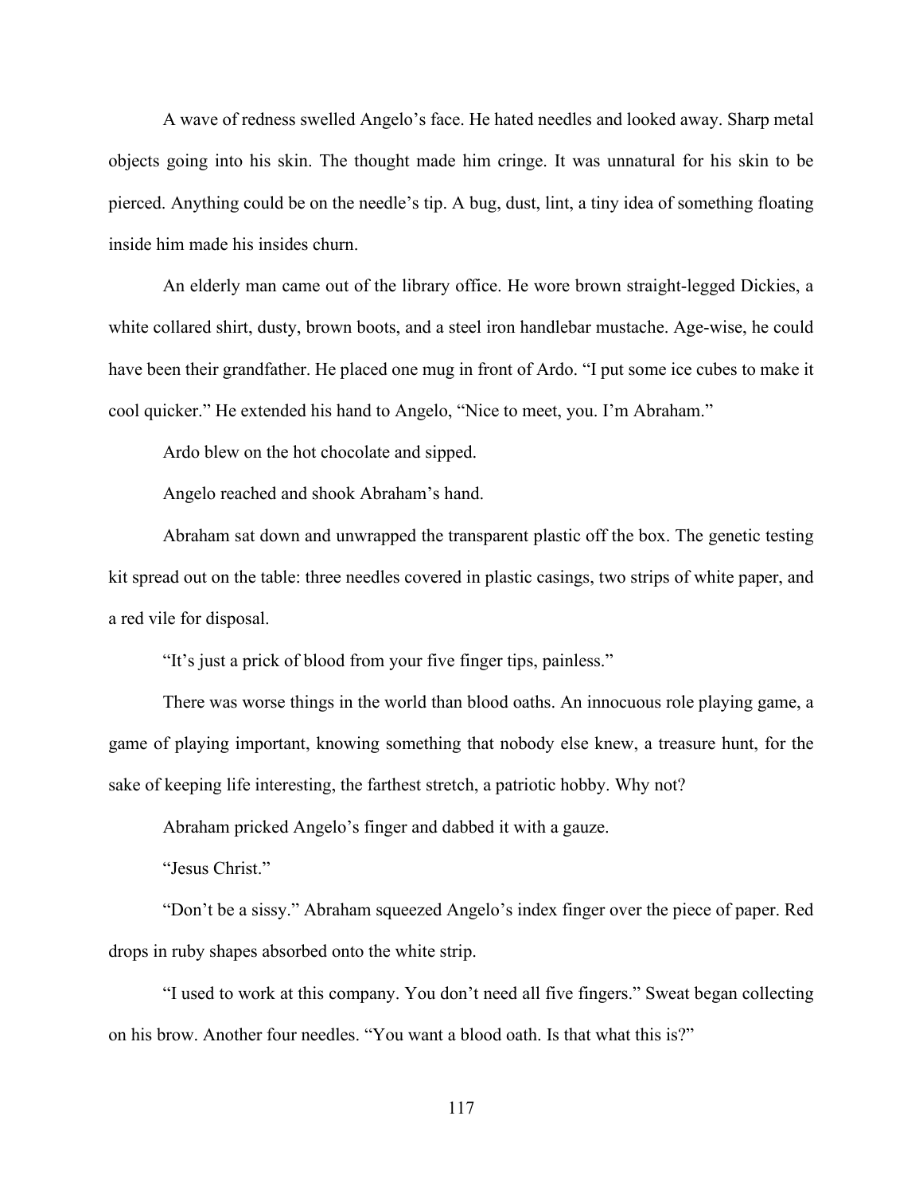A wave of redness swelled Angelo's face. He hated needles and looked away. Sharp metal objects going into his skin. The thought made him cringe. It was unnatural for his skin to be pierced. Anything could be on the needle's tip. A bug, dust, lint, a tiny idea of something floating inside him made his insides churn.

An elderly man came out of the library office. He wore brown straight-legged Dickies, a white collared shirt, dusty, brown boots, and a steel iron handlebar mustache. Age-wise, he could have been their grandfather. He placed one mug in front of Ardo. "I put some ice cubes to make it cool quicker." He extended his hand to Angelo, "Nice to meet, you. I'm Abraham."

Ardo blew on the hot chocolate and sipped.

Angelo reached and shook Abraham's hand.

Abraham sat down and unwrapped the transparent plastic off the box. The genetic testing kit spread out on the table: three needles covered in plastic casings, two strips of white paper, and a red vile for disposal.

"It's just a prick of blood from your five finger tips, painless."

There was worse things in the world than blood oaths. An innocuous role playing game, a game of playing important, knowing something that nobody else knew, a treasure hunt, for the sake of keeping life interesting, the farthest stretch, a patriotic hobby. Why not?

Abraham pricked Angelo's finger and dabbed it with a gauze.

"Jesus Christ."

"Don't be a sissy." Abraham squeezed Angelo's index finger over the piece of paper. Red drops in ruby shapes absorbed onto the white strip.

"I used to work at this company. You don't need all five fingers." Sweat began collecting on his brow. Another four needles. "You want a blood oath. Is that what this is?"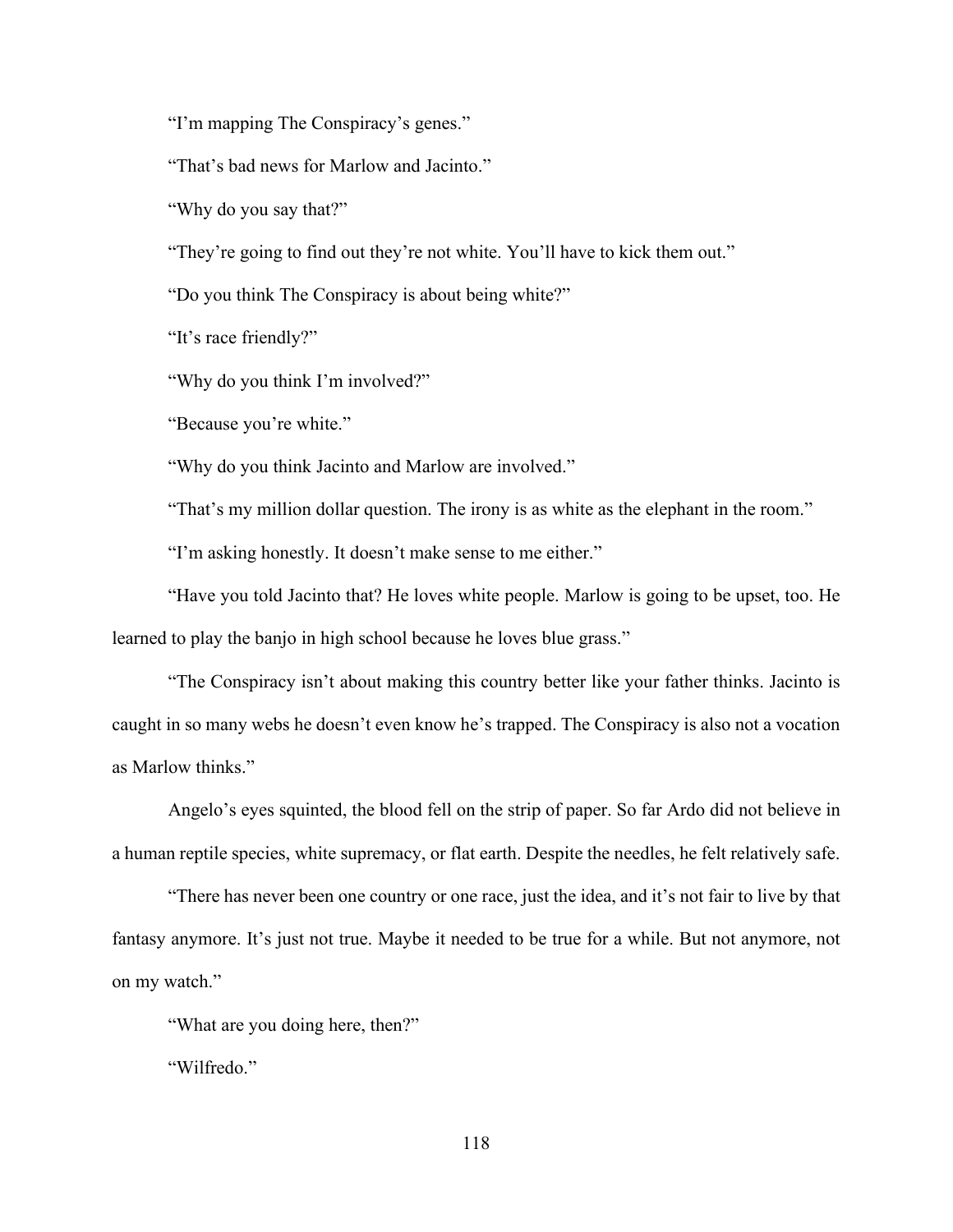"I'm mapping The Conspiracy's genes."

"That's bad news for Marlow and Jacinto."

"Why do you say that?"

"They're going to find out they're not white. You'll have to kick them out."

"Do you think The Conspiracy is about being white?"

"It's race friendly?"

"Why do you think I'm involved?"

"Because you're white."

"Why do you think Jacinto and Marlow are involved."

"That's my million dollar question. The irony is as white as the elephant in the room."

"I'm asking honestly. It doesn't make sense to me either."

"Have you told Jacinto that? He loves white people. Marlow is going to be upset, too. He learned to play the banjo in high school because he loves blue grass."

"The Conspiracy isn't about making this country better like your father thinks. Jacinto is caught in so many webs he doesn't even know he's trapped. The Conspiracy is also not a vocation as Marlow thinks."

Angelo's eyes squinted, the blood fell on the strip of paper. So far Ardo did not believe in a human reptile species, white supremacy, or flat earth. Despite the needles, he felt relatively safe.

"There has never been one country or one race, just the idea, and it's not fair to live by that fantasy anymore. It's just not true. Maybe it needed to be true for a while. But not anymore, not on my watch."

"What are you doing here, then?"

"Wilfredo."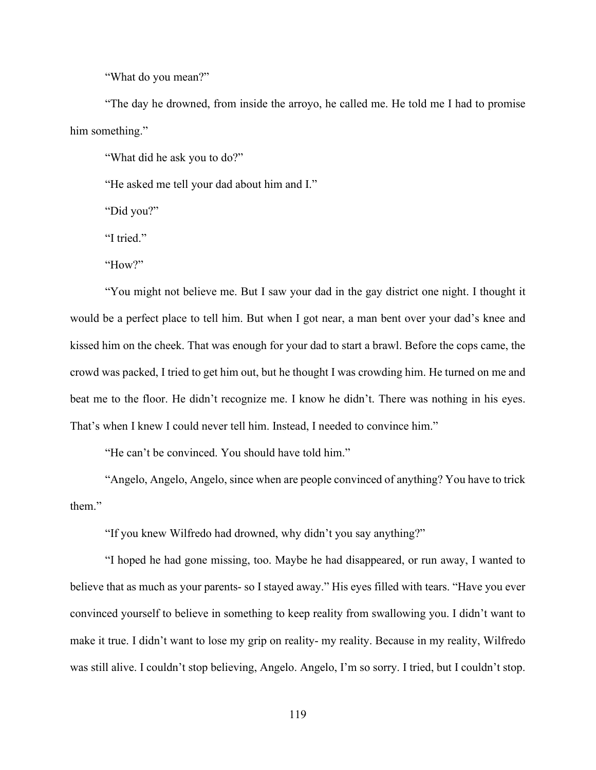"What do you mean?"

"The day he drowned, from inside the arroyo, he called me. He told me I had to promise him something."

"What did he ask you to do?"

"He asked me tell your dad about him and I."

"Did you?"

"I tried."

"How?"

"You might not believe me. But I saw your dad in the gay district one night. I thought it would be a perfect place to tell him. But when I got near, a man bent over your dad's knee and kissed him on the cheek. That was enough for your dad to start a brawl. Before the cops came, the crowd was packed, I tried to get him out, but he thought I was crowding him. He turned on me and beat me to the floor. He didn't recognize me. I know he didn't. There was nothing in his eyes. That's when I knew I could never tell him. Instead, I needed to convince him."

"He can't be convinced. You should have told him."

"Angelo, Angelo, Angelo, since when are people convinced of anything? You have to trick them."

"If you knew Wilfredo had drowned, why didn't you say anything?"

"I hoped he had gone missing, too. Maybe he had disappeared, or run away, I wanted to believe that as much as your parents- so I stayed away." His eyes filled with tears. "Have you ever convinced yourself to believe in something to keep reality from swallowing you. I didn't want to make it true. I didn't want to lose my grip on reality- my reality. Because in my reality, Wilfredo was still alive. I couldn't stop believing, Angelo. Angelo, I'm so sorry. I tried, but I couldn't stop.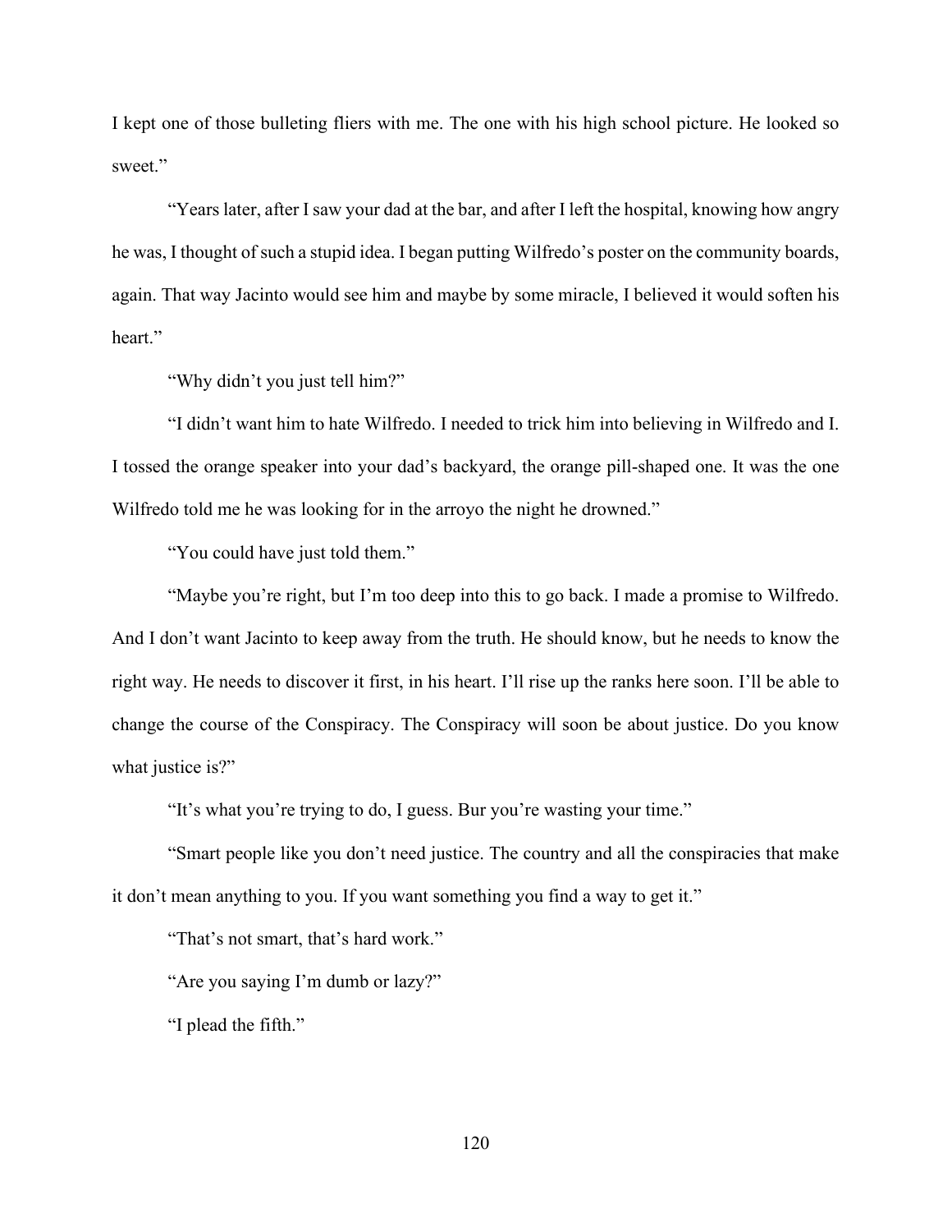I kept one of those bulleting fliers with me. The one with his high school picture. He looked so sweet."

"Years later, after I saw your dad at the bar, and after I left the hospital, knowing how angry he was, I thought of such a stupid idea. I began putting Wilfredo's poster on the community boards, again. That way Jacinto would see him and maybe by some miracle, I believed it would soften his heart."

"Why didn't you just tell him?"

"I didn't want him to hate Wilfredo. I needed to trick him into believing in Wilfredo and I. I tossed the orange speaker into your dad's backyard, the orange pill-shaped one. It was the one Wilfredo told me he was looking for in the arroyo the night he drowned."

"You could have just told them."

"Maybe you're right, but I'm too deep into this to go back. I made a promise to Wilfredo. And I don't want Jacinto to keep away from the truth. He should know, but he needs to know the right way. He needs to discover it first, in his heart. I'll rise up the ranks here soon. I'll be able to change the course of the Conspiracy. The Conspiracy will soon be about justice. Do you know what justice is?"

"It's what you're trying to do, I guess. Bur you're wasting your time."

"Smart people like you don't need justice. The country and all the conspiracies that make it don't mean anything to you. If you want something you find a way to get it."

"That's not smart, that's hard work."

"Are you saying I'm dumb or lazy?"

"I plead the fifth."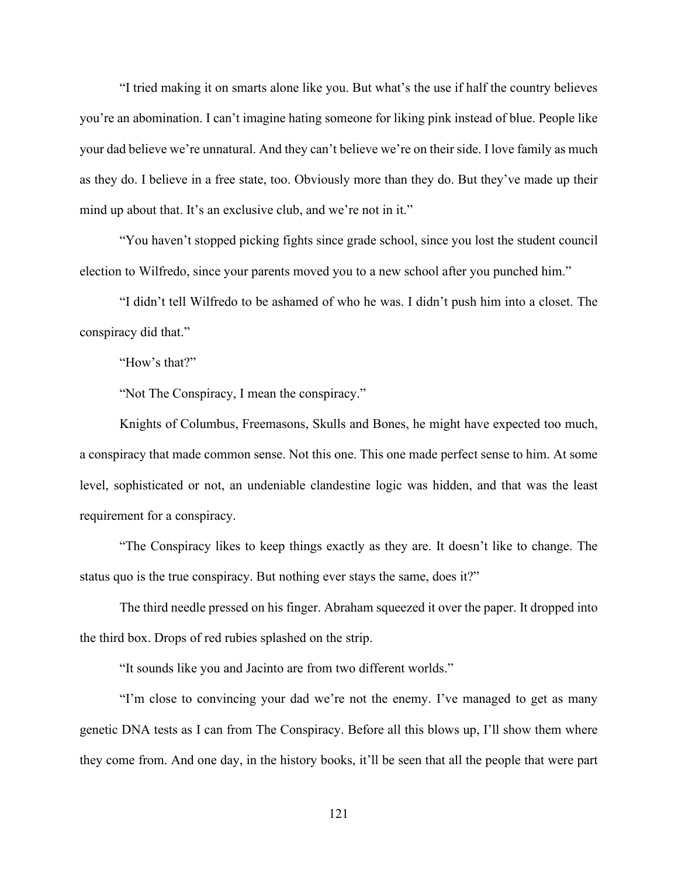"I tried making it on smarts alone like you. But what's the use if half the country believes you're an abomination. I can't imagine hating someone for liking pink instead of blue. People like your dad believe we're unnatural. And they can't believe we're on their side. I love family as much as they do. I believe in a free state, too. Obviously more than they do. But they've made up their mind up about that. It's an exclusive club, and we're not in it."

"You haven't stopped picking fights since grade school, since you lost the student council election to Wilfredo, since your parents moved you to a new school after you punched him."

"I didn't tell Wilfredo to be ashamed of who he was. I didn't push him into a closet. The conspiracy did that."

"How's that?"

"Not The Conspiracy, I mean the conspiracy."

Knights of Columbus, Freemasons, Skulls and Bones, he might have expected too much, a conspiracy that made common sense. Not this one. This one made perfect sense to him. At some level, sophisticated or not, an undeniable clandestine logic was hidden, and that was the least requirement for a conspiracy.

"The Conspiracy likes to keep things exactly as they are. It doesn't like to change. The status quo is the true conspiracy. But nothing ever stays the same, does it?"

The third needle pressed on his finger. Abraham squeezed it over the paper. It dropped into the third box. Drops of red rubies splashed on the strip.

"It sounds like you and Jacinto are from two different worlds."

"I'm close to convincing your dad we're not the enemy. I've managed to get as many genetic DNA tests as I can from The Conspiracy. Before all this blows up, I'll show them where they come from. And one day, in the history books, it'll be seen that all the people that were part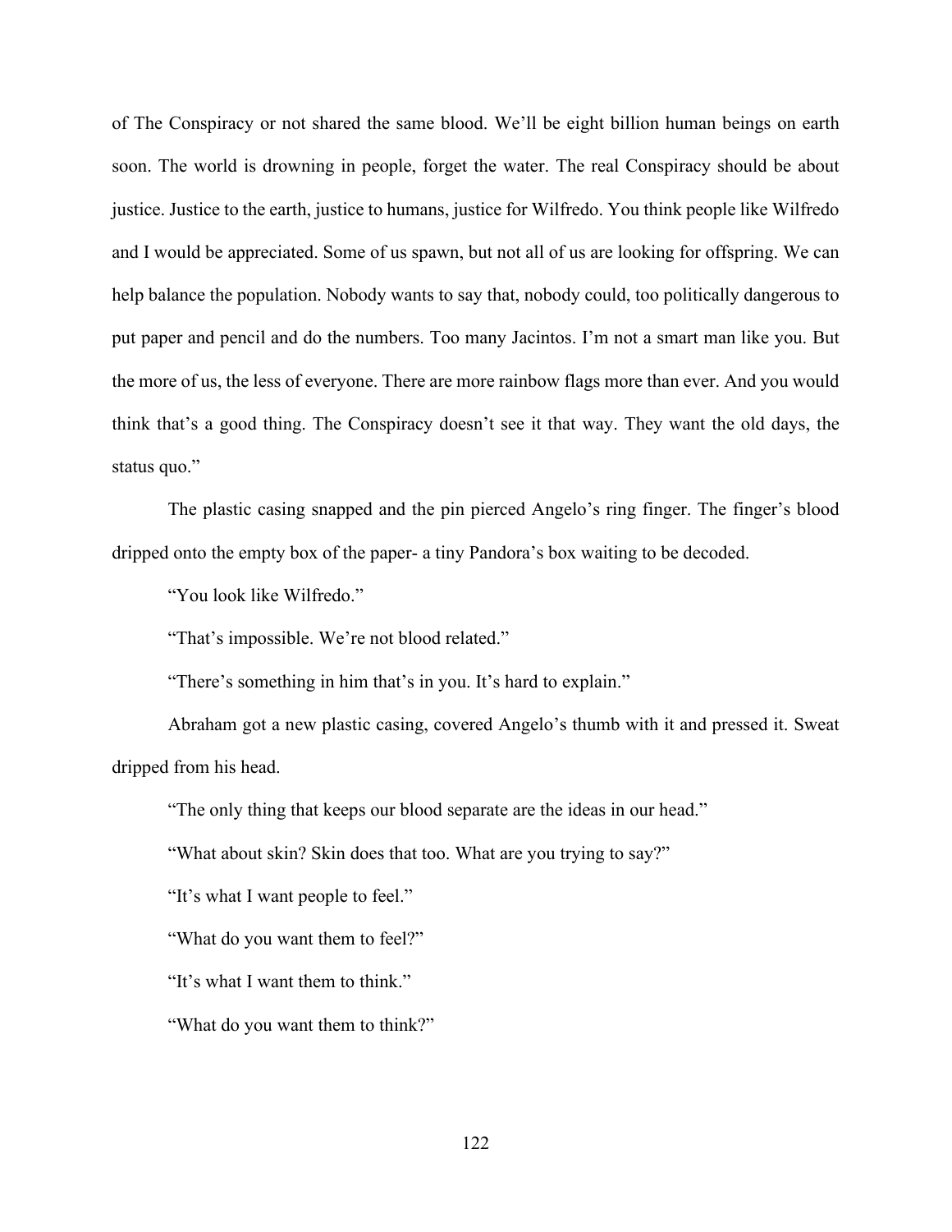of The Conspiracy or not shared the same blood. We'll be eight billion human beings on earth soon. The world is drowning in people, forget the water. The real Conspiracy should be about justice. Justice to the earth, justice to humans, justice for Wilfredo. You think people like Wilfredo and I would be appreciated. Some of us spawn, but not all of us are looking for offspring. We can help balance the population. Nobody wants to say that, nobody could, too politically dangerous to put paper and pencil and do the numbers. Too many Jacintos. I'm not a smart man like you. But the more of us, the less of everyone. There are more rainbow flags more than ever. And you would think that's a good thing. The Conspiracy doesn't see it that way. They want the old days, the status quo."

The plastic casing snapped and the pin pierced Angelo's ring finger. The finger's blood dripped onto the empty box of the paper- a tiny Pandora's box waiting to be decoded.

"You look like Wilfredo."

"That's impossible. We're not blood related."

"There's something in him that's in you. It's hard to explain."

Abraham got a new plastic casing, covered Angelo's thumb with it and pressed it. Sweat dripped from his head.

"The only thing that keeps our blood separate are the ideas in our head."

"What about skin? Skin does that too. What are you trying to say?"

"It's what I want people to feel."

"What do you want them to feel?"

"It's what I want them to think."

"What do you want them to think?"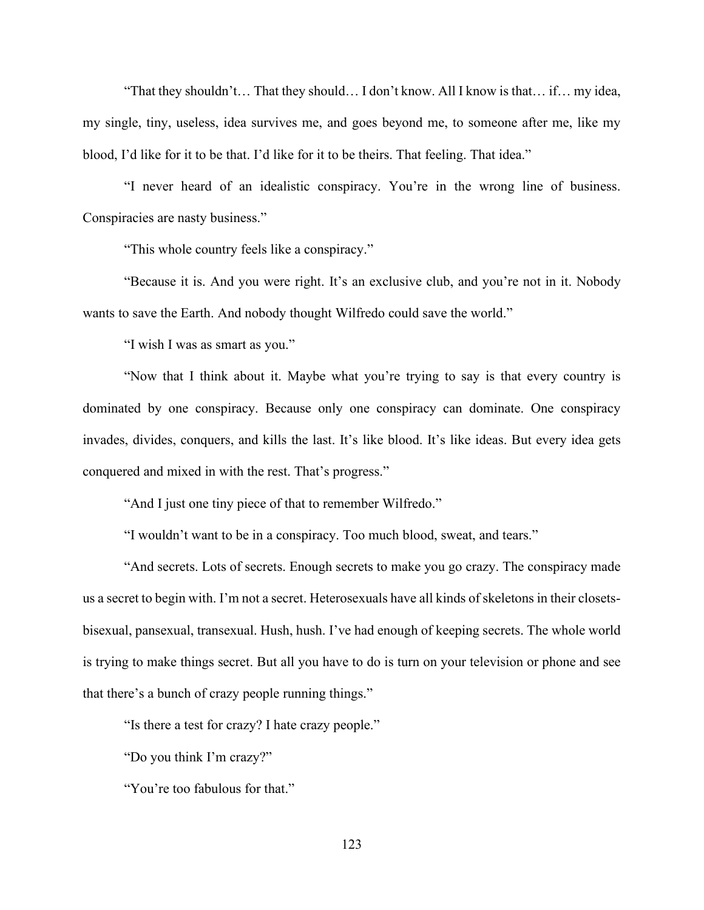"That they shouldn't… That they should… I don't know. All I know is that… if… my idea, my single, tiny, useless, idea survives me, and goes beyond me, to someone after me, like my blood, I'd like for it to be that. I'd like for it to be theirs. That feeling. That idea."

"I never heard of an idealistic conspiracy. You're in the wrong line of business. Conspiracies are nasty business."

"This whole country feels like a conspiracy."

"Because it is. And you were right. It's an exclusive club, and you're not in it. Nobody wants to save the Earth. And nobody thought Wilfredo could save the world."

"I wish I was as smart as you."

"Now that I think about it. Maybe what you're trying to say is that every country is dominated by one conspiracy. Because only one conspiracy can dominate. One conspiracy invades, divides, conquers, and kills the last. It's like blood. It's like ideas. But every idea gets conquered and mixed in with the rest. That's progress."

"And I just one tiny piece of that to remember Wilfredo."

"I wouldn't want to be in a conspiracy. Too much blood, sweat, and tears."

"And secrets. Lots of secrets. Enough secrets to make you go crazy. The conspiracy made us a secret to begin with. I'm not a secret. Heterosexuals have all kinds of skeletons in their closets- bisexual, pansexual, transexual. Hush, hush. I've had enough of keeping secrets. The whole world is trying to make things secret. But all you have to do is turn on your television or phone and see that there's a bunch of crazy people running things."

"Is there a test for crazy? I hate crazy people."

"Do you think I'm crazy?"

"You're too fabulous for that."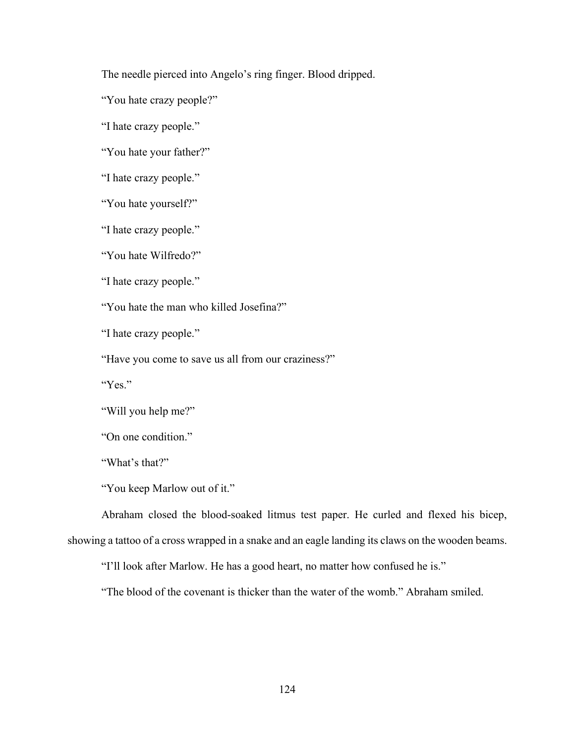The needle pierced into Angelo's ring finger. Blood dripped.

"You hate crazy people?"

"I hate crazy people."

"You hate your father?"

"I hate crazy people."

"You hate yourself?"

"I hate crazy people."

"You hate Wilfredo?"

"I hate crazy people."

"You hate the man who killed Josefina?"

"I hate crazy people."

"Have you come to save us all from our craziness?"

"Yes."

"Will you help me?"

"On one condition."

"What's that?"

"You keep Marlow out of it."

Abraham closed the blood-soaked litmus test paper. He curled and flexed his bicep, showing a tattoo of a cross wrapped in a snake and an eagle landing its claws on the wooden beams.

"I'll look after Marlow. He has a good heart, no matter how confused he is."

"The blood of the covenant is thicker than the water of the womb." Abraham smiled.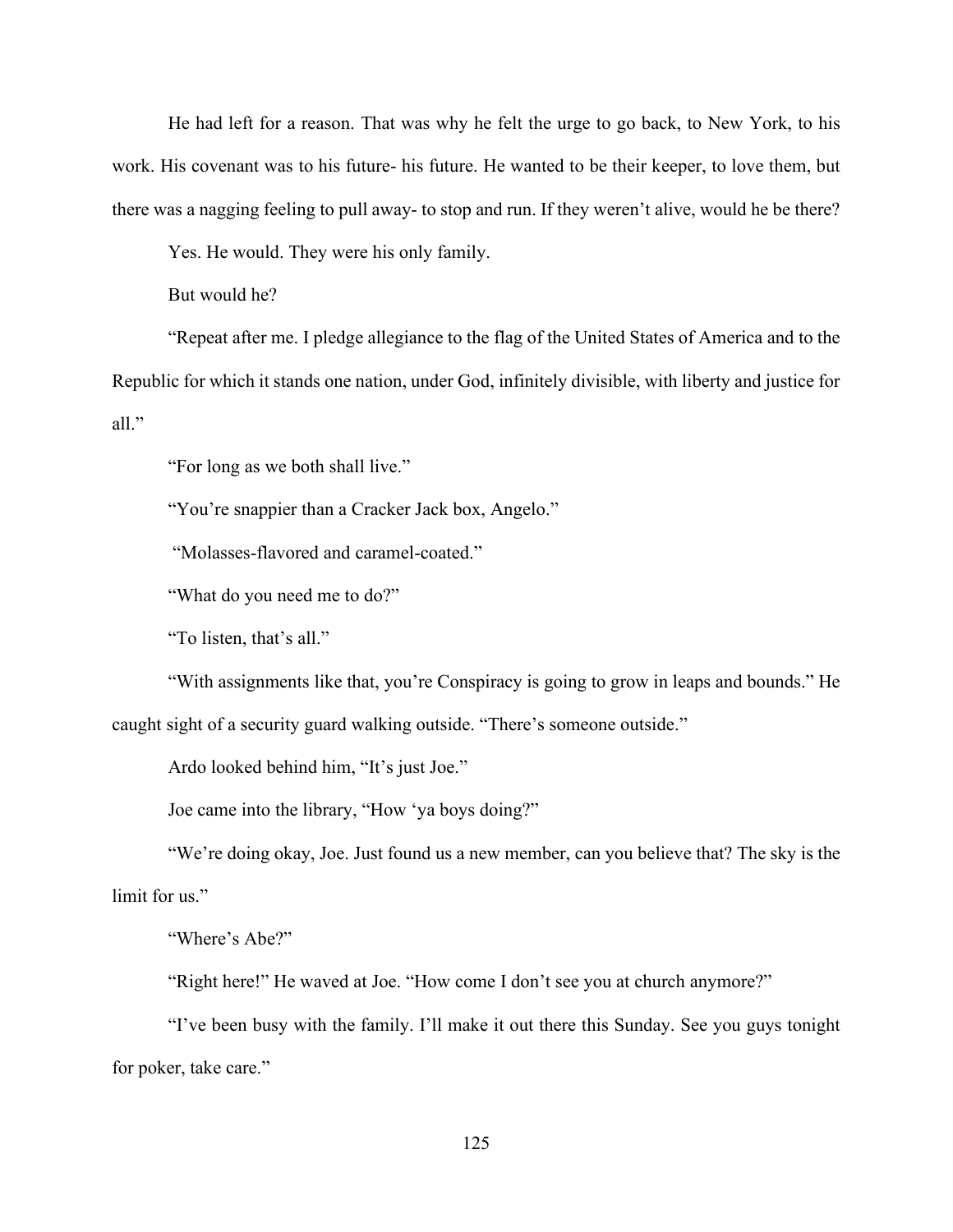He had left for a reason. That was why he felt the urge to go back, to New York, to his work. His covenant was to his future- his future. He wanted to be their keeper, to love them, but there was a nagging feeling to pull away- to stop and run. If they weren't alive, would he be there?

Yes. He would. They were his only family.

But would he?

"Repeat after me. I pledge allegiance to the flag of the United States of America and to the Republic for which it stands one nation, under God, infinitely divisible, with liberty and justice for all."

"For long as we both shall live."

"You're snappier than a Cracker Jack box, Angelo."

"Molasses-flavored and caramel-coated."

"What do you need me to do?"

"To listen, that's all."

"With assignments like that, you're Conspiracy is going to grow in leaps and bounds." He caught sight of a security guard walking outside. "There's someone outside."

Ardo looked behind him, "It's just Joe."

Joe came into the library, "How 'ya boys doing?"

"We're doing okay, Joe. Just found us a new member, can you believe that? The sky is the limit for us."

"Where's Abe?"

"Right here!" He waved at Joe. "How come I don't see you at church anymore?"

"I've been busy with the family. I'll make it out there this Sunday. See you guys tonight for poker, take care."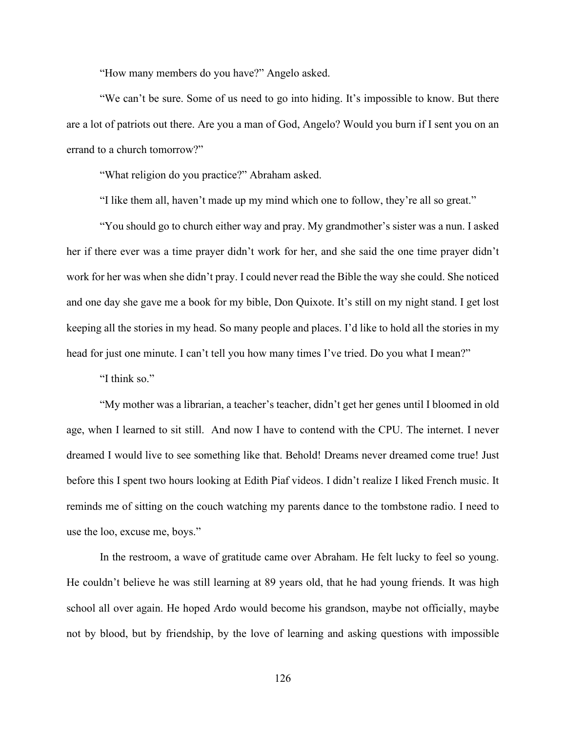"How many members do you have?" Angelo asked.

"We can't be sure. Some of us need to go into hiding. It's impossible to know. But there are a lot of patriots out there. Are you a man of God, Angelo? Would you burn if I sent you on an errand to a church tomorrow?"

"What religion do you practice?" Abraham asked.

"I like them all, haven't made up my mind which one to follow, they're all so great."

"You should go to church either way and pray. My grandmother's sister was a nun. I asked her if there ever was a time prayer didn't work for her, and she said the one time prayer didn't work for her was when she didn't pray. I could never read the Bible the way she could. She noticed and one day she gave me a book for my bible, Don Quixote. It's still on my night stand. I get lost keeping all the stories in my head. So many people and places. I'd like to hold all the stories in my head for just one minute. I can't tell you how many times I've tried. Do you what I mean?"

"I think so."

"My mother was a librarian, a teacher's teacher, didn't get her genes until I bloomed in old age, when I learned to sit still. And now I have to contend with the CPU. The internet. I never dreamed I would live to see something like that. Behold! Dreams never dreamed come true! Just before this I spent two hours looking at Edith Piaf videos. I didn't realize I liked French music. It reminds me of sitting on the couch watching my parents dance to the tombstone radio. I need to use the loo, excuse me, boys."

In the restroom, a wave of gratitude came over Abraham. He felt lucky to feel so young. He couldn't believe he was still learning at 89 years old, that he had young friends. It was high school all over again. He hoped Ardo would become his grandson, maybe not officially, maybe not by blood, but by friendship, by the love of learning and asking questions with impossible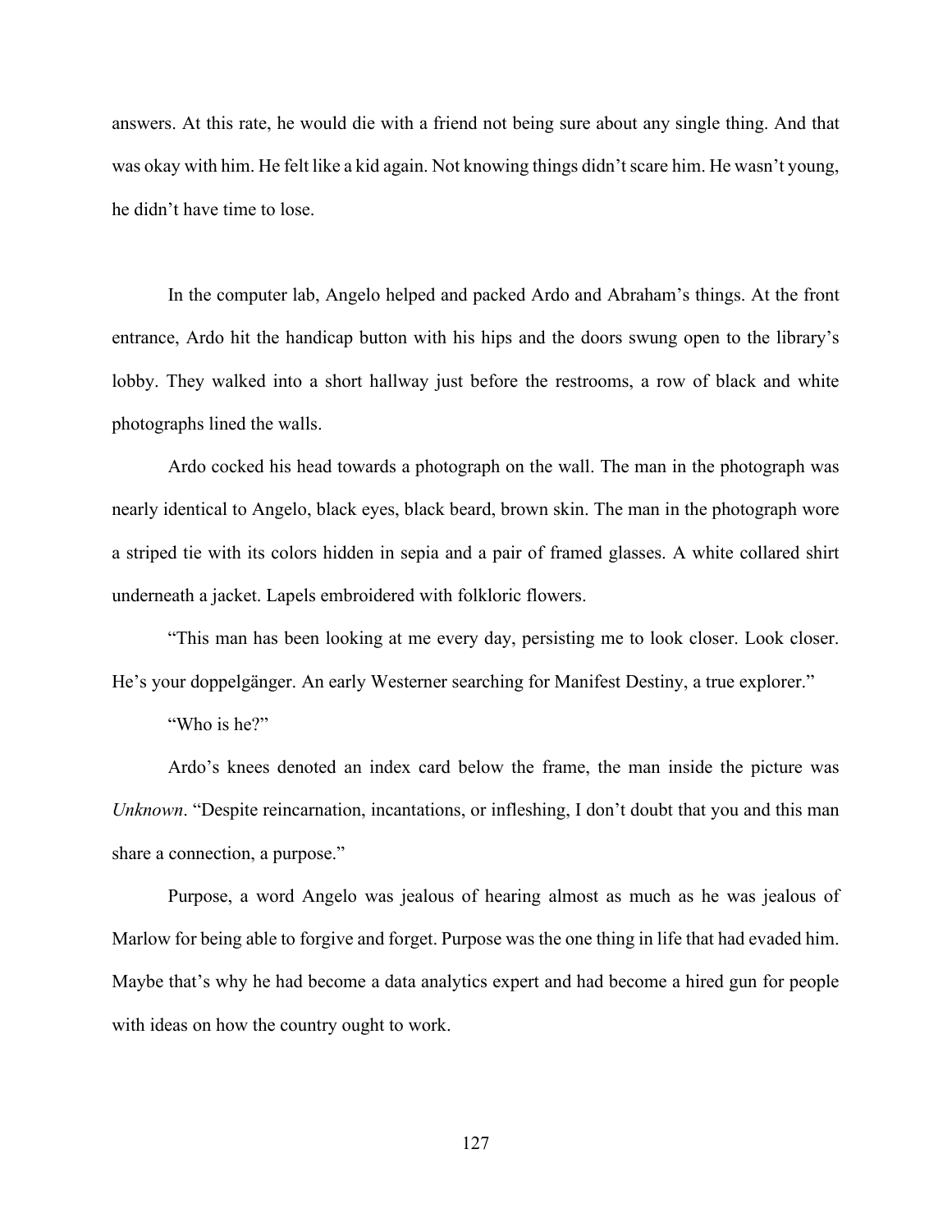answers. At this rate, he would die with a friend not being sure about any single thing. And that was okay with him. He felt like a kid again. Not knowing things didn't scare him. He wasn't young, he didn't have time to lose.

In the computer lab, Angelo helped and packed Ardo and Abraham's things. At the front entrance, Ardo hit the handicap button with his hips and the doors swung open to the library's lobby. They walked into a short hallway just before the restrooms, a row of black and white photographs lined the walls.

Ardo cocked his head towards a photograph on the wall. The man in the photograph was nearly identical to Angelo, black eyes, black beard, brown skin. The man in the photograph wore a striped tie with its colors hidden in sepia and a pair of framed glasses. A white collared shirt underneath a jacket. Lapels embroidered with folkloric flowers.

"This man has been looking at me every day, persisting me to look closer. Look closer. He's your doppelgänger. An early Westerner searching for Manifest Destiny, a true explorer."

"Who is he?"

Ardo's knees denoted an index card below the frame, the man inside the picture was *Unknown*. "Despite reincarnation, incantations, or infleshing, I don't doubt that you and this man share a connection, a purpose."

Purpose, a word Angelo was jealous of hearing almost as much as he was jealous of Marlow for being able to forgive and forget. Purpose was the one thing in life that had evaded him. Maybe that's why he had become a data analytics expert and had become a hired gun for people with ideas on how the country ought to work.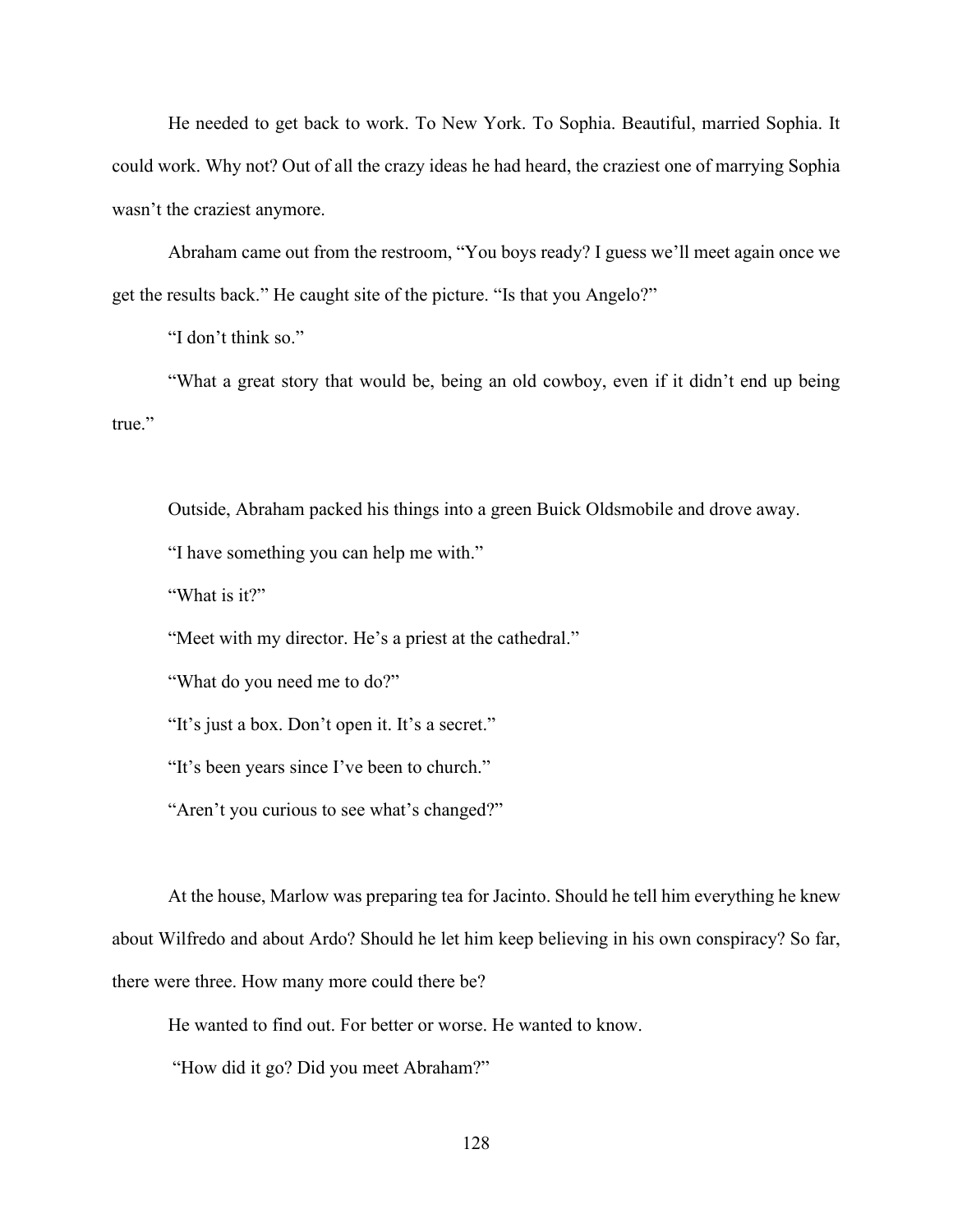He needed to get back to work. To New York. To Sophia. Beautiful, married Sophia. It could work. Why not? Out of all the crazy ideas he had heard, the craziest one of marrying Sophia wasn't the craziest anymore.

Abraham came out from the restroom, "You boys ready? I guess we'll meet again once we get the results back." He caught site of the picture. "Is that you Angelo?"

"I don't think so."

"What a great story that would be, being an old cowboy, even if it didn't end up being true."

Outside, Abraham packed his things into a green Buick Oldsmobile and drove away.

"I have something you can help me with."

"What is it?"

"Meet with my director. He's a priest at the cathedral."

"What do you need me to do?"

"It's just a box. Don't open it. It's a secret."

"It's been years since I've been to church."

"Aren't you curious to see what's changed?"

At the house, Marlow was preparing tea for Jacinto. Should he tell him everything he knew about Wilfredo and about Ardo? Should he let him keep believing in his own conspiracy? So far, there were three. How many more could there be?

He wanted to find out. For better or worse. He wanted to know.

"How did it go? Did you meet Abraham?"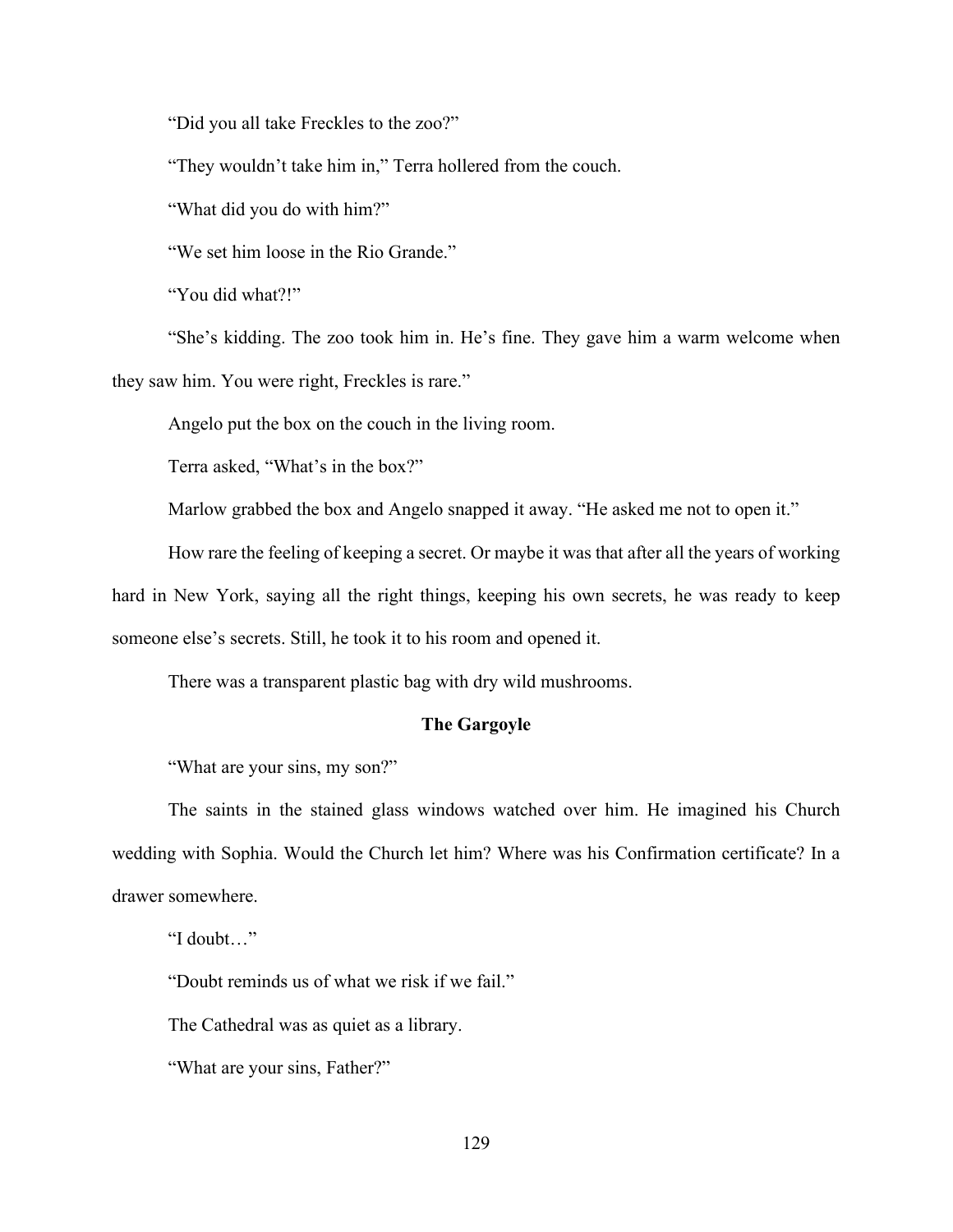"Did you all take Freckles to the zoo?"

"They wouldn't take him in," Terra hollered from the couch.

"What did you do with him?"

"We set him loose in the Rio Grande."

"You did what?!"

"She's kidding. The zoo took him in. He's fine. They gave him a warm welcome when they saw him. You were right, Freckles is rare."

Angelo put the box on the couch in the living room.

Terra asked, "What's in the box?"

Marlow grabbed the box and Angelo snapped it away. "He asked me not to open it."

How rare the feeling of keeping a secret. Or maybe it was that after all the years of working hard in New York, saying all the right things, keeping his own secrets, he was ready to keep someone else's secrets. Still, he took it to his room and opened it.

There was a transparent plastic bag with dry wild mushrooms.

### The Gargoyle

"What are your sins, my son?"

The saints in the stained glass windows watched over him. He imagined his Church wedding with Sophia. Would the Church let him? Where was his Confirmation certificate? In a drawer somewhere.

"I doubt…"

"Doubt reminds us of what we risk if we fail."

The Cathedral was as quiet as a library.

"What are your sins, Father?"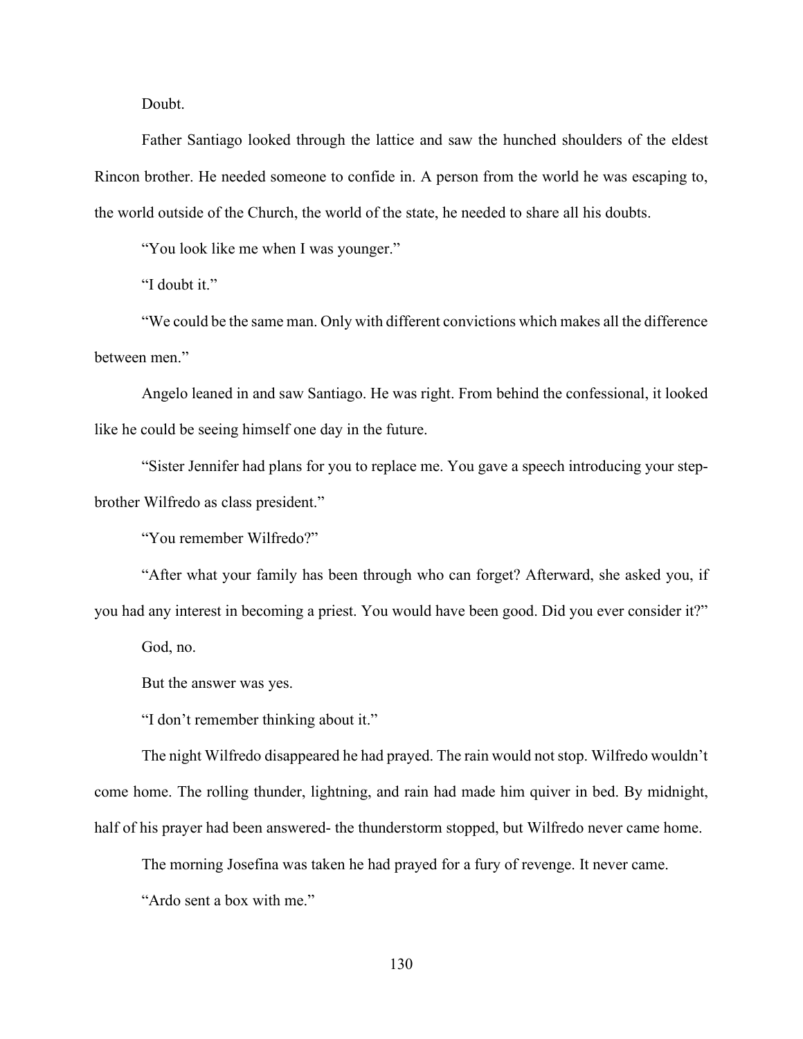Doubt.

Father Santiago looked through the lattice and saw the hunched shoulders of the eldest Rincon brother. He needed someone to confide in. A person from the world he was escaping to, the world outside of the Church, the world of the state, he needed to share all his doubts.

"You look like me when I was younger."

"I doubt it."

"We could be the same man. Only with different convictions which makes all the difference between men."

Angelo leaned in and saw Santiago. He was right. From behind the confessional, it looked like he could be seeing himself one day in the future.

"Sister Jennifer had plans for you to replace me. You gave a speech introducing your step-brother Wilfredo as class president."

"You remember Wilfredo?"

"After what your family has been through who can forget? Afterward, she asked you, if you had any interest in becoming a priest. You would have been good. Did you ever consider it?"

God, no.

But the answer was yes.

"I don't remember thinking about it."

The night Wilfredo disappeared he had prayed. The rain would not stop. Wilfredo wouldn't come home. The rolling thunder, lightning, and rain had made him quiver in bed. By midnight, half of his prayer had been answered- the thunderstorm stopped, but Wilfredo never came home.

The morning Josefina was taken he had prayed for a fury of revenge. It never came.

"Ardo sent a box with me."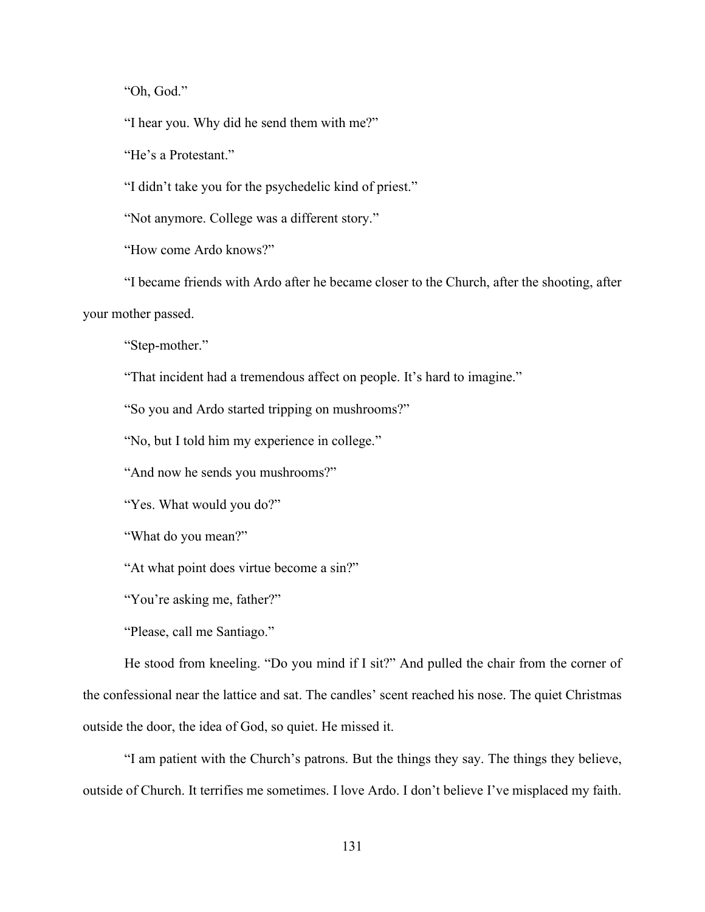"Oh, God."

"I hear you. Why did he send them with me?"

"He's a Protestant."

"I didn't take you for the psychedelic kind of priest."

"Not anymore. College was a different story."

"How come Ardo knows?"

"I became friends with Ardo after he became closer to the Church, after the shooting, after your mother passed.

"Step-mother."

"That incident had a tremendous affect on people. It's hard to imagine."

"So you and Ardo started tripping on mushrooms?"

"No, but I told him my experience in college."

"And now he sends you mushrooms?"

"Yes. What would you do?"

"What do you mean?"

"At what point does virtue become a sin?"

"You're asking me, father?"

"Please, call me Santiago."

He stood from kneeling. "Do you mind if I sit?" And pulled the chair from the corner of the confessional near the lattice and sat. The candles' scent reached his nose. The quiet Christmas outside the door, the idea of God, so quiet. He missed it.

"I am patient with the Church's patrons. But the things they say. The things they believe, outside of Church. It terrifies me sometimes. I love Ardo. I don't believe I've misplaced my faith.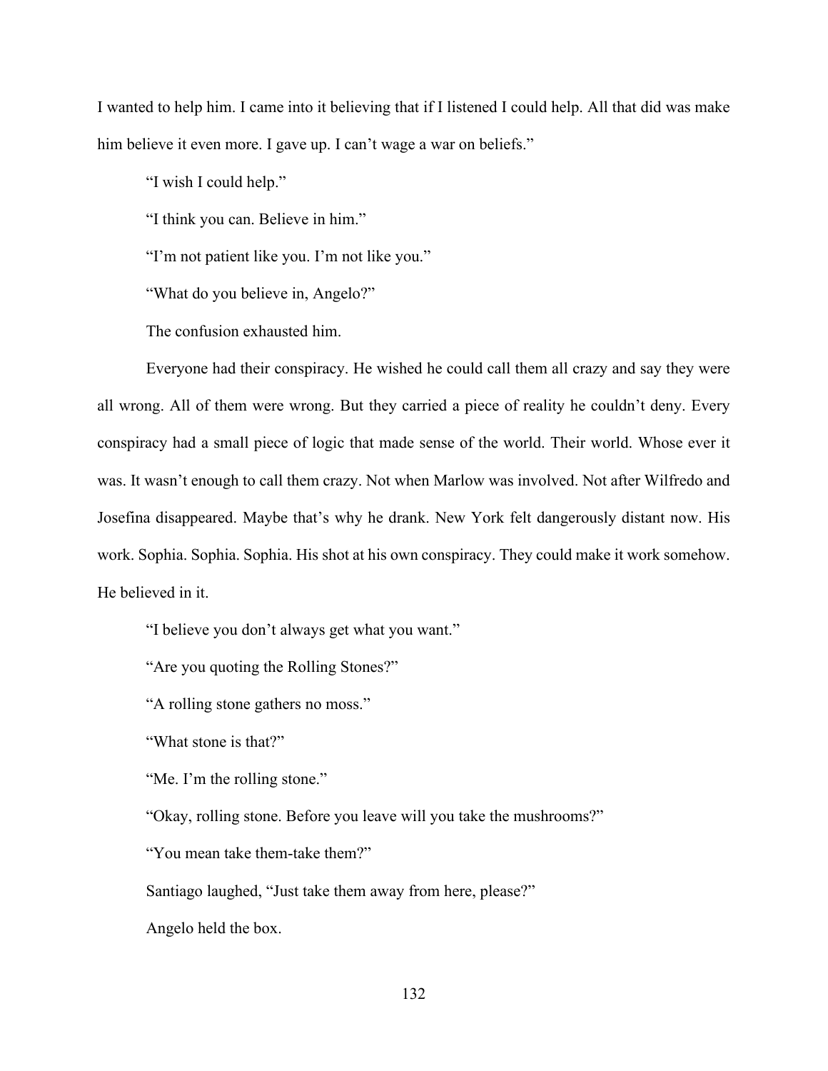I wanted to help him. I came into it believing that if I listened I could help. All that did was make him believe it even more. I gave up. I can't wage a war on beliefs."

"I wish I could help."

"I think you can. Believe in him."

"I'm not patient like you. I'm not like you."

"What do you believe in, Angelo?"

The confusion exhausted him.

Everyone had their conspiracy. He wished he could call them all crazy and say they were all wrong. All of them were wrong. But they carried a piece of reality he couldn't deny. Every conspiracy had a small piece of logic that made sense of the world. Their world. Whose ever it was. It wasn't enough to call them crazy. Not when Marlow was involved. Not after Wilfredo and Josefina disappeared. Maybe that's why he drank. New York felt dangerously distant now. His work. Sophia. Sophia. Sophia. His shot at his own conspiracy. They could make it work somehow. He believed in it.

"I believe you don't always get what you want."

"Are you quoting the Rolling Stones?"

"A rolling stone gathers no moss."

"What stone is that?"

"Me. I'm the rolling stone."

"Okay, rolling stone. Before you leave will you take the mushrooms?"

"You mean take them-take them?"

Santiago laughed, "Just take them away from here, please?"

Angelo held the box.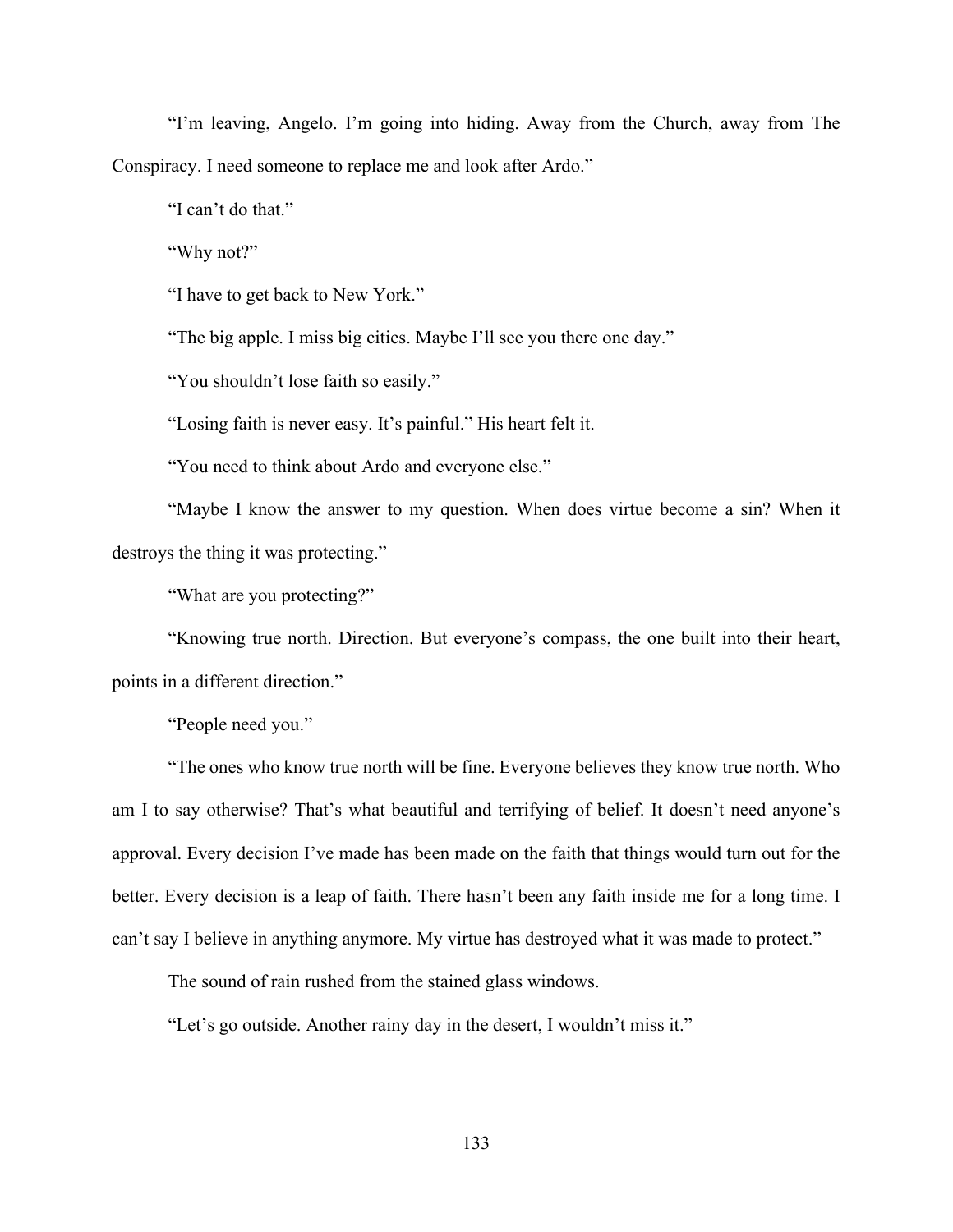"I'm leaving, Angelo. I'm going into hiding. Away from the Church, away from The Conspiracy. I need someone to replace me and look after Ardo."

"I can't do that."

"Why not?"

"I have to get back to New York."

"The big apple. I miss big cities. Maybe I'll see you there one day."

"You shouldn't lose faith so easily."

"Losing faith is never easy. It's painful." His heart felt it.

"You need to think about Ardo and everyone else."

"Maybe I know the answer to my question. When does virtue become a sin? When it destroys the thing it was protecting."

"What are you protecting?"

"Knowing true north. Direction. But everyone's compass, the one built into their heart, points in a different direction."

"People need you."

"The ones who know true north will be fine. Everyone believes they know true north. Who am I to say otherwise? That's what beautiful and terrifying of belief. It doesn't need anyone's approval. Every decision I've made has been made on the faith that things would turn out for the better. Every decision is a leap of faith. There hasn't been any faith inside me for a long time. I can't say I believe in anything anymore. My virtue has destroyed what it was made to protect."

The sound of rain rushed from the stained glass windows.

"Let's go outside. Another rainy day in the desert, I wouldn't miss it."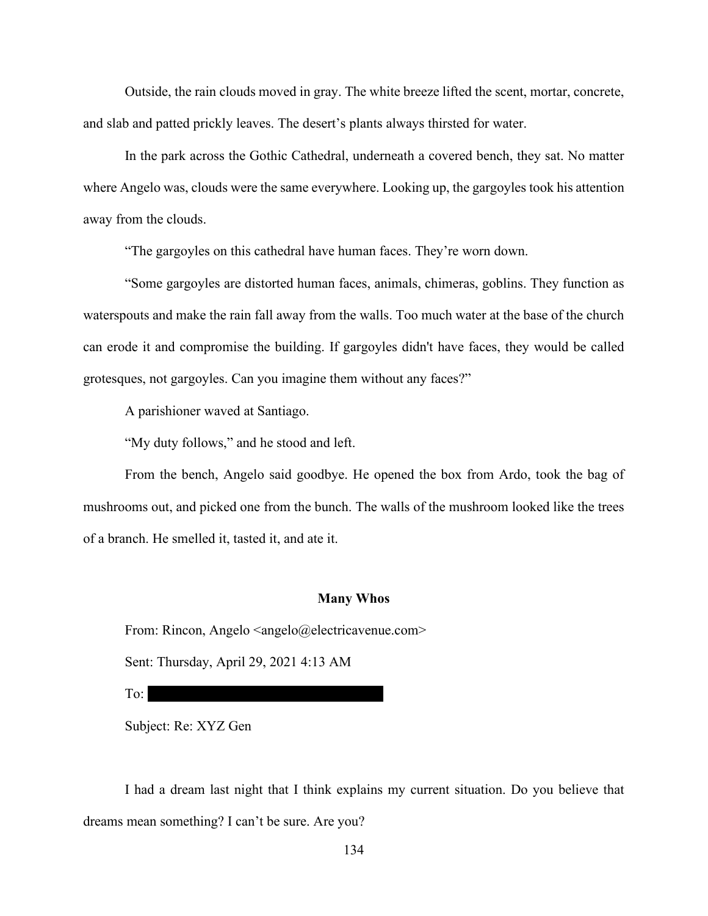Outside, the rain clouds moved in gray. The white breeze lifted the scent, mortar, concrete, and slab and patted prickly leaves. The desert's plants always thirsted for water.

In the park across the Gothic Cathedral, underneath a covered bench, they sat. No matter where Angelo was, clouds were the same everywhere. Looking up, the gargoyles took his attention away from the clouds.

"The gargoyles on this cathedral have human faces. They're worn down.

"Some gargoyles are distorted human faces, animals, chimeras, goblins. They function as waterspouts and make the rain fall away from the walls. Too much water at the base of the church can erode it and compromise the building. If gargoyles didn't have faces, they would be called grotesques, not gargoyles. Can you imagine them without any faces?"

A parishioner waved at Santiago.

"My duty follows," and he stood and left.

From the bench, Angelo said goodbye. He opened the box from Ardo, took the bag of mushrooms out, and picked one from the bunch. The walls of the mushroom looked like the trees of a branch. He smelled it, tasted it, and ate it.

## Many Whos

From: Rincon, Angelo <angelo@electricavenue.com>

Sent: Thursday, April 29, 2021 4:13 AM

To: ████████████████████

Subject: Re: XYZ Gen

I had a dream last night that I think explains my current situation. Do you believe that dreams mean something? I can't be sure. Are you?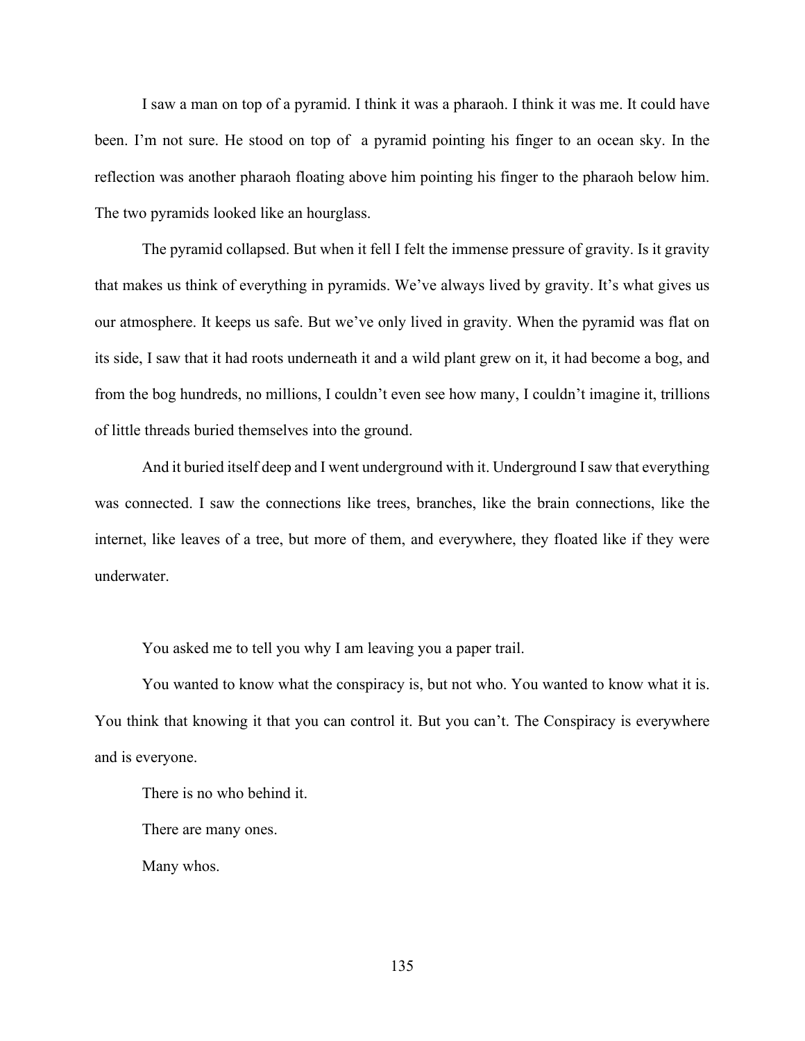I saw a man on top of a pyramid. I think it was a pharaoh. I think it was me. It could have been. I'm not sure. He stood on top of a pyramid pointing his finger to an ocean sky. In the reflection was another pharaoh floating above him pointing his finger to the pharaoh below him. The two pyramids looked like an hourglass.

The pyramid collapsed. But when it fell I felt the immense pressure of gravity. Is it gravity that makes us think of everything in pyramids. We've always lived by gravity. It's what gives us our atmosphere. It keeps us safe. But we've only lived in gravity. When the pyramid was flat on its side, I saw that it had roots underneath it and a wild plant grew on it, it had become a bog, and from the bog hundreds, no millions, I couldn't even see how many, I couldn't imagine it, trillions of little threads buried themselves into the ground.

And it buried itself deep and I went underground with it. Underground I saw that everything was connected. I saw the connections like trees, branches, like the brain connections, like the internet, like leaves of a tree, but more of them, and everywhere, they floated like if they were underwater.

You asked me to tell you why I am leaving you a paper trail.

You wanted to know what the conspiracy is, but not who. You wanted to know what it is. You think that knowing it that you can control it. But you can't. The Conspiracy is everywhere and is everyone.

There is no who behind it.

There are many ones.

Many whos.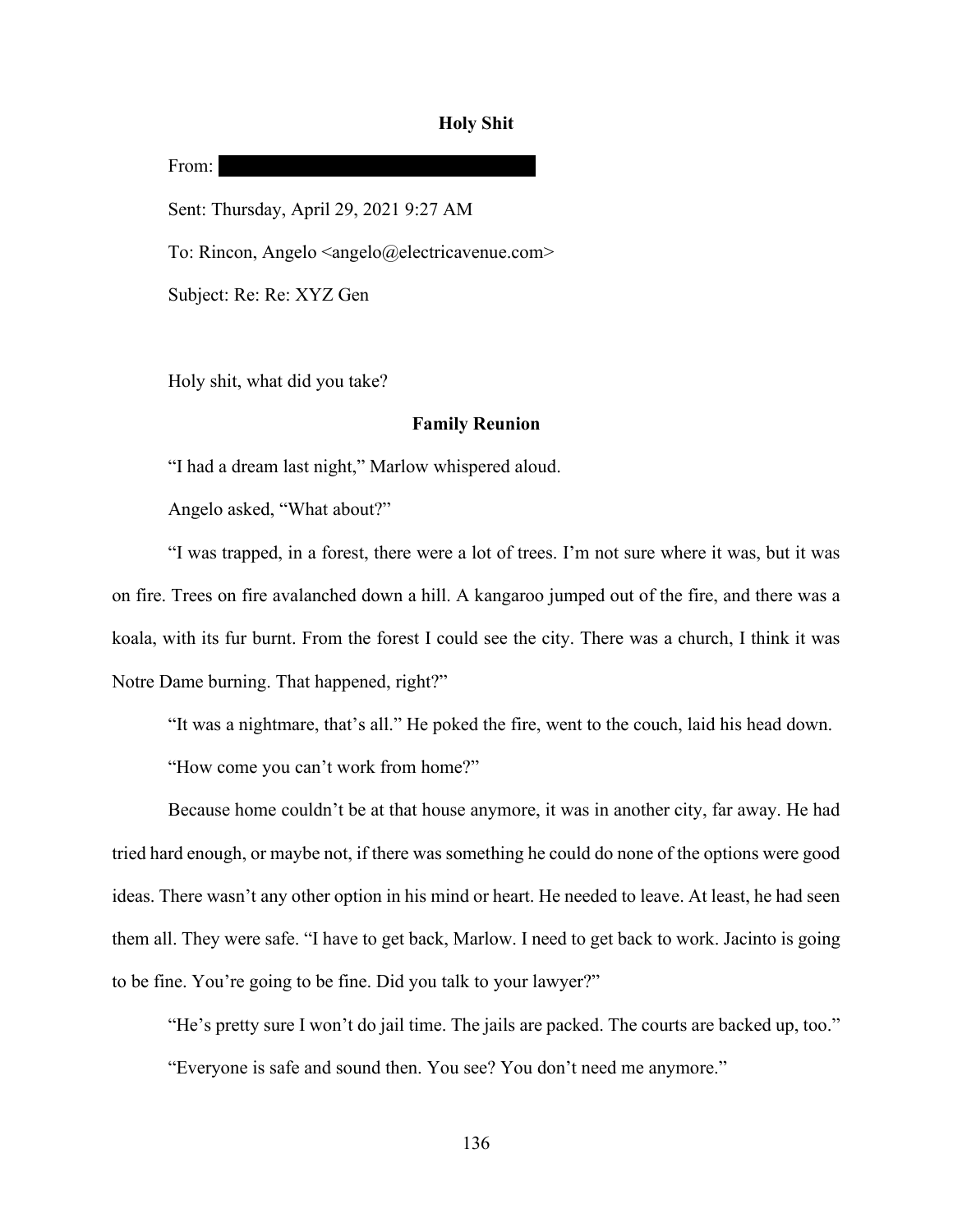## Holy Shit

From: ████████████████████

Sent: Thursday, April 29, 2021 9:27 AM

To: Rincon, Angelo <angelo@electricavenue.com>

Subject: Re: Re: XYZ Gen

Holy shit, what did you take?

## Family Reunion

"I had a dream last night," Marlow whispered aloud.

Angelo asked, "What about?"

"I was trapped, in a forest, there were a lot of trees. I'm not sure where it was, but it was on fire. Trees on fire avalanched down a hill. A kangaroo jumped out of the fire, and there was a koala, with its fur burnt. From the forest I could see the city. There was a church, I think it was Notre Dame burning. That happened, right?"

"It was a nightmare, that's all." He poked the fire, went to the couch, laid his head down.

"How come you can't work from home?"

Because home couldn't be at that house anymore, it was in another city, far away. He had tried hard enough, or maybe not, if there was something he could do none of the options were good ideas. There wasn't any other option in his mind or heart. He needed to leave. At least, he had seen them all. They were safe. "I have to get back, Marlow. I need to get back to work. Jacinto is going to be fine. You're going to be fine. Did you talk to your lawyer?"

"He's pretty sure I won't do jail time. The jails are packed. The courts are backed up, too."

"Everyone is safe and sound then. You see? You don't need me anymore."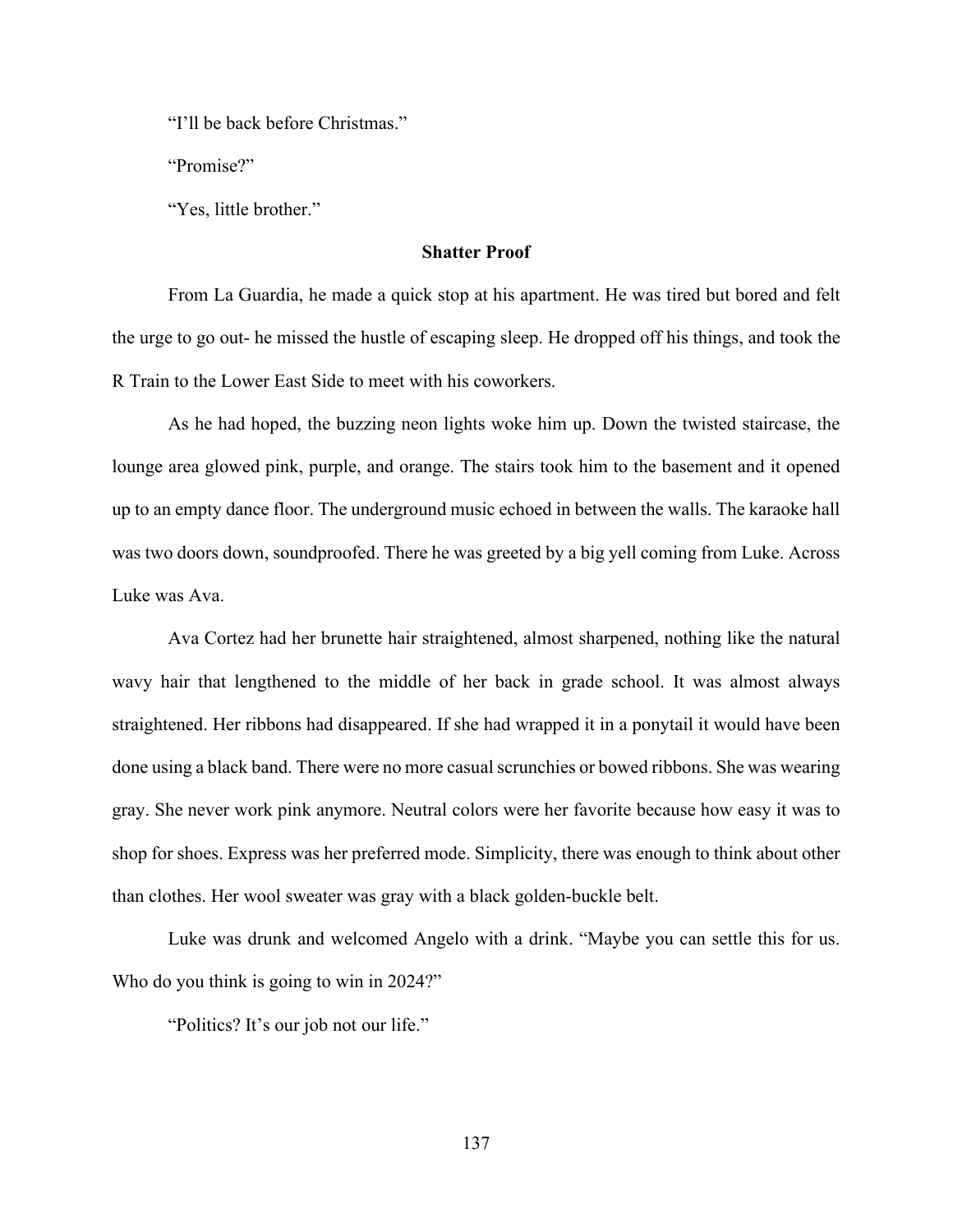"I'll be back before Christmas."

"Promise?"

"Yes, little brother."

## Shatter Proof

From La Guardia, he made a quick stop at his apartment. He was tired but bored and felt the urge to go out- he missed the hustle of escaping sleep. He dropped off his things, and took the R Train to the Lower East Side to meet with his coworkers.

As he had hoped, the buzzing neon lights woke him up. Down the twisted staircase, the lounge area glowed pink, purple, and orange. The stairs took him to the basement and it opened up to an empty dance floor. The underground music echoed in between the walls. The karaoke hall was two doors down, soundproofed. There he was greeted by a big yell coming from Luke. Across Luke was Ava.

Ava Cortez had her brunette hair straightened, almost sharpened, nothing like the natural wavy hair that lengthened to the middle of her back in grade school. It was almost always straightened. Her ribbons had disappeared. If she had wrapped it in a ponytail it would have been done using a black band. There were no more casual scrunchies or bowed ribbons. She was wearing gray. She never work pink anymore. Neutral colors were her favorite because how easy it was to shop for shoes. Express was her preferred mode. Simplicity, there was enough to think about other than clothes. Her wool sweater was gray with a black golden-buckle belt.

Luke was drunk and welcomed Angelo with a drink. "Maybe you can settle this for us. Who do you think is going to win in 2024?"

"Politics? It's our job not our life."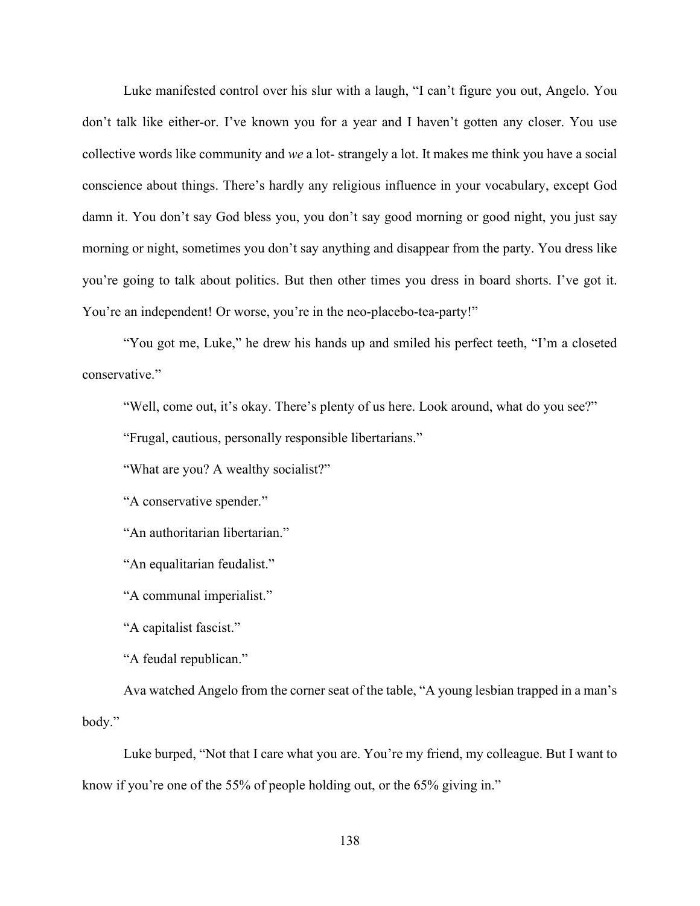Luke manifested control over his slur with a laugh, "I can't figure you out, Angelo. You don't talk like either-or. I've known you for a year and I haven't gotten any closer. You use collective words like community and *we* a lot- strangely a lot. It makes me think you have a social conscience about things. There's hardly any religious influence in your vocabulary, except God damn it. You don't say God bless you, you don't say good morning or good night, you just say morning or night, sometimes you don't say anything and disappear from the party. You dress like you're going to talk about politics. But then other times you dress in board shorts. I've got it. You're an independent! Or worse, you're in the neo-placebo-tea-party!"

"You got me, Luke," he drew his hands up and smiled his perfect teeth, "I'm a closeted conservative."

"Well, come out, it's okay. There's plenty of us here. Look around, what do you see?"

"Frugal, cautious, personally responsible libertarians."

"What are you? A wealthy socialist?"

"A conservative spender."

"An authoritarian libertarian."

"An equalitarian feudalist."

"A communal imperialist."

"A capitalist fascist."

"A feudal republican."

Ava watched Angelo from the corner seat of the table, "A young lesbian trapped in a man's body."

Luke burped, "Not that I care what you are. You're my friend, my colleague. But I want to know if you're one of the 55% of people holding out, or the 65% giving in."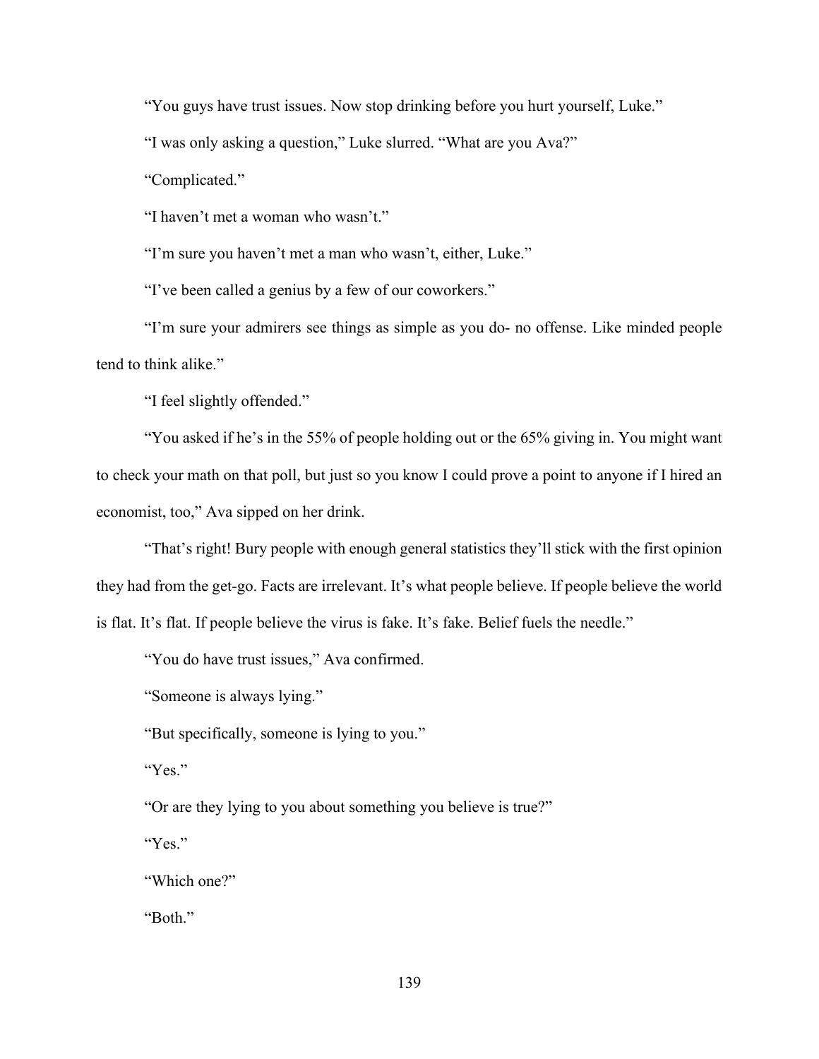"You guys have trust issues. Now stop drinking before you hurt yourself, Luke."

"I was only asking a question," Luke slurred. "What are you Ava?"

"Complicated."

"I haven't met a woman who wasn't."

"I'm sure you haven't met a man who wasn't, either, Luke."

"I've been called a genius by a few of our coworkers."

"I'm sure your admirers see things as simple as you do- no offense. Like minded people tend to think alike."

"I feel slightly offended."

"You asked if he's in the 55% of people holding out or the 65% giving in. You might want to check your math on that poll, but just so you know I could prove a point to anyone if I hired an economist, too," Ava sipped on her drink.

"That's right! Bury people with enough general statistics they'll stick with the first opinion they had from the get-go. Facts are irrelevant. It's what people believe. If people believe the world is flat. It's flat. If people believe the virus is fake. It's fake. Belief fuels the needle."

"You do have trust issues," Ava confirmed.

"Someone is always lying."

"But specifically, someone is lying to you."

"Yes."

"Or are they lying to you about something you believe is true?"

"Yes."

"Which one?"

"Both."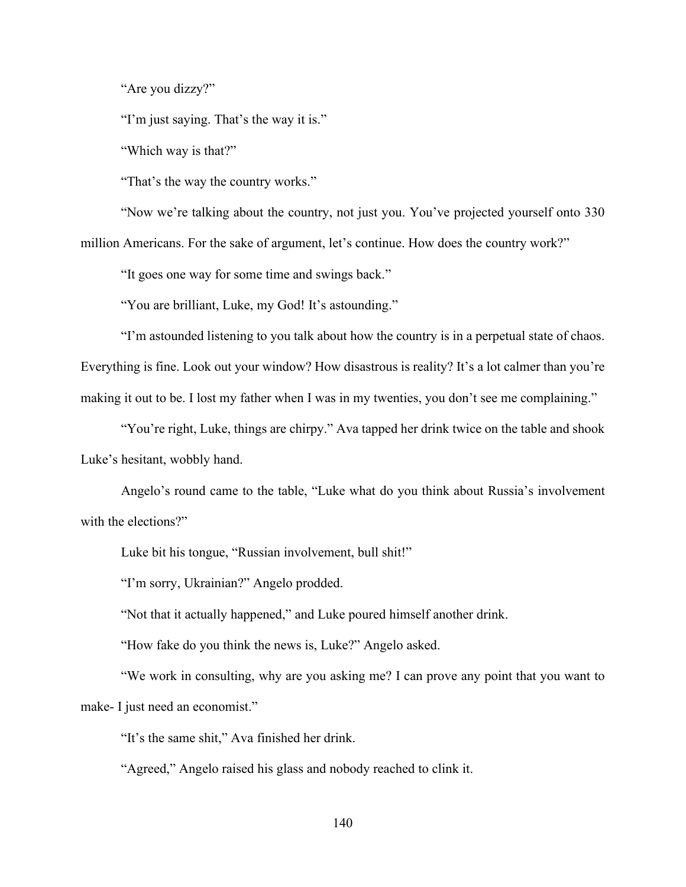"Are you dizzy?"

"I'm just saying. That's the way it is."

"Which way is that?"

"That's the way the country works."

"Now we're talking about the country, not just you. You've projected yourself onto 330 million Americans. For the sake of argument, let's continue. How does the country work?"

"It goes one way for some time and swings back."

"You are brilliant, Luke, my God! It's astounding."

"I'm astounded listening to you talk about how the country is in a perpetual state of chaos. Everything is fine. Look out your window? How disastrous is reality? It's a lot calmer than you're making it out to be. I lost my father when I was in my twenties, you don't see me complaining."

"You're right, Luke, things are chirpy." Ava tapped her drink twice on the table and shook Luke's hesitant, wobbly hand.

Angelo's round came to the table, "Luke what do you think about Russia's involvement with the elections?"

Luke bit his tongue, "Russian involvement, bull shit!"

"I'm sorry, Ukrainian?" Angelo prodded.

"Not that it actually happened," and Luke poured himself another drink.

"How fake do you think the news is, Luke?" Angelo asked.

"We work in consulting, why are you asking me? I can prove any point that you want to make- I just need an economist."

"It's the same shit," Ava finished her drink.

"Agreed," Angelo raised his glass and nobody reached to clink it.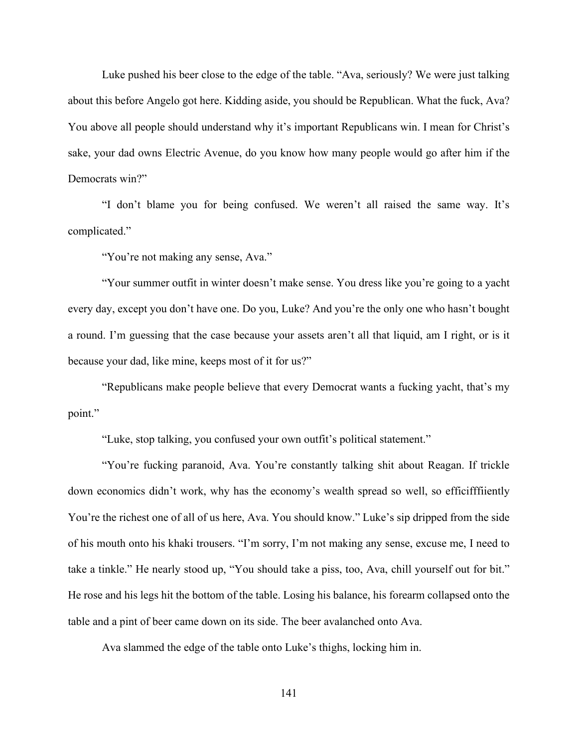Luke pushed his beer close to the edge of the table. "Ava, seriously? We were just talking about this before Angelo got here. Kidding aside, you should be Republican. What the fuck, Ava? You above all people should understand why it's important Republicans win. I mean for Christ's sake, your dad owns Electric Avenue, do you know how many people would go after him if the Democrats win?"

"I don't blame you for being confused. We weren't all raised the same way. It's complicated."

"You're not making any sense, Ava."

"Your summer outfit in winter doesn't make sense. You dress like you're going to a yacht every day, except you don't have one. Do you, Luke? And you're the only one who hasn't bought a round. I'm guessing that the case because your assets aren't all that liquid, am I right, or is it because your dad, like mine, keeps most of it for us?"

"Republicans make people believe that every Democrat wants a fucking yacht, that's my point."

"Luke, stop talking, you confused your own outfit's political statement."

"You're fucking paranoid, Ava. You're constantly talking shit about Reagan. If trickle down economics didn't work, why has the economy's wealth spread so well, so efficifffiiently You're the richest one of all of us here, Ava. You should know." Luke's sip dripped from the side of his mouth onto his khaki trousers. "I'm sorry, I'm not making any sense, excuse me, I need to take a tinkle." He nearly stood up, "You should take a piss, too, Ava, chill yourself out for bit." He rose and his legs hit the bottom of the table. Losing his balance, his forearm collapsed onto the table and a pint of beer came down on its side. The beer avalanched onto Ava.

Ava slammed the edge of the table onto Luke's thighs, locking him in.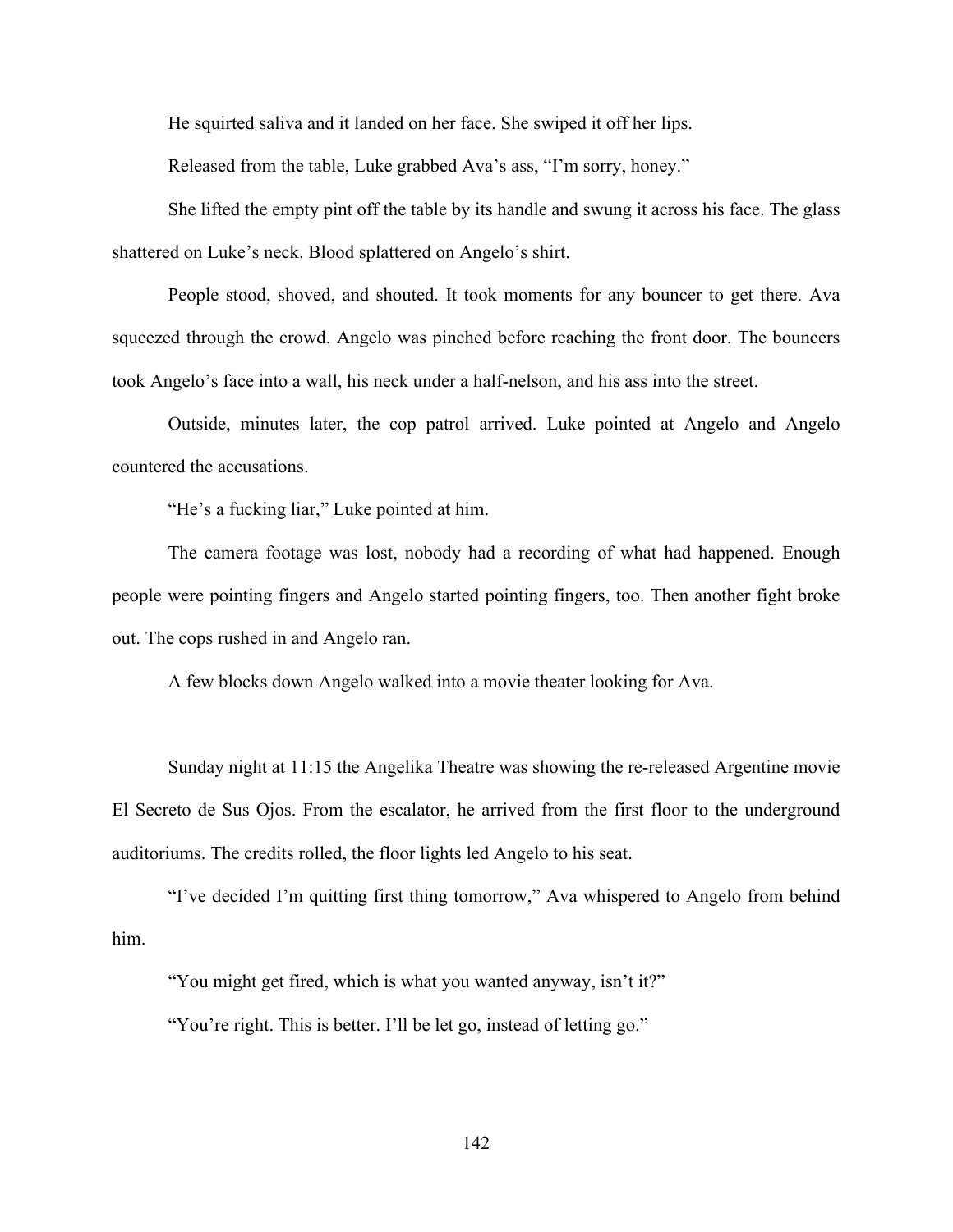He squirted saliva and it landed on her face. She swiped it off her lips.

Released from the table, Luke grabbed Ava's ass, "I'm sorry, honey."

She lifted the empty pint off the table by its handle and swung it across his face. The glass shattered on Luke's neck. Blood splattered on Angelo's shirt.

People stood, shoved, and shouted. It took moments for any bouncer to get there. Ava squeezed through the crowd. Angelo was pinched before reaching the front door. The bouncers took Angelo's face into a wall, his neck under a half-nelson, and his ass into the street.

Outside, minutes later, the cop patrol arrived. Luke pointed at Angelo and Angelo countered the accusations.

"He's a fucking liar," Luke pointed at him.

The camera footage was lost, nobody had a recording of what had happened. Enough people were pointing fingers and Angelo started pointing fingers, too. Then another fight broke out. The cops rushed in and Angelo ran.

A few blocks down Angelo walked into a movie theater looking for Ava.

Sunday night at 11:15 the Angelika Theatre was showing the re-released Argentine movie El Secreto de Sus Ojos. From the escalator, he arrived from the first floor to the underground auditoriums. The credits rolled, the floor lights led Angelo to his seat.

"I've decided I'm quitting first thing tomorrow," Ava whispered to Angelo from behind him.

"You might get fired, which is what you wanted anyway, isn't it?"

"You're right. This is better. I'll be let go, instead of letting go."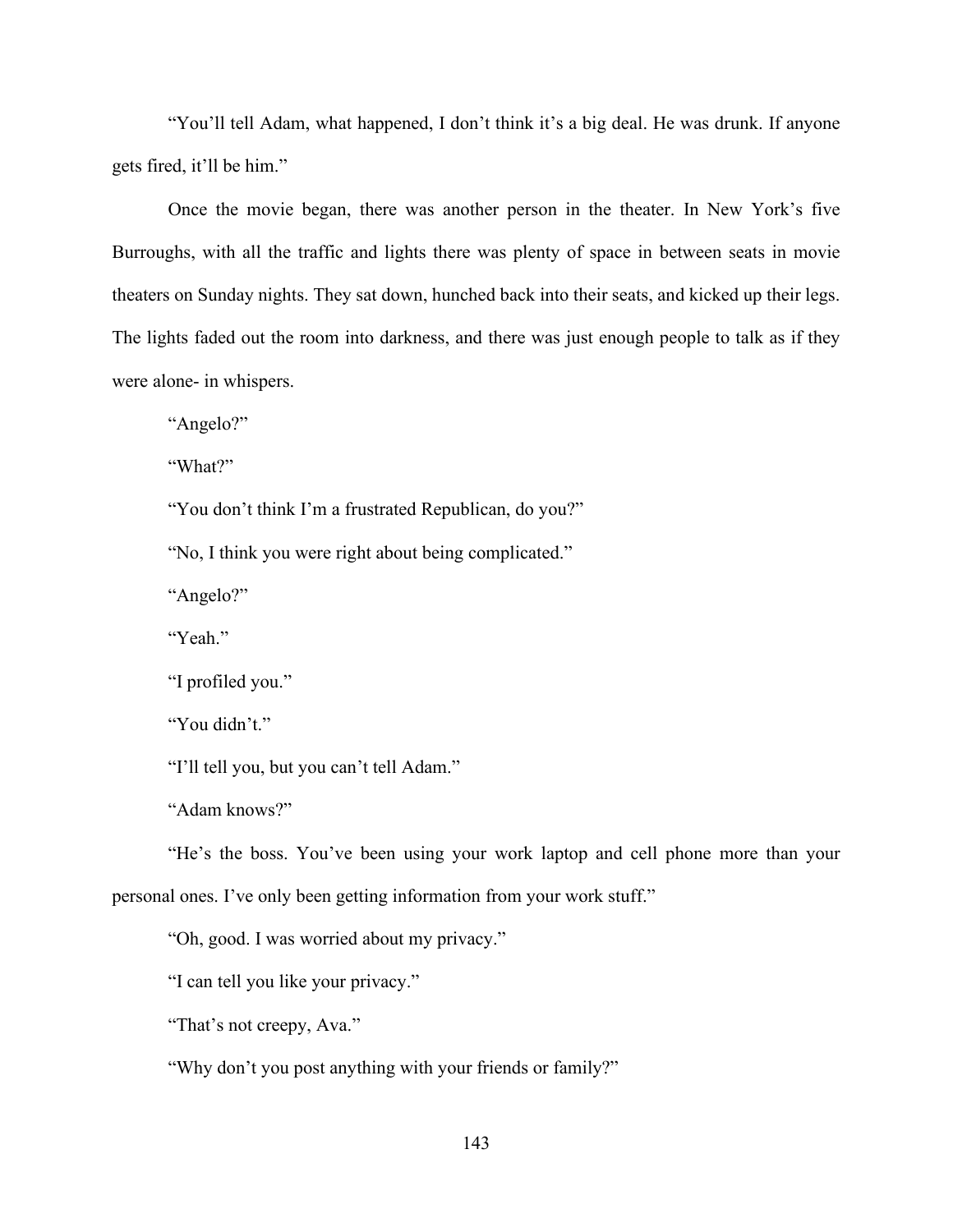"You'll tell Adam, what happened, I don't think it's a big deal. He was drunk. If anyone gets fired, it'll be him."

Once the movie began, there was another person in the theater. In New York's five Burroughs, with all the traffic and lights there was plenty of space in between seats in movie theaters on Sunday nights. They sat down, hunched back into their seats, and kicked up their legs. The lights faded out the room into darkness, and there was just enough people to talk as if they were alone- in whispers.

"Angelo?"

"What?"

"You don't think I'm a frustrated Republican, do you?"

"No, I think you were right about being complicated."

"Angelo?"

"Yeah."

"I profiled you."

"You didn't."

"I'll tell you, but you can't tell Adam."

"Adam knows?"

"He's the boss. You've been using your work laptop and cell phone more than your personal ones. I've only been getting information from your work stuff."

"Oh, good. I was worried about my privacy."

"I can tell you like your privacy."

"That's not creepy, Ava."

"Why don't you post anything with your friends or family?"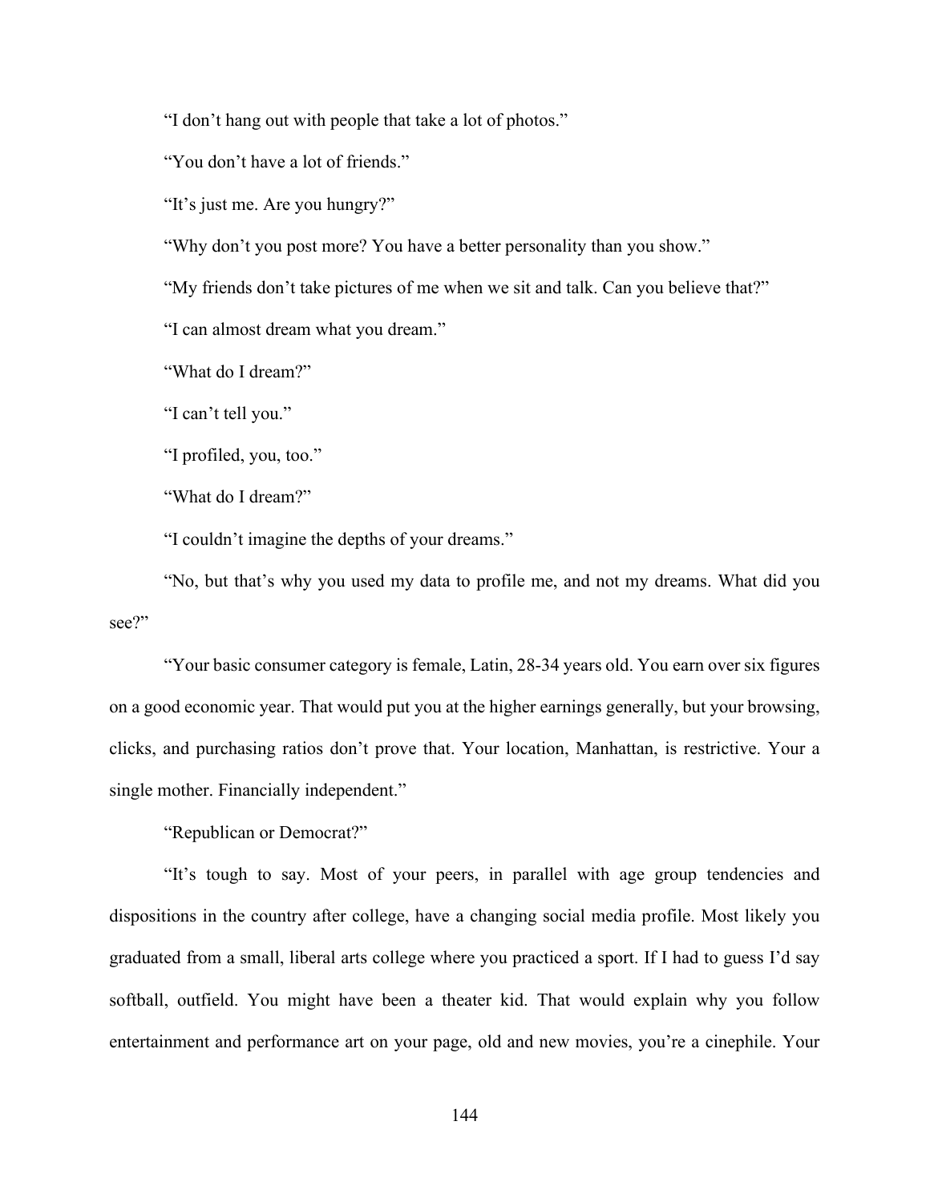"I don't hang out with people that take a lot of photos."

"You don't have a lot of friends."

"It's just me. Are you hungry?"

"Why don't you post more? You have a better personality than you show."

"My friends don't take pictures of me when we sit and talk. Can you believe that?"

"I can almost dream what you dream."

"What do I dream?"

"I can't tell you."

"I profiled, you, too."

"What do I dream?"

"I couldn't imagine the depths of your dreams."

"No, but that's why you used my data to profile me, and not my dreams. What did you see?"

"Your basic consumer category is female, Latin, 28-34 years old. You earn over six figures on a good economic year. That would put you at the higher earnings generally, but your browsing, clicks, and purchasing ratios don't prove that. Your location, Manhattan, is restrictive. Your a single mother. Financially independent."

"Republican or Democrat?"

"It's tough to say. Most of your peers, in parallel with age group tendencies and dispositions in the country after college, have a changing social media profile. Most likely you graduated from a small, liberal arts college where you practiced a sport. If I had to guess I'd say softball, outfield. You might have been a theater kid. That would explain why you follow entertainment and performance art on your page, old and new movies, you're a cinephile. Your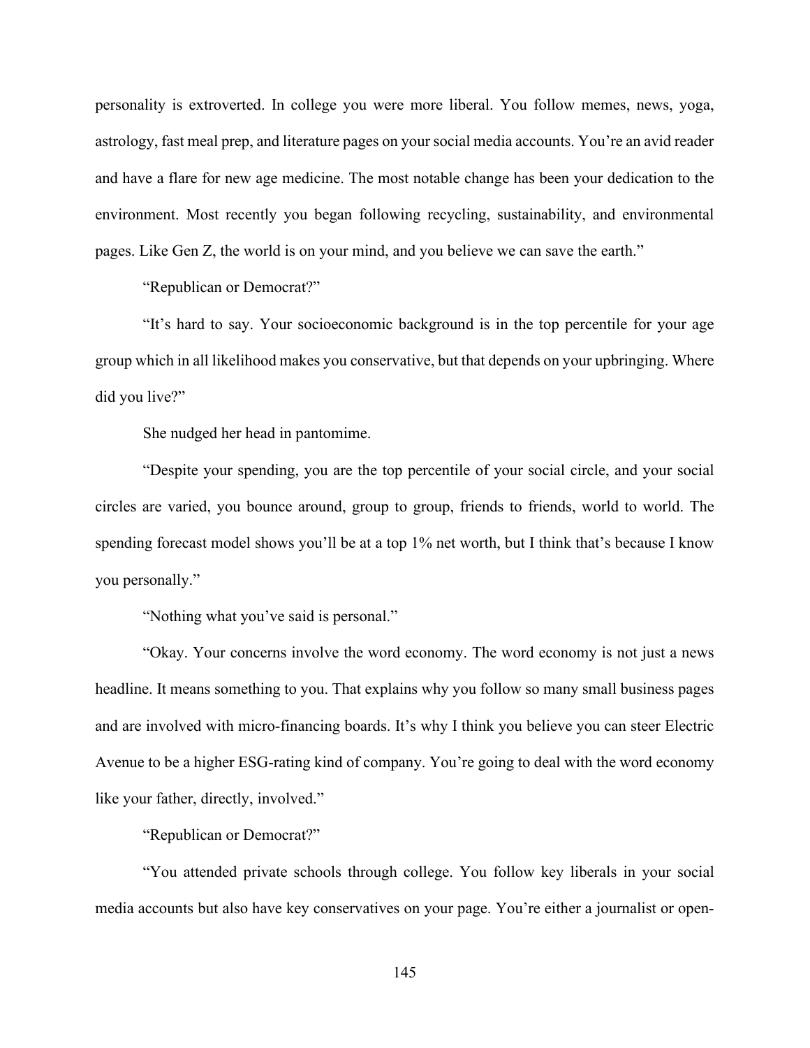personality is extroverted. In college you were more liberal. You follow memes, news, yoga, astrology, fast meal prep, and literature pages on your social media accounts. You're an avid reader and have a flare for new age medicine. The most notable change has been your dedication to the environment. Most recently you began following recycling, sustainability, and environmental pages. Like Gen Z, the world is on your mind, and you believe we can save the earth."

"Republican or Democrat?"

"It's hard to say. Your socioeconomic background is in the top percentile for your age group which in all likelihood makes you conservative, but that depends on your upbringing. Where did you live?"

She nudged her head in pantomime.

"Despite your spending, you are the top percentile of your social circle, and your social circles are varied, you bounce around, group to group, friends to friends, world to world. The spending forecast model shows you'll be at a top 1% net worth, but I think that's because I know you personally."

"Nothing what you've said is personal."

"Okay. Your concerns involve the word economy. The word economy is not just a news headline. It means something to you. That explains why you follow so many small business pages and are involved with micro-financing boards. It's why I think you believe you can steer Electric Avenue to be a higher ESG-rating kind of company. You're going to deal with the word economy like your father, directly, involved."

"Republican or Democrat?"

"You attended private schools through college. You follow key liberals in your social media accounts but also have key conservatives on your page. You're either a journalist or open-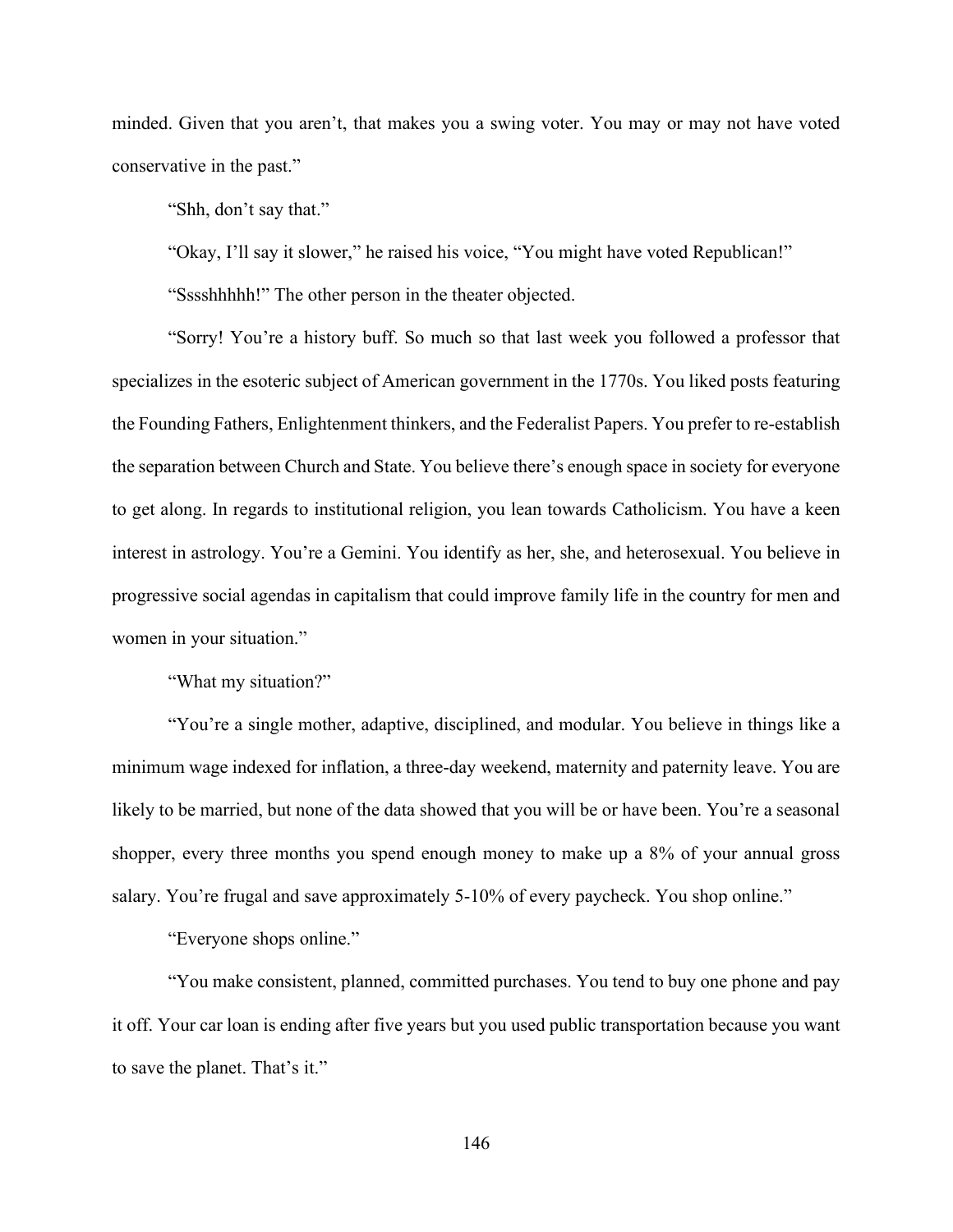minded. Given that you aren't, that makes you a swing voter. You may or may not have voted conservative in the past."

"Shh, don't say that."

"Okay, I'll say it slower," he raised his voice, "You might have voted Republican!"

"Sssshhhhh!" The other person in the theater objected.

"Sorry! You're a history buff. So much so that last week you followed a professor that specializes in the esoteric subject of American government in the 1770s. You liked posts featuring the Founding Fathers, Enlightenment thinkers, and the Federalist Papers. You prefer to re-establish the separation between Church and State. You believe there's enough space in society for everyone to get along. In regards to institutional religion, you lean towards Catholicism. You have a keen interest in astrology. You're a Gemini. You identify as her, she, and heterosexual. You believe in progressive social agendas in capitalism that could improve family life in the country for men and women in your situation."

"What my situation?"

"You're a single mother, adaptive, disciplined, and modular. You believe in things like a minimum wage indexed for inflation, a three-day weekend, maternity and paternity leave. You are likely to be married, but none of the data showed that you will be or have been. You're a seasonal shopper, every three months you spend enough money to make up a 8% of your annual gross salary. You're frugal and save approximately 5-10% of every paycheck. You shop online."

"Everyone shops online."

"You make consistent, planned, committed purchases. You tend to buy one phone and pay it off. Your car loan is ending after five years but you used public transportation because you want to save the planet. That's it."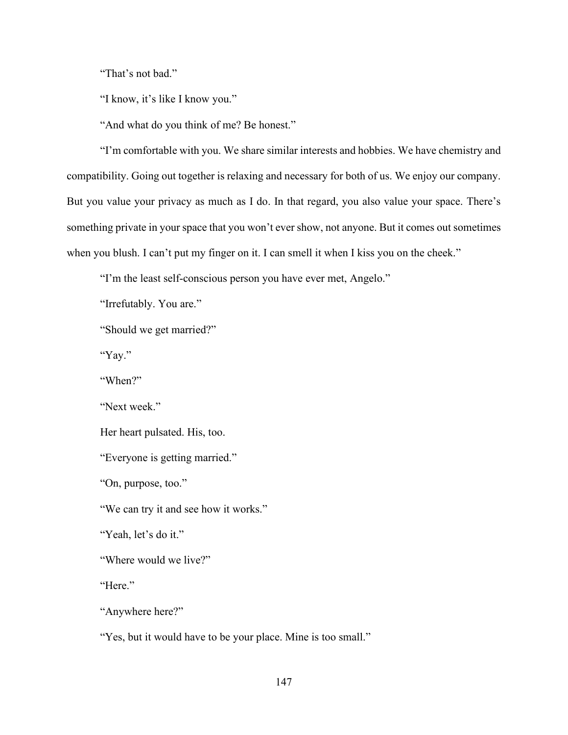“That’s not bad.”

“I know, it’s like I know you.”

“And what do you think of me? Be honest.”

“I’m comfortable with you. We share similar interests and hobbies. We have chemistry and compatibility. Going out together is relaxing and necessary for both of us. We enjoy our company. But you value your privacy as much as I do. In that regard, you also value your space. There’s something private in your space that you won’t ever show, not anyone. But it comes out sometimes when you blush. I can’t put my finger on it. I can smell it when I kiss you on the cheek.”

“I’m the least self-conscious person you have ever met, Angelo.”

“Irrefutably. You are.”

“Should we get married?”

“Yay.”

“When?”

“Next week.”

Her heart pulsated. His, too.

“Everyone is getting married.”

“On, purpose, too.”

“We can try it and see how it works.”

“Yeah, let’s do it.”

“Where would we live?”

“Here.”

“Anywhere here?”

“Yes, but it would have to be your place. Mine is too small.”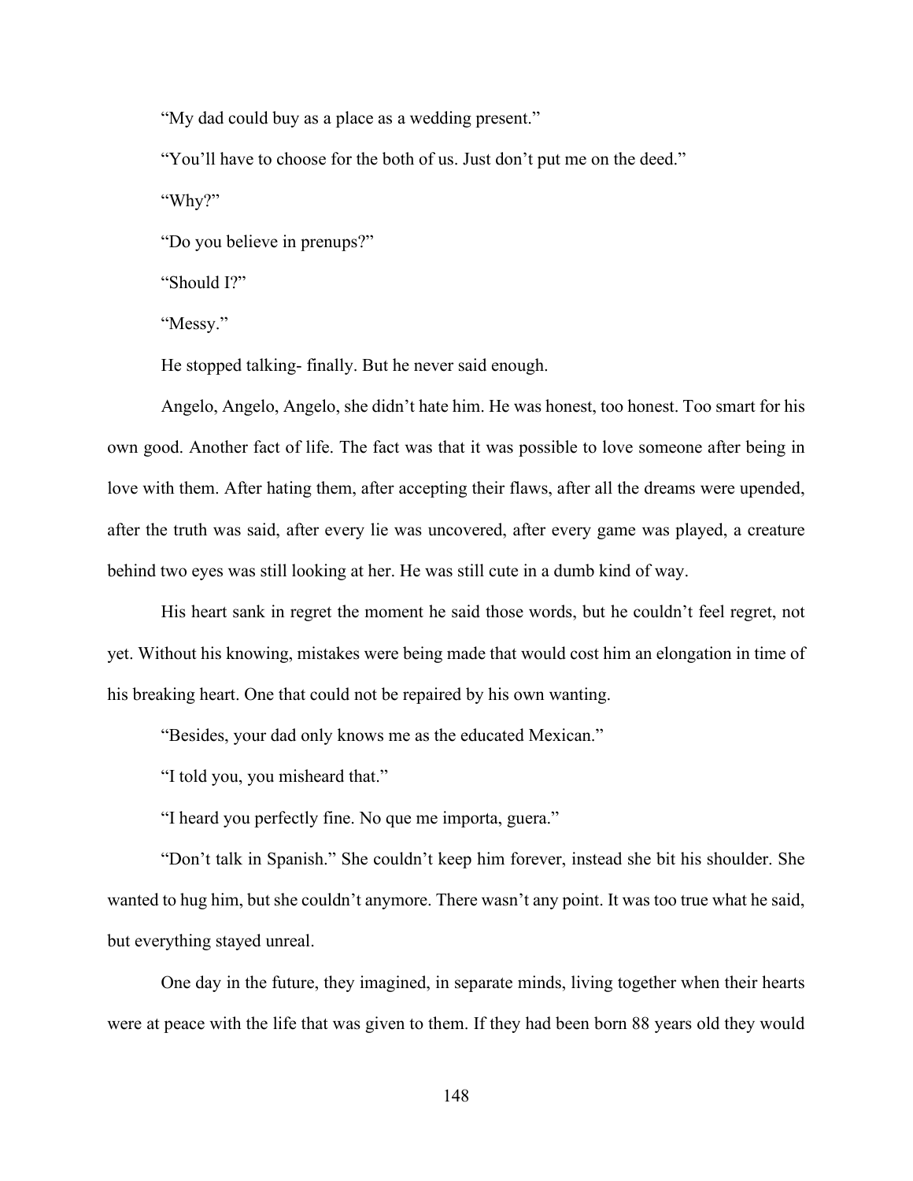"My dad could buy as a place as a wedding present."

"You'll have to choose for the both of us. Just don't put me on the deed."

"Why?"

"Do you believe in prenups?"

"Should I?"

"Messy."

He stopped talking- finally. But he never said enough.

Angelo, Angelo, Angelo, she didn't hate him. He was honest, too honest. Too smart for his own good. Another fact of life. The fact was that it was possible to love someone after being in love with them. After hating them, after accepting their flaws, after all the dreams were upended, after the truth was said, after every lie was uncovered, after every game was played, a creature behind two eyes was still looking at her. He was still cute in a dumb kind of way.

His heart sank in regret the moment he said those words, but he couldn't feel regret, not yet. Without his knowing, mistakes were being made that would cost him an elongation in time of his breaking heart. One that could not be repaired by his own wanting.

"Besides, your dad only knows me as the educated Mexican."

"I told you, you misheard that."

"I heard you perfectly fine. No que me importa, guera."

"Don't talk in Spanish." She couldn't keep him forever, instead she bit his shoulder. She wanted to hug him, but she couldn't anymore. There wasn't any point. It was too true what he said, but everything stayed unreal.

One day in the future, they imagined, in separate minds, living together when their hearts were at peace with the life that was given to them. If they had been born 88 years old they would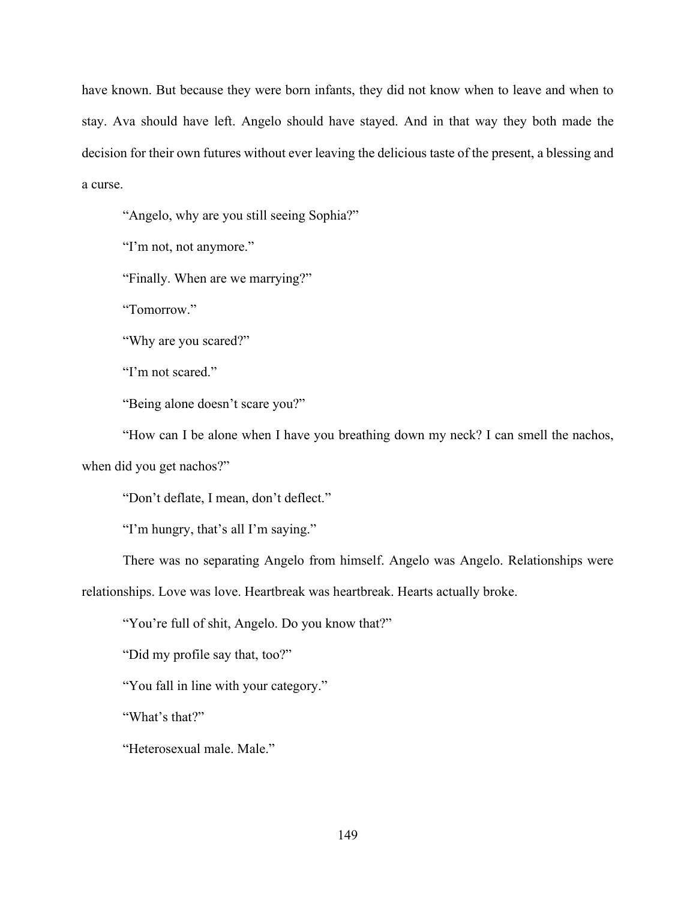have known. But because they were born infants, they did not know when to leave and when to stay. Ava should have left. Angelo should have stayed. And in that way they both made the decision for their own futures without ever leaving the delicious taste of the present, a blessing and a curse.

"Angelo, why are you still seeing Sophia?"

"I'm not, not anymore."

"Finally. When are we marrying?"

"Tomorrow."

"Why are you scared?"

"I'm not scared."

"Being alone doesn't scare you?"

"How can I be alone when I have you breathing down my neck? I can smell the nachos, when did you get nachos?"

"Don't deflate, I mean, don't deflect."

"I'm hungry, that's all I'm saying."

There was no separating Angelo from himself. Angelo was Angelo. Relationships were relationships. Love was love. Heartbreak was heartbreak. Hearts actually broke.

"You're full of shit, Angelo. Do you know that?"

"Did my profile say that, too?"

"You fall in line with your category."

"What's that?"

"Heterosexual male. Male."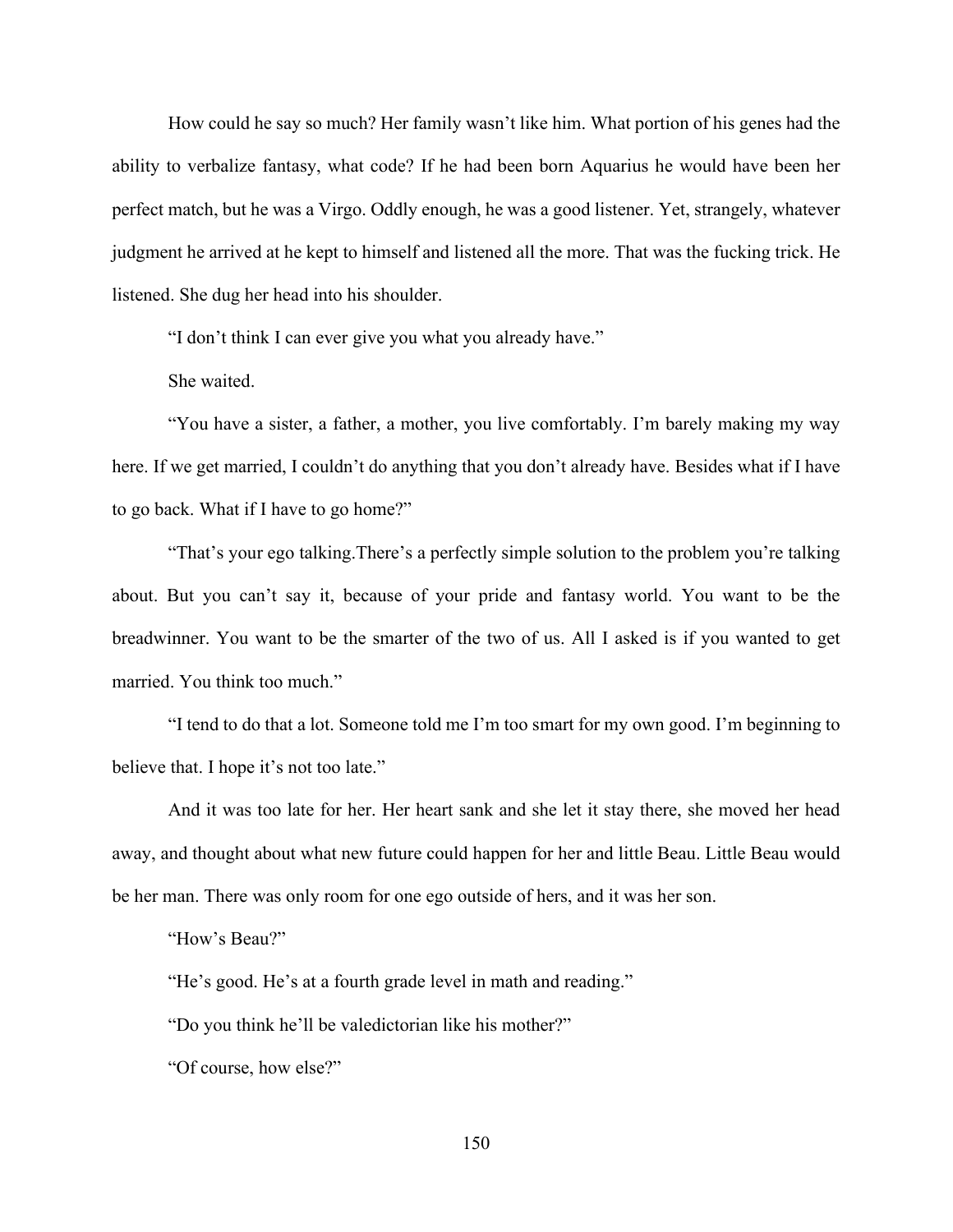How could he say so much? Her family wasn't like him. What portion of his genes had the ability to verbalize fantasy, what code? If he had been born Aquarius he would have been her perfect match, but he was a Virgo. Oddly enough, he was a good listener. Yet, strangely, whatever judgment he arrived at he kept to himself and listened all the more. That was the fucking trick. He listened. She dug her head into his shoulder.

"I don't think I can ever give you what you already have."

She waited.

"You have a sister, a father, a mother, you live comfortably. I'm barely making my way here. If we get married, I couldn't do anything that you don't already have. Besides what if I have to go back. What if I have to go home?"

"That's your ego talking.There's a perfectly simple solution to the problem you're talking about. But you can't say it, because of your pride and fantasy world. You want to be the breadwinner. You want to be the smarter of the two of us. All I asked is if you wanted to get married. You think too much."

"I tend to do that a lot. Someone told me I'm too smart for my own good. I'm beginning to believe that. I hope it's not too late."

And it was too late for her. Her heart sank and she let it stay there, she moved her head away, and thought about what new future could happen for her and little Beau. Little Beau would be her man. There was only room for one ego outside of hers, and it was her son.

"How's Beau?"

"He's good. He's at a fourth grade level in math and reading."

"Do you think he'll be valedictorian like his mother?"

"Of course, how else?"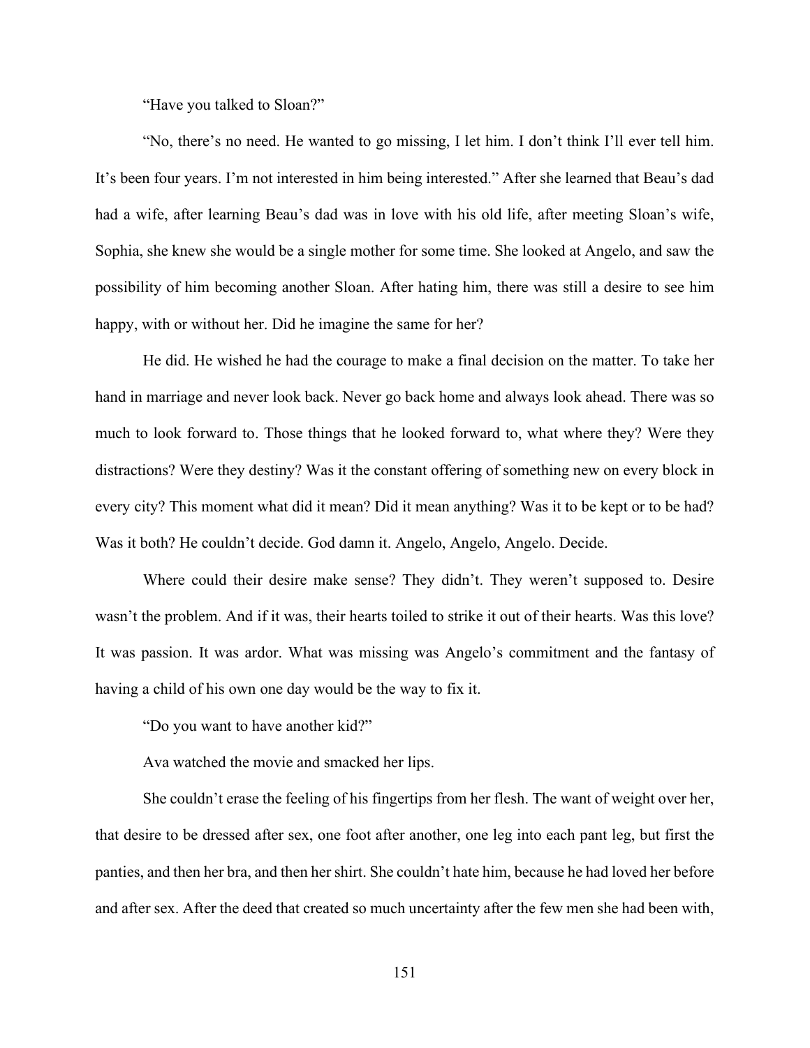"Have you talked to Sloan?"

"No, there's no need. He wanted to go missing, I let him. I don't think I'll ever tell him. It's been four years. I'm not interested in him being interested." After she learned that Beau's dad had a wife, after learning Beau's dad was in love with his old life, after meeting Sloan's wife, Sophia, she knew she would be a single mother for some time. She looked at Angelo, and saw the possibility of him becoming another Sloan. After hating him, there was still a desire to see him happy, with or without her. Did he imagine the same for her?

He did. He wished he had the courage to make a final decision on the matter. To take her hand in marriage and never look back. Never go back home and always look ahead. There was so much to look forward to. Those things that he looked forward to, what where they? Were they distractions? Were they destiny? Was it the constant offering of something new on every block in every city? This moment what did it mean? Did it mean anything? Was it to be kept or to be had? Was it both? He couldn't decide. God damn it. Angelo, Angelo, Angelo. Decide.

Where could their desire make sense? They didn't. They weren't supposed to. Desire wasn't the problem. And if it was, their hearts toiled to strike it out of their hearts. Was this love? It was passion. It was ardor. What was missing was Angelo's commitment and the fantasy of having a child of his own one day would be the way to fix it.

"Do you want to have another kid?"

Ava watched the movie and smacked her lips.

She couldn't erase the feeling of his fingertips from her flesh. The want of weight over her, that desire to be dressed after sex, one foot after another, one leg into each pant leg, but first the panties, and then her bra, and then her shirt. She couldn't hate him, because he had loved her before and after sex. After the deed that created so much uncertainty after the few men she had been with,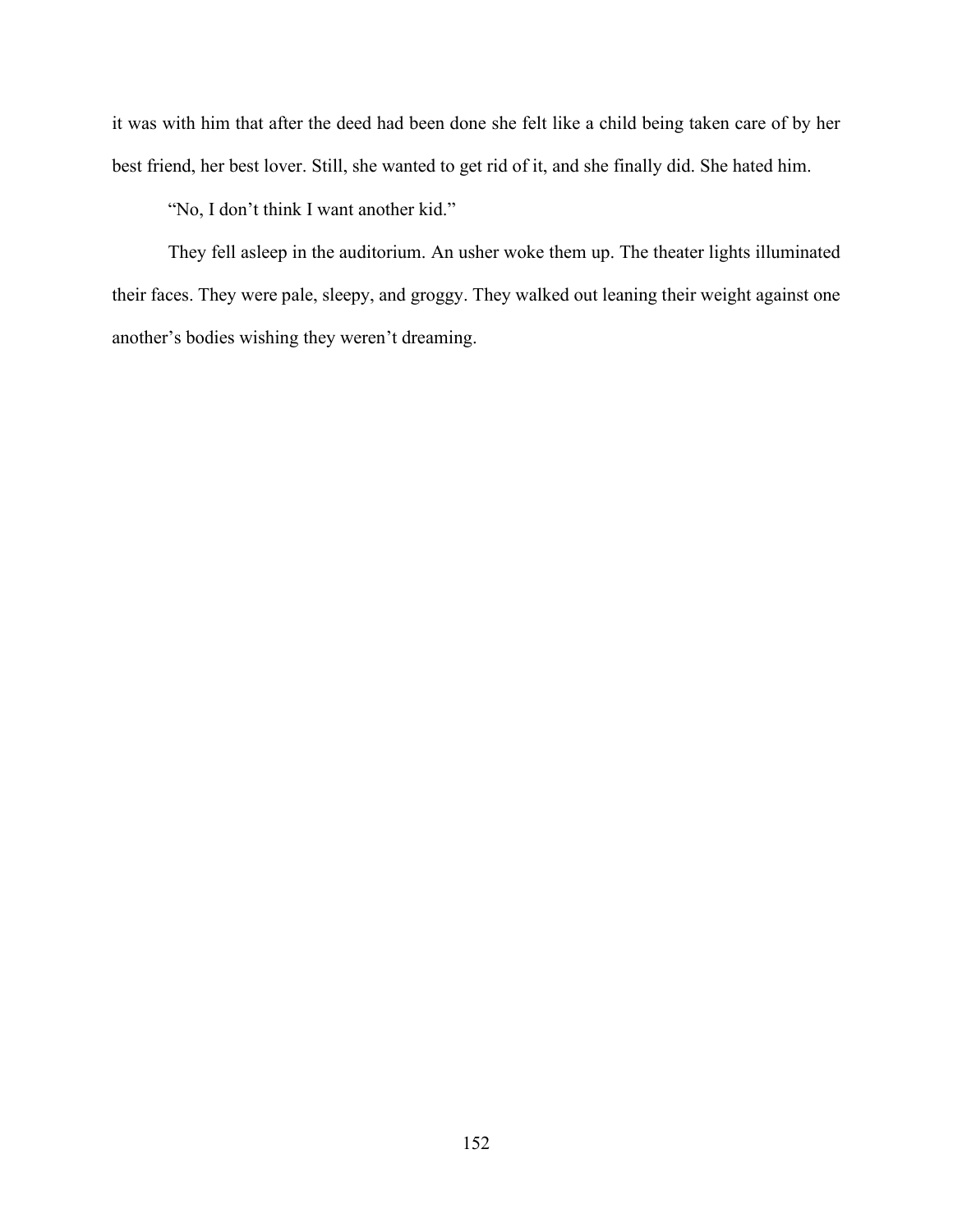it was with him that after the deed had been done she felt like a child being taken care of by her best friend, her best lover. Still, she wanted to get rid of it, and she finally did. She hated him.

"No, I don't think I want another kid."

They fell asleep in the auditorium. An usher woke them up. The theater lights illuminated their faces. They were pale, sleepy, and groggy. They walked out leaning their weight against one another's bodies wishing they weren't dreaming.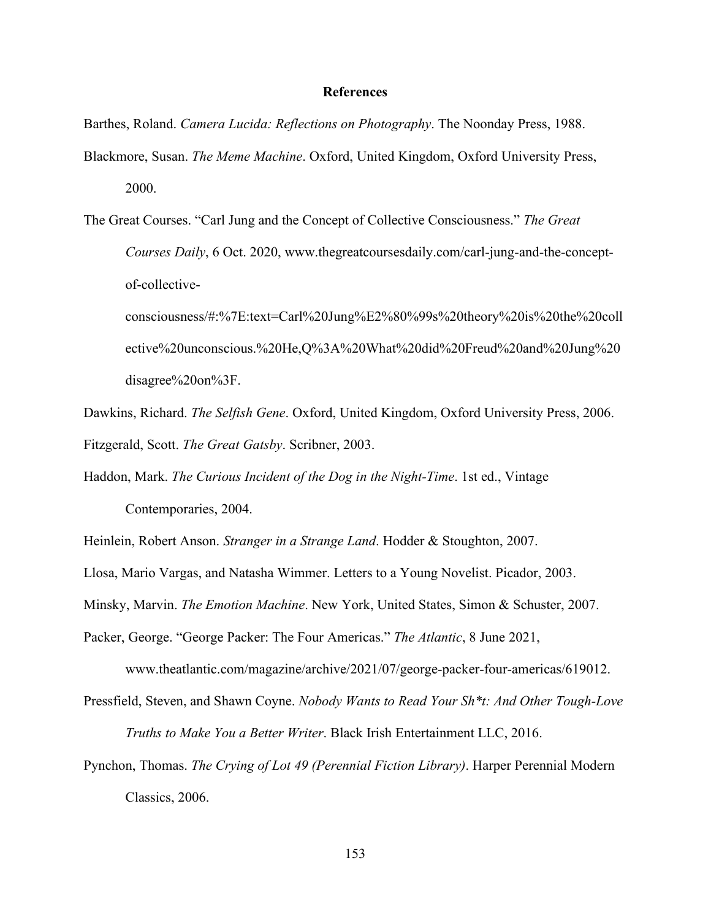## References

Barthes, Roland. *Camera Lucida: Reflections on Photography*. The Noonday Press, 1988.

Blackmore, Susan. *The Meme Machine*. Oxford, United Kingdom, Oxford University Press, 2000.

The Great Courses. "Carl Jung and the Concept of Collective Consciousness." *The Great Courses Daily*, 6 Oct. 2020, www.thegreatcoursesdaily.com/carl-jung-and-the-concept-of-collective-consciousness/#:%7E:text=Carl%20Jung%E2%80%99s%20theory%20is%20the%20collective%20unconscious.%20He,Q%3A%20What%20did%20Freud%20and%20Jung%20disagree%20on%3F.

Dawkins, Richard. *The Selfish Gene*. Oxford, United Kingdom, Oxford University Press, 2006.

Fitzgerald, Scott. *The Great Gatsby*. Scribner, 2003.

Haddon, Mark. *The Curious Incident of the Dog in the Night-Time*. 1st ed., Vintage Contemporaries, 2004.

Heinlein, Robert Anson. *Stranger in a Strange Land*. Hodder & Stoughton, 2007.

Llosa, Mario Vargas, and Natasha Wimmer. Letters to a Young Novelist. Picador, 2003.

Minsky, Marvin. *The Emotion Machine*. New York, United States, Simon & Schuster, 2007.

Packer, George. "George Packer: The Four Americas." *The Atlantic*, 8 June 2021, www.theatlantic.com/magazine/archive/2021/07/george-packer-four-americas/619012.

Pressfield, Steven, and Shawn Coyne. *Nobody Wants to Read Your Sh*t: And Other Tough-Love Truths to Make You a Better Writer*. Black Irish Entertainment LLC, 2016.

Pynchon, Thomas. *The Crying of Lot 49 (Perennial Fiction Library)*. Harper Perennial Modern Classics, 2006.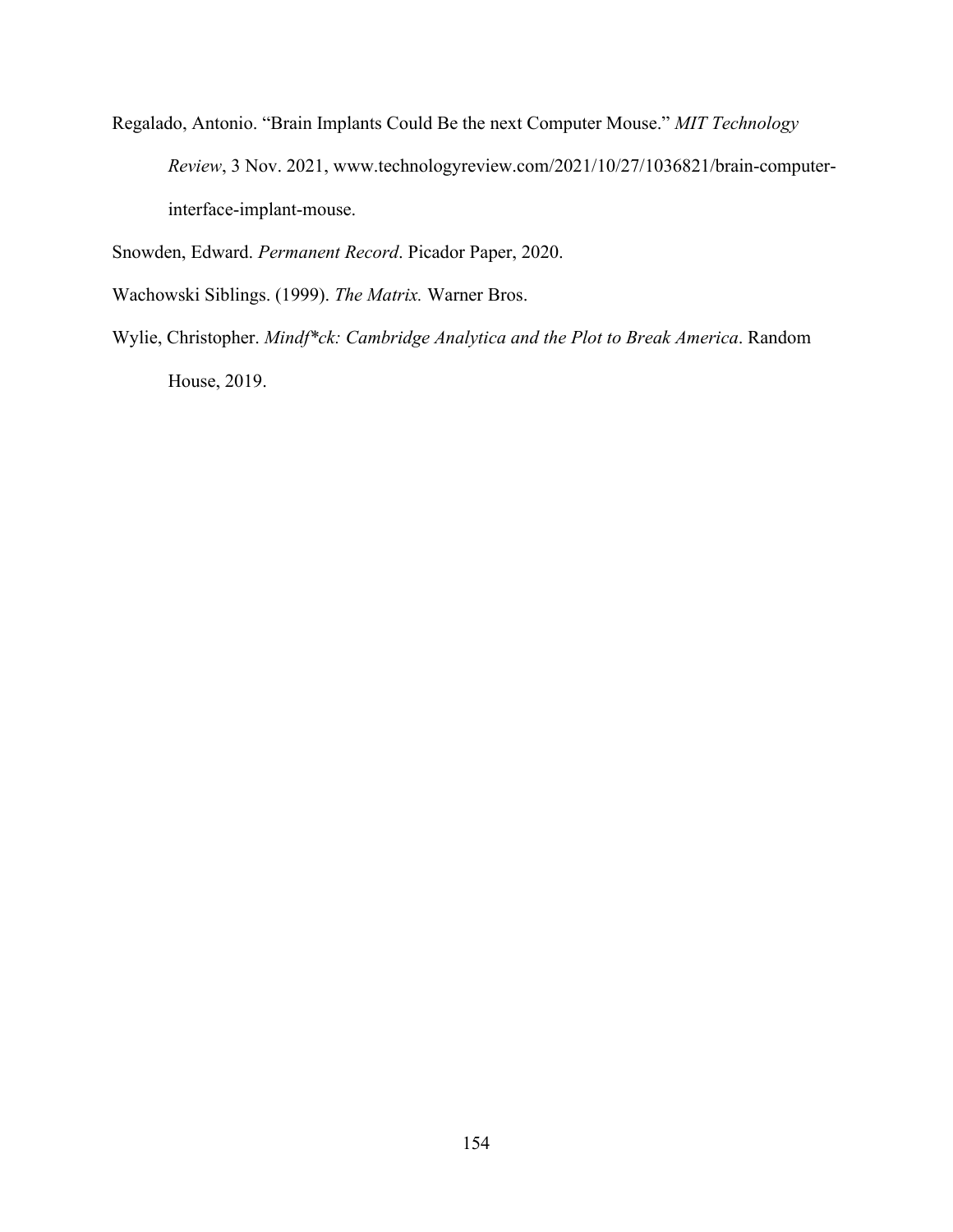Regalado, Antonio. "Brain Implants Could Be the next Computer Mouse." *MIT Technology Review*, 3 Nov. 2021, www.technologyreview.com/2021/10/27/1036821/brain-computer-interface-implant-mouse.

Snowden, Edward. *Permanent Record*. Picador Paper, 2020.

Wachowski Siblings. (1999). *The Matrix.* Warner Bros.

Wylie, Christopher. *Mindf*ck: Cambridge Analytica and the Plot to Break America*. Random House, 2019.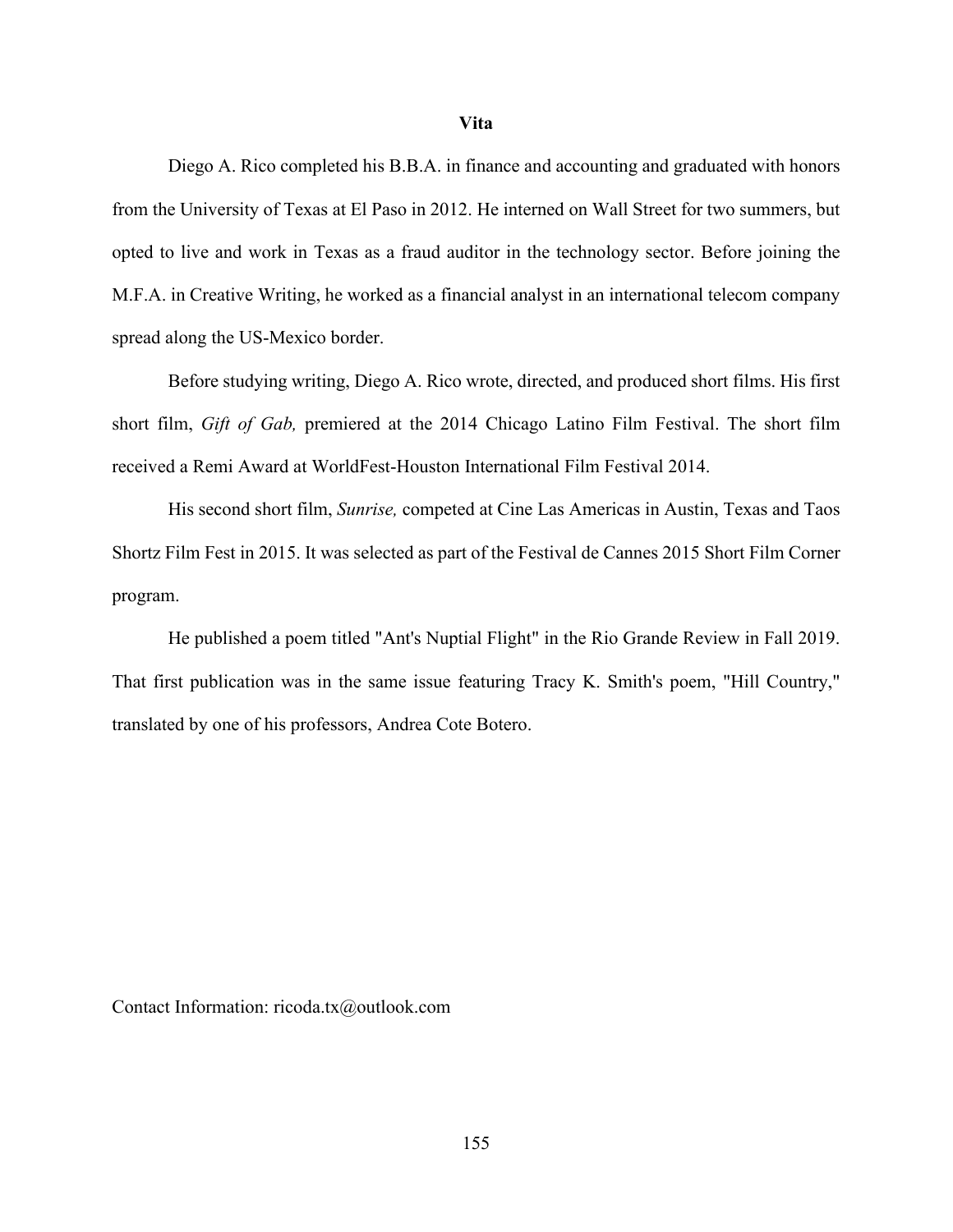# Vita

Diego A. Rico completed his B.B.A. in finance and accounting and graduated with honors from the University of Texas at El Paso in 2012. He interned on Wall Street for two summers, but opted to live and work in Texas as a fraud auditor in the technology sector. Before joining the M.F.A. in Creative Writing, he worked as a financial analyst in an international telecom company spread along the US-Mexico border.

Before studying writing, Diego A. Rico wrote, directed, and produced short films. His first short film, *Gift of Gab,* premiered at the 2014 Chicago Latino Film Festival. The short film received a Remi Award at WorldFest-Houston International Film Festival 2014.

His second short film, *Sunrise,* competed at Cine Las Americas in Austin, Texas and Taos Shortz Film Fest in 2015. It was selected as part of the Festival de Cannes 2015 Short Film Corner program.

He published a poem titled "Ant's Nuptial Flight" in the Rio Grande Review in Fall 2019. That first publication was in the same issue featuring Tracy K. Smith's poem, "Hill Country," translated by one of his professors, Andrea Cote Botero.

Contact Information: ricoda.tx@outlook.com